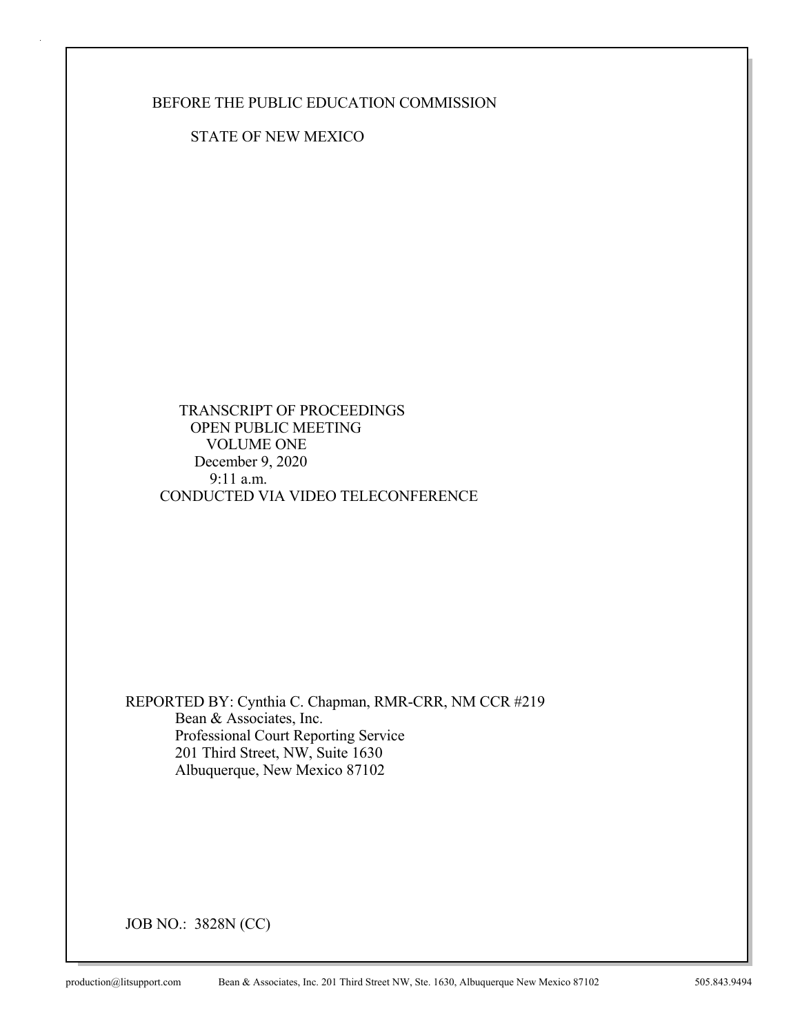BEFORE THE PUBLIC EDUCATION COMMISSION

STATE OF NEW MEXICO

TRANSCRIPT OF PROCEEDINGS
OPEN PUBLIC MEETING
VOLUME ONE
December 9, 2020
9:11 a.m.
CONDUCTED VIA VIDEO TELECONFERENCE

REPORTED BY: Cynthia C. Chapman, RMR-CRR, NM CCR #219
Bean & Associates, Inc.
Professional Court Reporting Service
201 Third Street, NW, Suite 1630
Albuquerque, New Mexico 87102

JOB NO.: 3828N (CC)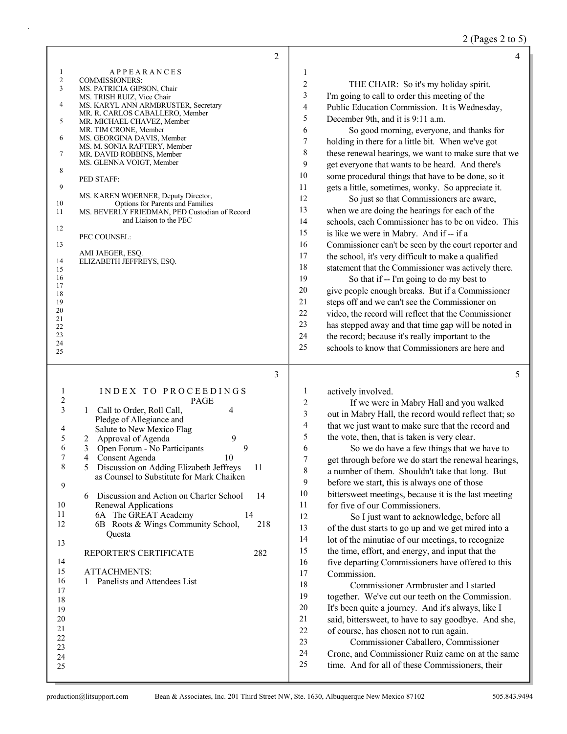## APPEARANCES

COMMISSIONERS:

MS. PATRICIA GIPSON, Chair
MS. TRISH RUIZ, Vice Chair
MS. KARYL ANN ARMBRUSTER, Secretary
MR. R. CARLOS CABALLERO, Member
MR. MICHAEL CHAVEZ, Member
MR. TIM CRONE, Member
MS. GEORGINA DAVIS, Member
MS. M. SONIA RAFTERY, Member
MR. DAVID ROBBINS, Member
MS. GLENNA VOIGT, Member

PED STAFF:

MS. KAREN WOERNER, Deputy Director, Options for Parents and Families
MS. BEVERLY FRIEDMAN, PED Custodian of Record and Liaison to the PEC

PEC COUNSEL:

AMI JAEGER, ESQ.
ELIZABETH JEFFREYS, ESQ.

## INDEX TO PROCEEDINGS

| | PAGE |
|---|---|
| 1 Call to Order, Roll Call, Pledge of Allegiance and Salute to New Mexico Flag | 4 |
| 2 Approval of Agenda | 9 |
| 3 Open Forum - No Participants | 9 |
| 4 Consent Agenda | 10 |
| 5 Discussion on Adding Elizabeth Jeffreys as Counsel to Substitute for Mark Chaiken | 11 |
| 6 Discussion and Action on Charter School Renewal Applications | 14 |
| 6A The GREAT Academy | 14 |
| 6B Roots & Wings Community School, Questa | 218 |
| REPORTER'S CERTIFICATE | 282 |

ATTACHMENTS:
1 Panelists and Attendees List

THE CHAIR: So it's my holiday spirit. I'm going to call to order this meeting of the Public Education Commission. It is Wednesday, December 9th, and it is 9:11 a.m.

So good morning, everyone, and thanks for holding in there for a little bit. When we've got these renewal hearings, we want to make sure that we get everyone that wants to be heard. And there's some procedural things that have to be done, so it gets a little, sometimes, wonky. So appreciate it.

So just so that Commissioners are aware, when we are doing the hearings for each of the schools, each Commissioner has to be on video. This is like we were in Mabry. And if -- if a Commissioner can't be seen by the court reporter and the school, it's very difficult to make a qualified statement that the Commissioner was actively there.

So that if -- I'm going to do my best to give people enough breaks. But if a Commissioner steps off and we can't see the Commissioner on video, the record will reflect that the Commissioner has stepped away and that time gap will be noted in the record; because it's really important to the schools to know that Commissioners are here and actively involved.

If we were in Mabry Hall and you walked out in Mabry Hall, the record would reflect that; so that we just want to make sure that the record and the vote, then, that is taken is very clear.

So we do have a few things that we have to get through before we do start the renewal hearings, a number of them. Shouldn't take that long. But before we start, this is always one of those bittersweet meetings, because it is the last meeting for five of our Commissioners.

So I just want to acknowledge, before all of the dust starts to go up and we get mired into a lot of the minutiae of our meetings, to recognize the time, effort, and energy, and input that the five departing Commissioners have offered to this Commission.

Commissioner Armbruster and I started together. We've cut our teeth on the Commission. It's been quite a journey. And it's always, like I said, bittersweet, to have to say goodbye. And she, of course, has chosen not to run again.

Commissioner Caballero, Commissioner Crone, and Commissioner Ruiz came on at the same time. And for all of these Commissioners, their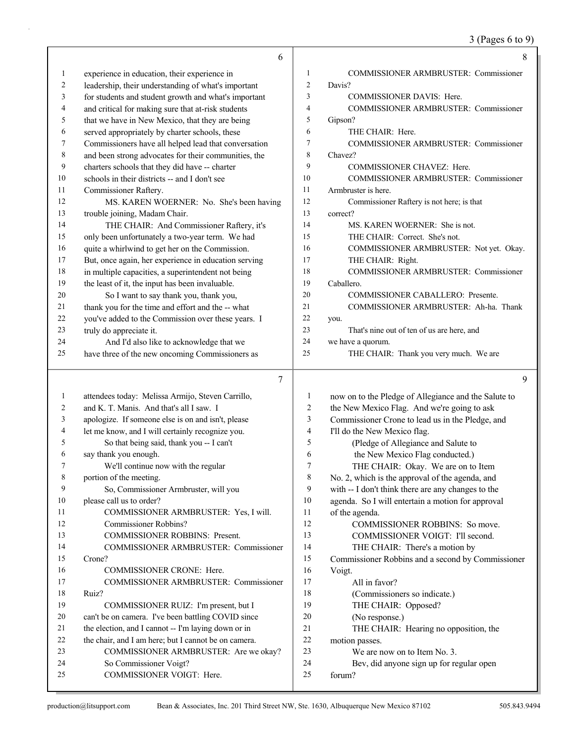experience in education, their experience in leadership, their understanding of what's important for students and student growth and what's important and critical for making sure that at-risk students that we have in New Mexico, that they are being served appropriately by charter schools, these Commissioners have all helped lead that conversation and been strong advocates for their communities, the charters schools that they did have -- charter schools in their districts -- and I don't see Commissioner Raftery.

MS. KAREN WOERNER: No. She's been having trouble joining, Madam Chair.

THE CHAIR: And Commissioner Raftery, it's only been unfortunately a two-year term. We had quite a whirlwind to get her on the Commission. But, once again, her experience in education serving in multiple capacities, a superintendent not being the least of it, the input has been invaluable.

So I want to say thank you, thank you, thank you for the time and effort and the -- what you've added to the Commission over these years. I truly do appreciate it.

And I'd also like to acknowledge that we have three of the new oncoming Commissioners as attendees today: Melissa Armijo, Steven Carrillo, and K. T. Manis. And that's all I saw. I apologize. If someone else is on and isn't, please let me know, and I will certainly recognize you.

So that being said, thank you -- I can't say thank you enough.

We'll continue now with the regular portion of the meeting.

So, Commissioner Armbruster, will you please call us to order?

COMMISSIONER ARMBRUSTER: Yes, I will. Commissioner Robbins?

COMMISSIONER ROBBINS: Present.

COMMISSIONER ARMBRUSTER: Commissioner Crone?

COMMISSIONER CRONE: Here.

COMMISSIONER ARMBRUSTER: Commissioner Ruiz?

COMMISSIONER RUIZ: I'm present, but I can't be on camera. I've been battling COVID since the election, and I cannot -- I'm laying down or in the chair, and I am here; but I cannot be on camera.

COMMISSIONER ARMBRUSTER: Are we okay? So Commissioner Voigt?

COMMISSIONER VOIGT: Here.

COMMISSIONER ARMBRUSTER: Commissioner Davis?

COMMISSIONER DAVIS: Here.

COMMISSIONER ARMBRUSTER: Commissioner Gipson?

THE CHAIR: Here.

COMMISSIONER ARMBRUSTER: Commissioner Chavez?

COMMISSIONER CHAVEZ: Here.

COMMISSIONER ARMBRUSTER: Commissioner Armbruster is here.

Commissioner Raftery is not here; is that correct?

MS. KAREN WOERNER: She is not.

THE CHAIR: Correct. She's not.

COMMISSIONER ARMBRUSTER: Not yet. Okay.

THE CHAIR: Right.

COMMISSIONER ARMBRUSTER: Commissioner Caballero.

COMMISSIONER CABALLERO: Presente.

COMMISSIONER ARMBRUSTER: Ah-ha. Thank you.

That's nine out of ten of us are here, and we have a quorum.

THE CHAIR: Thank you very much. We are now on to the Pledge of Allegiance and the Salute to the New Mexico Flag. And we're going to ask Commissioner Crone to lead us in the Pledge, and I'll do the New Mexico flag.

(Pledge of Allegiance and Salute to the New Mexico Flag conducted.)

THE CHAIR: Okay. We are on to Item No. 2, which is the approval of the agenda, and with -- I don't think there are any changes to the agenda. So I will entertain a motion for approval of the agenda.

COMMISSIONER ROBBINS: So move.

COMMISSIONER VOIGT: I'll second.

THE CHAIR: There's a motion by Commissioner Robbins and a second by Commissioner Voigt.

All in favor?

(Commissioners so indicate.)

THE CHAIR: Opposed?

(No response.)

THE CHAIR: Hearing no opposition, the motion passes.

We are now on to Item No. 3.

Bev, did anyone sign up for regular open forum?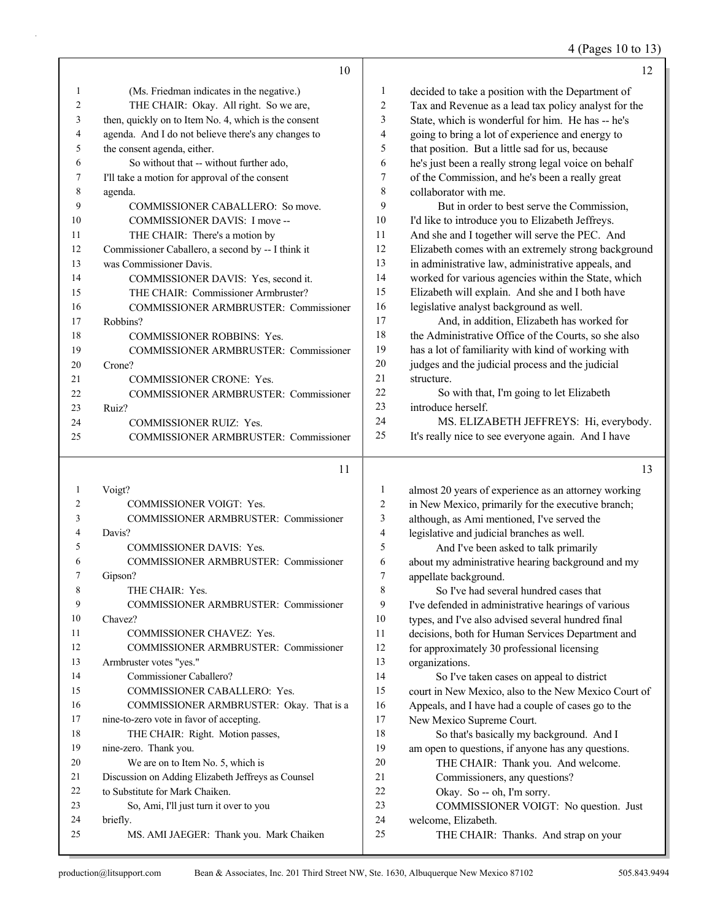(Ms. Friedman indicates in the negative.)

THE CHAIR: Okay. All right. So we are, then, quickly on to Item No. 4, which is the consent agenda. And I do not believe there's any changes to the consent agenda, either.

So without that -- without further ado, I'll take a motion for approval of the consent agenda.

COMMISSIONER CABALLERO: So move.

COMMISSIONER DAVIS: I move --

THE CHAIR: There's a motion by Commissioner Caballero, a second by -- I think it was Commissioner Davis.

COMMISSIONER DAVIS: Yes, second it.

THE CHAIR: Commissioner Armbruster?

COMMISSIONER ARMBRUSTER: Commissioner Robbins?

COMMISSIONER ROBBINS: Yes.

COMMISSIONER ARMBRUSTER: Commissioner Crone?

COMMISSIONER CRONE: Yes.

COMMISSIONER ARMBRUSTER: Commissioner Ruiz?

COMMISSIONER RUIZ: Yes.

COMMISSIONER ARMBRUSTER: Commissioner Voigt?

COMMISSIONER VOIGT: Yes.

COMMISSIONER ARMBRUSTER: Commissioner Davis?

COMMISSIONER DAVIS: Yes.

COMMISSIONER ARMBRUSTER: Commissioner Gipson?

THE CHAIR: Yes.

COMMISSIONER ARMBRUSTER: Commissioner Chavez?

COMMISSIONER CHAVEZ: Yes.

COMMISSIONER ARMBRUSTER: Commissioner Armbruster votes "yes."

Commissioner Caballero?

COMMISSIONER CABALLERO: Yes.

COMMISSIONER ARMBRUSTER: Okay. That is a nine-to-zero vote in favor of accepting.

THE CHAIR: Right. Motion passes, nine-zero. Thank you.

We are on to Item No. 5, which is Discussion on Adding Elizabeth Jeffreys as Counsel to Substitute for Mark Chaiken.

So, Ami, I'll just turn it over to you briefly.

MS. AMI JAEGER: Thank you. Mark Chaiken decided to take a position with the Department of Tax and Revenue as a lead tax policy analyst for the State, which is wonderful for him. He has -- he's going to bring a lot of experience and energy to that position. But a little sad for us, because he's just been a really strong legal voice on behalf of the Commission, and he's been a really great collaborator with me.

But in order to best serve the Commission, I'd like to introduce you to Elizabeth Jeffreys. And she and I together will serve the PEC. And Elizabeth comes with an extremely strong background in administrative law, administrative appeals, and worked for various agencies within the State, which Elizabeth will explain. And she and I both have legislative analyst background as well.

And, in addition, Elizabeth has worked for the Administrative Office of the Courts, so she also has a lot of familiarity with kind of working with judges and the judicial process and the judicial structure.

So with that, I'm going to let Elizabeth introduce herself.

MS. ELIZABETH JEFFREYS: Hi, everybody. It's really nice to see everyone again. And I have almost 20 years of experience as an attorney working in New Mexico, primarily for the executive branch; although, as Ami mentioned, I've served the legislative and judicial branches as well.

And I've been asked to talk primarily about my administrative hearing background and my appellate background.

So I've had several hundred cases that I've defended in administrative hearings of various types, and I've also advised several hundred final decisions, both for Human Services Department and for approximately 30 professional licensing organizations.

So I've taken cases on appeal to district court in New Mexico, also to the New Mexico Court of Appeals, and I have had a couple of cases go to the New Mexico Supreme Court.

So that's basically my background. And I am open to questions, if anyone has any questions.

THE CHAIR: Thank you. And welcome.

Commissioners, any questions?

Okay. So -- oh, I'm sorry.

COMMISSIONER VOIGT: No question. Just welcome, Elizabeth.

THE CHAIR: Thanks. And strap on your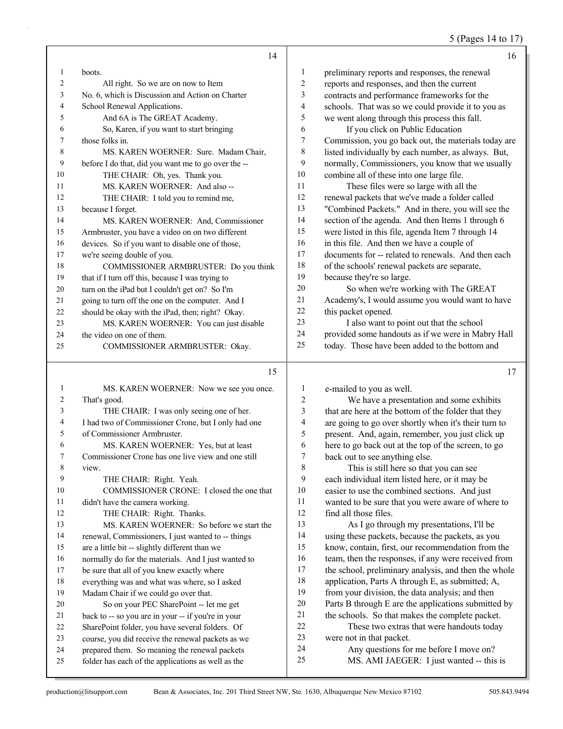**14**

boots.

All right. So we are on now to Item No. 6, which is Discussion and Action on Charter School Renewal Applications.

And 6A is The GREAT Academy.

So, Karen, if you want to start bringing those folks in.

MS. KAREN WOERNER: Sure. Madam Chair, before I do that, did you want me to go over the --

THE CHAIR: Oh, yes. Thank you.

MS. KAREN WOERNER: And also --

THE CHAIR: I told you to remind me, because I forget.

MS. KAREN WOERNER: And, Commissioner Armbruster, you have a video on on two different devices. So if you want to disable one of those, we're seeing double of you.

COMMISSIONER ARMBRUSTER: Do you think that if I turn off this, because I was trying to turn on the iPad but I couldn't get on? So I'm going to turn off the one on the computer. And I should be okay with the iPad, then; right? Okay.

MS. KAREN WOERNER: You can just disable the video on one of them.

COMMISSIONER ARMBRUSTER: Okay.

**15**

MS. KAREN WOERNER: Now we see you once. That's good.

THE CHAIR: I was only seeing one of her. I had two of Commissioner Crone, but I only had one of Commissioner Armbruster.

MS. KAREN WOERNER: Yes, but at least Commissioner Crone has one live view and one still view.

THE CHAIR: Right. Yeah.

COMMISSIONER CRONE: I closed the one that didn't have the camera working.

THE CHAIR: Right. Thanks.

MS. KAREN WOERNER: So before we start the renewal, Commissioners, I just wanted to -- things are a little bit -- slightly different than we normally do for the materials. And I just wanted to be sure that all of you knew exactly where everything was and what was where, so I asked Madam Chair if we could go over that.

So on your PEC SharePoint -- let me get back to -- so you are in your -- if you're in your SharePoint folder, you have several folders. Of course, you did receive the renewal packets as we prepared them. So meaning the renewal packets folder has each of the applications as well as the

**16**

preliminary reports and responses, the renewal reports and responses, and then the current contracts and performance frameworks for the schools. That was so we could provide it to you as we went along through this process this fall.

If you click on Public Education Commission, you go back out, the materials today are listed individually by each number, as always. But, normally, Commissioners, you know that we usually combine all of these into one large file.

These files were so large with all the renewal packets that we've made a folder called "Combined Packets." And in there, you will see the section of the agenda. And then Items 1 through 6 were listed in this file, agenda Item 7 through 14 in this file. And then we have a couple of documents for -- related to renewals. And then each of the schools' renewal packets are separate, because they're so large.

So when we're working with The GREAT Academy's, I would assume you would want to have this packet opened.

I also want to point out that the school provided some handouts as if we were in Mabry Hall today. Those have been added to the bottom and

**17**

e-mailed to you as well.

We have a presentation and some exhibits that are here at the bottom of the folder that they are going to go over shortly when it's their turn to present. And, again, remember, you just click up here to go back out at the top of the screen, to go back out to see anything else.

This is still here so that you can see each individual item listed here, or it may be easier to use the combined sections. And just wanted to be sure that you were aware of where to find all those files.

As I go through my presentations, I'll be using these packets, because the packets, as you know, contain, first, our recommendation from the team, then the responses, if any were received from the school, preliminary analysis, and then the whole application, Parts A through E, as submitted; A, from your division, the data analysis; and then Parts B through E are the applications submitted by the schools. So that makes the complete packet.

These two extras that were handouts today were not in that packet.

Any questions for me before I move on?

MS. AMI JAEGER: I just wanted -- this is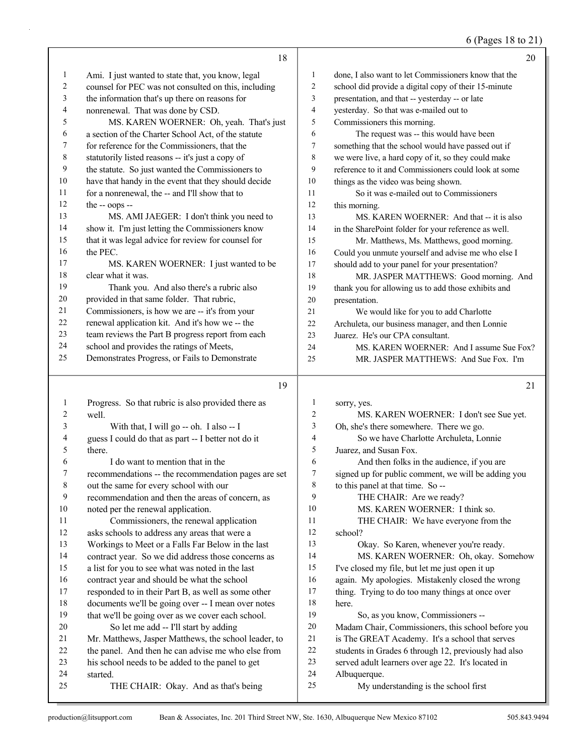Ami. I just wanted to state that, you know, legal counsel for PEC was not consulted on this, including the information that's up there on reasons for nonrenewal. That was done by CSD.

MS. KAREN WOERNER: Oh, yeah. That's just a section of the Charter School Act, of the statute for reference for the Commissioners, that the statutorily listed reasons -- it's just a copy of the statute. So just wanted the Commissioners to have that handy in the event that they should decide for a nonrenewal, the -- and I'll show that to the -- oops --

MS. AMI JAEGER: I don't think you need to show it. I'm just letting the Commissioners know that it was legal advice for review for counsel for the PEC.

MS. KAREN WOERNER: I just wanted to be clear what it was.

Thank you. And also there's a rubric also provided in that same folder. That rubric, Commissioners, is how we are -- it's from your renewal application kit. And it's how we -- the team reviews the Part B progress report from each school and provides the ratings of Meets, Demonstrates Progress, or Fails to Demonstrate Progress. So that rubric is also provided there as well.

With that, I will go -- oh. I also -- I guess I could do that as part -- I better not do it there.

I do want to mention that in the recommendations -- the recommendation pages are set out the same for every school with our recommendation and then the areas of concern, as noted per the renewal application.

Commissioners, the renewal application asks schools to address any areas that were a Workings to Meet or a Falls Far Below in the last contract year. So we did address those concerns as a list for you to see what was noted in the last contract year and should be what the school responded to in their Part B, as well as some other documents we'll be going over -- I mean over notes that we'll be going over as we cover each school.

So let me add -- I'll start by adding Mr. Matthews, Jasper Matthews, the school leader, to the panel. And then he can advise me who else from his school needs to be added to the panel to get started.

THE CHAIR: Okay. And as that's being done, I also want to let Commissioners know that the school did provide a digital copy of their 15-minute presentation, and that -- yesterday -- or late yesterday. So that was e-mailed out to Commissioners this morning.

The request was -- this would have been something that the school would have passed out if we were live, a hard copy of it, so they could make reference to it and Commissioners could look at some things as the video was being shown.

So it was e-mailed out to Commissioners this morning.

MS. KAREN WOERNER: And that -- it is also in the SharePoint folder for your reference as well.

Mr. Matthews, Ms. Matthews, good morning. Could you unmute yourself and advise me who else I should add to your panel for your presentation?

MR. JASPER MATTHEWS: Good morning. And thank you for allowing us to add those exhibits and presentation.

We would like for you to add Charlotte Archuleta, our business manager, and then Lonnie Juarez. He's our CPA consultant.

MS. KAREN WOERNER: And I assume Sue Fox?

MR. JASPER MATTHEWS: And Sue Fox. I'm sorry, yes.

MS. KAREN WOERNER: I don't see Sue yet. Oh, she's there somewhere. There we go.

So we have Charlotte Archuleta, Lonnie Juarez, and Susan Fox.

And then folks in the audience, if you are signed up for public comment, we will be adding you to this panel at that time. So --

THE CHAIR: Are we ready?

MS. KAREN WOERNER: I think so.

THE CHAIR: We have everyone from the school?

Okay. So Karen, whenever you're ready.

MS. KAREN WOERNER: Oh, okay. Somehow I've closed my file, but let me just open it up again. My apologies. Mistakenly closed the wrong thing. Trying to do too many things at once over here.

So, as you know, Commissioners -- Madam Chair, Commissioners, this school before you is The GREAT Academy. It's a school that serves students in Grades 6 through 12, previously had also served adult learners over age 22. It's located in Albuquerque.

My understanding is the school first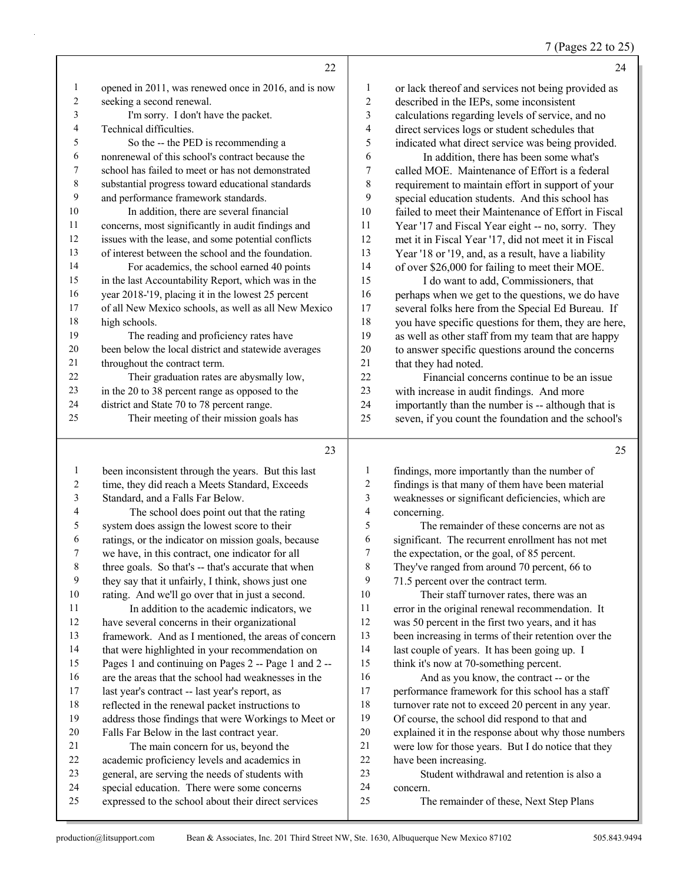opened in 2011, was renewed once in 2016, and is now seeking a second renewal.

I'm sorry. I don't have the packet. Technical difficulties.

So the -- the PED is recommending a nonrenewal of this school's contract because the school has failed to meet or has not demonstrated substantial progress toward educational standards and performance framework standards.

In addition, there are several financial concerns, most significantly in audit findings and issues with the lease, and some potential conflicts of interest between the school and the foundation.

For academics, the school earned 40 points in the last Accountability Report, which was in the year 2018-'19, placing it in the lowest 25 percent of all New Mexico schools, as well as all New Mexico high schools.

The reading and proficiency rates have been below the local district and statewide averages throughout the contract term.

Their graduation rates are abysmally low, in the 20 to 38 percent range as opposed to the district and State 70 to 78 percent range.

Their meeting of their mission goals has been inconsistent through the years. But this last time, they did reach a Meets Standard, Exceeds Standard, and a Falls Far Below.

The school does point out that the rating system does assign the lowest score to their ratings, or the indicator on mission goals, because we have, in this contract, one indicator for all three goals. So that's -- that's accurate that when they say that it unfairly, I think, shows just one rating. And we'll go over that in just a second.

In addition to the academic indicators, we have several concerns in their organizational framework. And as I mentioned, the areas of concern that were highlighted in your recommendation on Pages 1 and continuing on Pages 2 -- Page 1 and 2 -- are the areas that the school had weaknesses in the last year's contract -- last year's report, as reflected in the renewal packet instructions to address those findings that were Workings to Meet or Falls Far Below in the last contract year.

The main concern for us, beyond the academic proficiency levels and academics in general, are serving the needs of students with special education. There were some concerns expressed to the school about their direct services or lack thereof and services not being provided as described in the IEPs, some inconsistent calculations regarding levels of service, and no direct services logs or student schedules that indicated what direct service was being provided.

In addition, there has been some what's called MOE. Maintenance of Effort is a federal requirement to maintain effort in support of your special education students. And this school has failed to meet their Maintenance of Effort in Fiscal Year '17 and Fiscal Year eight -- no, sorry. They met it in Fiscal Year '17, did not meet it in Fiscal Year '18 or '19, and, as a result, have a liability of over $26,000 for failing to meet their MOE.

I do want to add, Commissioners, that perhaps when we get to the questions, we do have several folks here from the Special Ed Bureau. If you have specific questions for them, they are here, as well as other staff from my team that are happy to answer specific questions around the concerns that they had noted.

Financial concerns continue to be an issue with increase in audit findings. And more importantly than the number is -- although that is seven, if you count the foundation and the school's findings, more importantly than the number of findings is that many of them have been material weaknesses or significant deficiencies, which are concerning.

The remainder of these concerns are not as significant. The recurrent enrollment has not met the expectation, or the goal, of 85 percent. They've ranged from around 70 percent, 66 to 71.5 percent over the contract term.

Their staff turnover rates, there was an error in the original renewal recommendation. It was 50 percent in the first two years, and it has been increasing in terms of their retention over the last couple of years. It has been going up. I think it's now at 70-something percent.

And as you know, the contract -- or the performance framework for this school has a staff turnover rate not to exceed 20 percent in any year. Of course, the school did respond to that and explained it in the response about why those numbers were low for those years. But I do notice that they have been increasing.

Student withdrawal and retention is also a concern.

The remainder of these, Next Step Plans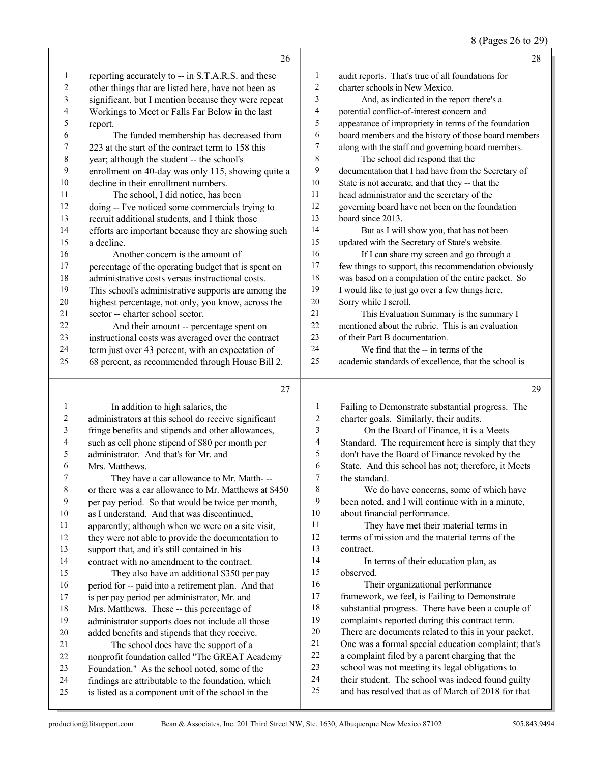reporting accurately to -- in S.T.A.R.S. and these other things that are listed here, have not been as significant, but I mention because they were repeat Workings to Meet or Falls Far Below in the last report.

The funded membership has decreased from 223 at the start of the contract term to 158 this year; although the student -- the school's enrollment on 40-day was only 115, showing quite a decline in their enrollment numbers.

The school, I did notice, has been doing -- I've noticed some commercials trying to recruit additional students, and I think those efforts are important because they are showing such a decline.

Another concern is the amount of percentage of the operating budget that is spent on administrative costs versus instructional costs. This school's administrative supports are among the highest percentage, not only, you know, across the sector -- charter school sector.

And their amount -- percentage spent on instructional costs was averaged over the contract term just over 43 percent, with an expectation of 68 percent, as recommended through House Bill 2.

In addition to high salaries, the administrators at this school do receive significant fringe benefits and stipends and other allowances, such as cell phone stipend of $80 per month per administrator. And that's for Mr. and Mrs. Matthews.

They have a car allowance to Mr. Matth- -- or there was a car allowance to Mr. Matthews at $450 per pay period. So that would be twice per month, as I understand. And that was discontinued, apparently; although when we were on a site visit, they were not able to provide the documentation to support that, and it's still contained in his contract with no amendment to the contract.

They also have an additional $350 per pay period for -- paid into a retirement plan. And that is per pay period per administrator, Mr. and Mrs. Matthews. These -- this percentage of administrator supports does not include all those added benefits and stipends that they receive.

The school does have the support of a nonprofit foundation called "The GREAT Academy Foundation." As the school noted, some of the findings are attributable to the foundation, which is listed as a component unit of the school in the audit reports. That's true of all foundations for charter schools in New Mexico.

And, as indicated in the report there's a potential conflict-of-interest concern and appearance of impropriety in terms of the foundation board members and the history of those board members along with the staff and governing board members.

The school did respond that the documentation that I had have from the Secretary of State is not accurate, and that they -- that the head administrator and the secretary of the governing board have not been on the foundation board since 2013.

But as I will show you, that has not been updated with the Secretary of State's website.

If I can share my screen and go through a few things to support, this recommendation obviously was based on a compilation of the entire packet. So I would like to just go over a few things here. Sorry while I scroll.

This Evaluation Summary is the summary I mentioned about the rubric. This is an evaluation of their Part B documentation.

We find that the -- in terms of the academic standards of excellence, that the school is Failing to Demonstrate substantial progress. The charter goals. Similarly, their audits.

On the Board of Finance, it is a Meets Standard. The requirement here is simply that they don't have the Board of Finance revoked by the State. And this school has not; therefore, it Meets the standard.

We do have concerns, some of which have been noted, and I will continue with in a minute, about financial performance.

They have met their material terms in terms of mission and the material terms of the contract.

In terms of their education plan, as observed.

Their organizational performance framework, we feel, is Failing to Demonstrate substantial progress. There have been a couple of complaints reported during this contract term. There are documents related to this in your packet. One was a formal special education complaint; that's a complaint filed by a parent charging that the school was not meeting its legal obligations to their student. The school was indeed found guilty and has resolved that as of March of 2018 for that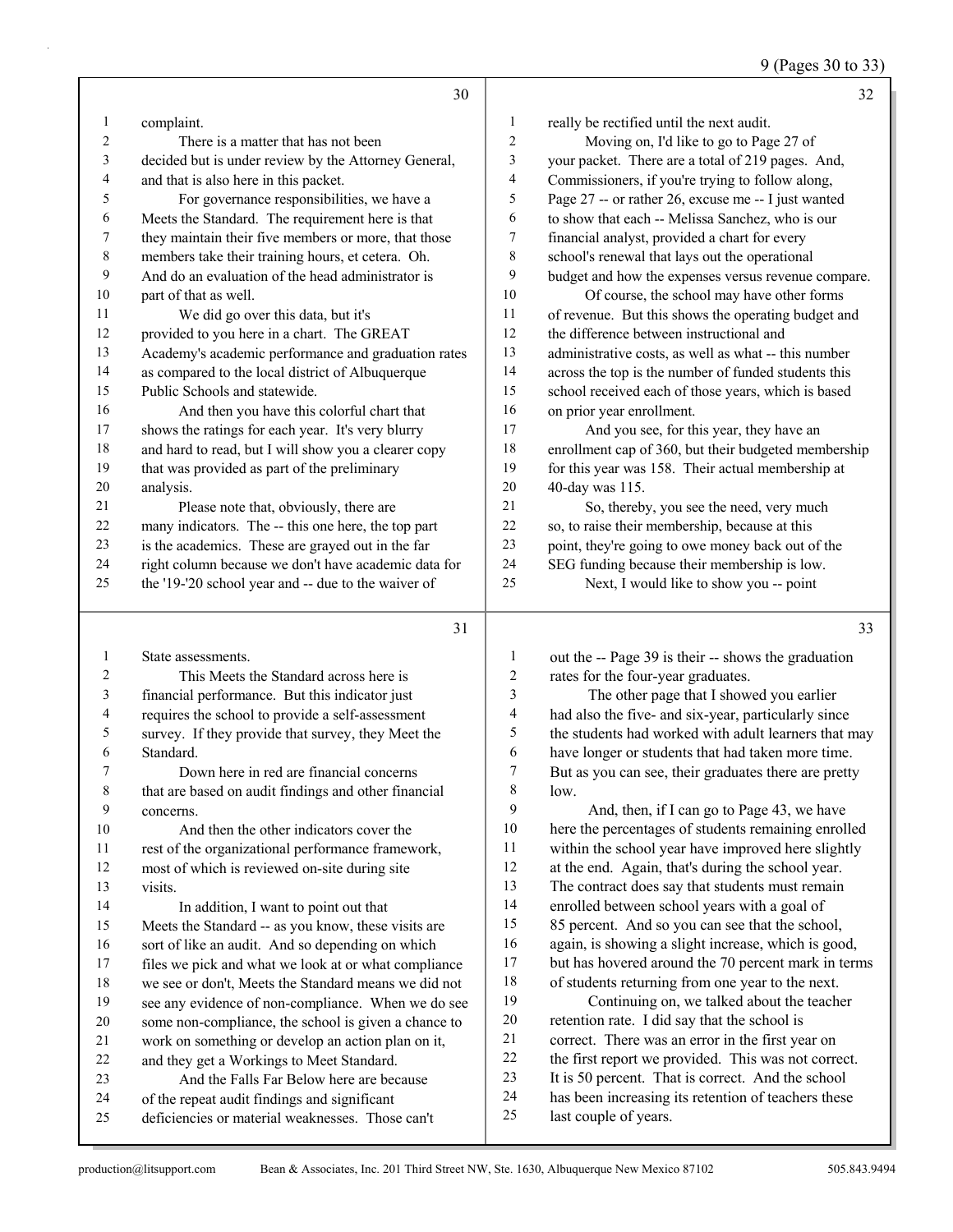complaint.

There is a matter that has not been decided but is under review by the Attorney General, and that is also here in this packet.

For governance responsibilities, we have a Meets the Standard. The requirement here is that they maintain their five members or more, that those members take their training hours, et cetera. Oh. And do an evaluation of the head administrator is part of that as well.

We did go over this data, but it's provided to you here in a chart. The GREAT Academy's academic performance and graduation rates as compared to the local district of Albuquerque Public Schools and statewide.

And then you have this colorful chart that shows the ratings for each year. It's very blurry and hard to read, but I will show you a clearer copy that was provided as part of the preliminary analysis.

Please note that, obviously, there are many indicators. The -- this one here, the top part is the academics. These are grayed out in the far right column because we don't have academic data for the '19-'20 school year and -- due to the waiver of State assessments.

This Meets the Standard across here is financial performance. But this indicator just requires the school to provide a self-assessment survey. If they provide that survey, they Meet the Standard.

Down here in red are financial concerns that are based on audit findings and other financial concerns.

And then the other indicators cover the rest of the organizational performance framework, most of which is reviewed on-site during site visits.

In addition, I want to point out that Meets the Standard -- as you know, these visits are sort of like an audit. And so depending on which files we pick and what we look at or what compliance we see or don't, Meets the Standard means we did not see any evidence of non-compliance. When we do see some non-compliance, the school is given a chance to work on something or develop an action plan on it, and they get a Workings to Meet Standard.

And the Falls Far Below here are because of the repeat audit findings and significant deficiencies or material weaknesses. Those can't really be rectified until the next audit.

Moving on, I'd like to go to Page 27 of your packet. There are a total of 219 pages. And, Commissioners, if you're trying to follow along, Page 27 -- or rather 26, excuse me -- I just wanted to show that each -- Melissa Sanchez, who is our financial analyst, provided a chart for every school's renewal that lays out the operational budget and how the expenses versus revenue compare.

Of course, the school may have other forms of revenue. But this shows the operating budget and the difference between instructional and administrative costs, as well as what -- this number across the top is the number of funded students this school received each of those years, which is based on prior year enrollment.

And you see, for this year, they have an enrollment cap of 360, but their budgeted membership for this year was 158. Their actual membership at 40-day was 115.

So, thereby, you see the need, very much so, to raise their membership, because at this point, they're going to owe money back out of the SEG funding because their membership is low.

Next, I would like to show you -- point out the -- Page 39 is their -- shows the graduation rates for the four-year graduates.

The other page that I showed you earlier had also the five- and six-year, particularly since the students had worked with adult learners that may have longer or students that had taken more time. But as you can see, their graduates there are pretty low.

And, then, if I can go to Page 43, we have here the percentages of students remaining enrolled within the school year have improved here slightly at the end. Again, that's during the school year. The contract does say that students must remain enrolled between school years with a goal of 85 percent. And so you can see that the school, again, is showing a slight increase, which is good, but has hovered around the 70 percent mark in terms of students returning from one year to the next.

Continuing on, we talked about the teacher retention rate. I did say that the school is correct. There was an error in the first year on the first report we provided. This was not correct. It is 50 percent. That is correct. And the school has been increasing its retention of teachers these last couple of years.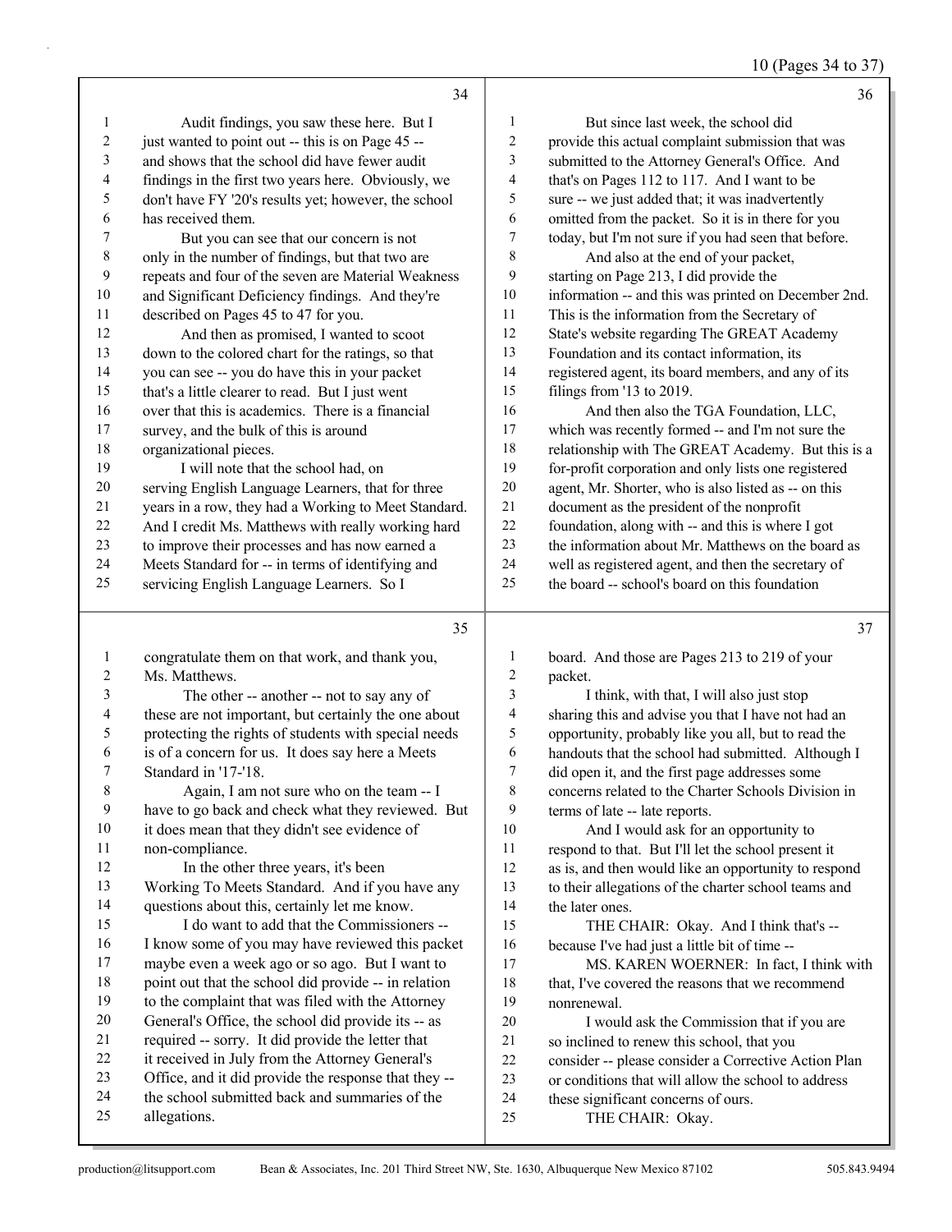Audit findings, you saw these here. But I just wanted to point out -- this is on Page 45 -- and shows that the school did have fewer audit findings in the first two years here. Obviously, we don't have FY '20's results yet; however, the school has received them.

But you can see that our concern is not only in the number of findings, but that two are repeats and four of the seven are Material Weakness and Significant Deficiency findings. And they're described on Pages 45 to 47 for you.

And then as promised, I wanted to scoot down to the colored chart for the ratings, so that you can see -- you do have this in your packet that's a little clearer to read. But I just went over that this is academics. There is a financial survey, and the bulk of this is around organizational pieces.

I will note that the school had, on serving English Language Learners, that for three years in a row, they had a Working to Meet Standard. And I credit Ms. Matthews with really working hard to improve their processes and has now earned a Meets Standard for -- in terms of identifying and servicing English Language Learners. So I congratulate them on that work, and thank you, Ms. Matthews.

The other -- another -- not to say any of these are not important, but certainly the one about protecting the rights of students with special needs is of a concern for us. It does say here a Meets Standard in '17-'18.

Again, I am not sure who on the team -- I have to go back and check what they reviewed. But it does mean that they didn't see evidence of non-compliance.

In the other three years, it's been Working To Meets Standard. And if you have any questions about this, certainly let me know.

I do want to add that the Commissioners -- I know some of you may have reviewed this packet maybe even a week ago or so ago. But I want to point out that the school did provide -- in relation to the complaint that was filed with the Attorney General's Office, the school did provide its -- as required -- sorry. It did provide the letter that it received in July from the Attorney General's Office, and it did provide the response that they -- the school submitted back and summaries of the allegations.

But since last week, the school did provide this actual complaint submission that was submitted to the Attorney General's Office. And that's on Pages 112 to 117. And I want to be sure -- we just added that; it was inadvertently omitted from the packet. So it is in there for you today, but I'm not sure if you had seen that before.

And also at the end of your packet, starting on Page 213, I did provide the information -- and this was printed on December 2nd. This is the information from the Secretary of State's website regarding The GREAT Academy Foundation and its contact information, its registered agent, its board members, and any of its filings from '13 to 2019.

And then also the TGA Foundation, LLC, which was recently formed -- and I'm not sure the relationship with The GREAT Academy. But this is a for-profit corporation and only lists one registered agent, Mr. Shorter, who is also listed as -- on this document as the president of the nonprofit foundation, along with -- and this is where I got the information about Mr. Matthews on the board as well as registered agent, and then the secretary of the board -- school's board on this foundation board. And those are Pages 213 to 219 of your packet.

I think, with that, I will also just stop sharing this and advise you that I have not had an opportunity, probably like you all, but to read the handouts that the school had submitted. Although I did open it, and the first page addresses some concerns related to the Charter Schools Division in terms of late -- late reports.

And I would ask for an opportunity to respond to that. But I'll let the school present it as is, and then would like an opportunity to respond to their allegations of the charter school teams and the later ones.

THE CHAIR: Okay. And I think that's -- because I've had just a little bit of time --

MS. KAREN WOERNER: In fact, I think with that, I've covered the reasons that we recommend nonrenewal.

I would ask the Commission that if you are so inclined to renew this school, that you consider -- please consider a Corrective Action Plan or conditions that will allow the school to address these significant concerns of ours.

THE CHAIR: Okay.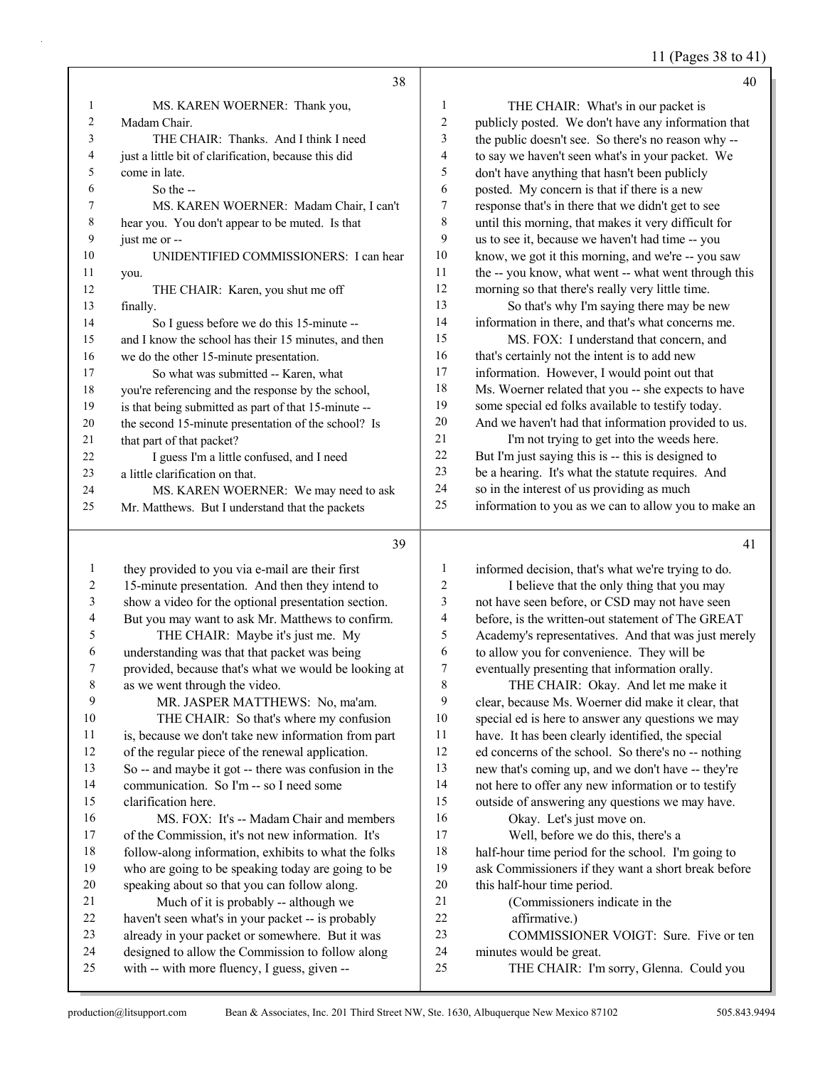11 (Pages 38 to 41)

**Page 38**

1 MS. KAREN WOERNER: Thank you,
2 Madam Chair.
3 THE CHAIR: Thanks. And I think I need
4 just a little bit of clarification, because this did
5 come in late.
6 So the --
7 MS. KAREN WOERNER: Madam Chair, I can't
8 hear you. You don't appear to be muted. Is that
9 just me or --
10 UNIDENTIFIED COMMISSIONERS: I can hear
11 you.
12 THE CHAIR: Karen, you shut me off
13 finally.
14 So I guess before we do this 15-minute --
15 and I know the school has their 15 minutes, and then
16 we do the other 15-minute presentation.
17 So what was submitted -- Karen, what
18 you're referencing and the response by the school,
19 is that being submitted as part of that 15-minute --
20 the second 15-minute presentation of the school? Is
21 that part of that packet?
22 I guess I'm a little confused, and I need
23 a little clarification on that.
24 MS. KAREN WOERNER: We may need to ask
25 Mr. Matthews. But I understand that the packets

**Page 39**

1 they provided to you via e-mail are their first
2 15-minute presentation. And then they intend to
3 show a video for the optional presentation section.
4 But you may want to ask Mr. Matthews to confirm.
5 THE CHAIR: Maybe it's just me. My
6 understanding was that that packet was being
7 provided, because that's what we would be looking at
8 as we went through the video.
9 MR. JASPER MATTHEWS: No, ma'am.
10 THE CHAIR: So that's where my confusion
11 is, because we don't take new information from part
12 of the regular piece of the renewal application.
13 So -- and maybe it got -- there was confusion in the
14 communication. So I'm -- so I need some
15 clarification here.
16 MS. FOX: It's -- Madam Chair and members
17 of the Commission, it's not new information. It's
18 follow-along information, exhibits to what the folks
19 who are going to be speaking today are going to be
20 speaking about so that you can follow along.
21 Much of it is probably -- although we
22 haven't seen what's in your packet -- is probably
23 already in your packet or somewhere. But it was
24 designed to allow the Commission to follow along
25 with -- with more fluency, I guess, given --

**Page 40**

1 THE CHAIR: What's in our packet is
2 publicly posted. We don't have any information that
3 the public doesn't see. So there's no reason why --
4 to say we haven't seen what's in your packet. We
5 don't have anything that hasn't been publicly
6 posted. My concern is that if there is a new
7 response that's in there that we didn't get to see
8 until this morning, that makes it very difficult for
9 us to see it, because we haven't had time -- you
10 know, we got it this morning, and we're -- you saw
11 the -- you know, what went -- what went through this
12 morning so that there's really very little time.
13 So that's why I'm saying there may be new
14 information in there, and that's what concerns me.
15 MS. FOX: I understand that concern, and
16 that's certainly not the intent is to add new
17 information. However, I would point out that
18 Ms. Woerner related that you -- she expects to have
19 some special ed folks available to testify today.
20 And we haven't had that information provided to us.
21 I'm not trying to get into the weeds here.
22 But I'm just saying this is -- this is designed to
23 be a hearing. It's what the statute requires. And
24 so in the interest of us providing as much
25 information to you as we can to allow you to make an

**Page 41**

1 informed decision, that's what we're trying to do.
2 I believe that the only thing that you may
3 not have seen before, or CSD may not have seen
4 before, is the written-out statement of The GREAT
5 Academy's representatives. And that was just merely
6 to allow you for convenience. They will be
7 eventually presenting that information orally.
8 THE CHAIR: Okay. And let me make it
9 clear, because Ms. Woerner did make it clear, that
10 special ed is here to answer any questions we may
11 have. It has been clearly identified, the special
12 ed concerns of the school. So there's no -- nothing
13 new that's coming up, and we don't have -- they're
14 not here to offer any new information or to testify
15 outside of answering any questions we may have.
16 Okay. Let's just move on.
17 Well, before we do this, there's a
18 half-hour time period for the school. I'm going to
19 ask Commissioners if they want a short break before
20 this half-hour time period.
21 (Commissioners indicate in the
22 affirmative.)
23 COMMISSIONER VOIGT: Sure. Five or ten
24 minutes would be great.
25 THE CHAIR: I'm sorry, Glenna. Could you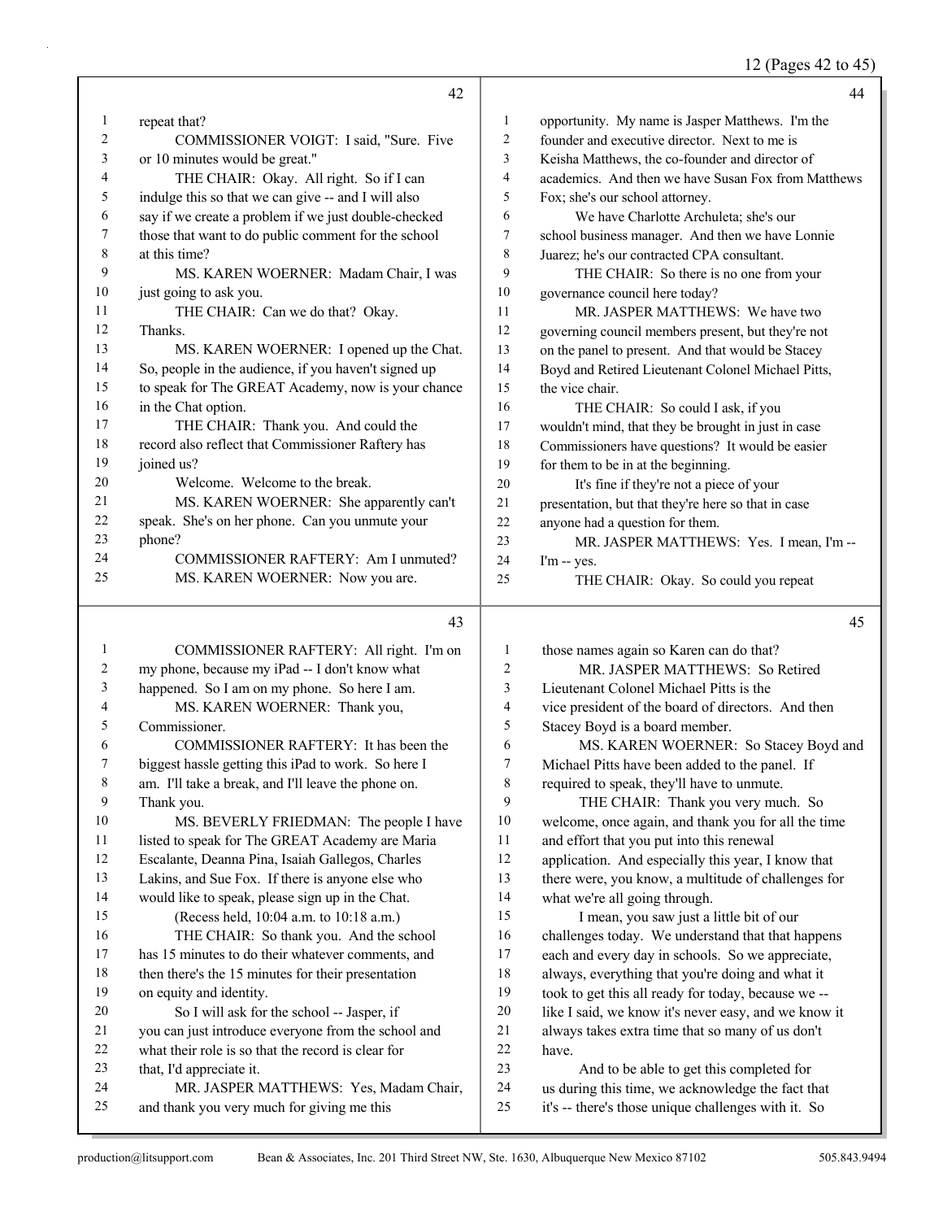repeat that?

COMMISSIONER VOIGT: I said, "Sure. Five or 10 minutes would be great."

THE CHAIR: Okay. All right. So if I can indulge this so that we can give -- and I will also say if we create a problem if we just double-checked those that want to do public comment for the school at this time?

MS. KAREN WOERNER: Madam Chair, I was just going to ask you.

THE CHAIR: Can we do that? Okay. Thanks.

MS. KAREN WOERNER: I opened up the Chat. So, people in the audience, if you haven't signed up to speak for The GREAT Academy, now is your chance in the Chat option.

THE CHAIR: Thank you. And could the record also reflect that Commissioner Raftery has joined us?

Welcome. Welcome to the break.

MS. KAREN WOERNER: She apparently can't speak. She's on her phone. Can you unmute your phone?

COMMISSIONER RAFTERY: Am I unmuted?

MS. KAREN WOERNER: Now you are.

COMMISSIONER RAFTERY: All right. I'm on my phone, because my iPad -- I don't know what happened. So I am on my phone. So here I am.

MS. KAREN WOERNER: Thank you, Commissioner.

COMMISSIONER RAFTERY: It has been the biggest hassle getting this iPad to work. So here I am. I'll take a break, and I'll leave the phone on. Thank you.

MS. BEVERLY FRIEDMAN: The people I have listed to speak for The GREAT Academy are Maria Escalante, Deanna Pina, Isaiah Gallegos, Charles Lakins, and Sue Fox. If there is anyone else who would like to speak, please sign up in the Chat.

(Recess held, 10:04 a.m. to 10:18 a.m.)

THE CHAIR: So thank you. And the school has 15 minutes to do their whatever comments, and then there's the 15 minutes for their presentation on equity and identity.

So I will ask for the school -- Jasper, if you can just introduce everyone from the school and what their role is so that the record is clear for that, I'd appreciate it.

MR. JASPER MATTHEWS: Yes, Madam Chair, and thank you very much for giving me this opportunity. My name is Jasper Matthews. I'm the founder and executive director. Next to me is Keisha Matthews, the co-founder and director of academics. And then we have Susan Fox from Matthews Fox; she's our school attorney.

We have Charlotte Archuleta; she's our school business manager. And then we have Lonnie Juarez; he's our contracted CPA consultant.

THE CHAIR: So there is no one from your governance council here today?

MR. JASPER MATTHEWS: We have two governing council members present, but they're not on the panel to present. And that would be Stacey Boyd and Retired Lieutenant Colonel Michael Pitts, the vice chair.

THE CHAIR: So could I ask, if you wouldn't mind, that they be brought in just in case Commissioners have questions? It would be easier for them to be in at the beginning.

It's fine if they're not a piece of your presentation, but that they're here so that in case anyone had a question for them.

MR. JASPER MATTHEWS: Yes. I mean, I'm -- I'm -- yes.

THE CHAIR: Okay. So could you repeat those names again so Karen can do that?

MR. JASPER MATTHEWS: So Retired Lieutenant Colonel Michael Pitts is the vice president of the board of directors. And then Stacey Boyd is a board member.

MS. KAREN WOERNER: So Stacey Boyd and Michael Pitts have been added to the panel. If required to speak, they'll have to unmute.

THE CHAIR: Thank you very much. So welcome, once again, and thank you for all the time and effort that you put into this renewal application. And especially this year, I know that there were, you know, a multitude of challenges for what we're all going through.

I mean, you saw just a little bit of our challenges today. We understand that that happens each and every day in schools. So we appreciate, always, everything that you're doing and what it took to get this all ready for today, because we -- like I said, we know it's never easy, and we know it always takes extra time that so many of us don't have.

And to be able to get this completed for us during this time, we acknowledge the fact that it's -- there's those unique challenges with it. So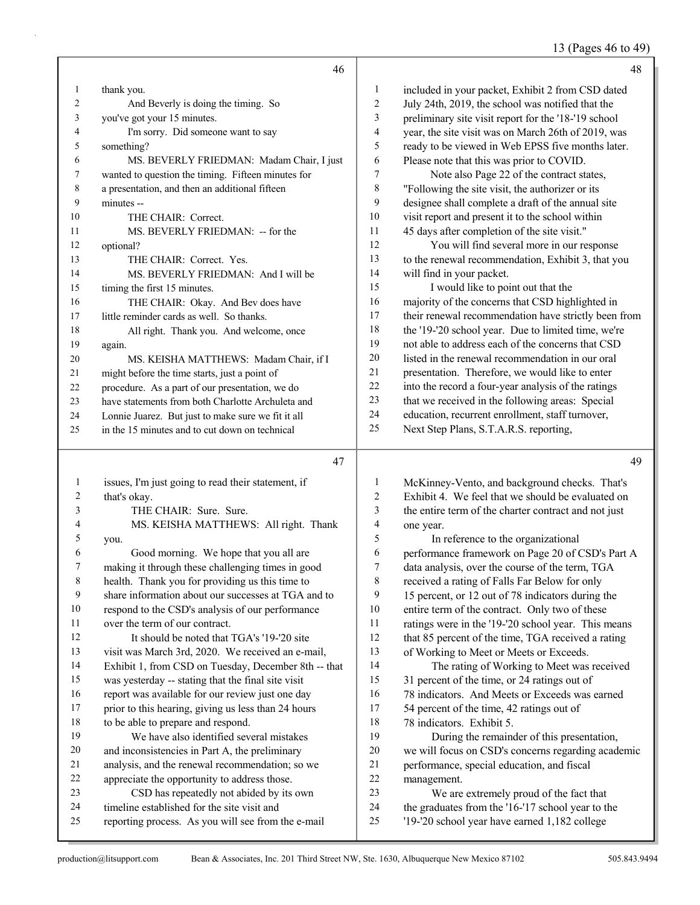thank you.

And Beverly is doing the timing. So you've got your 15 minutes.

I'm sorry. Did someone want to say something?

MS. BEVERLY FRIEDMAN: Madam Chair, I just wanted to question the timing. Fifteen minutes for a presentation, and then an additional fifteen minutes --

THE CHAIR: Correct.

MS. BEVERLY FRIEDMAN: -- for the optional?

THE CHAIR: Correct. Yes.

MS. BEVERLY FRIEDMAN: And I will be timing the first 15 minutes.

THE CHAIR: Okay. And Bev does have little reminder cards as well. So thanks.

All right. Thank you. And welcome, once again.

MS. KEISHA MATTHEWS: Madam Chair, if I might before the time starts, just a point of procedure. As a part of our presentation, we do have statements from both Charlotte Archuleta and Lonnie Juarez. But just to make sure we fit it all in the 15 minutes and to cut down on technical issues, I'm just going to read their statement, if that's okay.

THE CHAIR: Sure. Sure.

MS. KEISHA MATTHEWS: All right. Thank you.

Good morning. We hope that you all are making it through these challenging times in good health. Thank you for providing us this time to share information about our successes at TGA and to respond to the CSD's analysis of our performance over the term of our contract.

It should be noted that TGA's '19-'20 site visit was March 3rd, 2020. We received an e-mail, Exhibit 1, from CSD on Tuesday, December 8th -- that was yesterday -- stating that the final site visit report was available for our review just one day prior to this hearing, giving us less than 24 hours to be able to prepare and respond.

We have also identified several mistakes and inconsistencies in Part A, the preliminary analysis, and the renewal recommendation; so we appreciate the opportunity to address those.

CSD has repeatedly not abided by its own timeline established for the site visit and reporting process. As you will see from the e-mail included in your packet, Exhibit 2 from CSD dated July 24th, 2019, the school was notified that the preliminary site visit report for the '18-'19 school year, the site visit was on March 26th of 2019, was ready to be viewed in Web EPSS five months later. Please note that this was prior to COVID.

Note also Page 22 of the contract states, "Following the site visit, the authorizer or its designee shall complete a draft of the annual site visit report and present it to the school within 45 days after completion of the site visit."

You will find several more in our response to the renewal recommendation, Exhibit 3, that you will find in your packet.

I would like to point out that the majority of the concerns that CSD highlighted in their renewal recommendation have strictly been from the '19-'20 school year. Due to limited time, we're not able to address each of the concerns that CSD listed in the renewal recommendation in our oral presentation. Therefore, we would like to enter into the record a four-year analysis of the ratings that we received in the following areas: Special education, recurrent enrollment, staff turnover, Next Step Plans, S.T.A.R.S. reporting, McKinney-Vento, and background checks. That's Exhibit 4. We feel that we should be evaluated on the entire term of the charter contract and not just one year.

In reference to the organizational performance framework on Page 20 of CSD's Part A data analysis, over the course of the term, TGA received a rating of Falls Far Below for only 15 percent, or 12 out of 78 indicators during the entire term of the contract. Only two of these ratings were in the '19-'20 school year. This means that 85 percent of the time, TGA received a rating of Working to Meet or Meets or Exceeds.

The rating of Working to Meet was received 31 percent of the time, or 24 ratings out of 78 indicators. And Meets or Exceeds was earned 54 percent of the time, 42 ratings out of 78 indicators. Exhibit 5.

During the remainder of this presentation, we will focus on CSD's concerns regarding academic performance, special education, and fiscal management.

We are extremely proud of the fact that the graduates from the '16-'17 school year to the '19-'20 school year have earned 1,182 college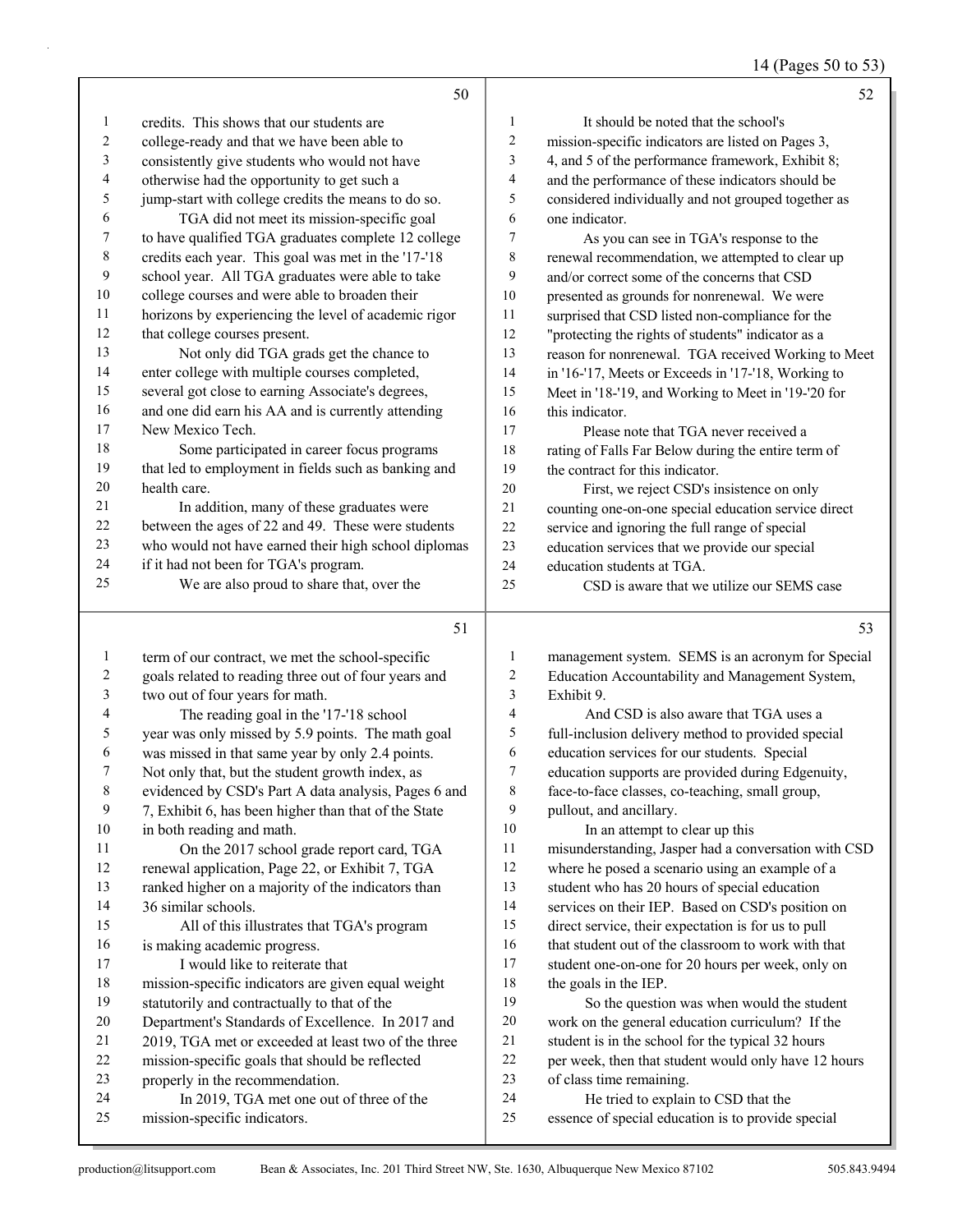credits. This shows that our students are college-ready and that we have been able to consistently give students who would not have otherwise had the opportunity to get such a jump-start with college credits the means to do so.

TGA did not meet its mission-specific goal to have qualified TGA graduates complete 12 college credits each year. This goal was met in the '17-'18 school year. All TGA graduates were able to take college courses and were able to broaden their horizons by experiencing the level of academic rigor that college courses present.

Not only did TGA grads get the chance to enter college with multiple courses completed, several got close to earning Associate's degrees, and one did earn his AA and is currently attending New Mexico Tech.

Some participated in career focus programs that led to employment in fields such as banking and health care.

In addition, many of these graduates were between the ages of 22 and 49. These were students who would not have earned their high school diplomas if it had not been for TGA's program.

We are also proud to share that, over the term of our contract, we met the school-specific goals related to reading three out of four years and two out of four years for math.

The reading goal in the '17-'18 school year was only missed by 5.9 points. The math goal was missed in that same year by only 2.4 points. Not only that, but the student growth index, as evidenced by CSD's Part A data analysis, Pages 6 and 7, Exhibit 6, has been higher than that of the State in both reading and math.

On the 2017 school grade report card, TGA renewal application, Page 22, or Exhibit 7, TGA ranked higher on a majority of the indicators than 36 similar schools.

All of this illustrates that TGA's program is making academic progress.

I would like to reiterate that mission-specific indicators are given equal weight statutorily and contractually to that of the Department's Standards of Excellence. In 2017 and 2019, TGA met or exceeded at least two of the three mission-specific goals that should be reflected properly in the recommendation.

In 2019, TGA met one out of three of the mission-specific indicators.

It should be noted that the school's mission-specific indicators are listed on Pages 3, 4, and 5 of the performance framework, Exhibit 8; and the performance of these indicators should be considered individually and not grouped together as one indicator.

As you can see in TGA's response to the renewal recommendation, we attempted to clear up and/or correct some of the concerns that CSD presented as grounds for nonrenewal. We were surprised that CSD listed non-compliance for the "protecting the rights of students" indicator as a reason for nonrenewal. TGA received Working to Meet in '16-'17, Meets or Exceeds in '17-'18, Working to Meet in '18-'19, and Working to Meet in '19-'20 for this indicator.

Please note that TGA never received a rating of Falls Far Below during the entire term of the contract for this indicator.

First, we reject CSD's insistence on only counting one-on-one special education service direct service and ignoring the full range of special education services that we provide our special education students at TGA.

CSD is aware that we utilize our SEMS case management system. SEMS is an acronym for Special Education Accountability and Management System, Exhibit 9.

And CSD is also aware that TGA uses a full-inclusion delivery method to provided special education services for our students. Special education supports are provided during Edgenuity, face-to-face classes, co-teaching, small group, pullout, and ancillary.

In an attempt to clear up this misunderstanding, Jasper had a conversation with CSD where he posed a scenario using an example of a student who has 20 hours of special education services on their IEP. Based on CSD's position on direct service, their expectation is for us to pull that student out of the classroom to work with that student one-on-one for 20 hours per week, only on the goals in the IEP.

So the question was when would the student work on the general education curriculum? If the student is in the school for the typical 32 hours per week, then that student would only have 12 hours of class time remaining.

He tried to explain to CSD that the essence of special education is to provide special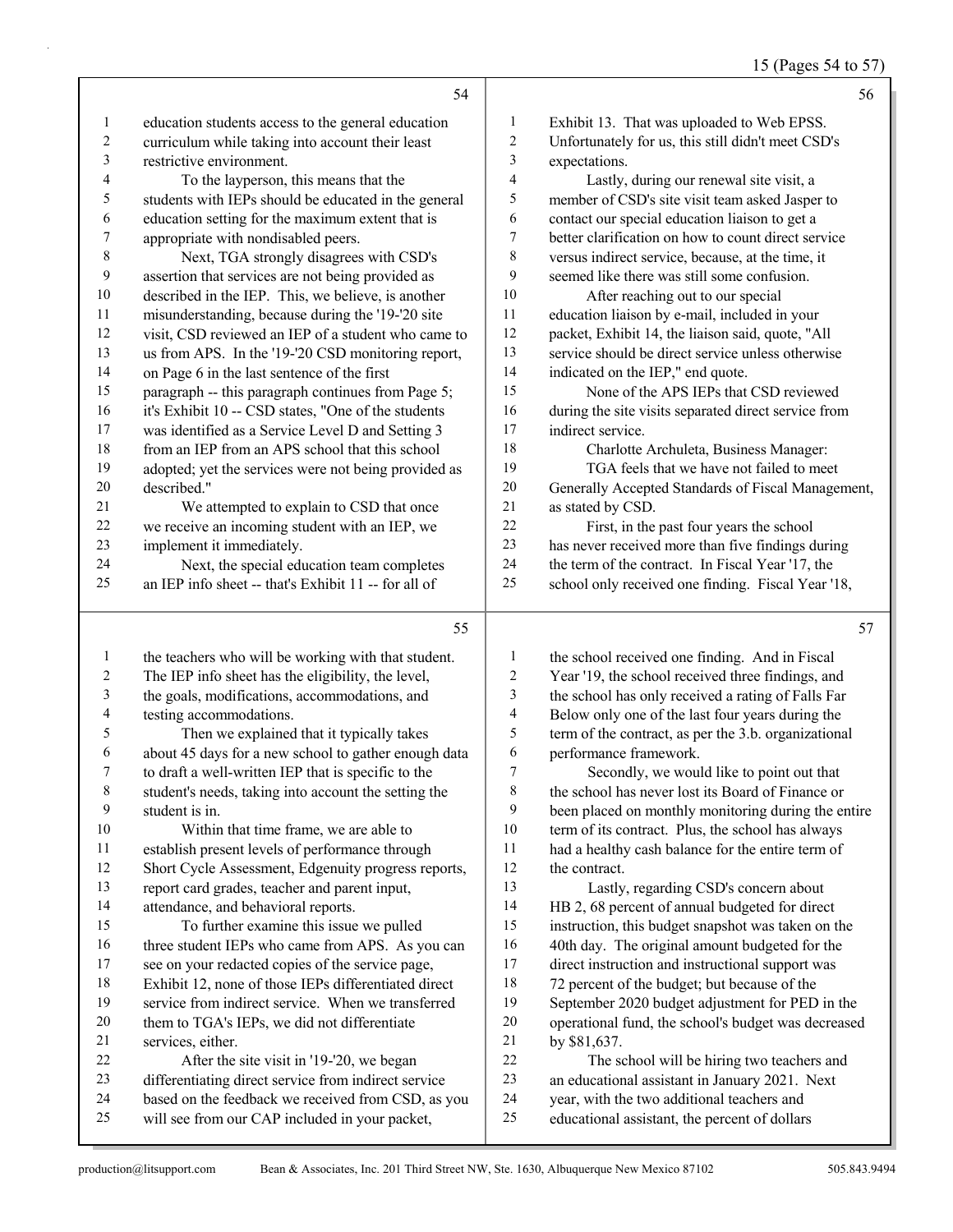education students access to the general education curriculum while taking into account their least restrictive environment.

To the layperson, this means that the students with IEPs should be educated in the general education setting for the maximum extent that is appropriate with nondisabled peers.

Next, TGA strongly disagrees with CSD's assertion that services are not being provided as described in the IEP. This, we believe, is another misunderstanding, because during the '19-'20 site visit, CSD reviewed an IEP of a student who came to us from APS. In the '19-'20 CSD monitoring report, on Page 6 in the last sentence of the first paragraph -- this paragraph continues from Page 5; it's Exhibit 10 -- CSD states, "One of the students was identified as a Service Level D and Setting 3 from an IEP from an APS school that this school adopted; yet the services were not being provided as described."

We attempted to explain to CSD that once we receive an incoming student with an IEP, we implement it immediately.

Next, the special education team completes an IEP info sheet -- that's Exhibit 11 -- for all of the teachers who will be working with that student. The IEP info sheet has the eligibility, the level, the goals, modifications, accommodations, and testing accommodations.

Then we explained that it typically takes about 45 days for a new school to gather enough data to draft a well-written IEP that is specific to the student's needs, taking into account the setting the student is in.

Within that time frame, we are able to establish present levels of performance through Short Cycle Assessment, Edgenuity progress reports, report card grades, teacher and parent input, attendance, and behavioral reports.

To further examine this issue we pulled three student IEPs who came from APS. As you can see on your redacted copies of the service page, Exhibit 12, none of those IEPs differentiated direct service from indirect service. When we transferred them to TGA's IEPs, we did not differentiate services, either.

After the site visit in '19-'20, we began differentiating direct service from indirect service based on the feedback we received from CSD, as you will see from our CAP included in your packet, Exhibit 13. That was uploaded to Web EPSS. Unfortunately for us, this still didn't meet CSD's expectations.

Lastly, during our renewal site visit, a member of CSD's site visit team asked Jasper to contact our special education liaison to get a better clarification on how to count direct service versus indirect service, because, at the time, it seemed like there was still some confusion.

After reaching out to our special education liaison by e-mail, included in your packet, Exhibit 14, the liaison said, quote, "All service should be direct service unless otherwise indicated on the IEP," end quote.

None of the APS IEPs that CSD reviewed during the site visits separated direct service from indirect service.

Charlotte Archuleta, Business Manager:

TGA feels that we have not failed to meet Generally Accepted Standards of Fiscal Management, as stated by CSD.

First, in the past four years the school has never received more than five findings during the term of the contract. In Fiscal Year '17, the school only received one finding. Fiscal Year '18, the school received one finding. And in Fiscal Year '19, the school received three findings, and the school has only received a rating of Falls Far Below only one of the last four years during the term of the contract, as per the 3.b. organizational performance framework.

Secondly, we would like to point out that the school has never lost its Board of Finance or been placed on monthly monitoring during the entire term of its contract. Plus, the school has always had a healthy cash balance for the entire term of the contract.

Lastly, regarding CSD's concern about HB 2, 68 percent of annual budgeted for direct instruction, this budget snapshot was taken on the 40th day. The original amount budgeted for the direct instruction and instructional support was 72 percent of the budget; but because of the September 2020 budget adjustment for PED in the operational fund, the school's budget was decreased by $81,637.

The school will be hiring two teachers and an educational assistant in January 2021. Next year, with the two additional teachers and educational assistant, the percent of dollars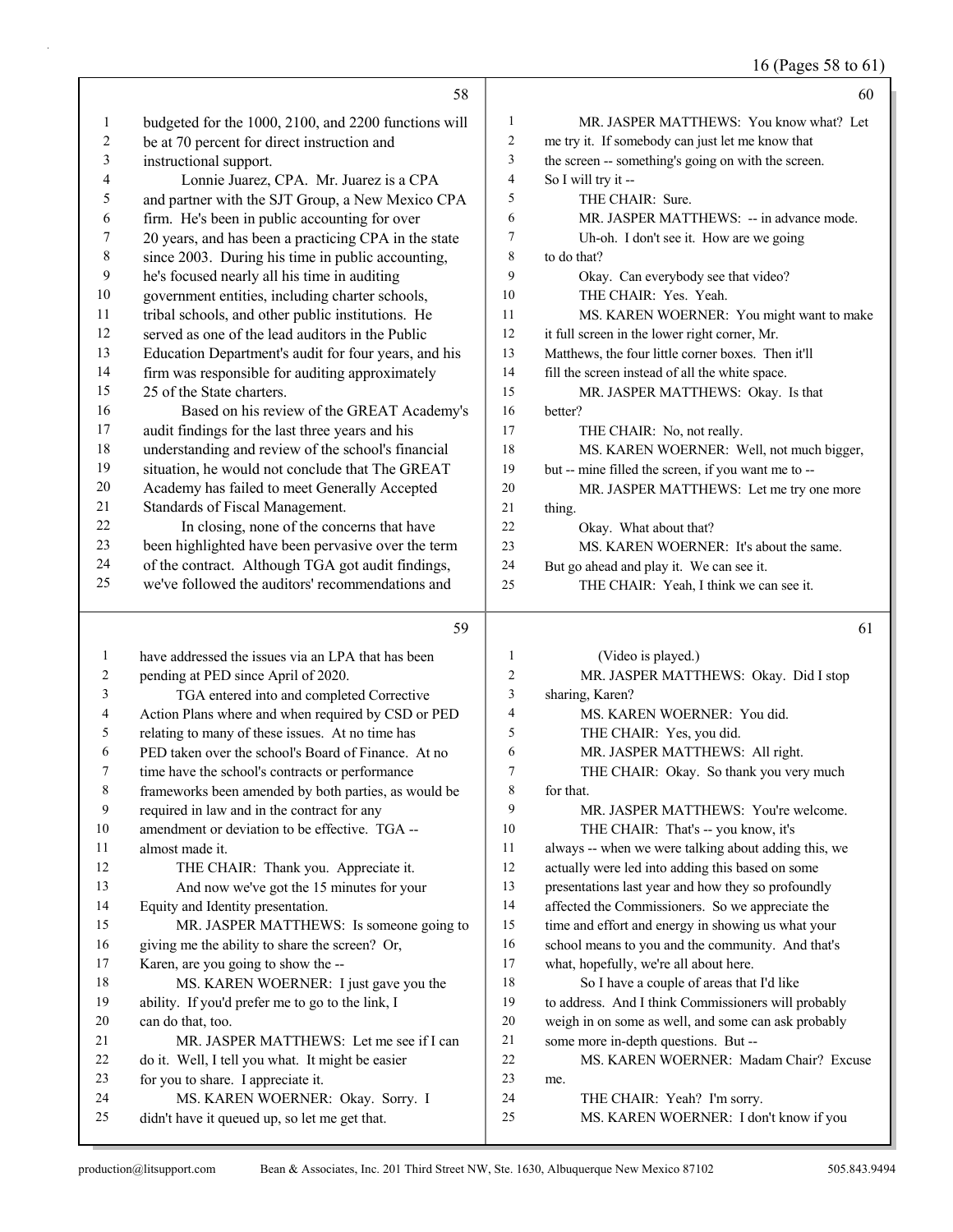budgeted for the 1000, 2100, and 2200 functions will be at 70 percent for direct instruction and instructional support.

Lonnie Juarez, CPA. Mr. Juarez is a CPA and partner with the SJT Group, a New Mexico CPA firm. He's been in public accounting for over 20 years, and has been a practicing CPA in the state since 2003. During his time in public accounting, he's focused nearly all his time in auditing government entities, including charter schools, tribal schools, and other public institutions. He served as one of the lead auditors in the Public Education Department's audit for four years, and his firm was responsible for auditing approximately 25 of the State charters.

Based on his review of the GREAT Academy's audit findings for the last three years and his understanding and review of the school's financial situation, he would not conclude that The GREAT Academy has failed to meet Generally Accepted Standards of Fiscal Management.

In closing, none of the concerns that have been highlighted have been pervasive over the term of the contract. Although TGA got audit findings, we've followed the auditors' recommendations and have addressed the issues via an LPA that has been pending at PED since April of 2020.

TGA entered into and completed Corrective Action Plans where and when required by CSD or PED relating to many of these issues. At no time has PED taken over the school's Board of Finance. At no time have the school's contracts or performance frameworks been amended by both parties, as would be required in law and in the contract for any amendment or deviation to be effective. TGA -- almost made it.

THE CHAIR: Thank you. Appreciate it.

And now we've got the 15 minutes for your Equity and Identity presentation.

MR. JASPER MATTHEWS: Is someone going to giving me the ability to share the screen? Or, Karen, are you going to show the --

MS. KAREN WOERNER: I just gave you the ability. If you'd prefer me to go to the link, I can do that, too.

MR. JASPER MATTHEWS: Let me see if I can do it. Well, I tell you what. It might be easier for you to share. I appreciate it.

MS. KAREN WOERNER: Okay. Sorry. I didn't have it queued up, so let me get that.

MR. JASPER MATTHEWS: You know what? Let me try it. If somebody can just let me know that the screen -- something's going on with the screen. So I will try it --

THE CHAIR: Sure.

MR. JASPER MATTHEWS: -- in advance mode. Uh-oh. I don't see it. How are we going to do that?

Okay. Can everybody see that video?

THE CHAIR: Yes. Yeah.

MS. KAREN WOERNER: You might want to make it full screen in the lower right corner, Mr. Matthews, the four little corner boxes. Then it'll fill the screen instead of all the white space.

MR. JASPER MATTHEWS: Okay. Is that better?

THE CHAIR: No, not really.

MS. KAREN WOERNER: Well, not much bigger, but -- mine filled the screen, if you want me to --

MR. JASPER MATTHEWS: Let me try one more thing.

Okay. What about that?

MS. KAREN WOERNER: It's about the same. But go ahead and play it. We can see it.

THE CHAIR: Yeah, I think we can see it.

(Video is played.)

MR. JASPER MATTHEWS: Okay. Did I stop sharing, Karen?

MS. KAREN WOERNER: You did.

THE CHAIR: Yes, you did.

MR. JASPER MATTHEWS: All right.

THE CHAIR: Okay. So thank you very much for that.

MR. JASPER MATTHEWS: You're welcome.

THE CHAIR: That's -- you know, it's always -- when we were talking about adding this, we actually were led into adding this based on some presentations last year and how they so profoundly affected the Commissioners. So we appreciate the time and effort and energy in showing us what your school means to you and the community. And that's what, hopefully, we're all about here.

So I have a couple of areas that I'd like to address. And I think Commissioners will probably weigh in on some as well, and some can ask probably some more in-depth questions. But --

MS. KAREN WOERNER: Madam Chair? Excuse me.

THE CHAIR: Yeah? I'm sorry.

MS. KAREN WOERNER: I don't know if you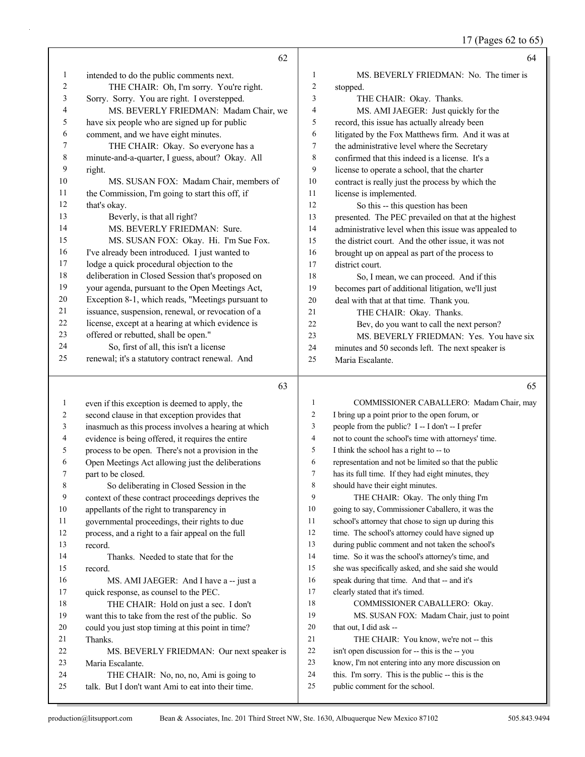**Page 62**

1 intended to do the public comments next.
2 THE CHAIR: Oh, I'm sorry. You're right.
3 Sorry. Sorry. You are right. I overstepped.
4 MS. BEVERLY FRIEDMAN: Madam Chair, we
5 have six people who are signed up for public
6 comment, and we have eight minutes.
7 THE CHAIR: Okay. So everyone has a
8 minute-and-a-quarter, I guess, about? Okay. All
9 right.
10 MS. SUSAN FOX: Madam Chair, members of
11 the Commission, I'm going to start this off, if
12 that's okay.
13 Beverly, is that all right?
14 MS. BEVERLY FRIEDMAN: Sure.
15 MS. SUSAN FOX: Okay. Hi. I'm Sue Fox.
16 I've already been introduced. I just wanted to
17 lodge a quick procedural objection to the
18 deliberation in Closed Session that's proposed on
19 your agenda, pursuant to the Open Meetings Act,
20 Exception 8-1, which reads, "Meetings pursuant to
21 issuance, suspension, renewal, or revocation of a
22 license, except at a hearing at which evidence is
23 offered or rebutted, shall be open."
24 So, first of all, this isn't a license
25 renewal; it's a statutory contract renewal. And

**Page 63**

1 even if this exception is deemed to apply, the
2 second clause in that exception provides that
3 inasmuch as this process involves a hearing at which
4 evidence is being offered, it requires the entire
5 process to be open. There's not a provision in the
6 Open Meetings Act allowing just the deliberations
7 part to be closed.
8 So deliberating in Closed Session in the
9 context of these contract proceedings deprives the
10 appellants of the right to transparency in
11 governmental proceedings, their rights to due
12 process, and a right to a fair appeal on the full
13 record.
14 Thanks. Needed to state that for the
15 record.
16 MS. AMI JAEGER: And I have a -- just a
17 quick response, as counsel to the PEC.
18 THE CHAIR: Hold on just a sec. I don't
19 want this to take from the rest of the public. So
20 could you just stop timing at this point in time?
21 Thanks.
22 MS. BEVERLY FRIEDMAN: Our next speaker is
23 Maria Escalante.
24 THE CHAIR: No, no, no, Ami is going to
25 talk. But I don't want Ami to eat into their time.

**Page 64**

1 MS. BEVERLY FRIEDMAN: No. The timer is
2 stopped.
3 THE CHAIR: Okay. Thanks.
4 MS. AMI JAEGER: Just quickly for the
5 record, this issue has actually already been
6 litigated by the Fox Matthews firm. And it was at
7 the administrative level where the Secretary
8 confirmed that this indeed is a license. It's a
9 license to operate a school, that the charter
10 contract is really just the process by which the
11 license is implemented.
12 So this -- this question has been
13 presented. The PEC prevailed on that at the highest
14 administrative level when this issue was appealed to
15 the district court. And the other issue, it was not
16 brought up on appeal as part of the process to
17 district court.
18 So, I mean, we can proceed. And if this
19 becomes part of additional litigation, we'll just
20 deal with that at that time. Thank you.
21 THE CHAIR: Okay. Thanks.
22 Bev, do you want to call the next person?
23 MS. BEVERLY FRIEDMAN: Yes. You have six
24 minutes and 50 seconds left. The next speaker is
25 Maria Escalante.

**Page 65**

1 COMMISSIONER CABALLERO: Madam Chair, may
2 I bring up a point prior to the open forum, or
3 people from the public? I -- I don't -- I prefer
4 not to count the school's time with attorneys' time.
5 I think the school has a right to -- to
6 representation and not be limited so that the public
7 has its full time. If they had eight minutes, they
8 should have their eight minutes.
9 THE CHAIR: Okay. The only thing I'm
10 going to say, Commissioner Caballero, it was the
11 school's attorney that chose to sign up during this
12 time. The school's attorney could have signed up
13 during public comment and not taken the school's
14 time. So it was the school's attorney's time, and
15 she was specifically asked, and she said she would
16 speak during that time. And that -- and it's
17 clearly stated that it's timed.
18 COMMISSIONER CABALLERO: Okay.
19 MS. SUSAN FOX: Madam Chair, just to point
20 that out, I did ask --
21 THE CHAIR: You know, we're not -- this
22 isn't open discussion for -- this is the -- you
23 know, I'm not entering into any more discussion on
24 this. I'm sorry. This is the public -- this is the
25 public comment for the school.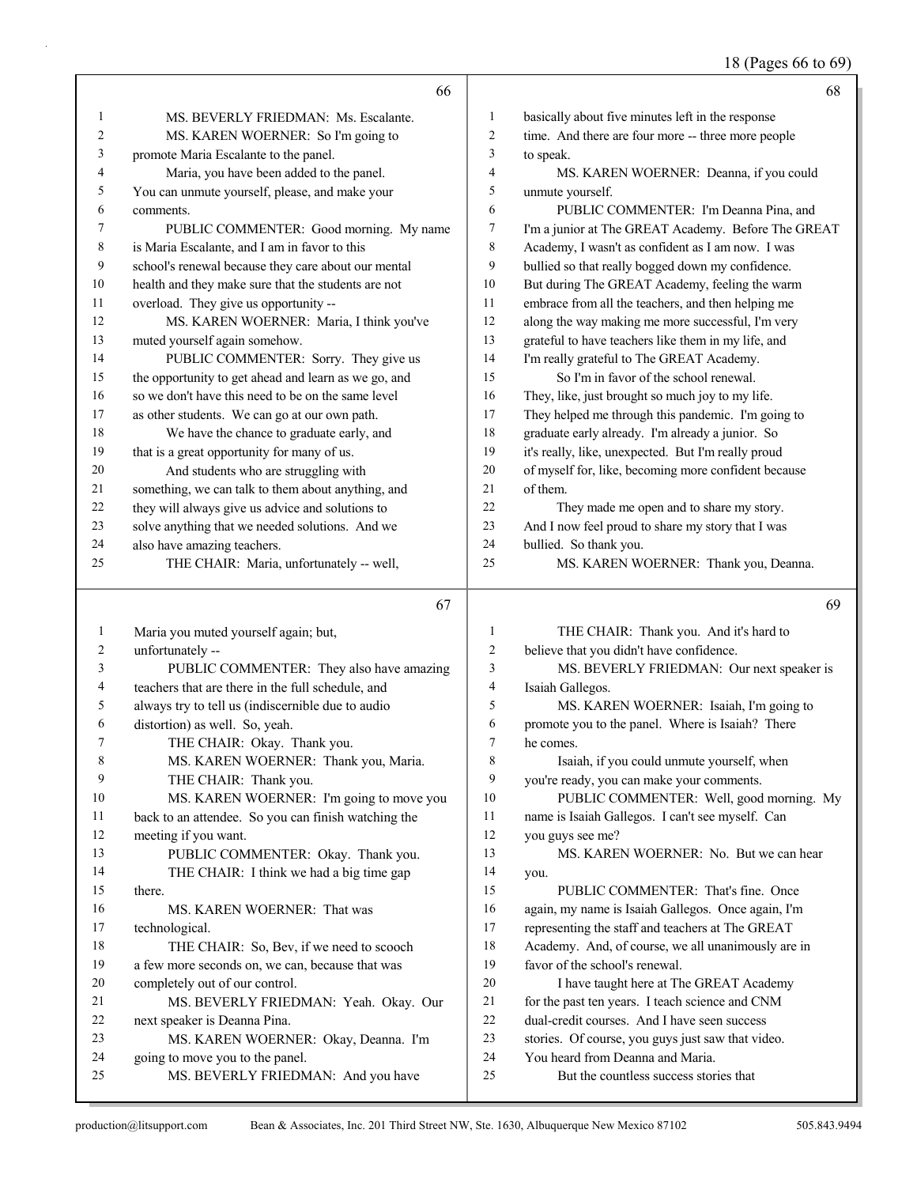**66**

1 MS. BEVERLY FRIEDMAN: Ms. Escalante.
2 MS. KAREN WOERNER: So I'm going to
3 promote Maria Escalante to the panel.
4 Maria, you have been added to the panel.
5 You can unmute yourself, please, and make your
6 comments.
7 PUBLIC COMMENTER: Good morning. My name
8 is Maria Escalante, and I am in favor to this
9 school's renewal because they care about our mental
10 health and they make sure that the students are not
11 overload. They give us opportunity --
12 MS. KAREN WOERNER: Maria, I think you've
13 muted yourself again somehow.
14 PUBLIC COMMENTER: Sorry. They give us
15 the opportunity to get ahead and learn as we go, and
16 so we don't have this need to be on the same level
17 as other students. We can go at our own path.
18 We have the chance to graduate early, and
19 that is a great opportunity for many of us.
20 And students who are struggling with
21 something, we can talk to them about anything, and
22 they will always give us advice and solutions to
23 solve anything that we needed solutions. And we
24 also have amazing teachers.
25 THE CHAIR: Maria, unfortunately -- well,

**67**

1 Maria you muted yourself again; but,
2 unfortunately --
3 PUBLIC COMMENTER: They also have amazing
4 teachers that are there in the full schedule, and
5 always try to tell us (indiscernible due to audio
6 distortion) as well. So, yeah.
7 THE CHAIR: Okay. Thank you.
8 MS. KAREN WOERNER: Thank you, Maria.
9 THE CHAIR: Thank you.
10 MS. KAREN WOERNER: I'm going to move you
11 back to an attendee. So you can finish watching the
12 meeting if you want.
13 PUBLIC COMMENTER: Okay. Thank you.
14 THE CHAIR: I think we had a big time gap
15 there.
16 MS. KAREN WOERNER: That was
17 technological.
18 THE CHAIR: So, Bev, if we need to scooch
19 a few more seconds on, we can, because that was
20 completely out of our control.
21 MS. BEVERLY FRIEDMAN: Yeah. Okay. Our
22 next speaker is Deanna Pina.
23 MS. KAREN WOERNER: Okay, Deanna. I'm
24 going to move you to the panel.
25 MS. BEVERLY FRIEDMAN: And you have

**68**

1 basically about five minutes left in the response
2 time. And there are four more -- three more people
3 to speak.
4 MS. KAREN WOERNER: Deanna, if you could
5 unmute yourself.
6 PUBLIC COMMENTER: I'm Deanna Pina, and
7 I'm a junior at The GREAT Academy. Before The GREAT
8 Academy, I wasn't as confident as I am now. I was
9 bullied so that really bogged down my confidence.
10 But during The GREAT Academy, feeling the warm
11 embrace from all the teachers, and then helping me
12 along the way making me more successful, I'm very
13 grateful to have teachers like them in my life, and
14 I'm really grateful to The GREAT Academy.
15 So I'm in favor of the school renewal.
16 They, like, just brought so much joy to my life.
17 They helped me through this pandemic. I'm going to
18 graduate early already. I'm already a junior. So
19 it's really, like, unexpected. But I'm really proud
20 of myself for, like, becoming more confident because
21 of them.
22 They made me open and to share my story.
23 And I now feel proud to share my story that I was
24 bullied. So thank you.
25 MS. KAREN WOERNER: Thank you, Deanna.

**69**

1 THE CHAIR: Thank you. And it's hard to
2 believe that you didn't have confidence.
3 MS. BEVERLY FRIEDMAN: Our next speaker is
4 Isaiah Gallegos.
5 MS. KAREN WOERNER: Isaiah, I'm going to
6 promote you to the panel. Where is Isaiah? There
7 he comes.
8 Isaiah, if you could unmute yourself, when
9 you're ready, you can make your comments.
10 PUBLIC COMMENTER: Well, good morning. My
11 name is Isaiah Gallegos. I can't see myself. Can
12 you guys see me?
13 MS. KAREN WOERNER: No. But we can hear
14 you.
15 PUBLIC COMMENTER: That's fine. Once
16 again, my name is Isaiah Gallegos. Once again, I'm
17 representing the staff and teachers at The GREAT
18 Academy. And, of course, we all unanimously are in
19 favor of the school's renewal.
20 I have taught here at The GREAT Academy
21 for the past ten years. I teach science and CNM
22 dual-credit courses. And I have seen success
23 stories. Of course, you guys just saw that video.
24 You heard from Deanna and Maria.
25 But the countless success stories that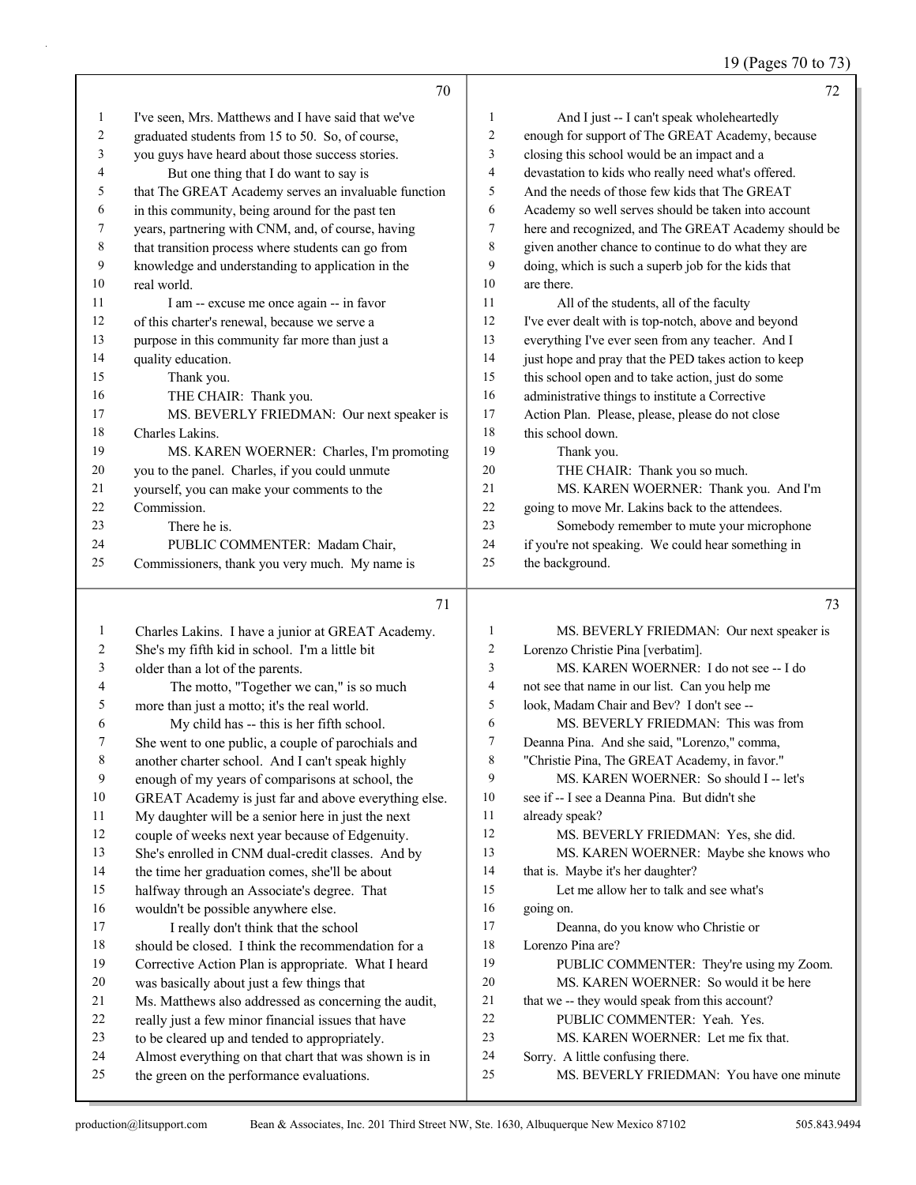I've seen, Mrs. Matthews and I have said that we've graduated students from 15 to 50. So, of course, you guys have heard about those success stories.

But one thing that I do want to say is that The GREAT Academy serves an invaluable function in this community, being around for the past ten years, partnering with CNM, and, of course, having that transition process where students can go from knowledge and understanding to application in the real world.

I am -- excuse me once again -- in favor of this charter's renewal, because we serve a purpose in this community far more than just a quality education.

Thank you.

THE CHAIR: Thank you.

MS. BEVERLY FRIEDMAN: Our next speaker is Charles Lakins.

MS. KAREN WOERNER: Charles, I'm promoting you to the panel. Charles, if you could unmute yourself, you can make your comments to the Commission.

There he is.

PUBLIC COMMENTER: Madam Chair, Commissioners, thank you very much. My name is Charles Lakins. I have a junior at GREAT Academy. She's my fifth kid in school. I'm a little bit older than a lot of the parents.

The motto, "Together we can," is so much more than just a motto; it's the real world.

My child has -- this is her fifth school. She went to one public, a couple of parochials and another charter school. And I can't speak highly enough of my years of comparisons at school, the GREAT Academy is just far and above everything else. My daughter will be a senior here in just the next couple of weeks next year because of Edgenuity. She's enrolled in CNM dual-credit classes. And by the time her graduation comes, she'll be about halfway through an Associate's degree. That wouldn't be possible anywhere else.

I really don't think that the school should be closed. I think the recommendation for a Corrective Action Plan is appropriate. What I heard was basically about just a few things that Ms. Matthews also addressed as concerning the audit, really just a few minor financial issues that have to be cleared up and tended to appropriately. Almost everything on that chart that was shown is in the green on the performance evaluations.

And I just -- I can't speak wholeheartedly enough for support of The GREAT Academy, because closing this school would be an impact and a devastation to kids who really need what's offered. And the needs of those few kids that The GREAT Academy so well serves should be taken into account here and recognized, and The GREAT Academy should be given another chance to continue to do what they are doing, which is such a superb job for the kids that are there.

All of the students, all of the faculty I've ever dealt with is top-notch, above and beyond everything I've ever seen from any teacher. And I just hope and pray that the PED takes action to keep this school open and to take action, just do some administrative things to institute a Corrective Action Plan. Please, please, please do not close this school down.

Thank you.

THE CHAIR: Thank you so much.

MS. KAREN WOERNER: Thank you. And I'm going to move Mr. Lakins back to the attendees.

Somebody remember to mute your microphone if you're not speaking. We could hear something in the background.

MS. BEVERLY FRIEDMAN: Our next speaker is Lorenzo Christie Pina [verbatim].

MS. KAREN WOERNER: I do not see -- I do not see that name in our list. Can you help me look, Madam Chair and Bev? I don't see --

MS. BEVERLY FRIEDMAN: This was from Deanna Pina. And she said, "Lorenzo," comma, "Christie Pina, The GREAT Academy, in favor."

MS. KAREN WOERNER: So should I -- let's see if -- I see a Deanna Pina. But didn't she already speak?

MS. BEVERLY FRIEDMAN: Yes, she did.

MS. KAREN WOERNER: Maybe she knows who that is. Maybe it's her daughter?

Let me allow her to talk and see what's going on.

Deanna, do you know who Christie or Lorenzo Pina are?

PUBLIC COMMENTER: They're using my Zoom.

MS. KAREN WOERNER: So would it be here that we -- they would speak from this account?

PUBLIC COMMENTER: Yeah. Yes.

MS. KAREN WOERNER: Let me fix that. Sorry. A little confusing there.

MS. BEVERLY FRIEDMAN: You have one minute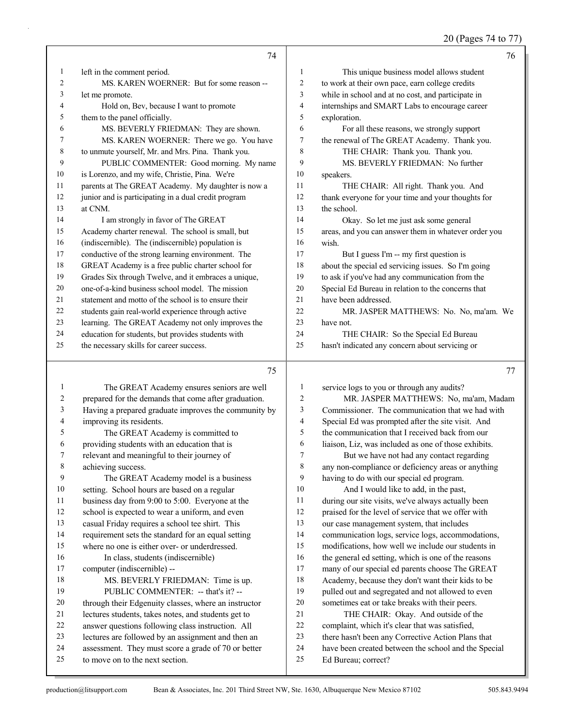**74**

1 left in the comment period.
2 MS. KAREN WOERNER: But for some reason --
3 let me promote.
4 Hold on, Bev, because I want to promote
5 them to the panel officially.
6 MS. BEVERLY FRIEDMAN: They are shown.
7 MS. KAREN WOERNER: There we go. You have
8 to unmute yourself, Mr. and Mrs. Pina. Thank you.
9 PUBLIC COMMENTER: Good morning. My name
10 is Lorenzo, and my wife, Christie, Pina. We're
11 parents at The GREAT Academy. My daughter is now a
12 junior and is participating in a dual credit program
13 at CNM.
14 I am strongly in favor of The GREAT
15 Academy charter renewal. The school is small, but
16 (indiscernible). The (indiscernible) population is
17 conductive of the strong learning environment. The
18 GREAT Academy is a free public charter school for
19 Grades Six through Twelve, and it embraces a unique,
20 one-of-a-kind business school model. The mission
21 statement and motto of the school is to ensure their
22 students gain real-world experience through active
23 learning. The GREAT Academy not only improves the
24 education for students, but provides students with
25 the necessary skills for career success.

**75**

1 The GREAT Academy ensures seniors are well
2 prepared for the demands that come after graduation.
3 Having a prepared graduate improves the community by
4 improving its residents.
5 The GREAT Academy is committed to
6 providing students with an education that is
7 relevant and meaningful to their journey of
8 achieving success.
9 The GREAT Academy model is a business
10 setting. School hours are based on a regular
11 business day from 9:00 to 5:00. Everyone at the
12 school is expected to wear a uniform, and even
13 casual Friday requires a school tee shirt. This
14 requirement sets the standard for an equal setting
15 where no one is either over- or underdressed.
16 In class, students (indiscernible)
17 computer (indiscernible) --
18 MS. BEVERLY FRIEDMAN: Time is up.
19 PUBLIC COMMENTER: -- that's it? --
20 through their Edgenuity classes, where an instructor
21 lectures students, takes notes, and students get to
22 answer questions following class instruction. All
23 lectures are followed by an assignment and then an
24 assessment. They must score a grade of 70 or better
25 to move on to the next section.

**76**

1 This unique business model allows student
2 to work at their own pace, earn college credits
3 while in school and at no cost, and participate in
4 internships and SMART Labs to encourage career
5 exploration.
6 For all these reasons, we strongly support
7 the renewal of The GREAT Academy. Thank you.
8 THE CHAIR: Thank you. Thank you.
9 MS. BEVERLY FRIEDMAN: No further
10 speakers.
11 THE CHAIR: All right. Thank you. And
12 thank everyone for your time and your thoughts for
13 the school.
14 Okay. So let me just ask some general
15 areas, and you can answer them in whatever order you
16 wish.
17 But I guess I'm -- my first question is
18 about the special ed servicing issues. So I'm going
19 to ask if you've had any communication from the
20 Special Ed Bureau in relation to the concerns that
21 have been addressed.
22 MR. JASPER MATTHEWS: No. No, ma'am. We
23 have not.
24 THE CHAIR: So the Special Ed Bureau
25 hasn't indicated any concern about servicing or

**77**

1 service logs to you or through any audits?
2 MR. JASPER MATTHEWS: No, ma'am, Madam
3 Commissioner. The communication that we had with
4 Special Ed was prompted after the site visit. And
5 the communication that I received back from our
6 liaison, Liz, was included as one of those exhibits.
7 But we have not had any contact regarding
8 any non-compliance or deficiency areas or anything
9 having to do with our special ed program.
10 And I would like to add, in the past,
11 during our site visits, we've always actually been
12 praised for the level of service that we offer with
13 our case management system, that includes
14 communication logs, service logs, accommodations,
15 modifications, how well we include our students in
16 the general ed setting, which is one of the reasons
17 many of our special ed parents choose The GREAT
18 Academy, because they don't want their kids to be
19 pulled out and segregated and not allowed to even
20 sometimes eat or take breaks with their peers.
21 THE CHAIR: Okay. And outside of the
22 complaint, which it's clear that was satisfied,
23 there hasn't been any Corrective Action Plans that
24 have been created between the school and the Special
25 Ed Bureau; correct?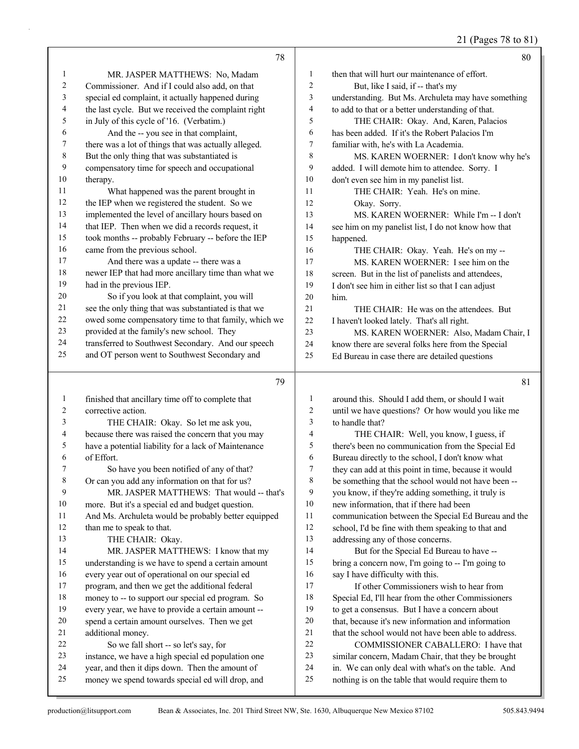**Page 78**

1 MR. JASPER MATTHEWS: No, Madam
2 Commissioner. And if I could also add, on that
3 special ed complaint, it actually happened during
4 the last cycle. But we received the complaint right
5 in July of this cycle of '16. (Verbatim.)
6 And the -- you see in that complaint,
7 there was a lot of things that was actually alleged.
8 But the only thing that was substantiated is
9 compensatory time for speech and occupational
10 therapy.
11 What happened was the parent brought in
12 the IEP when we registered the student. So we
13 implemented the level of ancillary hours based on
14 that IEP. Then when we did a records request, it
15 took months -- probably February -- before the IEP
16 came from the previous school.
17 And there was a update -- there was a
18 newer IEP that had more ancillary time than what we
19 had in the previous IEP.
20 So if you look at that complaint, you will
21 see the only thing that was substantiated is that we
22 owed some compensatory time to that family, which we
23 provided at the family's new school. They
24 transferred to Southwest Secondary. And our speech
25 and OT person went to Southwest Secondary and

**Page 79**

1 finished that ancillary time off to complete that
2 corrective action.
3 THE CHAIR: Okay. So let me ask you,
4 because there was raised the concern that you may
5 have a potential liability for a lack of Maintenance
6 of Effort.
7 So have you been notified of any of that?
8 Or can you add any information on that for us?
9 MR. JASPER MATTHEWS: That would -- that's
10 more. But it's a special ed and budget question.
11 And Ms. Archuleta would be probably better equipped
12 than me to speak to that.
13 THE CHAIR: Okay.
14 MR. JASPER MATTHEWS: I know that my
15 understanding is we have to spend a certain amount
16 every year out of operational on our special ed
17 program, and then we get the additional federal
18 money to -- to support our special ed program. So
19 every year, we have to provide a certain amount --
20 spend a certain amount ourselves. Then we get
21 additional money.
22 So we fall short -- so let's say, for
23 instance, we have a high special ed population one
24 year, and then it dips down. Then the amount of
25 money we spend towards special ed will drop, and

**Page 80**

1 then that will hurt our maintenance of effort.
2 But, like I said, if -- that's my
3 understanding. But Ms. Archuleta may have something
4 to add to that or a better understanding of that.
5 THE CHAIR: Okay. And, Karen, Palacios
6 has been added. If it's the Robert Palacios I'm
7 familiar with, he's with La Academia.
8 MS. KAREN WOERNER: I don't know why he's
9 added. I will demote him to attendee. Sorry. I
10 don't even see him in my panelist list.
11 THE CHAIR: Yeah. He's on mine.
12 Okay. Sorry.
13 MS. KAREN WOERNER: While I'm -- I don't
14 see him on my panelist list, I do not know how that
15 happened.
16 THE CHAIR: Okay. Yeah. He's on my --
17 MS. KAREN WOERNER: I see him on the
18 screen. But in the list of panelists and attendees,
19 I don't see him in either list so that I can adjust
20 him.
21 THE CHAIR: He was on the attendees. But
22 I haven't looked lately. That's all right.
23 MS. KAREN WOERNER: Also, Madam Chair, I
24 know there are several folks here from the Special
25 Ed Bureau in case there are detailed questions

**Page 81**

1 around this. Should I add them, or should I wait
2 until we have questions? Or how would you like me
3 to handle that?
4 THE CHAIR: Well, you know, I guess, if
5 there's been no communication from the Special Ed
6 Bureau directly to the school, I don't know what
7 they can add at this point in time, because it would
8 be something that the school would not have been --
9 you know, if they're adding something, it truly is
10 new information, that if there had been
11 communication between the Special Ed Bureau and the
12 school, I'd be fine with them speaking to that and
13 addressing any of those concerns.
14 But for the Special Ed Bureau to have --
15 bring a concern now, I'm going to -- I'm going to
16 say I have difficulty with this.
17 If other Commissioners wish to hear from
18 Special Ed, I'll hear from the other Commissioners
19 to get a consensus. But I have a concern about
20 that, because it's new information and information
21 that the school would not have been able to address.
22 COMMISSIONER CABALLERO: I have that
23 similar concern, Madam Chair, that they be brought
24 in. We can only deal with what's on the table. And
25 nothing is on the table that would require them to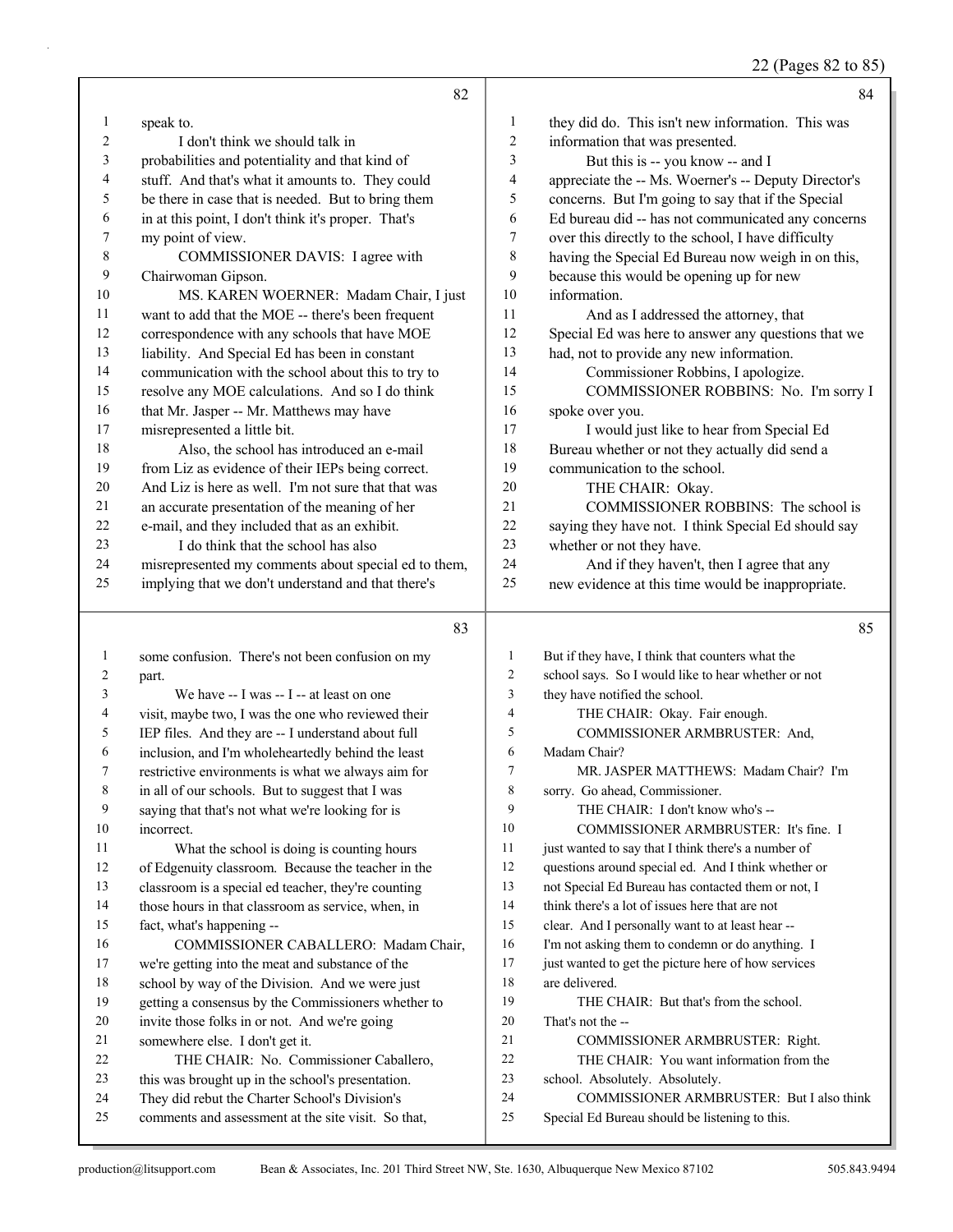speak to.

I don't think we should talk in probabilities and potentiality and that kind of stuff. And that's what it amounts to. They could be there in case that is needed. But to bring them in at this point, I don't think it's proper. That's my point of view.

COMMISSIONER DAVIS: I agree with Chairwoman Gipson.

MS. KAREN WOERNER: Madam Chair, I just want to add that the MOE -- there's been frequent correspondence with any schools that have MOE liability. And Special Ed has been in constant communication with the school about this to try to resolve any MOE calculations. And so I do think that Mr. Jasper -- Mr. Matthews may have misrepresented a little bit.

Also, the school has introduced an e-mail from Liz as evidence of their IEPs being correct. And Liz is here as well. I'm not sure that that was an accurate presentation of the meaning of her e-mail, and they included that as an exhibit.

I do think that the school has also misrepresented my comments about special ed to them, implying that we don't understand and that there's some confusion. There's not been confusion on my part.

We have -- I was -- I -- at least on one visit, maybe two, I was the one who reviewed their IEP files. And they are -- I understand about full inclusion, and I'm wholeheartedly behind the least restrictive environments is what we always aim for in all of our schools. But to suggest that I was saying that that's not what we're looking for is incorrect.

What the school is doing is counting hours of Edgenuity classroom. Because the teacher in the classroom is a special ed teacher, they're counting those hours in that classroom as service, when, in fact, what's happening --

COMMISSIONER CABALLERO: Madam Chair, we're getting into the meat and substance of the school by way of the Division. And we were just getting a consensus by the Commissioners whether to invite those folks in or not. And we're going somewhere else. I don't get it.

THE CHAIR: No. Commissioner Caballero, this was brought up in the school's presentation. They did rebut the Charter School's Division's comments and assessment at the site visit. So that, they did do. This isn't new information. This was information that was presented.

But this is -- you know -- and I appreciate the -- Ms. Woerner's -- Deputy Director's concerns. But I'm going to say that if the Special Ed bureau did -- has not communicated any concerns over this directly to the school, I have difficulty having the Special Ed Bureau now weigh in on this, because this would be opening up for new information.

And as I addressed the attorney, that Special Ed was here to answer any questions that we had, not to provide any new information.

Commissioner Robbins, I apologize.

COMMISSIONER ROBBINS: No. I'm sorry I spoke over you.

I would just like to hear from Special Ed Bureau whether or not they actually did send a communication to the school.

THE CHAIR: Okay.

COMMISSIONER ROBBINS: The school is saying they have not. I think Special Ed should say whether or not they have.

And if they haven't, then I agree that any new evidence at this time would be inappropriate. But if they have, I think that counters what the school says. So I would like to hear whether or not they have notified the school.

THE CHAIR: Okay. Fair enough.

COMMISSIONER ARMBRUSTER: And, Madam Chair?

MR. JASPER MATTHEWS: Madam Chair? I'm sorry. Go ahead, Commissioner.

THE CHAIR: I don't know who's --

COMMISSIONER ARMBRUSTER: It's fine. I just wanted to say that I think there's a number of questions around special ed. And I think whether or not Special Ed Bureau has contacted them or not, I think there's a lot of issues here that are not clear. And I personally want to at least hear -- I'm not asking them to condemn or do anything. I just wanted to get the picture here of how services are delivered.

THE CHAIR: But that's from the school. That's not the --

COMMISSIONER ARMBRUSTER: Right.

THE CHAIR: You want information from the school. Absolutely. Absolutely.

COMMISSIONER ARMBRUSTER: But I also think Special Ed Bureau should be listening to this.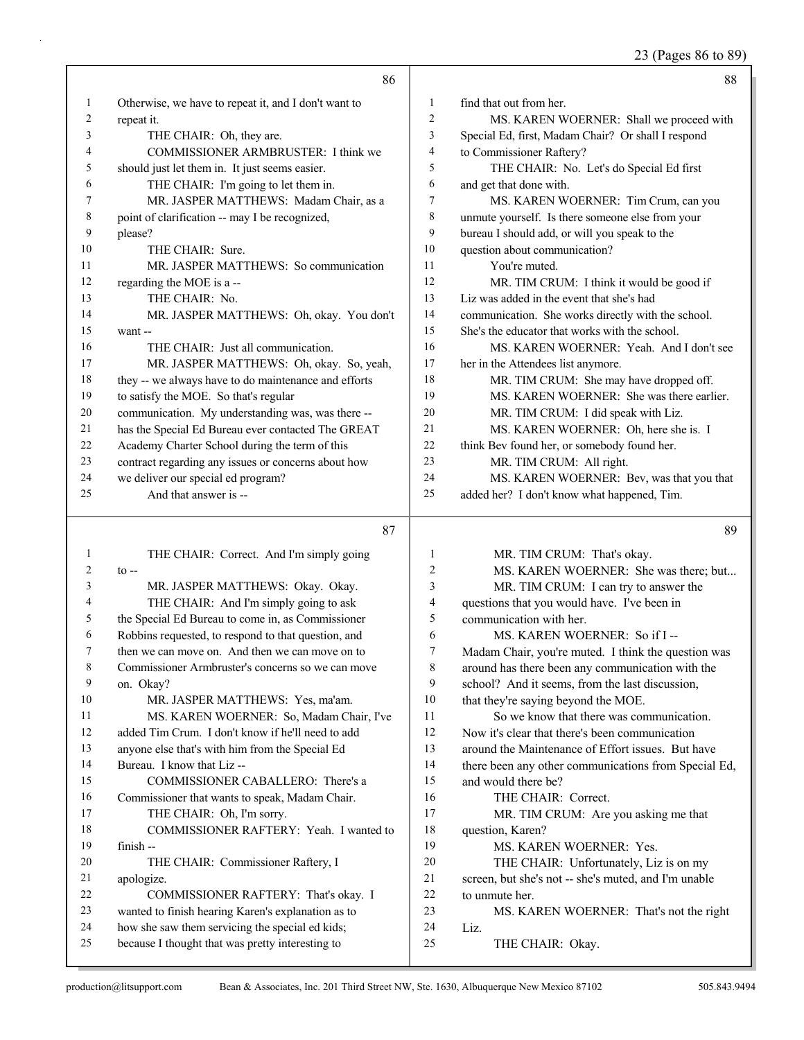Otherwise, we have to repeat it, and I don't want to repeat it.

THE CHAIR: Oh, they are.

COMMISSIONER ARMBRUSTER: I think we should just let them in. It just seems easier.

THE CHAIR: I'm going to let them in.

MR. JASPER MATTHEWS: Madam Chair, as a point of clarification -- may I be recognized, please?

THE CHAIR: Sure.

MR. JASPER MATTHEWS: So communication regarding the MOE is a --

THE CHAIR: No.

MR. JASPER MATTHEWS: Oh, okay. You don't want --

THE CHAIR: Just all communication.

MR. JASPER MATTHEWS: Oh, okay. So, yeah, they -- we always have to do maintenance and efforts to satisfy the MOE. So that's regular communication. My understanding was, was there -- has the Special Ed Bureau ever contacted The GREAT Academy Charter School during the term of this contract regarding any issues or concerns about how we deliver our special ed program?

And that answer is --

THE CHAIR: Correct. And I'm simply going to --

MR. JASPER MATTHEWS: Okay. Okay.

THE CHAIR: And I'm simply going to ask the Special Ed Bureau to come in, as Commissioner Robbins requested, to respond to that question, and then we can move on. And then we can move on to Commissioner Armbruster's concerns so we can move on. Okay?

MR. JASPER MATTHEWS: Yes, ma'am.

MS. KAREN WOERNER: So, Madam Chair, I've added Tim Crum. I don't know if he'll need to add anyone else that's with him from the Special Ed Bureau. I know that Liz --

COMMISSIONER CABALLERO: There's a Commissioner that wants to speak, Madam Chair.

THE CHAIR: Oh, I'm sorry.

COMMISSIONER RAFTERY: Yeah. I wanted to finish --

THE CHAIR: Commissioner Raftery, I apologize.

COMMISSIONER RAFTERY: That's okay. I wanted to finish hearing Karen's explanation as to how she saw them servicing the special ed kids; because I thought that was pretty interesting to find that out from her.

MS. KAREN WOERNER: Shall we proceed with Special Ed, first, Madam Chair? Or shall I respond to Commissioner Raftery?

THE CHAIR: No. Let's do Special Ed first and get that done with.

MS. KAREN WOERNER: Tim Crum, can you unmute yourself. Is there someone else from your bureau I should add, or will you speak to the question about communication?

You're muted.

MR. TIM CRUM: I think it would be good if Liz was added in the event that she's had communication. She works directly with the school. She's the educator that works with the school.

MS. KAREN WOERNER: Yeah. And I don't see her in the Attendees list anymore.

MR. TIM CRUM: She may have dropped off.

MS. KAREN WOERNER: She was there earlier.

MR. TIM CRUM: I did speak with Liz.

MS. KAREN WOERNER: Oh, here she is. I think Bev found her, or somebody found her.

MR. TIM CRUM: All right.

MS. KAREN WOERNER: Bev, was that you that added her? I don't know what happened, Tim.

MR. TIM CRUM: That's okay.

MS. KAREN WOERNER: She was there; but...

MR. TIM CRUM: I can try to answer the questions that you would have. I've been in communication with her.

MS. KAREN WOERNER: So if I -- Madam Chair, you're muted. I think the question was around has there been any communication with the school? And it seems, from the last discussion, that they're saying beyond the MOE.

So we know that there was communication. Now it's clear that there's been communication around the Maintenance of Effort issues. But have there been any other communications from Special Ed, and would there be?

THE CHAIR: Correct.

MR. TIM CRUM: Are you asking me that question, Karen?

MS. KAREN WOERNER: Yes.

THE CHAIR: Unfortunately, Liz is on my screen, but she's not -- she's muted, and I'm unable to unmute her.

MS. KAREN WOERNER: That's not the right Liz.

THE CHAIR: Okay.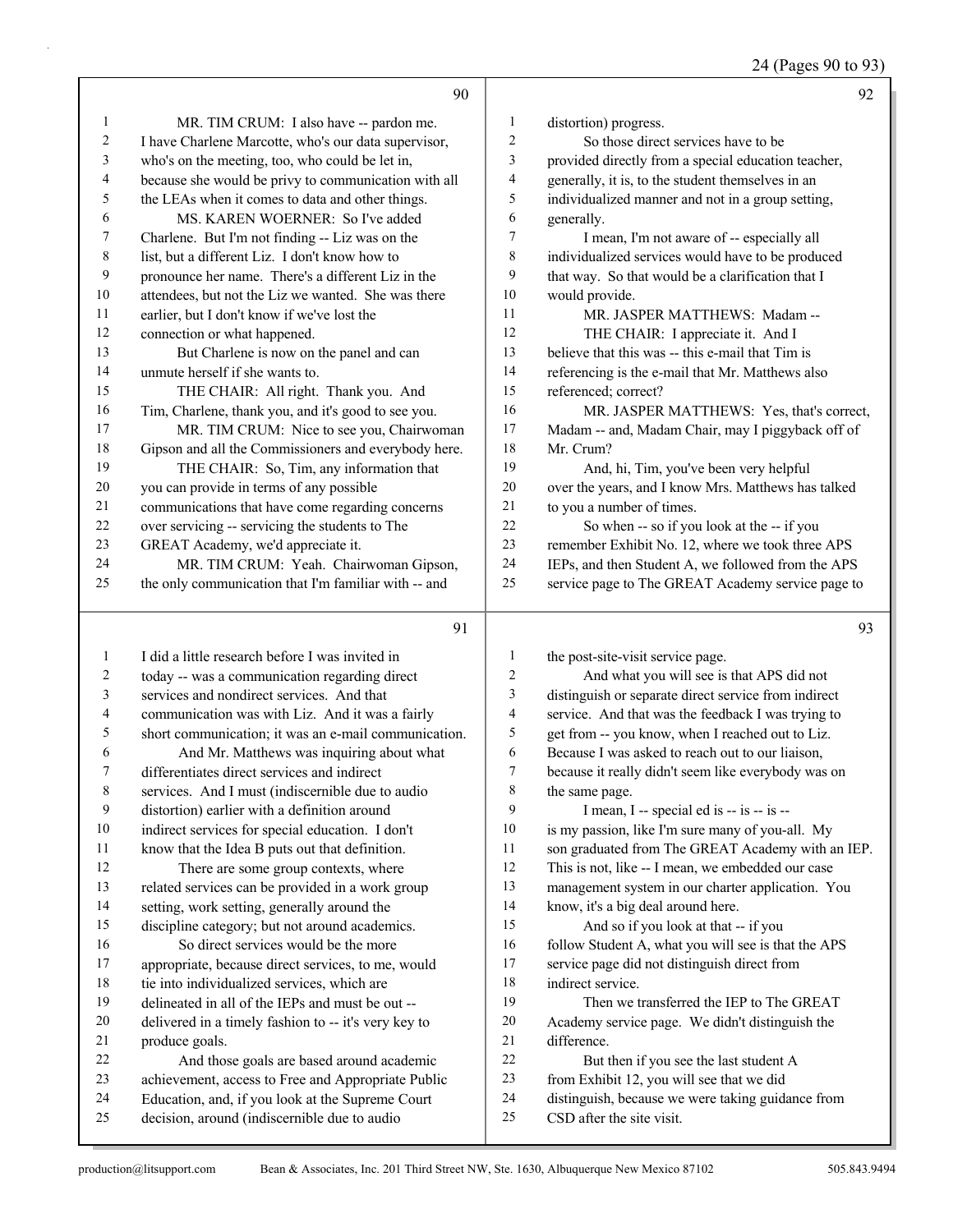MR. TIM CRUM: I also have -- pardon me. I have Charlene Marcotte, who's our data supervisor, who's on the meeting, too, who could be let in, because she would be privy to communication with all the LEAs when it comes to data and other things.

MS. KAREN WOERNER: So I've added Charlene. But I'm not finding -- Liz was on the list, but a different Liz. I don't know how to pronounce her name. There's a different Liz in the attendees, but not the Liz we wanted. She was there earlier, but I don't know if we've lost the connection or what happened.

But Charlene is now on the panel and can unmute herself if she wants to.

THE CHAIR: All right. Thank you. And Tim, Charlene, thank you, and it's good to see you.

MR. TIM CRUM: Nice to see you, Chairwoman Gipson and all the Commissioners and everybody here.

THE CHAIR: So, Tim, any information that you can provide in terms of any possible communications that have come regarding concerns over servicing -- servicing the students to The GREAT Academy, we'd appreciate it.

MR. TIM CRUM: Yeah. Chairwoman Gipson, the only communication that I'm familiar with -- and I did a little research before I was invited in today -- was a communication regarding direct services and nondirect services. And that communication was with Liz. And it was a fairly short communication; it was an e-mail communication.

And Mr. Matthews was inquiring about what differentiates direct services and indirect services. And I must (indiscernible due to audio distortion) earlier with a definition around indirect services for special education. I don't know that the Idea B puts out that definition.

There are some group contexts, where related services can be provided in a work group setting, work setting, generally around the discipline category; but not around academics.

So direct services would be the more appropriate, because direct services, to me, would tie into individualized services, which are delineated in all of the IEPs and must be out -- delivered in a timely fashion to -- it's very key to produce goals.

And those goals are based around academic achievement, access to Free and Appropriate Public Education, and, if you look at the Supreme Court decision, around (indiscernible due to audio distortion) progress.

So those direct services have to be provided directly from a special education teacher, generally, it is, to the student themselves in an individualized manner and not in a group setting, generally.

I mean, I'm not aware of -- especially all individualized services would have to be produced that way. So that would be a clarification that I would provide.

MR. JASPER MATTHEWS: Madam --

THE CHAIR: I appreciate it. And I believe that this was -- this e-mail that Tim is referencing is the e-mail that Mr. Matthews also referenced; correct?

MR. JASPER MATTHEWS: Yes, that's correct, Madam -- and, Madam Chair, may I piggyback off of Mr. Crum?

And, hi, Tim, you've been very helpful over the years, and I know Mrs. Matthews has talked to you a number of times.

So when -- so if you look at the -- if you remember Exhibit No. 12, where we took three APS IEPs, and then Student A, we followed from the APS service page to The GREAT Academy service page to the post-site-visit service page.

And what you will see is that APS did not distinguish or separate direct service from indirect service. And that was the feedback I was trying to get from -- you know, when I reached out to Liz. Because I was asked to reach out to our liaison, because it really didn't seem like everybody was on the same page.

I mean, I -- special ed is -- is -- is -- is my passion, like I'm sure many of you-all. My son graduated from The GREAT Academy with an IEP. This is not, like -- I mean, we embedded our case management system in our charter application. You know, it's a big deal around here.

And so if you look at that -- if you follow Student A, what you will see is that the APS service page did not distinguish direct from indirect service.

Then we transferred the IEP to The GREAT Academy service page. We didn't distinguish the difference.

But then if you see the last student A from Exhibit 12, you will see that we did distinguish, because we were taking guidance from CSD after the site visit.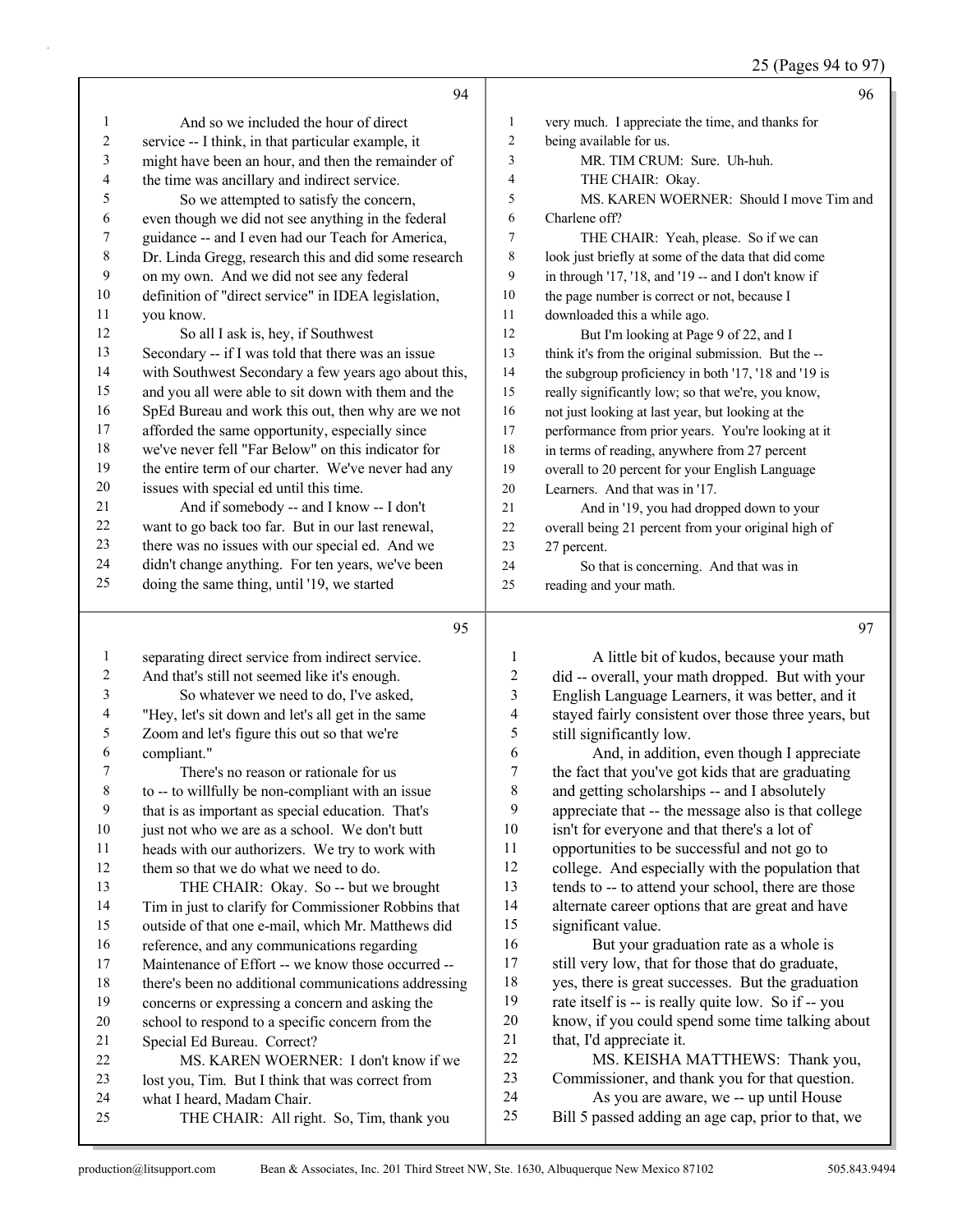**Page 94**

1 And so we included the hour of direct
2 service -- I think, in that particular example, it
3 might have been an hour, and then the remainder of
4 the time was ancillary and indirect service.
5 So we attempted to satisfy the concern,
6 even though we did not see anything in the federal
7 guidance -- and I even had our Teach for America,
8 Dr. Linda Gregg, research this and did some research
9 on my own. And we did not see any federal
10 definition of "direct service" in IDEA legislation,
11 you know.
12 So all I ask is, hey, if Southwest
13 Secondary -- if I was told that there was an issue
14 with Southwest Secondary a few years ago about this,
15 and you all were able to sit down with them and the
16 SpEd Bureau and work this out, then why are we not
17 afforded the same opportunity, especially since
18 we've never fell "Far Below" on this indicator for
19 the entire term of our charter. We've never had any
20 issues with special ed until this time.
21 And if somebody -- and I know -- I don't
22 want to go back too far. But in our last renewal,
23 there was no issues with our special ed. And we
24 didn't change anything. For ten years, we've been
25 doing the same thing, until '19, we started

**Page 95**

1 separating direct service from indirect service.
2 And that's still not seemed like it's enough.
3 So whatever we need to do, I've asked,
4 "Hey, let's sit down and let's all get in the same
5 Zoom and let's figure this out so that we're
6 compliant."
7 There's no reason or rationale for us
8 to -- to willfully be non-compliant with an issue
9 that is as important as special education. That's
10 just not who we are as a school. We don't butt
11 heads with our authorizers. We try to work with
12 them so that we do what we need to do.
13 THE CHAIR: Okay. So -- but we brought
14 Tim in just to clarify for Commissioner Robbins that
15 outside of that one e-mail, which Mr. Matthews did
16 reference, and any communications regarding
17 Maintenance of Effort -- we know those occurred --
18 there's been no additional communications addressing
19 concerns or expressing a concern and asking the
20 school to respond to a specific concern from the
21 Special Ed Bureau. Correct?
22 MS. KAREN WOERNER: I don't know if we
23 lost you, Tim. But I think that was correct from
24 what I heard, Madam Chair.
25 THE CHAIR: All right. So, Tim, thank you

**Page 96**

1 very much. I appreciate the time, and thanks for
2 being available for us.
3 MR. TIM CRUM: Sure. Uh-huh.
4 THE CHAIR: Okay.
5 MS. KAREN WOERNER: Should I move Tim and
6 Charlene off?
7 THE CHAIR: Yeah, please. So if we can
8 look just briefly at some of the data that did come
9 in through '17, '18, and '19 -- and I don't know if
10 the page number is correct or not, because I
11 downloaded this a while ago.
12 But I'm looking at Page 9 of 22, and I
13 think it's from the original submission. But the --
14 the subgroup proficiency in both '17, '18 and '19 is
15 really significantly low; so that we're, you know,
16 not just looking at last year, but looking at the
17 performance from prior years. You're looking at it
18 in terms of reading, anywhere from 27 percent
19 overall to 20 percent for your English Language
20 Learners. And that was in '17.
21 And in '19, you had dropped down to your
22 overall being 21 percent from your original high of
23 27 percent.
24 So that is concerning. And that was in
25 reading and your math.

**Page 97**

1 A little bit of kudos, because your math
2 did -- overall, your math dropped. But with your
3 English Language Learners, it was better, and it
4 stayed fairly consistent over those three years, but
5 still significantly low.
6 And, in addition, even though I appreciate
7 the fact that you've got kids that are graduating
8 and getting scholarships -- and I absolutely
9 appreciate that -- the message also is that college
10 isn't for everyone and that there's a lot of
11 opportunities to be successful and not go to
12 college. And especially with the population that
13 tends to -- to attend your school, there are those
14 alternate career options that are great and have
15 significant value.
16 But your graduation rate as a whole is
17 still very low, that for those that do graduate,
18 yes, there is great successes. But the graduation
19 rate itself is -- is really quite low. So if -- you
20 know, if you could spend some time talking about
21 that, I'd appreciate it.
22 MS. KEISHA MATTHEWS: Thank you,
23 Commissioner, and thank you for that question.
24 As you are aware, we -- up until House
25 Bill 5 passed adding an age cap, prior to that, we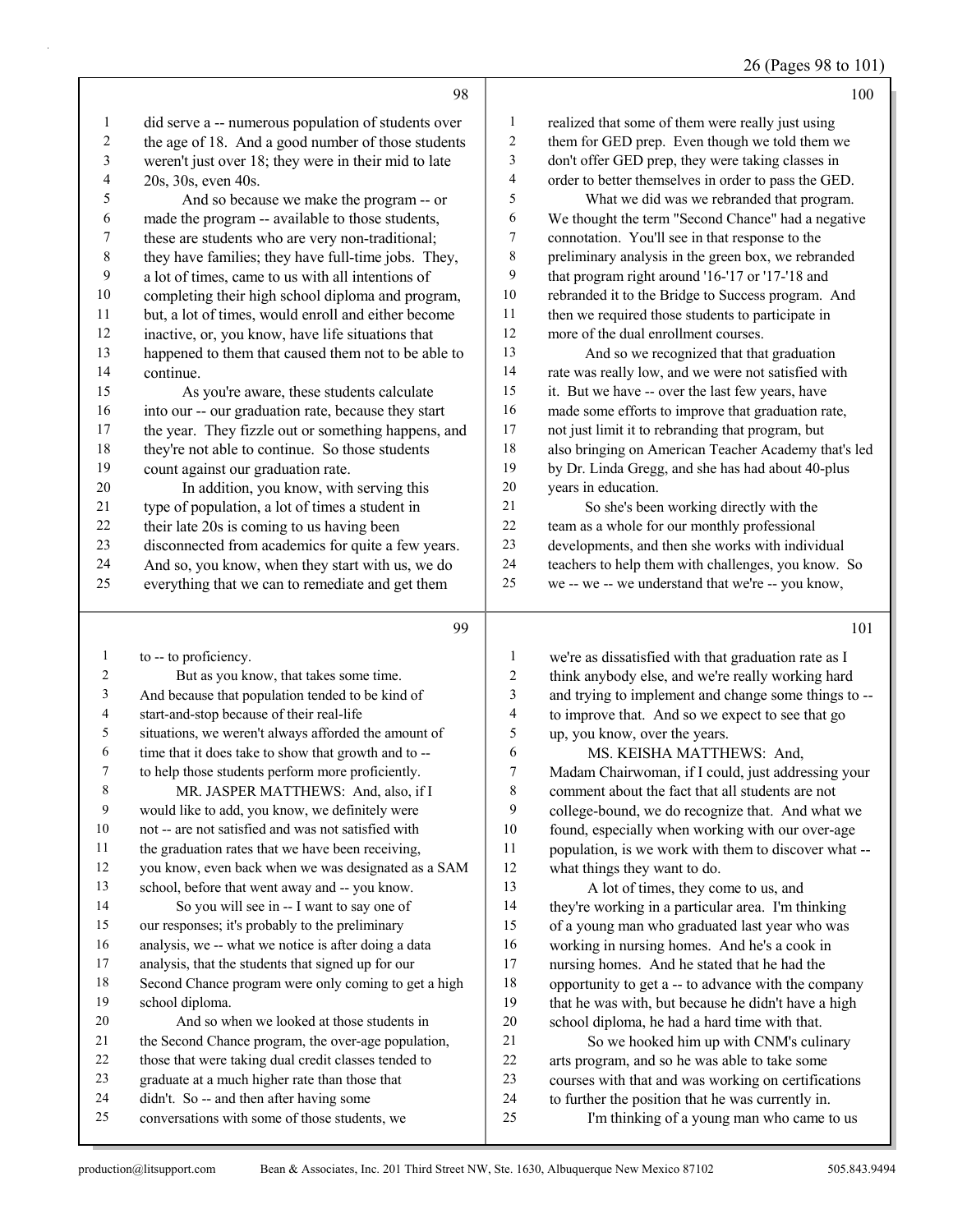98

did serve a -- numerous population of students over the age of 18. And a good number of those students weren't just over 18; they were in their mid to late 20s, 30s, even 40s.

And so because we make the program -- or made the program -- available to those students, these are students who are very non-traditional; they have families; they have full-time jobs. They, a lot of times, came to us with all intentions of completing their high school diploma and program, but, a lot of times, would enroll and either become inactive, or, you know, have life situations that happened to them that caused them not to be able to continue.

As you're aware, these students calculate into our -- our graduation rate, because they start the year. They fizzle out or something happens, and they're not able to continue. So those students count against our graduation rate.

In addition, you know, with serving this type of population, a lot of times a student in their late 20s is coming to us having been disconnected from academics for quite a few years. And so, you know, when they start with us, we do everything that we can to remediate and get them

99

to -- to proficiency.

But as you know, that takes some time. And because that population tended to be kind of start-and-stop because of their real-life situations, we weren't always afforded the amount of time that it does take to show that growth and to -- to help those students perform more proficiently.

MR. JASPER MATTHEWS: And, also, if I would like to add, you know, we definitely were not -- are not satisfied and was not satisfied with the graduation rates that we have been receiving, you know, even back when we was designated as a SAM school, before that went away and -- you know.

So you will see in -- I want to say one of our responses; it's probably to the preliminary analysis, we -- what we notice is after doing a data analysis, that the students that signed up for our Second Chance program were only coming to get a high school diploma.

And so when we looked at those students in the Second Chance program, the over-age population, those that were taking dual credit classes tended to graduate at a much higher rate than those that didn't. So -- and then after having some conversations with some of those students, we

100

realized that some of them were really just using them for GED prep. Even though we told them we don't offer GED prep, they were taking classes in order to better themselves in order to pass the GED.

What we did was we rebranded that program. We thought the term "Second Chance" had a negative connotation. You'll see in that response to the preliminary analysis in the green box, we rebranded that program right around '16-'17 or '17-'18 and rebranded it to the Bridge to Success program. And then we required those students to participate in more of the dual enrollment courses.

And so we recognized that that graduation rate was really low, and we were not satisfied with it. But we have -- over the last few years, have made some efforts to improve that graduation rate, not just limit it to rebranding that program, but also bringing on American Teacher Academy that's led by Dr. Linda Gregg, and she has had about 40-plus years in education.

So she's been working directly with the team as a whole for our monthly professional developments, and then she works with individual teachers to help them with challenges, you know. So we -- we -- we understand that we're -- you know,

101

we're as dissatisfied with that graduation rate as I think anybody else, and we're really working hard and trying to implement and change some things to -- to improve that. And so we expect to see that go up, you know, over the years.

MS. KEISHA MATTHEWS: And, Madam Chairwoman, if I could, just addressing your comment about the fact that all students are not college-bound, we do recognize that. And what we found, especially when working with our over-age population, is we work with them to discover what -- what things they want to do.

A lot of times, they come to us, and they're working in a particular area. I'm thinking of a young man who graduated last year who was working in nursing homes. And he's a cook in nursing homes. And he stated that he had the opportunity to get a -- to advance with the company that he was with, but because he didn't have a high school diploma, he had a hard time with that.

So we hooked him up with CNM's culinary arts program, and so he was able to take some courses with that and was working on certifications to further the position that he was currently in.

I'm thinking of a young man who came to us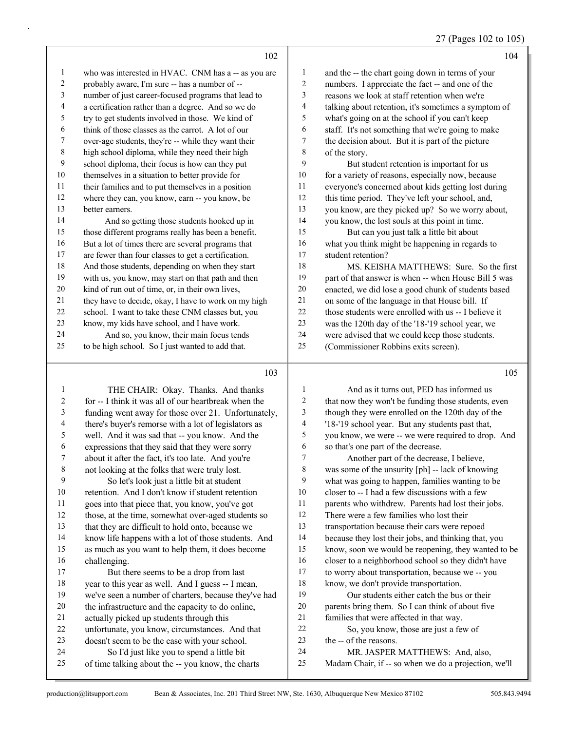## 102

1 who was interested in HVAC. CNM has a -- as you are
2 probably aware, I'm sure -- has a number of --
3 number of just career-focused programs that lead to
4 a certification rather than a degree. And so we do
5 try to get students involved in those. We kind of
6 think of those classes as the carrot. A lot of our
7 over-age students, they're -- while they want their
8 high school diploma, while they need their high
9 school diploma, their focus is how can they put
10 themselves in a situation to better provide for
11 their families and to put themselves in a position
12 where they can, you know, earn -- you know, be
13 better earners.
14 And so getting those students hooked up in
15 those different programs really has been a benefit.
16 But a lot of times there are several programs that
17 are fewer than four classes to get a certification.
18 And those students, depending on when they start
19 with us, you know, may start on that path and then
20 kind of run out of time, or, in their own lives,
21 they have to decide, okay, I have to work on my high
22 school. I want to take these CNM classes but, you
23 know, my kids have school, and I have work.
24 And so, you know, their main focus tends
25 to be high school. So I just wanted to add that.

## 103

1 THE CHAIR: Okay. Thanks. And thanks
2 for -- I think it was all of our heartbreak when the
3 funding went away for those over 21. Unfortunately,
4 there's buyer's remorse with a lot of legislators as
5 well. And it was sad that -- you know. And the
6 expressions that they said that they were sorry
7 about it after the fact, it's too late. And you're
8 not looking at the folks that were truly lost.
9 So let's look just a little bit at student
10 retention. And I don't know if student retention
11 goes into that piece that, you know, you've got
12 those, at the time, somewhat over-aged students so
13 that they are difficult to hold onto, because we
14 know life happens with a lot of those students. And
15 as much as you want to help them, it does become
16 challenging.
17 But there seems to be a drop from last
18 year to this year as well. And I guess -- I mean,
19 we've seen a number of charters, because they've had
20 the infrastructure and the capacity to do online,
21 actually picked up students through this
22 unfortunate, you know, circumstances. And that
23 doesn't seem to be the case with your school.
24 So I'd just like you to spend a little bit
25 of time talking about the -- you know, the charts

## 104

1 and the -- the chart going down in terms of your
2 numbers. I appreciate the fact -- and one of the
3 reasons we look at staff retention when we're
4 talking about retention, it's sometimes a symptom of
5 what's going on at the school if you can't keep
6 staff. It's not something that we're going to make
7 the decision about. But it is part of the picture
8 of the story.
9 But student retention is important for us
10 for a variety of reasons, especially now, because
11 everyone's concerned about kids getting lost during
12 this time period. They've left your school, and,
13 you know, are they picked up? So we worry about,
14 you know, the lost souls at this point in time.
15 But can you just talk a little bit about
16 what you think might be happening in regards to
17 student retention?
18 MS. KEISHA MATTHEWS: Sure. So the first
19 part of that answer is when -- when House Bill 5 was
20 enacted, we did lose a good chunk of students based
21 on some of the language in that House bill. If
22 those students were enrolled with us -- I believe it
23 was the 120th day of the '18-'19 school year, we
24 were advised that we could keep those students.
25 (Commissioner Robbins exits screen).

## 105

1 And as it turns out, PED has informed us
2 that now they won't be funding those students, even
3 though they were enrolled on the 120th day of the
4 '18-'19 school year. But any students past that,
5 you know, we were -- we were required to drop. And
6 so that's one part of the decrease.
7 Another part of the decrease, I believe,
8 was some of the unsurity [ph] -- lack of knowing
9 what was going to happen, families wanting to be
10 closer to -- I had a few discussions with a few
11 parents who withdrew. Parents had lost their jobs.
12 There were a few families who lost their
13 transportation because their cars were repoed
14 because they lost their jobs, and thinking that, you
15 know, soon we would be reopening, they wanted to be
16 closer to a neighborhood school so they didn't have
17 to worry about transportation, because we -- you
18 know, we don't provide transportation.
19 Our students either catch the bus or their
20 parents bring them. So I can think of about five
21 families that were affected in that way.
22 So, you know, those are just a few of
23 the -- of the reasons.
24 MR. JASPER MATTHEWS: And, also,
25 Madam Chair, if -- so when we do a projection, we'll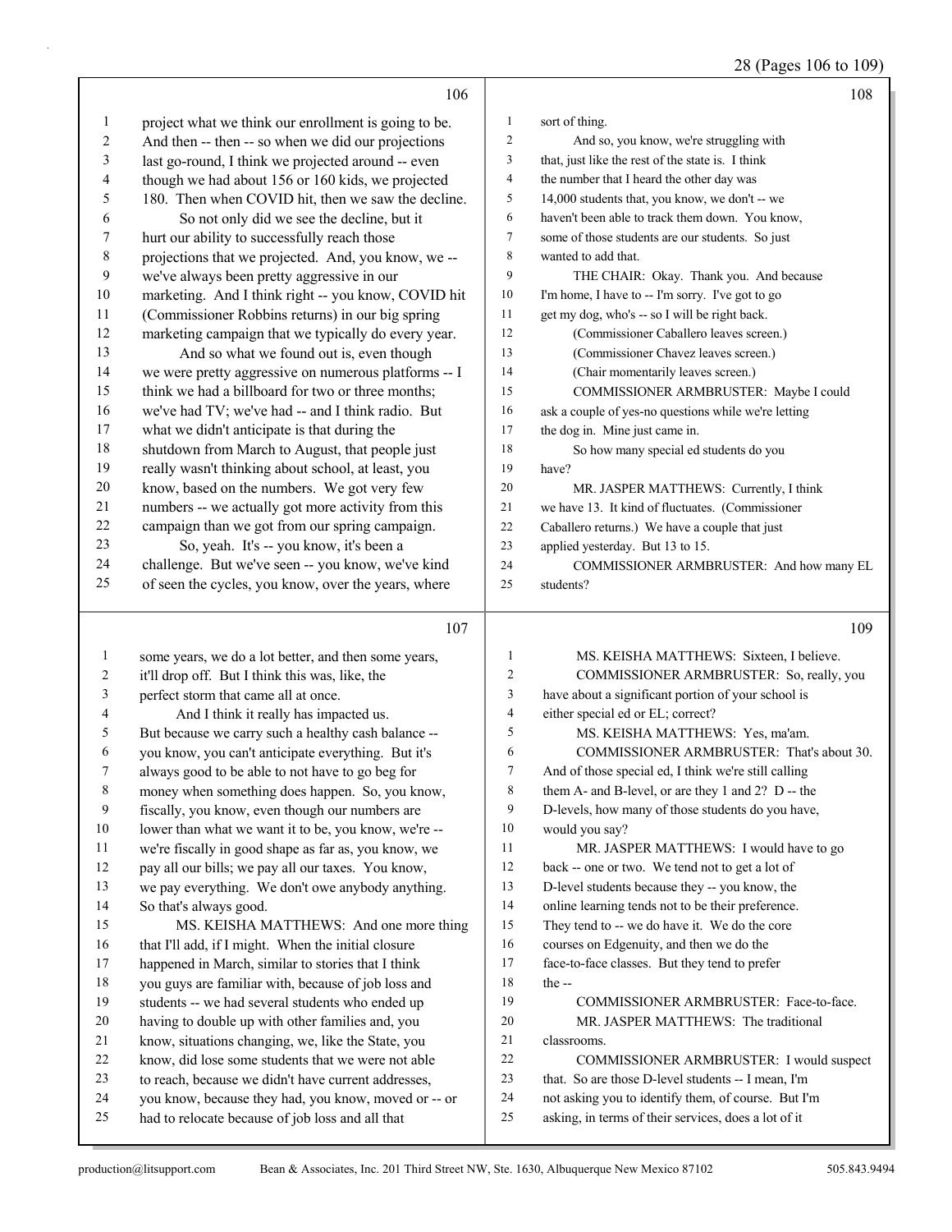106

1 project what we think our enrollment is going to be.
2 And then -- then -- so when we did our projections
3 last go-round, I think we projected around -- even
4 though we had about 156 or 160 kids, we projected
5 180. Then when COVID hit, then we saw the decline.
6 So not only did we see the decline, but it
7 hurt our ability to successfully reach those
8 projections that we projected. And, you know, we --
9 we've always been pretty aggressive in our
10 marketing. And I think right -- you know, COVID hit
11 (Commissioner Robbins returns) in our big spring
12 marketing campaign that we typically do every year.
13 And so what we found out is, even though
14 we were pretty aggressive on numerous platforms -- I
15 think we had a billboard for two or three months;
16 we've had TV; we've had -- and I think radio. But
17 what we didn't anticipate is that during the
18 shutdown from March to August, that people just
19 really wasn't thinking about school, at least, you
20 know, based on the numbers. We got very few
21 numbers -- we actually got more activity from this
22 campaign than we got from our spring campaign.
23 So, yeah. It's -- you know, it's been a
24 challenge. But we've seen -- you know, we've kind
25 of seen the cycles, you know, over the years, where

107

1 some years, we do a lot better, and then some years,
2 it'll drop off. But I think this was, like, the
3 perfect storm that came all at once.
4 And I think it really has impacted us.
5 But because we carry such a healthy cash balance --
6 you know, you can't anticipate everything. But it's
7 always good to be able to not have to go beg for
8 money when something does happen. So, you know,
9 fiscally, you know, even though our numbers are
10 lower than what we want it to be, you know, we're --
11 we're fiscally in good shape as far as, you know, we
12 pay all our bills; we pay all our taxes. You know,
13 we pay everything. We don't owe anybody anything.
14 So that's always good.
15 MS. KEISHA MATTHEWS: And one more thing
16 that I'll add, if I might. When the initial closure
17 happened in March, similar to stories that I think
18 you guys are familiar with, because of job loss and
19 students -- we had several students who ended up
20 having to double up with other families and, you
21 know, situations changing, we, like the State, you
22 know, did lose some students that we were not able
23 to reach, because we didn't have current addresses,
24 you know, because they had, you know, moved or -- or
25 had to relocate because of job loss and all that

108

1 sort of thing.
2 And so, you know, we're struggling with
3 that, just like the rest of the state is. I think
4 the number that I heard the other day was
5 14,000 students that, you know, we don't -- we
6 haven't been able to track them down. You know,
7 some of those students are our students. So just
8 wanted to add that.
9 THE CHAIR: Okay. Thank you. And because
10 I'm home, I have to -- I'm sorry. I've got to go
11 get my dog, who's -- so I will be right back.
12 (Commissioner Caballero leaves screen.)
13 (Commissioner Chavez leaves screen.)
14 (Chair momentarily leaves screen.)
15 COMMISSIONER ARMBRUSTER: Maybe I could
16 ask a couple of yes-no questions while we're letting
17 the dog in. Mine just came in.
18 So how many special ed students do you
19 have?
20 MR. JASPER MATTHEWS: Currently, I think
21 we have 13. It kind of fluctuates. (Commissioner
22 Caballero returns.) We have a couple that just
23 applied yesterday. But 13 to 15.
24 COMMISSIONER ARMBRUSTER: And how many EL
25 students?

109

1 MS. KEISHA MATTHEWS: Sixteen, I believe.
2 COMMISSIONER ARMBRUSTER: So, really, you
3 have about a significant portion of your school is
4 either special ed or EL; correct?
5 MS. KEISHA MATTHEWS: Yes, ma'am.
6 COMMISSIONER ARMBRUSTER: That's about 30.
7 And of those special ed, I think we're still calling
8 them A- and B-level, or are they 1 and 2? D -- the
9 D-levels, how many of those students do you have,
10 would you say?
11 MR. JASPER MATTHEWS: I would have to go
12 back -- one or two. We tend not to get a lot of
13 D-level students because they -- you know, the
14 online learning tends not to be their preference.
15 They tend to -- we do have it. We do the core
16 courses on Edgenuity, and then we do the
17 face-to-face classes. But they tend to prefer
18 the --
19 COMMISSIONER ARMBRUSTER: Face-to-face.
20 MR. JASPER MATTHEWS: The traditional
21 classrooms.
22 COMMISSIONER ARMBRUSTER: I would suspect
23 that. So are those D-level students -- I mean, I'm
24 not asking you to identify them, of course. But I'm
25 asking, in terms of their services, does a lot of it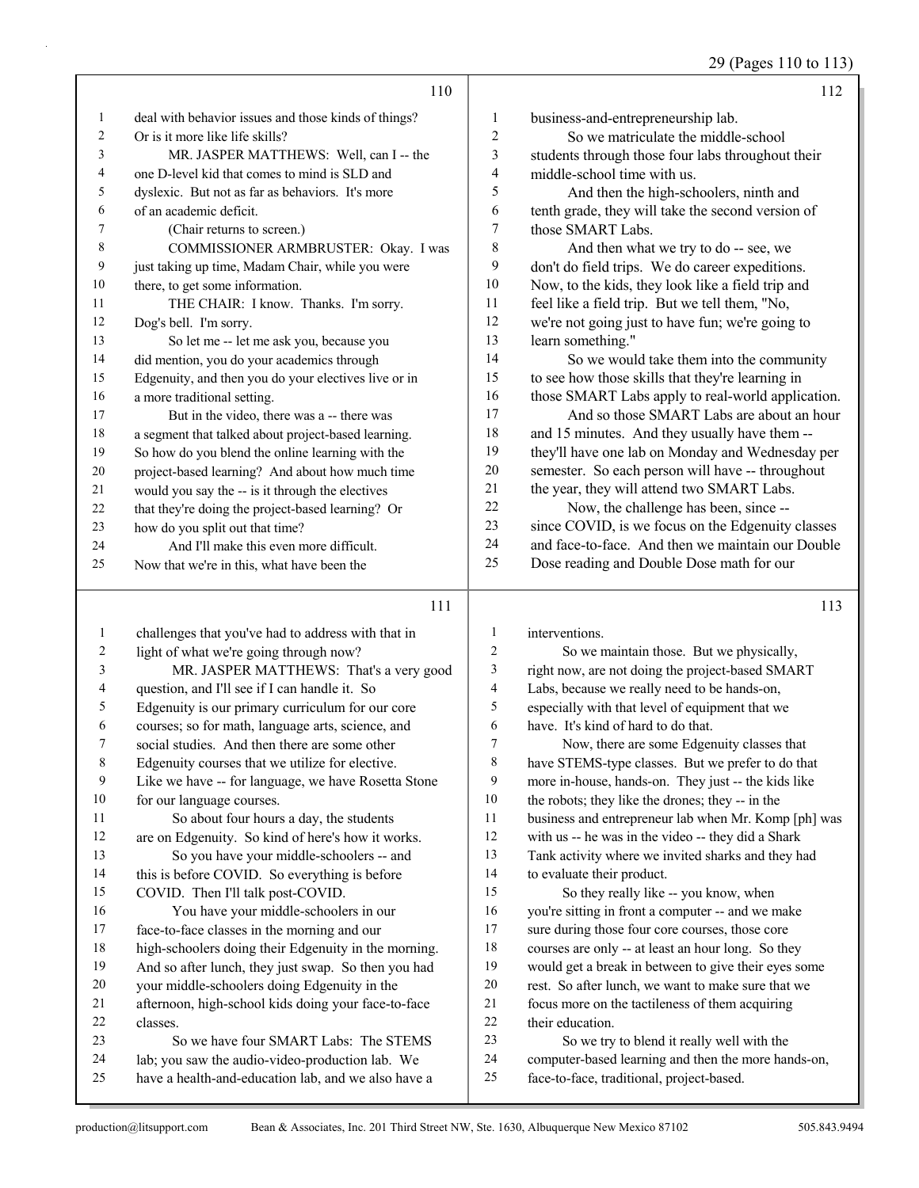**110**

deal with behavior issues and those kinds of things? Or is it more like life skills?

MR. JASPER MATTHEWS: Well, can I -- the one D-level kid that comes to mind is SLD and dyslexic. But not as far as behaviors. It's more of an academic deficit.

(Chair returns to screen.)

COMMISSIONER ARMBRUSTER: Okay. I was just taking up time, Madam Chair, while you were there, to get some information.

THE CHAIR: I know. Thanks. I'm sorry. Dog's bell. I'm sorry.

So let me -- let me ask you, because you did mention, you do your academics through Edgenuity, and then you do your electives live or in a more traditional setting.

But in the video, there was a -- there was a segment that talked about project-based learning. So how do you blend the online learning with the project-based learning? And about how much time would you say the -- is it through the electives that they're doing the project-based learning? Or how do you split out that time?

And I'll make this even more difficult. Now that we're in this, what have been the

**111**

challenges that you've had to address with that in light of what we're going through now?

MR. JASPER MATTHEWS: That's a very good question, and I'll see if I can handle it. So Edgenuity is our primary curriculum for our core courses; so for math, language arts, science, and social studies. And then there are some other Edgenuity courses that we utilize for elective. Like we have -- for language, we have Rosetta Stone for our language courses.

So about four hours a day, the students are on Edgenuity. So kind of here's how it works.

So you have your middle-schoolers -- and this is before COVID. So everything is before COVID. Then I'll talk post-COVID.

You have your middle-schoolers in our face-to-face classes in the morning and our high-schoolers doing their Edgenuity in the morning. And so after lunch, they just swap. So then you had your middle-schoolers doing Edgenuity in the afternoon, high-school kids doing your face-to-face classes.

So we have four SMART Labs: The STEMS lab; you saw the audio-video-production lab. We have a health-and-education lab, and we also have a

**112**

business-and-entrepreneurship lab.

So we matriculate the middle-school students through those four labs throughout their middle-school time with us.

And then the high-schoolers, ninth and tenth grade, they will take the second version of those SMART Labs.

And then what we try to do -- see, we don't do field trips. We do career expeditions. Now, to the kids, they look like a field trip and feel like a field trip. But we tell them, "No, we're not going just to have fun; we're going to learn something."

So we would take them into the community to see how those skills that they're learning in those SMART Labs apply to real-world application.

And so those SMART Labs are about an hour and 15 minutes. And they usually have them -- they'll have one lab on Monday and Wednesday per semester. So each person will have -- throughout the year, they will attend two SMART Labs.

Now, the challenge has been, since -- since COVID, is we focus on the Edgenuity classes and face-to-face. And then we maintain our Double Dose reading and Double Dose math for our

**113**

interventions.

So we maintain those. But we physically, right now, are not doing the project-based SMART Labs, because we really need to be hands-on, especially with that level of equipment that we have. It's kind of hard to do that.

Now, there are some Edgenuity classes that have STEMS-type classes. But we prefer to do that more in-house, hands-on. They just -- the kids like the robots; they like the drones; they -- in the business and entrepreneur lab when Mr. Komp [ph] was with us -- he was in the video -- they did a Shark Tank activity where we invited sharks and they had to evaluate their product.

So they really like -- you know, when you're sitting in front a computer -- and we make sure during those four core courses, those core courses are only -- at least an hour long. So they would get a break in between to give their eyes some rest. So after lunch, we want to make sure that we focus more on the tactileness of them acquiring their education.

So we try to blend it really well with the computer-based learning and then the more hands-on, face-to-face, traditional, project-based.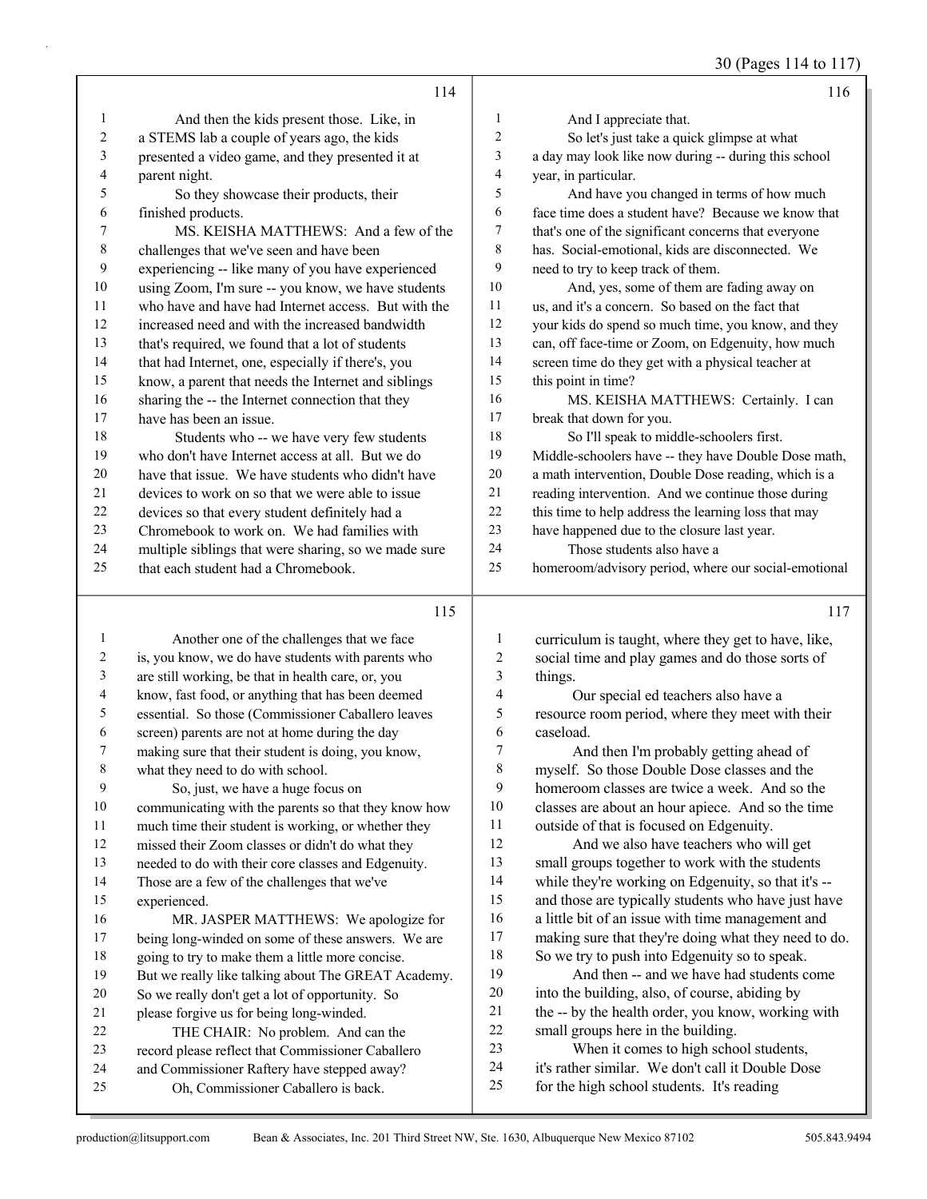**114**

And then the kids present those. Like, in a STEMS lab a couple of years ago, the kids presented a video game, and they presented it at parent night.

So they showcase their products, their finished products.

MS. KEISHA MATTHEWS: And a few of the challenges that we've seen and have been experiencing -- like many of you have experienced using Zoom, I'm sure -- you know, we have students who have and have had Internet access. But with the increased need and with the increased bandwidth that's required, we found that a lot of students that had Internet, one, especially if there's, you know, a parent that needs the Internet and siblings sharing the -- the Internet connection that they have has been an issue.

Students who -- we have very few students who don't have Internet access at all. But we do have that issue. We have students who didn't have devices to work on so that we were able to issue devices so that every student definitely had a Chromebook to work on. We had families with multiple siblings that were sharing, so we made sure that each student had a Chromebook.

**115**

Another one of the challenges that we face is, you know, we do have students with parents who are still working, be that in health care, or, you know, fast food, or anything that has been deemed essential. So those (Commissioner Caballero leaves screen) parents are not at home during the day making sure that their student is doing, you know, what they need to do with school.

So, just, we have a huge focus on communicating with the parents so that they know how much time their student is working, or whether they missed their Zoom classes or didn't do what they needed to do with their core classes and Edgenuity. Those are a few of the challenges that we've experienced.

MR. JASPER MATTHEWS: We apologize for being long-winded on some of these answers. We are going to try to make them a little more concise. But we really like talking about The GREAT Academy. So we really don't get a lot of opportunity. So please forgive us for being long-winded.

THE CHAIR: No problem. And can the record please reflect that Commissioner Caballero and Commissioner Raftery have stepped away?

Oh, Commissioner Caballero is back.

**116**

And I appreciate that.

So let's just take a quick glimpse at what a day may look like now during -- during this school year, in particular.

And have you changed in terms of how much face time does a student have? Because we know that that's one of the significant concerns that everyone has. Social-emotional, kids are disconnected. We need to try to keep track of them.

And, yes, some of them are fading away on us, and it's a concern. So based on the fact that your kids do spend so much time, you know, and they can, off face-time or Zoom, on Edgenuity, how much screen time do they get with a physical teacher at this point in time?

MS. KEISHA MATTHEWS: Certainly. I can break that down for you.

So I'll speak to middle-schoolers first. Middle-schoolers have -- they have Double Dose math, a math intervention, Double Dose reading, which is a reading intervention. And we continue those during this time to help address the learning loss that may have happened due to the closure last year.

Those students also have a homeroom/advisory period, where our social-emotional

**117**

curriculum is taught, where they get to have, like, social time and play games and do those sorts of things.

Our special ed teachers also have a resource room period, where they meet with their caseload.

And then I'm probably getting ahead of myself. So those Double Dose classes and the homeroom classes are twice a week. And so the classes are about an hour apiece. And so the time outside of that is focused on Edgenuity.

And we also have teachers who will get small groups together to work with the students while they're working on Edgenuity, so that it's -- and those are typically students who have just have a little bit of an issue with time management and making sure that they're doing what they need to do. So we try to push into Edgenuity so to speak.

And then -- and we have had students come into the building, also, of course, abiding by the -- by the health order, you know, working with small groups here in the building.

When it comes to high school students, it's rather similar. We don't call it Double Dose for the high school students. It's reading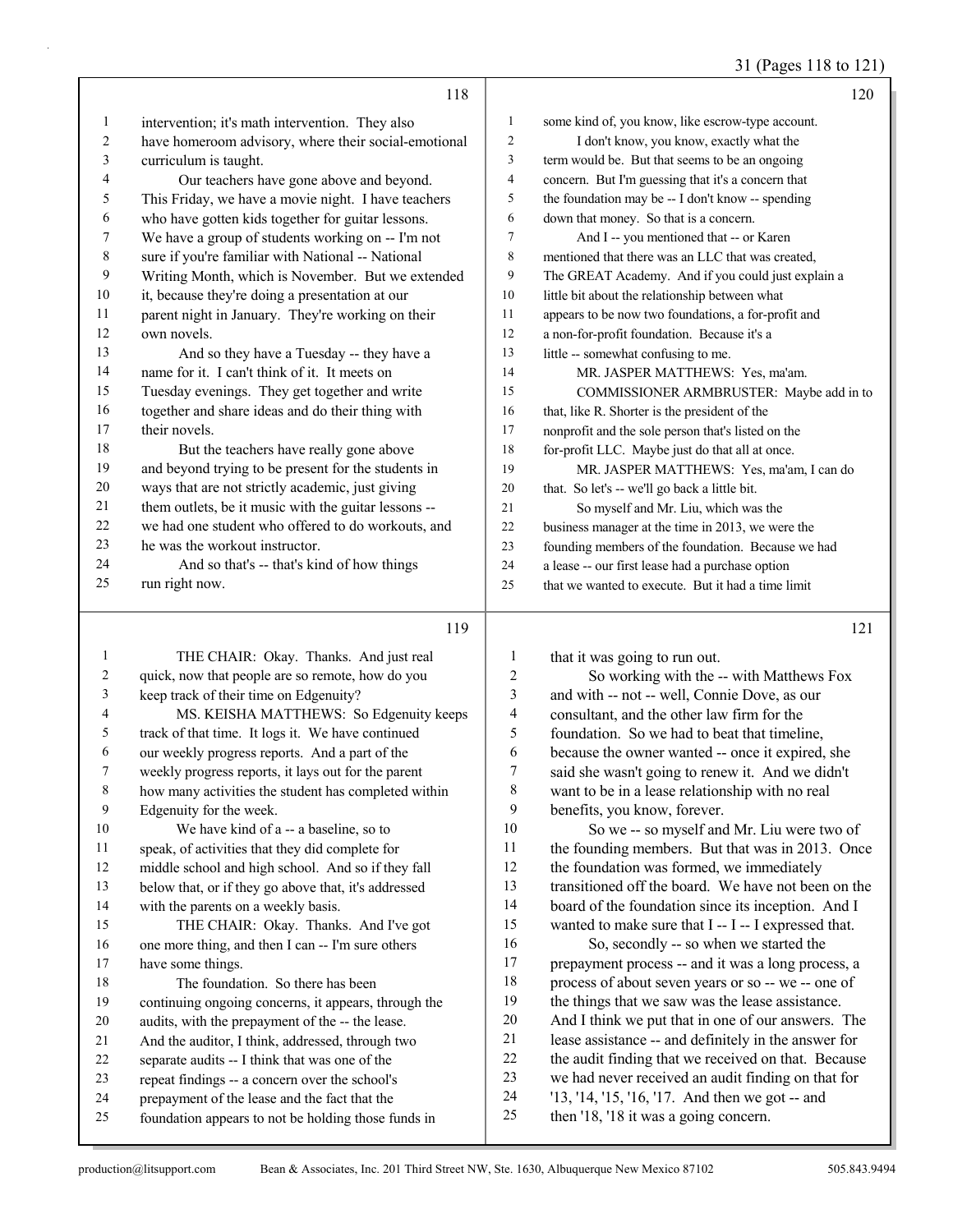intervention; it's math intervention. They also have homeroom advisory, where their social-emotional curriculum is taught.

Our teachers have gone above and beyond. This Friday, we have a movie night. I have teachers who have gotten kids together for guitar lessons. We have a group of students working on -- I'm not sure if you're familiar with National -- National Writing Month, which is November. But we extended it, because they're doing a presentation at our parent night in January. They're working on their own novels.

And so they have a Tuesday -- they have a name for it. I can't think of it. It meets on Tuesday evenings. They get together and write together and share ideas and do their thing with their novels.

But the teachers have really gone above and beyond trying to be present for the students in ways that are not strictly academic, just giving them outlets, be it music with the guitar lessons -- we had one student who offered to do workouts, and he was the workout instructor.

And so that's -- that's kind of how things run right now.

THE CHAIR: Okay. Thanks. And just real quick, now that people are so remote, how do you keep track of their time on Edgenuity?

MS. KEISHA MATTHEWS: So Edgenuity keeps track of that time. It logs it. We have continued our weekly progress reports. And a part of the weekly progress reports, it lays out for the parent how many activities the student has completed within Edgenuity for the week.

We have kind of a -- a baseline, so to speak, of activities that they did complete for middle school and high school. And so if they fall below that, or if they go above that, it's addressed with the parents on a weekly basis.

THE CHAIR: Okay. Thanks. And I've got one more thing, and then I can -- I'm sure others have some things.

The foundation. So there has been continuing ongoing concerns, it appears, through the audits, with the prepayment of the -- the lease. And the auditor, I think, addressed, through two separate audits -- I think that was one of the repeat findings -- a concern over the school's prepayment of the lease and the fact that the foundation appears to not be holding those funds in some kind of, you know, like escrow-type account.

I don't know, you know, exactly what the term would be. But that seems to be an ongoing concern. But I'm guessing that it's a concern that the foundation may be -- I don't know -- spending down that money. So that is a concern.

And I -- you mentioned that -- or Karen mentioned that there was an LLC that was created, The GREAT Academy. And if you could just explain a little bit about the relationship between what appears to be now two foundations, a for-profit and a non-for-profit foundation. Because it's a little -- somewhat confusing to me.

MR. JASPER MATTHEWS: Yes, ma'am.

COMMISSIONER ARMBRUSTER: Maybe add in to that, like R. Shorter is the president of the nonprofit and the sole person that's listed on the for-profit LLC. Maybe just do that all at once.

MR. JASPER MATTHEWS: Yes, ma'am, I can do that. So let's -- we'll go back a little bit.

So myself and Mr. Liu, which was the business manager at the time in 2013, we were the founding members of the foundation. Because we had a lease -- our first lease had a purchase option that we wanted to execute. But it had a time limit that it was going to run out.

So working with the -- with Matthews Fox and with -- not -- well, Connie Dove, as our consultant, and the other law firm for the foundation. So we had to beat that timeline, because the owner wanted -- once it expired, she said she wasn't going to renew it. And we didn't want to be in a lease relationship with no real benefits, you know, forever.

So we -- so myself and Mr. Liu were two of the founding members. But that was in 2013. Once the foundation was formed, we immediately transitioned off the board. We have not been on the board of the foundation since its inception. And I wanted to make sure that I -- I -- I expressed that.

So, secondly -- so when we started the prepayment process -- and it was a long process, a process of about seven years or so -- we -- one of the things that we saw was the lease assistance. And I think we put that in one of our answers. The lease assistance -- and definitely in the answer for the audit finding that we received on that. Because we had never received an audit finding on that for '13, '14, '15, '16, '17. And then we got -- and then '18, '18 it was a going concern.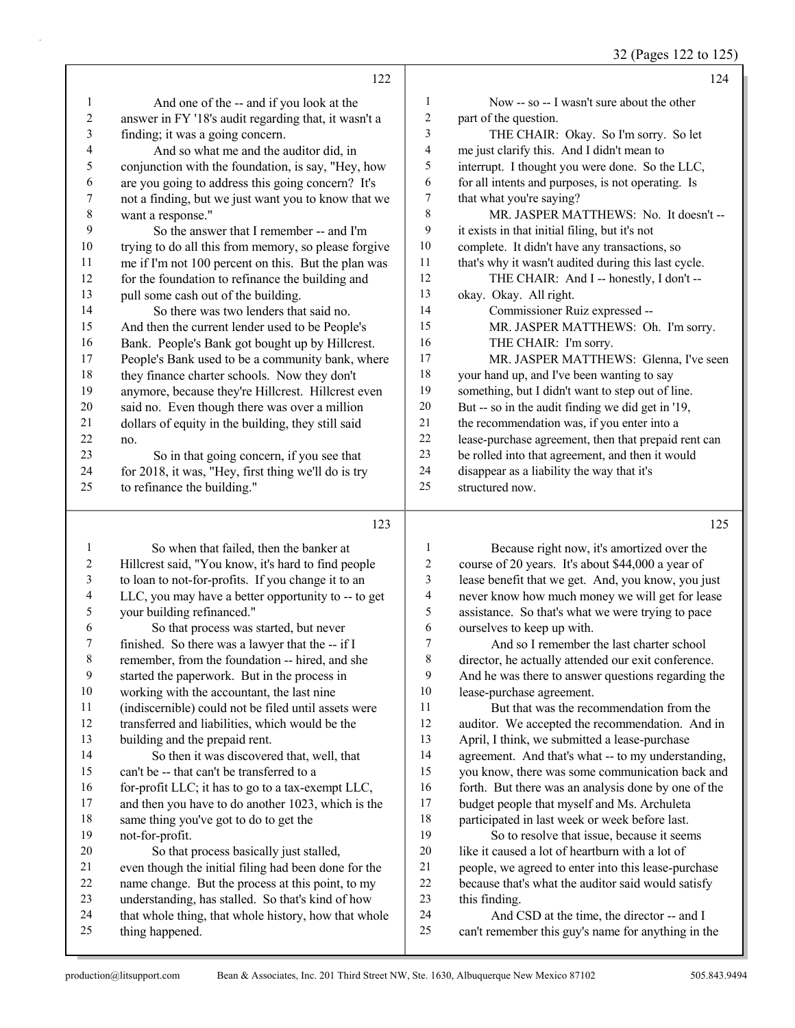122

1 And one of the -- and if you look at the
2 answer in FY '18's audit regarding that, it wasn't a
3 finding; it was a going concern.
4 And so what me and the auditor did, in
5 conjunction with the foundation, is say, "Hey, how
6 are you going to address this going concern? It's
7 not a finding, but we just want you to know that we
8 want a response."
9 So the answer that I remember -- and I'm
10 trying to do all this from memory, so please forgive
11 me if I'm not 100 percent on this. But the plan was
12 for the foundation to refinance the building and
13 pull some cash out of the building.
14 So there was two lenders that said no.
15 And then the current lender used to be People's
16 Bank. People's Bank got bought up by Hillcrest.
17 People's Bank used to be a community bank, where
18 they finance charter schools. Now they don't
19 anymore, because they're Hillcrest. Hillcrest even
20 said no. Even though there was over a million
21 dollars of equity in the building, they still said
22 no.
23 So in that going concern, if you see that
24 for 2018, it was, "Hey, first thing we'll do is try
25 to refinance the building."

123

1 So when that failed, then the banker at
2 Hillcrest said, "You know, it's hard to find people
3 to loan to not-for-profits. If you change it to an
4 LLC, you may have a better opportunity to -- to get
5 your building refinanced."
6 So that process was started, but never
7 finished. So there was a lawyer that the -- if I
8 remember, from the foundation -- hired, and she
9 started the paperwork. But in the process in
10 working with the accountant, the last nine
11 (indiscernible) could not be filed until assets were
12 transferred and liabilities, which would be the
13 building and the prepaid rent.
14 So then it was discovered that, well, that
15 can't be -- that can't be transferred to a
16 for-profit LLC; it has to go to a tax-exempt LLC,
17 and then you have to do another 1023, which is the
18 same thing you've got to do to get the
19 not-for-profit.
20 So that process basically just stalled,
21 even though the initial filing had been done for the
22 name change. But the process at this point, to my
23 understanding, has stalled. So that's kind of how
24 that whole thing, that whole history, how that whole
25 thing happened.

124

1 Now -- so -- I wasn't sure about the other
2 part of the question.
3 THE CHAIR: Okay. So I'm sorry. So let
4 me just clarify this. And I didn't mean to
5 interrupt. I thought you were done. So the LLC,
6 for all intents and purposes, is not operating. Is
7 that what you're saying?
8 MR. JASPER MATTHEWS: No. It doesn't --
9 it exists in that initial filing, but it's not
10 complete. It didn't have any transactions, so
11 that's why it wasn't audited during this last cycle.
12 THE CHAIR: And I -- honestly, I don't --
13 okay. Okay. All right.
14 Commissioner Ruiz expressed --
15 MR. JASPER MATTHEWS: Oh. I'm sorry.
16 THE CHAIR: I'm sorry.
17 MR. JASPER MATTHEWS: Glenna, I've seen
18 your hand up, and I've been wanting to say
19 something, but I didn't want to step out of line.
20 But -- so in the audit finding we did get in '19,
21 the recommendation was, if you enter into a
22 lease-purchase agreement, then that prepaid rent can
23 be rolled into that agreement, and then it would
24 disappear as a liability the way that it's
25 structured now.

125

1 Because right now, it's amortized over the
2 course of 20 years. It's about $44,000 a year of
3 lease benefit that we get. And, you know, you just
4 never know how much money we will get for lease
5 assistance. So that's what we were trying to pace
6 ourselves to keep up with.
7 And so I remember the last charter school
8 director, he actually attended our exit conference.
9 And he was there to answer questions regarding the
10 lease-purchase agreement.
11 But that was the recommendation from the
12 auditor. We accepted the recommendation. And in
13 April, I think, we submitted a lease-purchase
14 agreement. And that's what -- to my understanding,
15 you know, there was some communication back and
16 forth. But there was an analysis done by one of the
17 budget people that myself and Ms. Archuleta
18 participated in last week or week before last.
19 So to resolve that issue, because it seems
20 like it caused a lot of heartburn with a lot of
21 people, we agreed to enter into this lease-purchase
22 because that's what the auditor said would satisfy
23 this finding.
24 And CSD at the time, the director -- and I
25 can't remember this guy's name for anything in the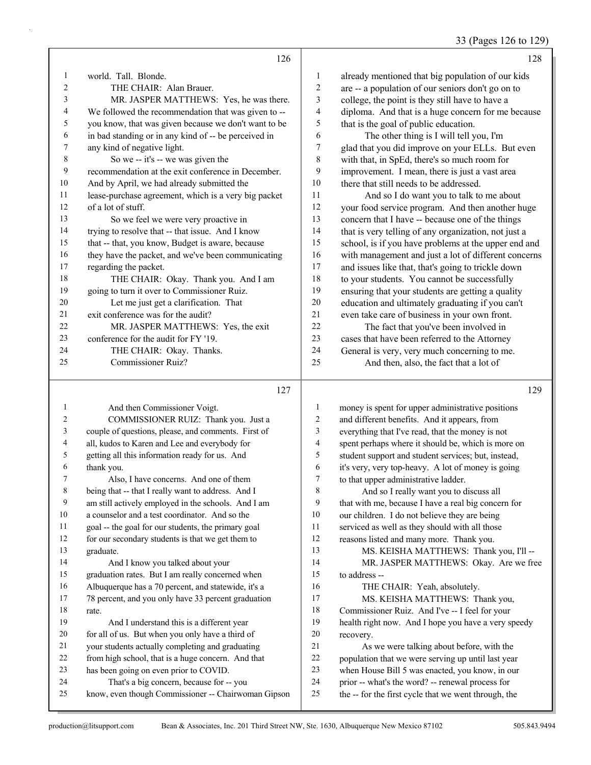world. Tall. Blonde.

THE CHAIR: Alan Brauer.

MR. JASPER MATTHEWS: Yes, he was there. We followed the recommendation that was given to -- you know, that was given because we don't want to be in bad standing or in any kind of -- be perceived in any kind of negative light.

So we -- it's -- we was given the recommendation at the exit conference in December. And by April, we had already submitted the lease-purchase agreement, which is a very big packet of a lot of stuff.

So we feel we were very proactive in trying to resolve that -- that issue. And I know that -- that, you know, Budget is aware, because they have the packet, and we've been communicating regarding the packet.

THE CHAIR: Okay. Thank you. And I am going to turn it over to Commissioner Ruiz.

Let me just get a clarification. That exit conference was for the audit?

MR. JASPER MATTHEWS: Yes, the exit conference for the audit for FY '19.

THE CHAIR: Okay. Thanks.

Commissioner Ruiz?

And then Commissioner Voigt.

COMMISSIONER RUIZ: Thank you. Just a couple of questions, please, and comments. First of all, kudos to Karen and Lee and everybody for getting all this information ready for us. And thank you.

Also, I have concerns. And one of them being that -- that I really want to address. And I am still actively employed in the schools. And I am a counselor and a test coordinator. And so the goal -- the goal for our students, the primary goal for our secondary students is that we get them to graduate.

And I know you talked about your graduation rates. But I am really concerned when Albuquerque has a 70 percent, and statewide, it's a 78 percent, and you only have 33 percent graduation rate.

And I understand this is a different year for all of us. But when you only have a third of your students actually completing and graduating from high school, that is a huge concern. And that has been going on even prior to COVID.

That's a big concern, because for -- you know, even though Commissioner -- Chairwoman Gipson already mentioned that big population of our kids are -- a population of our seniors don't go on to college, the point is they still have to have a diploma. And that is a huge concern for me because that is the goal of public education.

The other thing is I will tell you, I'm glad that you did improve on your ELLs. But even with that, in SpEd, there's so much room for improvement. I mean, there is just a vast area there that still needs to be addressed.

And so I do want you to talk to me about your food service program. And then another huge concern that I have -- because one of the things that is very telling of any organization, not just a school, is if you have problems at the upper end and with management and just a lot of different concerns and issues like that, that's going to trickle down to your students. You cannot be successfully ensuring that your students are getting a quality education and ultimately graduating if you can't even take care of business in your own front.

The fact that you've been involved in cases that have been referred to the Attorney General is very, very much concerning to me.

And then, also, the fact that a lot of money is spent for upper administrative positions and different benefits. And it appears, from everything that I've read, that the money is not spent perhaps where it should be, which is more on student support and student services; but, instead, it's very, very top-heavy. A lot of money is going to that upper administrative ladder.

And so I really want you to discuss all that with me, because I have a real big concern for our children. I do not believe they are being serviced as well as they should with all those reasons listed and many more. Thank you.

MS. KEISHA MATTHEWS: Thank you, I'll --

MR. JASPER MATTHEWS: Okay. Are we free to address --

THE CHAIR: Yeah, absolutely.

MS. KEISHA MATTHEWS: Thank you, Commissioner Ruiz. And I've -- I feel for your health right now. And I hope you have a very speedy recovery.

As we were talking about before, with the population that we were serving up until last year when House Bill 5 was enacted, you know, in our prior -- what's the word? -- renewal process for the -- for the first cycle that we went through, the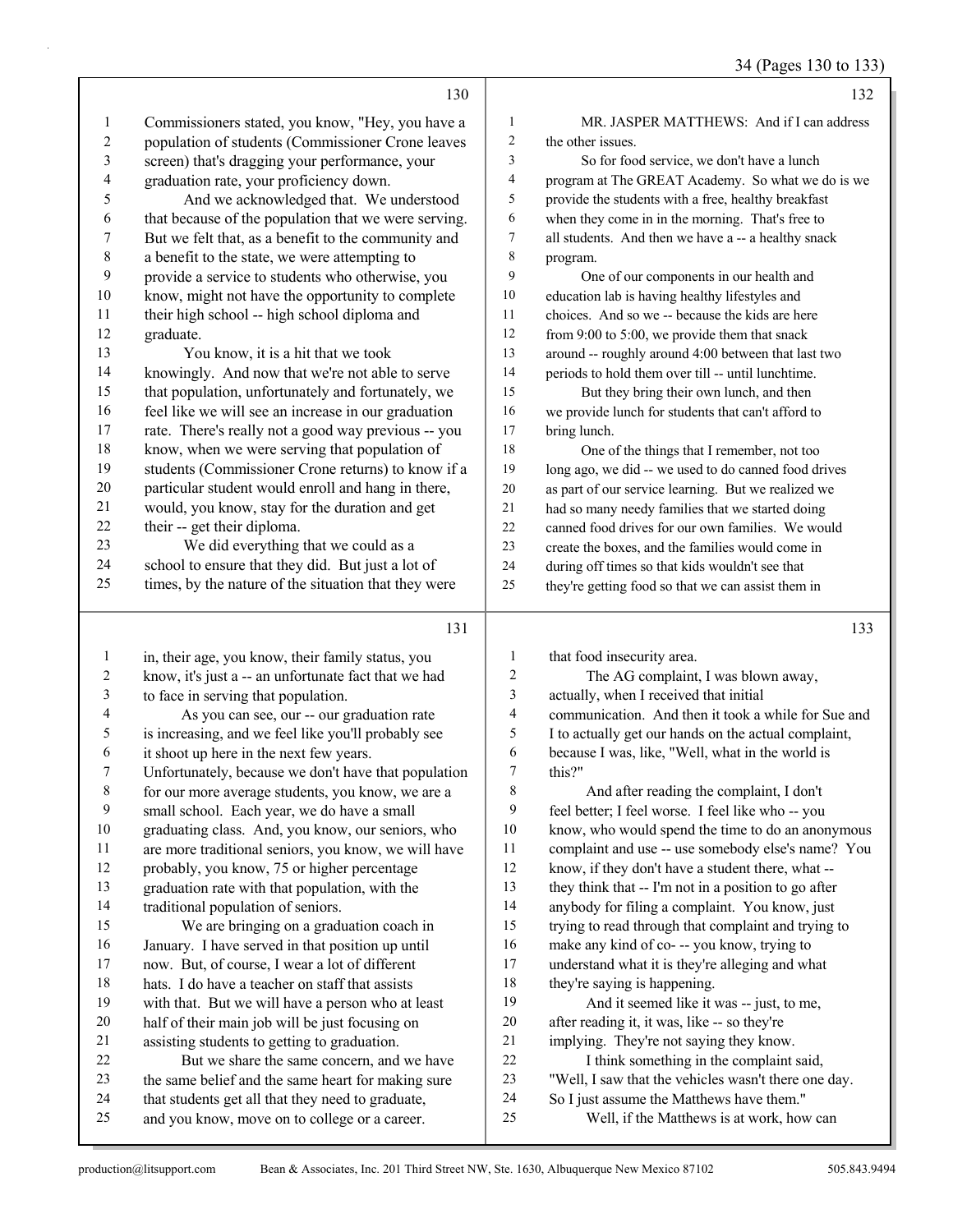130

1 Commissioners stated, you know, "Hey, you have a
2 population of students (Commissioner Crone leaves
3 screen) that's dragging your performance, your
4 graduation rate, your proficiency down.
5 And we acknowledged that. We understood
6 that because of the population that we were serving.
7 But we felt that, as a benefit to the community and
8 a benefit to the state, we were attempting to
9 provide a service to students who otherwise, you
10 know, might not have the opportunity to complete
11 their high school -- high school diploma and
12 graduate.
13 You know, it is a hit that we took
14 knowingly. And now that we're not able to serve
15 that population, unfortunately and fortunately, we
16 feel like we will see an increase in our graduation
17 rate. There's really not a good way previous -- you
18 know, when we were serving that population of
19 students (Commissioner Crone returns) to know if a
20 particular student would enroll and hang in there,
21 would, you know, stay for the duration and get
22 their -- get their diploma.
23 We did everything that we could as a
24 school to ensure that they did. But just a lot of
25 times, by the nature of the situation that they were

131

1 in, their age, you know, their family status, you
2 know, it's just a -- an unfortunate fact that we had
3 to face in serving that population.
4 As you can see, our -- our graduation rate
5 is increasing, and we feel like you'll probably see
6 it shoot up here in the next few years.
7 Unfortunately, because we don't have that population
8 for our more average students, you know, we are a
9 small school. Each year, we do have a small
10 graduating class. And, you know, our seniors, who
11 are more traditional seniors, you know, we will have
12 probably, you know, 75 or higher percentage
13 graduation rate with that population, with the
14 traditional population of seniors.
15 We are bringing on a graduation coach in
16 January. I have served in that position up until
17 now. But, of course, I wear a lot of different
18 hats. I do have a teacher on staff that assists
19 with that. But we will have a person who at least
20 half of their main job will be just focusing on
21 assisting students to getting to graduation.
22 But we share the same concern, and we have
23 the same belief and the same heart for making sure
24 that students get all that they need to graduate,
25 and you know, move on to college or a career.

132

1 MR. JASPER MATTHEWS: And if I can address
2 the other issues.
3 So for food service, we don't have a lunch
4 program at The GREAT Academy. So what we do is we
5 provide the students with a free, healthy breakfast
6 when they come in in the morning. That's free to
7 all students. And then we have a -- a healthy snack
8 program.
9 One of our components in our health and
10 education lab is having healthy lifestyles and
11 choices. And so we -- because the kids are here
12 from 9:00 to 5:00, we provide them that snack
13 around -- roughly around 4:00 between that last two
14 periods to hold them over till -- until lunchtime.
15 But they bring their own lunch, and then
16 we provide lunch for students that can't afford to
17 bring lunch.
18 One of the things that I remember, not too
19 long ago, we did -- we used to do canned food drives
20 as part of our service learning. But we realized we
21 had so many needy families that we started doing
22 canned food drives for our own families. We would
23 create the boxes, and the families would come in
24 during off times so that kids wouldn't see that
25 they're getting food so that we can assist them in

133

1 that food insecurity area.
2 The AG complaint, I was blown away,
3 actually, when I received that initial
4 communication. And then it took a while for Sue and
5 I to actually get our hands on the actual complaint,
6 because I was, like, "Well, what in the world is
7 this?"
8 And after reading the complaint, I don't
9 feel better; I feel worse. I feel like who -- you
10 know, who would spend the time to do an anonymous
11 complaint and use -- use somebody else's name? You
12 know, if they don't have a student there, what --
13 they think that -- I'm not in a position to go after
14 anybody for filing a complaint. You know, just
15 trying to read through that complaint and trying to
16 make any kind of co- -- you know, trying to
17 understand what it is they're alleging and what
18 they're saying is happening.
19 And it seemed like it was -- just, to me,
20 after reading it, it was, like -- so they're
21 implying. They're not saying they know.
22 I think something in the complaint said,
23 "Well, I saw that the vehicles wasn't there one day.
24 So I just assume the Matthews have them."
25 Well, if the Matthews is at work, how can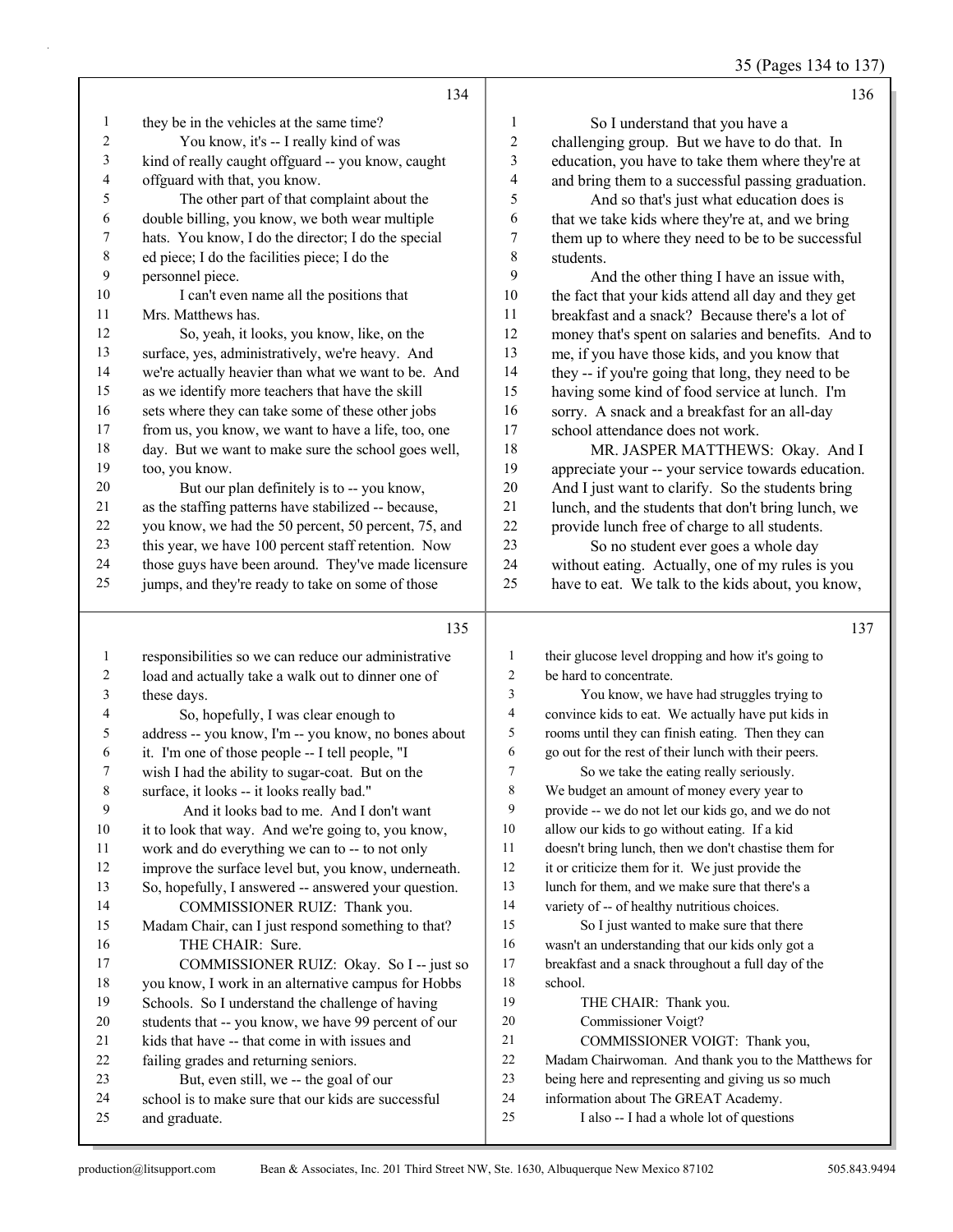**134**

1 they be in the vehicles at the same time?
2 You know, it's -- I really kind of was
3 kind of really caught offguard -- you know, caught
4 offguard with that, you know.
5 The other part of that complaint about the
6 double billing, you know, we both wear multiple
7 hats. You know, I do the director; I do the special
8 ed piece; I do the facilities piece; I do the
9 personnel piece.
10 I can't even name all the positions that
11 Mrs. Matthews has.
12 So, yeah, it looks, you know, like, on the
13 surface, yes, administratively, we're heavy. And
14 we're actually heavier than what we want to be. And
15 as we identify more teachers that have the skill
16 sets where they can take some of these other jobs
17 from us, you know, we want to have a life, too, one
18 day. But we want to make sure the school goes well,
19 too, you know.
20 But our plan definitely is to -- you know,
21 as the staffing patterns have stabilized -- because,
22 you know, we had the 50 percent, 50 percent, 75, and
23 this year, we have 100 percent staff retention. Now
24 those guys have been around. They've made licensure
25 jumps, and they're ready to take on some of those

**135**

1 responsibilities so we can reduce our administrative
2 load and actually take a walk out to dinner one of
3 these days.
4 So, hopefully, I was clear enough to
5 address -- you know, I'm -- you know, no bones about
6 it. I'm one of those people -- I tell people, "I
7 wish I had the ability to sugar-coat. But on the
8 surface, it looks -- it looks really bad."
9 And it looks bad to me. And I don't want
10 it to look that way. And we're going to, you know,
11 work and do everything we can to -- to not only
12 improve the surface level but, you know, underneath.
13 So, hopefully, I answered -- answered your question.
14 COMMISSIONER RUIZ: Thank you.
15 Madam Chair, can I just respond something to that?
16 THE CHAIR: Sure.
17 COMMISSIONER RUIZ: Okay. So I -- just so
18 you know, I work in an alternative campus for Hobbs
19 Schools. So I understand the challenge of having
20 students that -- you know, we have 99 percent of our
21 kids that have -- that come in with issues and
22 failing grades and returning seniors.
23 But, even still, we -- the goal of our
24 school is to make sure that our kids are successful
25 and graduate.

**136**

1 So I understand that you have a
2 challenging group. But we have to do that. In
3 education, you have to take them where they're at
4 and bring them to a successful passing graduation.
5 And so that's just what education does is
6 that we take kids where they're at, and we bring
7 them up to where they need to be to be successful
8 students.
9 And the other thing I have an issue with,
10 the fact that your kids attend all day and they get
11 breakfast and a snack? Because there's a lot of
12 money that's spent on salaries and benefits. And to
13 me, if you have those kids, and you know that
14 they -- if you're going that long, they need to be
15 having some kind of food service at lunch. I'm
16 sorry. A snack and a breakfast for an all-day
17 school attendance does not work.
18 MR. JASPER MATTHEWS: Okay. And I
19 appreciate your -- your service towards education.
20 And I just want to clarify. So the students bring
21 lunch, and the students that don't bring lunch, we
22 provide lunch free of charge to all students.
23 So no student ever goes a whole day
24 without eating. Actually, one of my rules is you
25 have to eat. We talk to the kids about, you know,

**137**

1 their glucose level dropping and how it's going to
2 be hard to concentrate.
3 You know, we have had struggles trying to
4 convince kids to eat. We actually have put kids in
5 rooms until they can finish eating. Then they can
6 go out for the rest of their lunch with their peers.
7 So we take the eating really seriously.
8 We budget an amount of money every year to
9 provide -- we do not let our kids go, and we do not
10 allow our kids to go without eating. If a kid
11 doesn't bring lunch, then we don't chastise them for
12 it or criticize them for it. We just provide the
13 lunch for them, and we make sure that there's a
14 variety of -- of healthy nutritious choices.
15 So I just wanted to make sure that there
16 wasn't an understanding that our kids only got a
17 breakfast and a snack throughout a full day of the
18 school.
19 THE CHAIR: Thank you.
20 Commissioner Voigt?
21 COMMISSIONER VOIGT: Thank you,
22 Madam Chairwoman. And thank you to the Matthews for
23 being here and representing and giving us so much
24 information about The GREAT Academy.
25 I also -- I had a whole lot of questions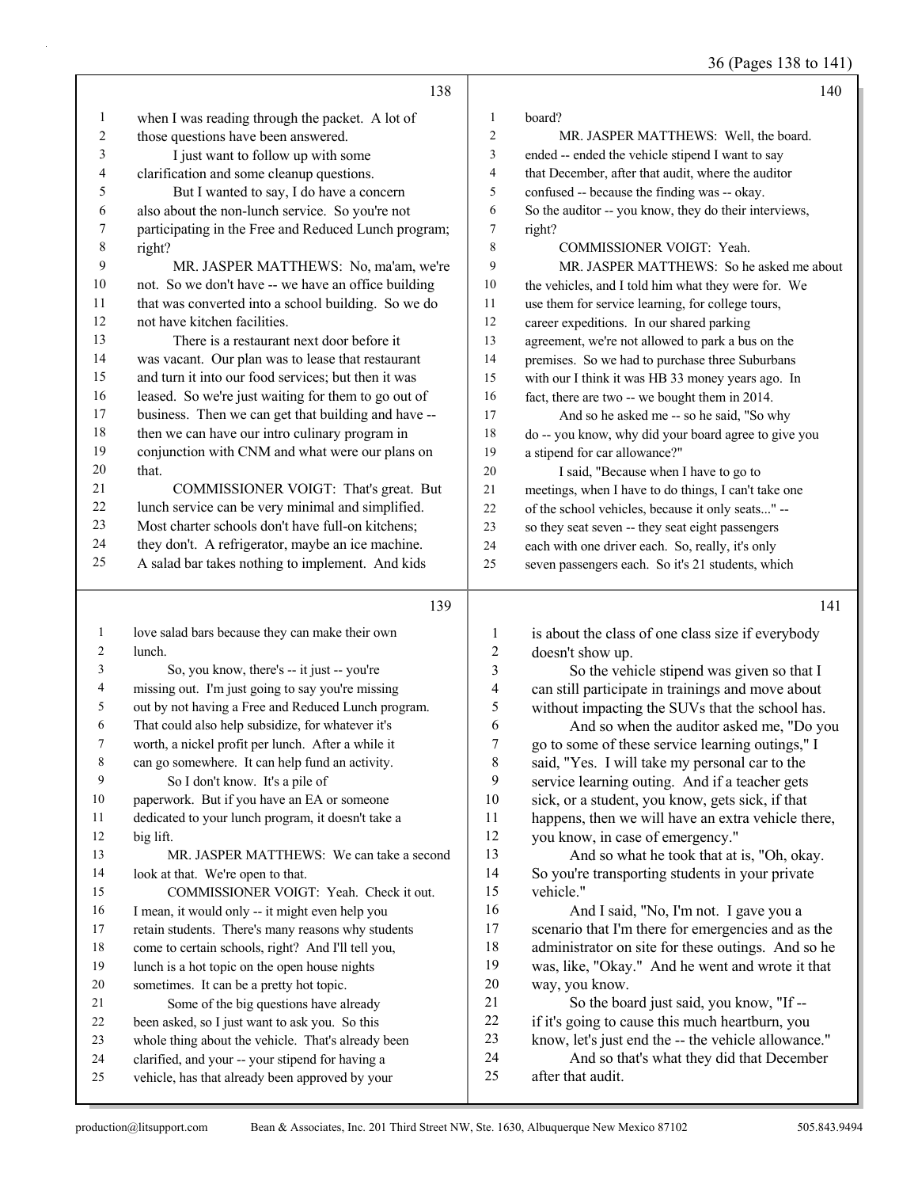when I was reading through the packet. A lot of those questions have been answered.

I just want to follow up with some clarification and some cleanup questions.

But I wanted to say, I do have a concern also about the non-lunch service. So you're not participating in the Free and Reduced Lunch program; right?

MR. JASPER MATTHEWS: No, ma'am, we're not. So we don't have -- we have an office building that was converted into a school building. So we do not have kitchen facilities.

There is a restaurant next door before it was vacant. Our plan was to lease that restaurant and turn it into our food services; but then it was leased. So we're just waiting for them to go out of business. Then we can get that building and have -- then we can have our intro culinary program in conjunction with CNM and what were our plans on that.

COMMISSIONER VOIGT: That's great. But lunch service can be very minimal and simplified. Most charter schools don't have full-on kitchens; they don't. A refrigerator, maybe an ice machine. A salad bar takes nothing to implement. And kids love salad bars because they can make their own lunch.

So, you know, there's -- it just -- you're missing out. I'm just going to say you're missing out by not having a Free and Reduced Lunch program. That could also help subsidize, for whatever it's worth, a nickel profit per lunch. After a while it can go somewhere. It can help fund an activity.

So I don't know. It's a pile of paperwork. But if you have an EA or someone dedicated to your lunch program, it doesn't take a big lift.

MR. JASPER MATTHEWS: We can take a second look at that. We're open to that.

COMMISSIONER VOIGT: Yeah. Check it out. I mean, it would only -- it might even help you retain students. There's many reasons why students come to certain schools, right? And I'll tell you, lunch is a hot topic on the open house nights sometimes. It can be a pretty hot topic.

Some of the big questions have already been asked, so I just want to ask you. So this whole thing about the vehicle. That's already been clarified, and your -- your stipend for having a vehicle, has that already been approved by your board?

MR. JASPER MATTHEWS: Well, the board. ended -- ended the vehicle stipend I want to say that December, after that audit, where the auditor confused -- because the finding was -- okay. So the auditor -- you know, they do their interviews, right?

COMMISSIONER VOIGT: Yeah.

MR. JASPER MATTHEWS: So he asked me about the vehicles, and I told him what they were for. We use them for service learning, for college tours, career expeditions. In our shared parking agreement, we're not allowed to park a bus on the premises. So we had to purchase three Suburbans with our I think it was HB 33 money years ago. In fact, there are two -- we bought them in 2014.

And so he asked me -- so he said, "So why do -- you know, why did your board agree to give you a stipend for car allowance?"

I said, "Because when I have to go to meetings, when I have to do things, I can't take one of the school vehicles, because it only seats..." -- so they seat seven -- they seat eight passengers each with one driver each. So, really, it's only seven passengers each. So it's 21 students, which is about the class of one class size if everybody doesn't show up.

So the vehicle stipend was given so that I can still participate in trainings and move about without impacting the SUVs that the school has.

And so when the auditor asked me, "Do you go to some of these service learning outings," I said, "Yes. I will take my personal car to the service learning outing. And if a teacher gets sick, or a student, you know, gets sick, if that happens, then we will have an extra vehicle there, you know, in case of emergency."

And so what he took that at is, "Oh, okay. So you're transporting students in your private vehicle."

And I said, "No, I'm not. I gave you a scenario that I'm there for emergencies and as the administrator on site for these outings. And so he was, like, "Okay." And he went and wrote it that way, you know.

So the board just said, you know, "If -- if it's going to cause this much heartburn, you know, let's just end the -- the vehicle allowance."

And so that's what they did that December after that audit.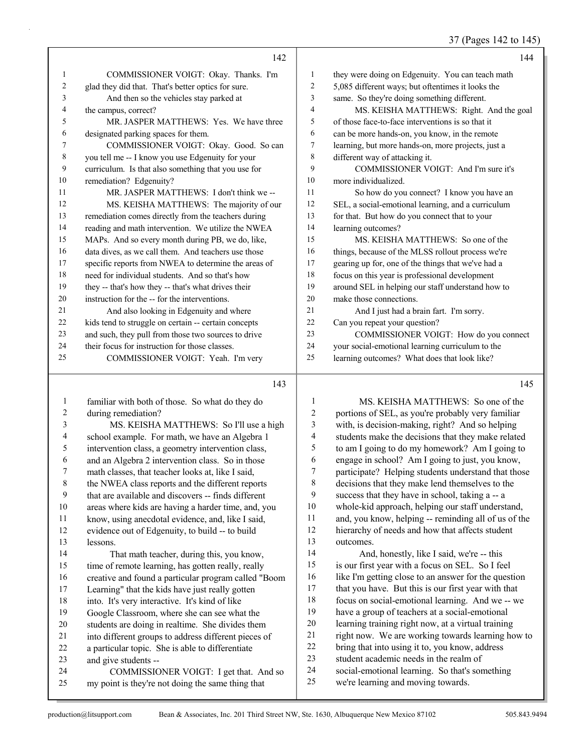## 142

COMMISSIONER VOIGT: Okay. Thanks. I'm glad they did that. That's better optics for sure.

And then so the vehicles stay parked at the campus, correct?

MR. JASPER MATTHEWS: Yes. We have three designated parking spaces for them.

COMMISSIONER VOIGT: Okay. Good. So can you tell me -- I know you use Edgenuity for your curriculum. Is that also something that you use for remediation? Edgenuity?

MR. JASPER MATTHEWS: I don't think we --

MS. KEISHA MATTHEWS: The majority of our remediation comes directly from the teachers during reading and math intervention. We utilize the NWEA MAPs. And so every month during PB, we do, like, data dives, as we call them. And teachers use those specific reports from NWEA to determine the areas of need for individual students. And so that's how they -- that's how they -- that's what drives their instruction for the -- for the interventions.

And also looking in Edgenuity and where kids tend to struggle on certain -- certain concepts and such, they pull from those two sources to drive their focus for instruction for those classes.

COMMISSIONER VOIGT: Yeah. I'm very

## 143

familiar with both of those. So what do they do during remediation?

MS. KEISHA MATTHEWS: So I'll use a high school example. For math, we have an Algebra 1 intervention class, a geometry intervention class, and an Algebra 2 intervention class. So in those math classes, that teacher looks at, like I said, the NWEA class reports and the different reports that are available and discovers -- finds different areas where kids are having a harder time, and, you know, using anecdotal evidence, and, like I said, evidence out of Edgenuity, to build -- to build lessons.

That math teacher, during this, you know, time of remote learning, has gotten really, really creative and found a particular program called "Boom Learning" that the kids have just really gotten into. It's very interactive. It's kind of like Google Classroom, where she can see what the students are doing in realtime. She divides them into different groups to address different pieces of a particular topic. She is able to differentiate and give students --

COMMISSIONER VOIGT: I get that. And so my point is they're not doing the same thing that

## 144

they were doing on Edgenuity. You can teach math 5,085 different ways; but oftentimes it looks the same. So they're doing something different.

MS. KEISHA MATTHEWS: Right. And the goal of those face-to-face interventions is so that it can be more hands-on, you know, in the remote learning, but more hands-on, more projects, just a different way of attacking it.

COMMISSIONER VOIGT: And I'm sure it's more individualized.

So how do you connect? I know you have an SEL, a social-emotional learning, and a curriculum for that. But how do you connect that to your learning outcomes?

MS. KEISHA MATTHEWS: So one of the things, because of the MLSS rollout process we're gearing up for, one of the things that we've had a focus on this year is professional development around SEL in helping our staff understand how to make those connections.

And I just had a brain fart. I'm sorry. Can you repeat your question?

COMMISSIONER VOIGT: How do you connect your social-emotional learning curriculum to the learning outcomes? What does that look like?

## 145

MS. KEISHA MATTHEWS: So one of the portions of SEL, as you're probably very familiar with, is decision-making, right? And so helping students make the decisions that they make related to am I going to do my homework? Am I going to engage in school? Am I going to just, you know, participate? Helping students understand that those decisions that they make lend themselves to the success that they have in school, taking a -- a whole-kid approach, helping our staff understand, and, you know, helping -- reminding all of us of the hierarchy of needs and how that affects student outcomes.

And, honestly, like I said, we're -- this is our first year with a focus on SEL. So I feel like I'm getting close to an answer for the question that you have. But this is our first year with that focus on social-emotional learning. And we -- we have a group of teachers at a social-emotional learning training right now, at a virtual training right now. We are working towards learning how to bring that into using it to, you know, address student academic needs in the realm of social-emotional learning. So that's something we're learning and moving towards.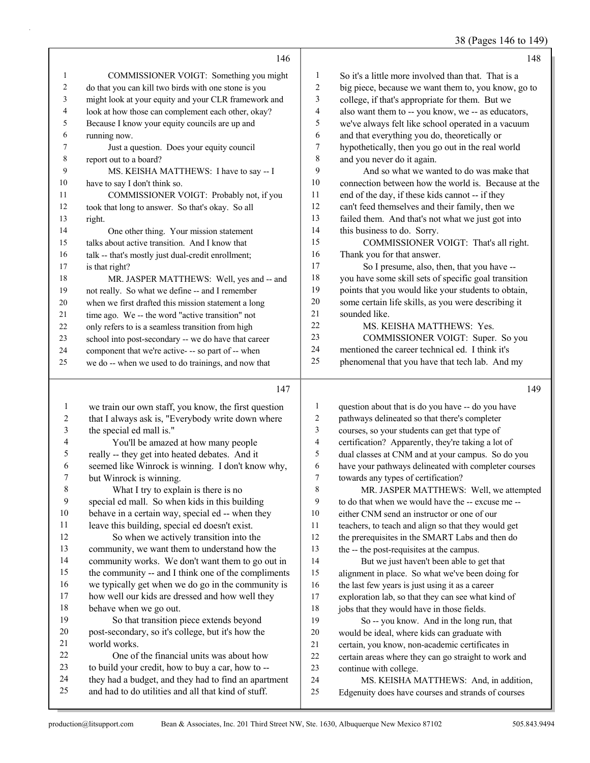COMMISSIONER VOIGT: Something you might do that you can kill two birds with one stone is you might look at your equity and your CLR framework and look at how those can complement each other, okay? Because I know your equity councils are up and running now.

Just a question. Does your equity council report out to a board?

MS. KEISHA MATTHEWS: I have to say -- I have to say I don't think so.

COMMISSIONER VOIGT: Probably not, if you took that long to answer. So that's okay. So all right.

One other thing. Your mission statement talks about active transition. And I know that talk -- that's mostly just dual-credit enrollment; is that right?

MR. JASPER MATTHEWS: Well, yes and -- and not really. So what we define -- and I remember when we first drafted this mission statement a long time ago. We -- the word "active transition" not only refers to is a seamless transition from high school into post-secondary -- we do have that career component that we're active- -- so part of -- when we do -- when we used to do trainings, and now that we train our own staff, you know, the first question that I always ask is, "Everybody write down where the special ed mall is."

You'll be amazed at how many people really -- they get into heated debates. And it seemed like Winrock is winning. I don't know why, but Winrock is winning.

What I try to explain is there is no special ed mall. So when kids in this building behave in a certain way, special ed -- when they leave this building, special ed doesn't exist.

So when we actively transition into the community, we want them to understand how the community works. We don't want them to go out in the community -- and I think one of the compliments we typically get when we do go in the community is how well our kids are dressed and how well they behave when we go out.

So that transition piece extends beyond post-secondary, so it's college, but it's how the world works.

One of the financial units was about how to build your credit, how to buy a car, how to -- they had a budget, and they had to find an apartment and had to do utilities and all that kind of stuff.

So it's a little more involved than that. That is a big piece, because we want them to, you know, go to college, if that's appropriate for them. But we also want them to -- you know, we -- as educators, we've always felt like school operated in a vacuum and that everything you do, theoretically or hypothetically, then you go out in the real world and you never do it again.

And so what we wanted to do was make that connection between how the world is. Because at the end of the day, if these kids cannot -- if they can't feed themselves and their family, then we failed them. And that's not what we just got into this business to do. Sorry.

COMMISSIONER VOIGT: That's all right. Thank you for that answer.

So I presume, also, then, that you have -- you have some skill sets of specific goal transition points that you would like your students to obtain, some certain life skills, as you were describing it sounded like.

MS. KEISHA MATTHEWS: Yes.

COMMISSIONER VOIGT: Super. So you mentioned the career technical ed. I think it's phenomenal that you have that tech lab. And my question about that is do you have -- do you have pathways delineated so that there's completer courses, so your students can get that type of certification? Apparently, they're taking a lot of dual classes at CNM and at your campus. So do you have your pathways delineated with completer courses towards any types of certification?

MR. JASPER MATTHEWS: Well, we attempted to do that when we would have the -- excuse me -- either CNM send an instructor or one of our teachers, to teach and align so that they would get the prerequisites in the SMART Labs and then do the -- the post-requisites at the campus.

But we just haven't been able to get that alignment in place. So what we've been doing for the last few years is just using it as a career exploration lab, so that they can see what kind of jobs that they would have in those fields.

So -- you know. And in the long run, that would be ideal, where kids can graduate with certain, you know, non-academic certificates in certain areas where they can go straight to work and continue with college.

MS. KEISHA MATTHEWS: And, in addition, Edgenuity does have courses and strands of courses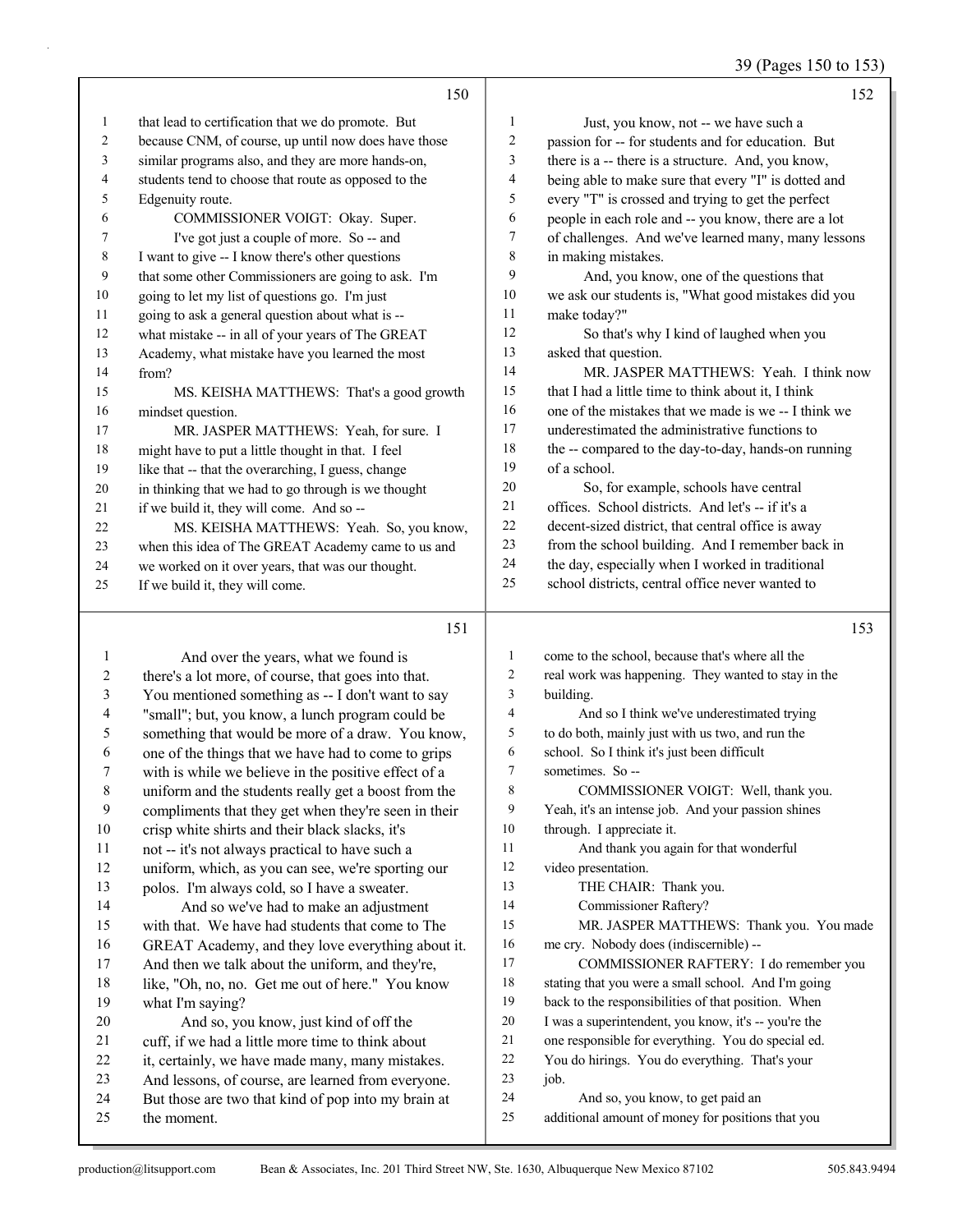that lead to certification that we do promote. But because CNM, of course, up until now does have those similar programs also, and they are more hands-on, students tend to choose that route as opposed to the Edgenuity route.

COMMISSIONER VOIGT: Okay. Super.

I've got just a couple of more. So -- and I want to give -- I know there's other questions that some other Commissioners are going to ask. I'm going to let my list of questions go. I'm just going to ask a general question about what is -- what mistake -- in all of your years of The GREAT Academy, what mistake have you learned the most from?

MS. KEISHA MATTHEWS: That's a good growth mindset question.

MR. JASPER MATTHEWS: Yeah, for sure. I might have to put a little thought in that. I feel like that -- that the overarching, I guess, change in thinking that we had to go through is we thought if we build it, they will come. And so --

MS. KEISHA MATTHEWS: Yeah. So, you know, when this idea of The GREAT Academy came to us and we worked on it over years, that was our thought. If we build it, they will come.

And over the years, what we found is there's a lot more, of course, that goes into that. You mentioned something as -- I don't want to say "small"; but, you know, a lunch program could be something that would be more of a draw. You know, one of the things that we have had to come to grips with is while we believe in the positive effect of a uniform and the students really get a boost from the compliments that they get when they're seen in their crisp white shirts and their black slacks, it's not -- it's not always practical to have such a uniform, which, as you can see, we're sporting our polos. I'm always cold, so I have a sweater.

And so we've had to make an adjustment with that. We have had students that come to The GREAT Academy, and they love everything about it. And then we talk about the uniform, and they're, like, "Oh, no, no. Get me out of here." You know what I'm saying?

And so, you know, just kind of off the cuff, if we had a little more time to think about it, certainly, we have made many, many mistakes. And lessons, of course, are learned from everyone. But those are two that kind of pop into my brain at the moment.

Just, you know, not -- we have such a passion for -- for students and for education. But there is a -- there is a structure. And, you know, being able to make sure that every "I" is dotted and every "T" is crossed and trying to get the perfect people in each role and -- you know, there are a lot of challenges. And we've learned many, many lessons in making mistakes.

And, you know, one of the questions that we ask our students is, "What good mistakes did you make today?"

So that's why I kind of laughed when you asked that question.

MR. JASPER MATTHEWS: Yeah. I think now that I had a little time to think about it, I think one of the mistakes that we made is we -- I think we underestimated the administrative functions to the -- compared to the day-to-day, hands-on running of a school.

So, for example, schools have central offices. School districts. And let's -- if it's a decent-sized district, that central office is away from the school building. And I remember back in the day, especially when I worked in traditional school districts, central office never wanted to come to the school, because that's where all the real work was happening. They wanted to stay in the building.

And so I think we've underestimated trying to do both, mainly just with us two, and run the school. So I think it's just been difficult sometimes. So --

COMMISSIONER VOIGT: Well, thank you. Yeah, it's an intense job. And your passion shines through. I appreciate it.

And thank you again for that wonderful video presentation.

THE CHAIR: Thank you.

Commissioner Raftery?

MR. JASPER MATTHEWS: Thank you. You made me cry. Nobody does (indiscernible) --

COMMISSIONER RAFTERY: I do remember you stating that you were a small school. And I'm going back to the responsibilities of that position. When I was a superintendent, you know, it's -- you're the one responsible for everything. You do special ed. You do hirings. You do everything. That's your job.

And so, you know, to get paid an additional amount of money for positions that you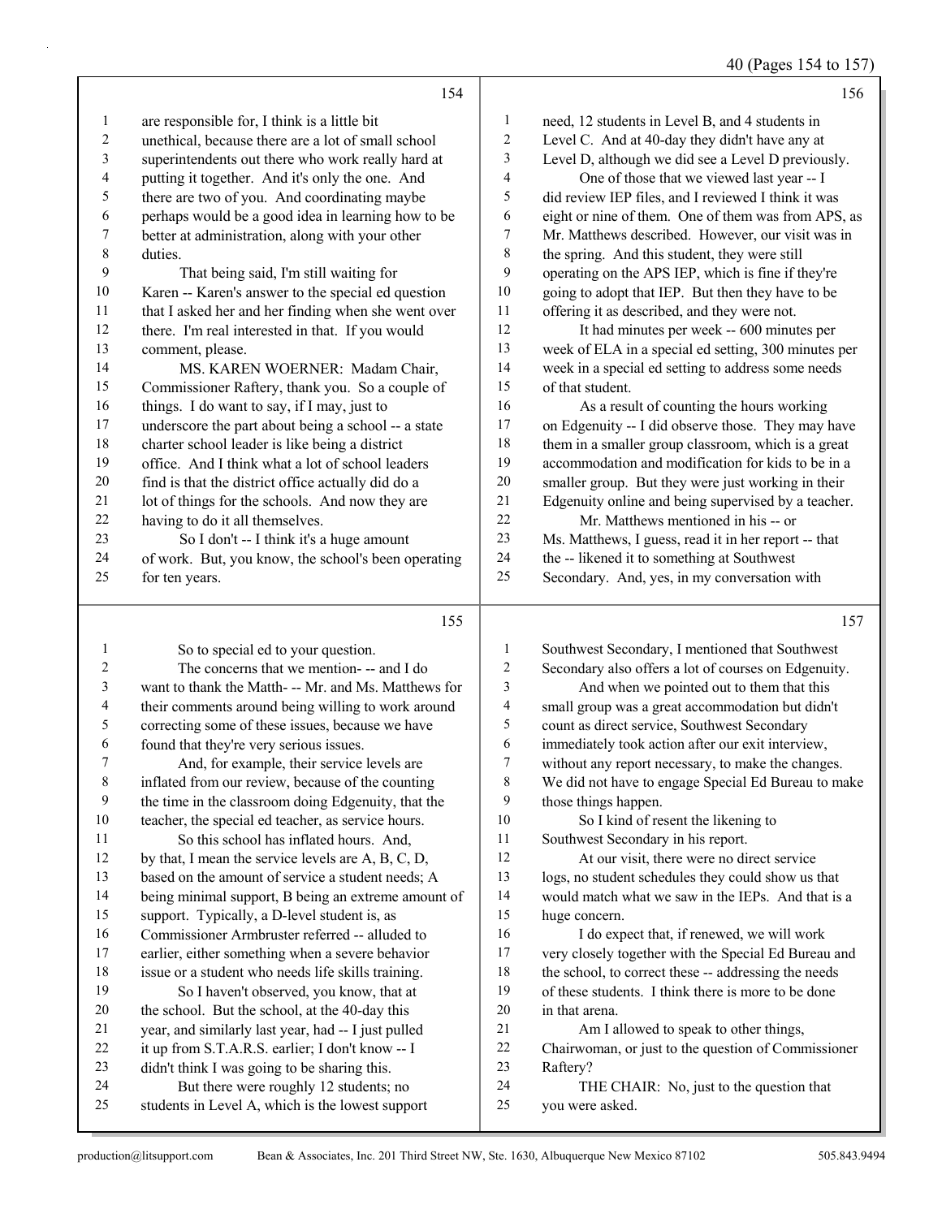154

are responsible for, I think is a little bit unethical, because there are a lot of small school superintendents out there who work really hard at putting it together. And it's only the one. And there are two of you. And coordinating maybe perhaps would be a good idea in learning how to be better at administration, along with your other duties.

That being said, I'm still waiting for Karen -- Karen's answer to the special ed question that I asked her and her finding when she went over there. I'm real interested in that. If you would comment, please.

MS. KAREN WOERNER: Madam Chair, Commissioner Raftery, thank you. So a couple of things. I do want to say, if I may, just to underscore the part about being a school -- a state charter school leader is like being a district office. And I think what a lot of school leaders find is that the district office actually did do a lot of things for the schools. And now they are having to do it all themselves.

So I don't -- I think it's a huge amount of work. But, you know, the school's been operating for ten years.

155

So to special ed to your question.

The concerns that we mention- -- and I do want to thank the Matth- -- Mr. and Ms. Matthews for their comments around being willing to work around correcting some of these issues, because we have found that they're very serious issues.

And, for example, their service levels are inflated from our review, because of the counting the time in the classroom doing Edgenuity, that the teacher, the special ed teacher, as service hours.

So this school has inflated hours. And, by that, I mean the service levels are A, B, C, D, based on the amount of service a student needs; A being minimal support, B being an extreme amount of support. Typically, a D-level student is, as Commissioner Armbruster referred -- alluded to earlier, either something when a severe behavior issue or a student who needs life skills training.

So I haven't observed, you know, that at the school. But the school, at the 40-day this year, and similarly last year, had -- I just pulled it up from S.T.A.R.S. earlier; I don't know -- I didn't think I was going to be sharing this.

But there were roughly 12 students; no students in Level A, which is the lowest support

156

need, 12 students in Level B, and 4 students in Level C. And at 40-day they didn't have any at Level D, although we did see a Level D previously.

One of those that we viewed last year -- I did review IEP files, and I reviewed I think it was eight or nine of them. One of them was from APS, as Mr. Matthews described. However, our visit was in the spring. And this student, they were still operating on the APS IEP, which is fine if they're going to adopt that IEP. But then they have to be offering it as described, and they were not.

It had minutes per week -- 600 minutes per week of ELA in a special ed setting, 300 minutes per week in a special ed setting to address some needs of that student.

As a result of counting the hours working on Edgenuity -- I did observe those. They may have them in a smaller group classroom, which is a great accommodation and modification for kids to be in a smaller group. But they were just working in their Edgenuity online and being supervised by a teacher.

Mr. Matthews mentioned in his -- or Ms. Matthews, I guess, read it in her report -- that the -- likened it to something at Southwest Secondary. And, yes, in my conversation with

157

Southwest Secondary, I mentioned that Southwest Secondary also offers a lot of courses on Edgenuity.

And when we pointed out to them that this small group was a great accommodation but didn't count as direct service, Southwest Secondary immediately took action after our exit interview, without any report necessary, to make the changes. We did not have to engage Special Ed Bureau to make those things happen.

So I kind of resent the likening to Southwest Secondary in his report.

At our visit, there were no direct service logs, no student schedules they could show us that would match what we saw in the IEPs. And that is a huge concern.

I do expect that, if renewed, we will work very closely together with the Special Ed Bureau and the school, to correct these -- addressing the needs of these students. I think there is more to be done in that arena.

Am I allowed to speak to other things, Chairwoman, or just to the question of Commissioner Raftery?

THE CHAIR: No, just to the question that you were asked.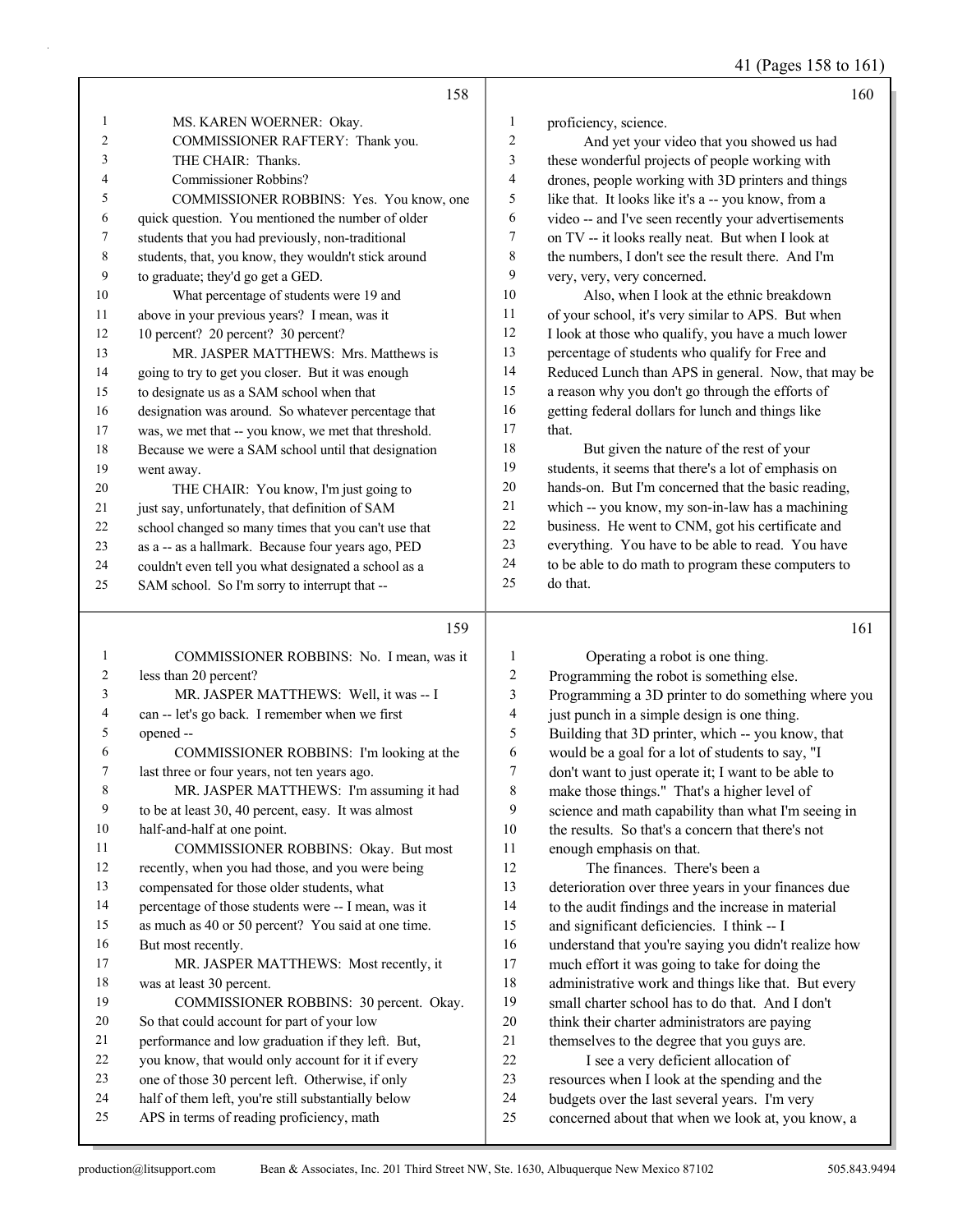158

1 MS. KAREN WOERNER: Okay.
2 COMMISSIONER RAFTERY: Thank you.
3 THE CHAIR: Thanks.
4 Commissioner Robbins?
5 COMMISSIONER ROBBINS: Yes. You know, one
6 quick question. You mentioned the number of older
7 students that you had previously, non-traditional
8 students, that, you know, they wouldn't stick around
9 to graduate; they'd go get a GED.
10 What percentage of students were 19 and
11 above in your previous years? I mean, was it
12 10 percent? 20 percent? 30 percent?
13 MR. JASPER MATTHEWS: Mrs. Matthews is
14 going to try to get you closer. But it was enough
15 to designate us as a SAM school when that
16 designation was around. So whatever percentage that
17 was, we met that -- you know, we met that threshold.
18 Because we were a SAM school until that designation
19 went away.
20 THE CHAIR: You know, I'm just going to
21 just say, unfortunately, that definition of SAM
22 school changed so many times that you can't use that
23 as a -- as a hallmark. Because four years ago, PED
24 couldn't even tell you what designated a school as a
25 SAM school. So I'm sorry to interrupt that --

159

1 COMMISSIONER ROBBINS: No. I mean, was it
2 less than 20 percent?
3 MR. JASPER MATTHEWS: Well, it was -- I
4 can -- let's go back. I remember when we first
5 opened --
6 COMMISSIONER ROBBINS: I'm looking at the
7 last three or four years, not ten years ago.
8 MR. JASPER MATTHEWS: I'm assuming it had
9 to be at least 30, 40 percent, easy. It was almost
10 half-and-half at one point.
11 COMMISSIONER ROBBINS: Okay. But most
12 recently, when you had those, and you were being
13 compensated for those older students, what
14 percentage of those students were -- I mean, was it
15 as much as 40 or 50 percent? You said at one time.
16 But most recently.
17 MR. JASPER MATTHEWS: Most recently, it
18 was at least 30 percent.
19 COMMISSIONER ROBBINS: 30 percent. Okay.
20 So that could account for part of your low
21 performance and low graduation if they left. But,
22 you know, that would only account for it if every
23 one of those 30 percent left. Otherwise, if only
24 half of them left, you're still substantially below
25 APS in terms of reading proficiency, math

160

1 proficiency, science.
2 And yet your video that you showed us had
3 these wonderful projects of people working with
4 drones, people working with 3D printers and things
5 like that. It looks like it's a -- you know, from a
6 video -- and I've seen recently your advertisements
7 on TV -- it looks really neat. But when I look at
8 the numbers, I don't see the result there. And I'm
9 very, very, very concerned.
10 Also, when I look at the ethnic breakdown
11 of your school, it's very similar to APS. But when
12 I look at those who qualify, you have a much lower
13 percentage of students who qualify for Free and
14 Reduced Lunch than APS in general. Now, that may be
15 a reason why you don't go through the efforts of
16 getting federal dollars for lunch and things like
17 that.
18 But given the nature of the rest of your
19 students, it seems that there's a lot of emphasis on
20 hands-on. But I'm concerned that the basic reading,
21 which -- you know, my son-in-law has a machining
22 business. He went to CNM, got his certificate and
23 everything. You have to be able to read. You have
24 to be able to do math to program these computers to
25 do that.

161

1 Operating a robot is one thing.
2 Programming the robot is something else.
3 Programming a 3D printer to do something where you
4 just punch in a simple design is one thing.
5 Building that 3D printer, which -- you know, that
6 would be a goal for a lot of students to say, "I
7 don't want to just operate it; I want to be able to
8 make those things." That's a higher level of
9 science and math capability than what I'm seeing in
10 the results. So that's a concern that there's not
11 enough emphasis on that.
12 The finances. There's been a
13 deterioration over three years in your finances due
14 to the audit findings and the increase in material
15 and significant deficiencies. I think -- I
16 understand that you're saying you didn't realize how
17 much effort it was going to take for doing the
18 administrative work and things like that. But every
19 small charter school has to do that. And I don't
20 think their charter administrators are paying
21 themselves to the degree that you guys are.
22 I see a very deficient allocation of
23 resources when I look at the spending and the
24 budgets over the last several years. I'm very
25 concerned about that when we look at, you know, a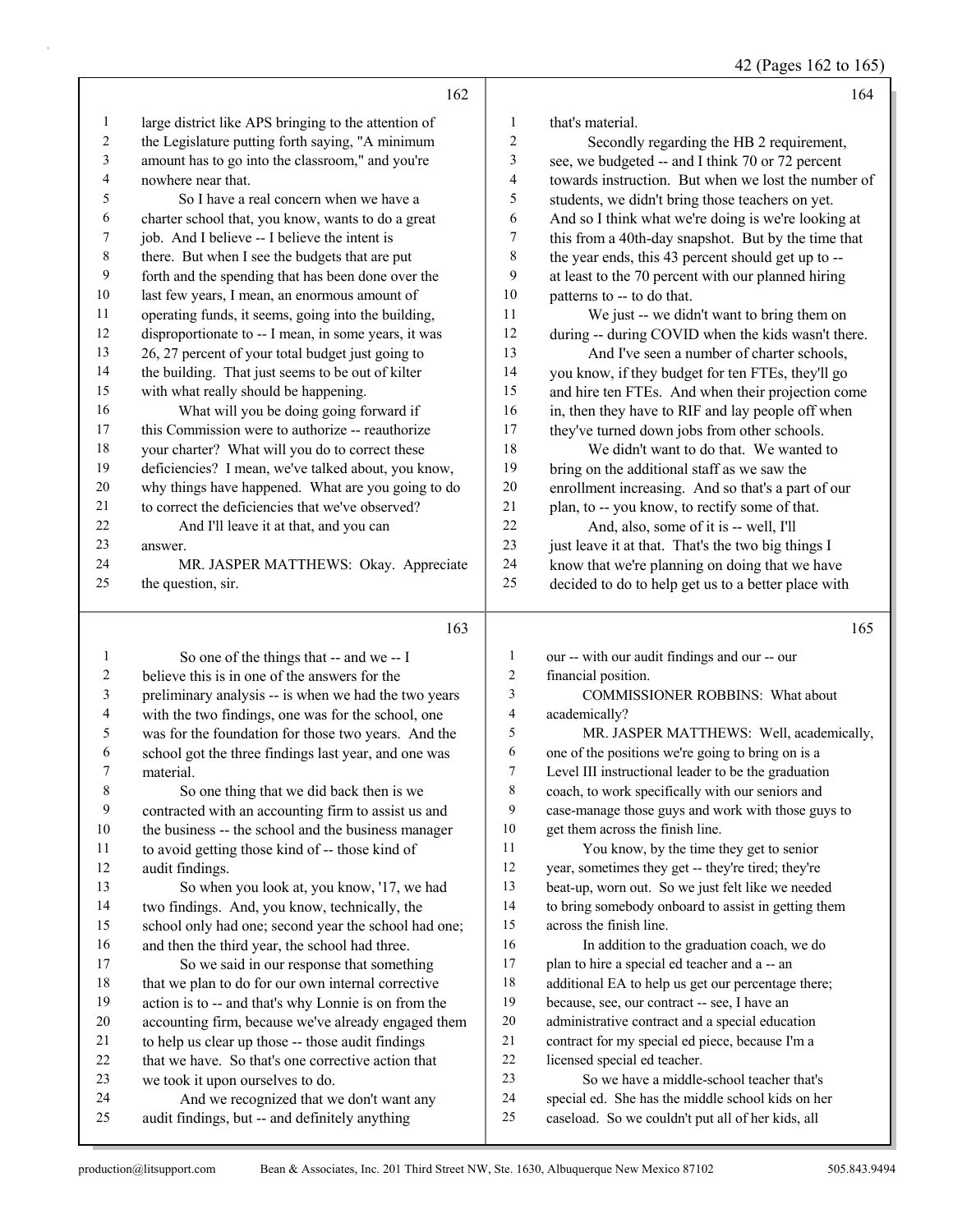large district like APS bringing to the attention of the Legislature putting forth saying, "A minimum amount has to go into the classroom," and you're nowhere near that.

So I have a real concern when we have a charter school that, you know, wants to do a great job. And I believe -- I believe the intent is there. But when I see the budgets that are put forth and the spending that has been done over the last few years, I mean, an enormous amount of operating funds, it seems, going into the building, disproportionate to -- I mean, in some years, it was 26, 27 percent of your total budget just going to the building. That just seems to be out of kilter with what really should be happening.

What will you be doing going forward if this Commission were to authorize -- reauthorize your charter? What will you do to correct these deficiencies? I mean, we've talked about, you know, why things have happened. What are you going to do to correct the deficiencies that we've observed?

And I'll leave it at that, and you can answer.

MR. JASPER MATTHEWS: Okay. Appreciate the question, sir.

So one of the things that -- and we -- I believe this is in one of the answers for the preliminary analysis -- is when we had the two years with the two findings, one was for the school, one was for the foundation for those two years. And the school got the three findings last year, and one was material.

So one thing that we did back then is we contracted with an accounting firm to assist us and the business -- the school and the business manager to avoid getting those kind of -- those kind of audit findings.

So when you look at, you know, '17, we had two findings. And, you know, technically, the school only had one; second year the school had one; and then the third year, the school had three.

So we said in our response that something that we plan to do for our own internal corrective action is to -- and that's why Lonnie is on from the accounting firm, because we've already engaged them to help us clear up those -- those audit findings that we have. So that's one corrective action that we took it upon ourselves to do.

And we recognized that we don't want any audit findings, but -- and definitely anything that's material.

Secondly regarding the HB 2 requirement, see, we budgeted -- and I think 70 or 72 percent towards instruction. But when we lost the number of students, we didn't bring those teachers on yet. And so I think what we're doing is we're looking at this from a 40th-day snapshot. But by the time that the year ends, this 43 percent should get up to -- at least to the 70 percent with our planned hiring patterns to -- to do that.

We just -- we didn't want to bring them on during -- during COVID when the kids wasn't there.

And I've seen a number of charter schools, you know, if they budget for ten FTEs, they'll go and hire ten FTEs. And when their projection come in, then they have to RIF and lay people off when they've turned down jobs from other schools.

We didn't want to do that. We wanted to bring on the additional staff as we saw the enrollment increasing. And so that's a part of our plan, to -- you know, to rectify some of that.

And, also, some of it is -- well, I'll just leave it at that. That's the two big things I know that we're planning on doing that we have decided to do to help get us to a better place with our -- with our audit findings and our -- our financial position.

COMMISSIONER ROBBINS: What about academically?

MR. JASPER MATTHEWS: Well, academically, one of the positions we're going to bring on is a Level III instructional leader to be the graduation coach, to work specifically with our seniors and case-manage those guys and work with those guys to get them across the finish line.

You know, by the time they get to senior year, sometimes they get -- they're tired; they're beat-up, worn out. So we just felt like we needed to bring somebody onboard to assist in getting them across the finish line.

In addition to the graduation coach, we do plan to hire a special ed teacher and a -- an additional EA to help us get our percentage there; because, see, our contract -- see, I have an administrative contract and a special education contract for my special ed piece, because I'm a licensed special ed teacher.

So we have a middle-school teacher that's special ed. She has the middle school kids on her caseload. So we couldn't put all of her kids, all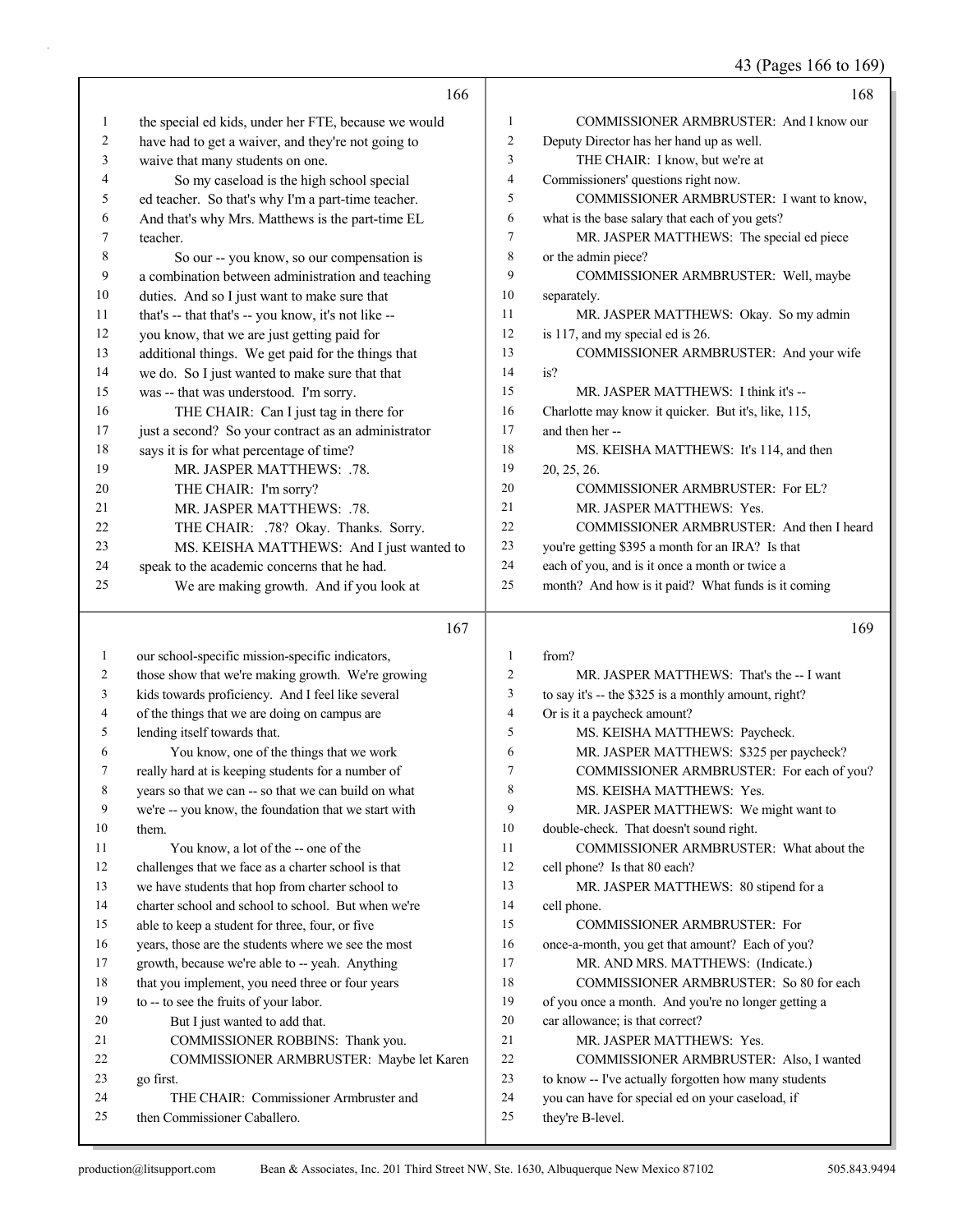166

1 the special ed kids, under her FTE, because we would
2 have had to get a waiver, and they're not going to
3 waive that many students on one.
4 So my caseload is the high school special
5 ed teacher. So that's why I'm a part-time teacher.
6 And that's why Mrs. Matthews is the part-time EL
7 teacher.
8 So our -- you know, so our compensation is
9 a combination between administration and teaching
10 duties. And so I just want to make sure that
11 that's -- that that's -- you know, it's not like --
12 you know, that we are just getting paid for
13 additional things. We get paid for the things that
14 we do. So I just wanted to make sure that that
15 was -- that was understood. I'm sorry.
16 THE CHAIR: Can I just tag in there for
17 just a second? So your contract as an administrator
18 says it is for what percentage of time?
19 MR. JASPER MATTHEWS: .78.
20 THE CHAIR: I'm sorry?
21 MR. JASPER MATTHEWS: .78.
22 THE CHAIR: .78? Okay. Thanks. Sorry.
23 MS. KEISHA MATTHEWS: And I just wanted to
24 speak to the academic concerns that he had.
25 We are making growth. And if you look at

167

1 our school-specific mission-specific indicators,
2 those show that we're making growth. We're growing
3 kids towards proficiency. And I feel like several
4 of the things that we are doing on campus are
5 lending itself towards that.
6 You know, one of the things that we work
7 really hard at is keeping students for a number of
8 years so that we can -- so that we can build on what
9 we're -- you know, the foundation that we start with
10 them.
11 You know, a lot of the -- one of the
12 challenges that we face as a charter school is that
13 we have students that hop from charter school to
14 charter school and school to school. But when we're
15 able to keep a student for three, four, or five
16 years, those are the students where we see the most
17 growth, because we're able to -- yeah. Anything
18 that you implement, you need three or four years
19 to -- to see the fruits of your labor.
20 But I just wanted to add that.
21 COMMISSIONER ROBBINS: Thank you.
22 COMMISSIONER ARMBRUSTER: Maybe let Karen
23 go first.
24 THE CHAIR: Commissioner Armbruster and
25 then Commissioner Caballero.

168

1 COMMISSIONER ARMBRUSTER: And I know our
2 Deputy Director has her hand up as well.
3 THE CHAIR: I know, but we're at
4 Commissioners' questions right now.
5 COMMISSIONER ARMBRUSTER: I want to know,
6 what is the base salary that each of you gets?
7 MR. JASPER MATTHEWS: The special ed piece
8 or the admin piece?
9 COMMISSIONER ARMBRUSTER: Well, maybe
10 separately.
11 MR. JASPER MATTHEWS: Okay. So my admin
12 is 117, and my special ed is 26.
13 COMMISSIONER ARMBRUSTER: And your wife
14 is?
15 MR. JASPER MATTHEWS: I think it's --
16 Charlotte may know it quicker. But it's, like, 115,
17 and then her --
18 MS. KEISHA MATTHEWS: It's 114, and then
19 20, 25, 26.
20 COMMISSIONER ARMBRUSTER: For EL?
21 MR. JASPER MATTHEWS: Yes.
22 COMMISSIONER ARMBRUSTER: And then I heard
23 you're getting $395 a month for an IRA? Is that
24 each of you, and is it once a month or twice a
25 month? And how is it paid? What funds is it coming

169

1 from?
2 MR. JASPER MATTHEWS: That's the -- I want
3 to say it's -- the $325 is a monthly amount, right?
4 Or is it a paycheck amount?
5 MS. KEISHA MATTHEWS: Paycheck.
6 MR. JASPER MATTHEWS: $325 per paycheck?
7 COMMISSIONER ARMBRUSTER: For each of you?
8 MS. KEISHA MATTHEWS: Yes.
9 MR. JASPER MATTHEWS: We might want to
10 double-check. That doesn't sound right.
11 COMMISSIONER ARMBRUSTER: What about the
12 cell phone? Is that 80 each?
13 MR. JASPER MATTHEWS: 80 stipend for a
14 cell phone.
15 COMMISSIONER ARMBRUSTER: For
16 once-a-month, you get that amount? Each of you?
17 MR. AND MRS. MATTHEWS: (Indicate.)
18 COMMISSIONER ARMBRUSTER: So 80 for each
19 of you once a month. And you're no longer getting a
20 car allowance; is that correct?
21 MR. JASPER MATTHEWS: Yes.
22 COMMISSIONER ARMBRUSTER: Also, I wanted
23 to know -- I've actually forgotten how many students
24 you can have for special ed on your caseload, if
25 they're B-level.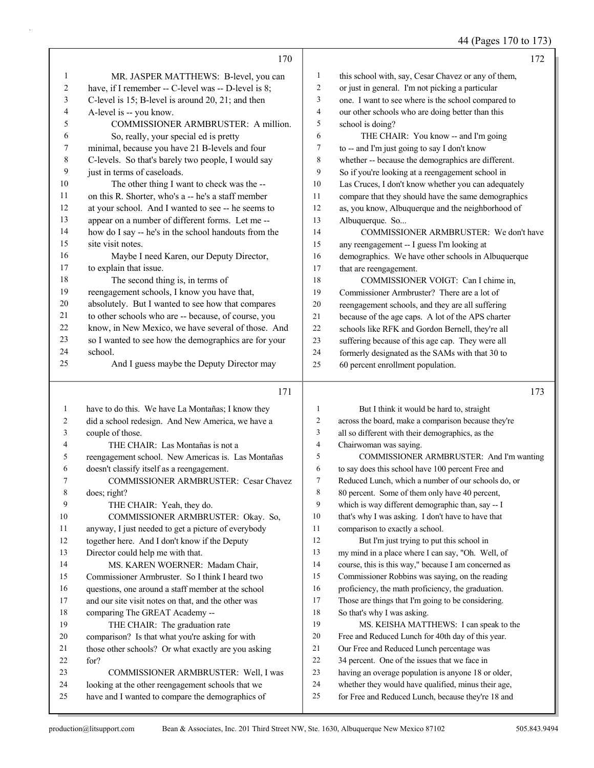MR. JASPER MATTHEWS: B-level, you can have, if I remember -- C-level was -- D-level is 8; C-level is 15; B-level is around 20, 21; and then A-level is -- you know.

COMMISSIONER ARMBRUSTER: A million. So, really, your special ed is pretty minimal, because you have 21 B-levels and four C-levels. So that's barely two people, I would say just in terms of caseloads.

The other thing I want to check was the -- on this R. Shorter, who's a -- he's a staff member at your school. And I wanted to see -- he seems to appear on a number of different forms. Let me -- how do I say -- he's in the school handouts from the site visit notes.

Maybe I need Karen, our Deputy Director, to explain that issue.

The second thing is, in terms of reengagement schools, I know you have that, absolutely. But I wanted to see how that compares to other schools who are -- because, of course, you know, in New Mexico, we have several of those. And so I wanted to see how the demographics are for your school.

And I guess maybe the Deputy Director may have to do this. We have La Montañas; I know they did a school redesign. And New America, we have a couple of those.

THE CHAIR: Las Montañas is not a reengagement school. New Americas is. Las Montañas doesn't classify itself as a reengagement.

COMMISSIONER ARMBRUSTER: Cesar Chavez does; right?

THE CHAIR: Yeah, they do.

COMMISSIONER ARMBRUSTER: Okay. So, anyway, I just needed to get a picture of everybody together here. And I don't know if the Deputy Director could help me with that.

MS. KAREN WOERNER: Madam Chair, Commissioner Armbruster. So I think I heard two questions, one around a staff member at the school and our site visit notes on that, and the other was comparing The GREAT Academy --

THE CHAIR: The graduation rate comparison? Is that what you're asking for with those other schools? Or what exactly are you asking for?

COMMISSIONER ARMBRUSTER: Well, I was looking at the other reengagement schools that we have and I wanted to compare the demographics of this school with, say, Cesar Chavez or any of them, or just in general. I'm not picking a particular one. I want to see where is the school compared to our other schools who are doing better than this school is doing?

THE CHAIR: You know -- and I'm going to -- and I'm just going to say I don't know whether -- because the demographics are different. So if you're looking at a reengagement school in Las Cruces, I don't know whether you can adequately compare that they should have the same demographics as, you know, Albuquerque and the neighborhood of Albuquerque. So...

COMMISSIONER ARMBRUSTER: We don't have any reengagement -- I guess I'm looking at demographics. We have other schools in Albuquerque that are reengagement.

COMMISSIONER VOIGT: Can I chime in, Commissioner Armbruster? There are a lot of reengagement schools, and they are all suffering because of the age caps. A lot of the APS charter schools like RFK and Gordon Bernell, they're all suffering because of this age cap. They were all formerly designated as the SAMs with that 30 to 60 percent enrollment population.

But I think it would be hard to, straight across the board, make a comparison because they're all so different with their demographics, as the Chairwoman was saying.

COMMISSIONER ARMBRUSTER: And I'm wanting to say does this school have 100 percent Free and Reduced Lunch, which a number of our schools do, or 80 percent. Some of them only have 40 percent, which is way different demographic than, say -- I that's why I was asking. I don't have to have that comparison to exactly a school.

But I'm just trying to put this school in my mind in a place where I can say, "Oh. Well, of course, this is this way," because I am concerned as Commissioner Robbins was saying, on the reading proficiency, the math proficiency, the graduation. Those are things that I'm going to be considering. So that's why I was asking.

MS. KEISHA MATTHEWS: I can speak to the Free and Reduced Lunch for 40th day of this year. Our Free and Reduced Lunch percentage was 34 percent. One of the issues that we face in having an overage population is anyone 18 or older, whether they would have qualified, minus their age, for Free and Reduced Lunch, because they're 18 and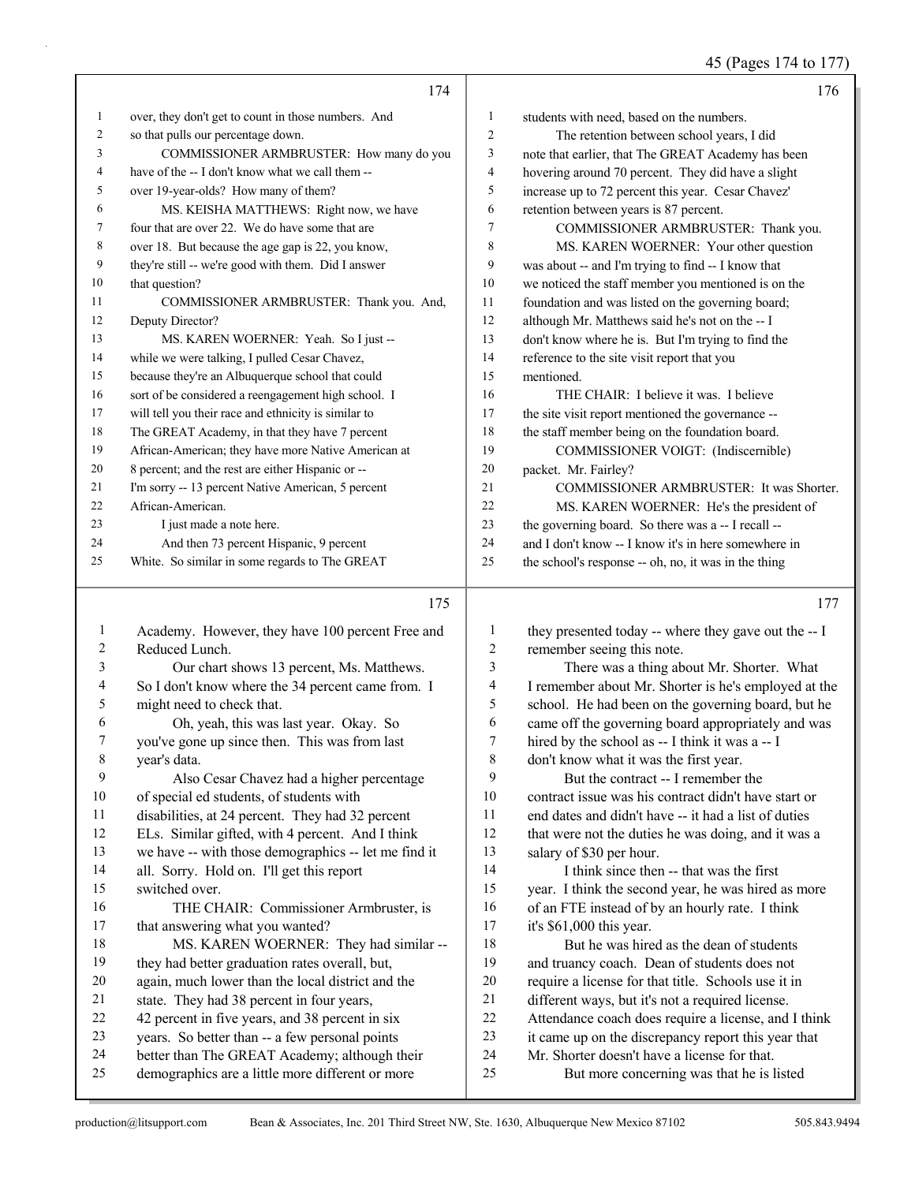**Page 174**

1 over, they don't get to count in those numbers. And
2 so that pulls our percentage down.
3 COMMISSIONER ARMBRUSTER: How many do you
4 have of the -- I don't know what we call them --
5 over 19-year-olds? How many of them?
6 MS. KEISHA MATTHEWS: Right now, we have
7 four that are over 22. We do have some that are
8 over 18. But because the age gap is 22, you know,
9 they're still -- we're good with them. Did I answer
10 that question?
11 COMMISSIONER ARMBRUSTER: Thank you. And,
12 Deputy Director?
13 MS. KAREN WOERNER: Yeah. So I just --
14 while we were talking, I pulled Cesar Chavez,
15 because they're an Albuquerque school that could
16 sort of be considered a reengagement high school. I
17 will tell you their race and ethnicity is similar to
18 The GREAT Academy, in that they have 7 percent
19 African-American; they have more Native American at
20 8 percent; and the rest are either Hispanic or --
21 I'm sorry -- 13 percent Native American, 5 percent
22 African-American.
23 I just made a note here.
24 And then 73 percent Hispanic, 9 percent
25 White. So similar in some regards to The GREAT

**Page 175**

1 Academy. However, they have 100 percent Free and
2 Reduced Lunch.
3 Our chart shows 13 percent, Ms. Matthews.
4 So I don't know where the 34 percent came from. I
5 might need to check that.
6 Oh, yeah, this was last year. Okay. So
7 you've gone up since then. This was from last
8 year's data.
9 Also Cesar Chavez had a higher percentage
10 of special ed students, of students with
11 disabilities, at 24 percent. They had 32 percent
12 ELs. Similar gifted, with 4 percent. And I think
13 we have -- with those demographics -- let me find it
14 all. Sorry. Hold on. I'll get this report
15 switched over.
16 THE CHAIR: Commissioner Armbruster, is
17 that answering what you wanted?
18 MS. KAREN WOERNER: They had similar --
19 they had better graduation rates overall, but,
20 again, much lower than the local district and the
21 state. They had 38 percent in four years,
22 42 percent in five years, and 38 percent in six
23 years. So better than -- a few personal points
24 better than The GREAT Academy; although their
25 demographics are a little more different or more

**Page 176**

1 students with need, based on the numbers.
2 The retention between school years, I did
3 note that earlier, that The GREAT Academy has been
4 hovering around 70 percent. They did have a slight
5 increase up to 72 percent this year. Cesar Chavez'
6 retention between years is 87 percent.
7 COMMISSIONER ARMBRUSTER: Thank you.
8 MS. KAREN WOERNER: Your other question
9 was about -- and I'm trying to find -- I know that
10 we noticed the staff member you mentioned is on the
11 foundation and was listed on the governing board;
12 although Mr. Matthews said he's not on the -- I
13 don't know where he is. But I'm trying to find the
14 reference to the site visit report that you
15 mentioned.
16 THE CHAIR: I believe it was. I believe
17 the site visit report mentioned the governance --
18 the staff member being on the foundation board.
19 COMMISSIONER VOIGT: (Indiscernible)
20 packet. Mr. Fairley?
21 COMMISSIONER ARMBRUSTER: It was Shorter.
22 MS. KAREN WOERNER: He's the president of
23 the governing board. So there was a -- I recall --
24 and I don't know -- I know it's in here somewhere in
25 the school's response -- oh, no, it was in the thing

**Page 177**

1 they presented today -- where they gave out the -- I
2 remember seeing this note.
3 There was a thing about Mr. Shorter. What
4 I remember about Mr. Shorter is he's employed at the
5 school. He had been on the governing board, but he
6 came off the governing board appropriately and was
7 hired by the school as -- I think it was a -- I
8 don't know what it was the first year.
9 But the contract -- I remember the
10 contract issue was his contract didn't have start or
11 end dates and didn't have -- it had a list of duties
12 that were not the duties he was doing, and it was a
13 salary of $30 per hour.
14 I think since then -- that was the first
15 year. I think the second year, he was hired as more
16 of an FTE instead of by an hourly rate. I think
17 it's $61,000 this year.
18 But he was hired as the dean of students
19 and truancy coach. Dean of students does not
20 require a license for that title. Schools use it in
21 different ways, but it's not a required license.
22 Attendance coach does require a license, and I think
23 it came up on the discrepancy report this year that
24 Mr. Shorter doesn't have a license for that.
25 But more concerning was that he is listed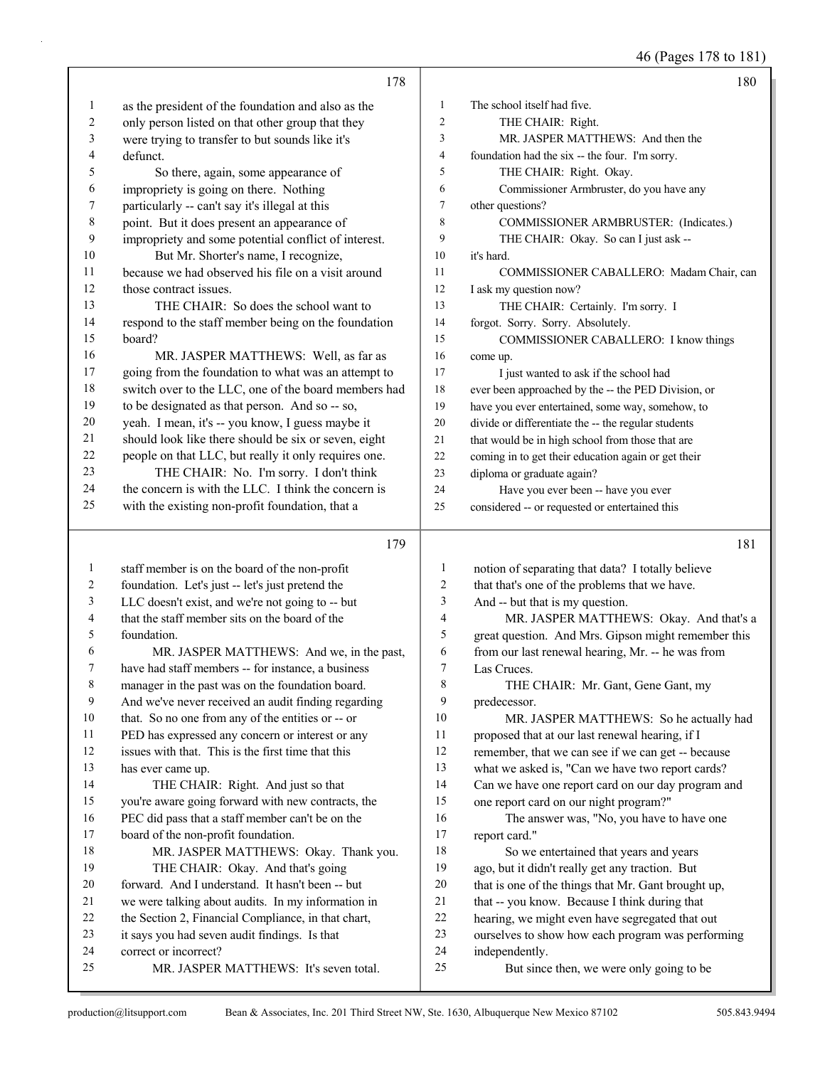46 (Pages 178 to 181)

178

1 as the president of the foundation and also as the
2 only person listed on that other group that they
3 were trying to transfer to but sounds like it's
4 defunct.
5 So there, again, some appearance of
6 impropriety is going on there. Nothing
7 particularly -- can't say it's illegal at this
8 point. But it does present an appearance of
9 impropriety and some potential conflict of interest.
10 But Mr. Shorter's name, I recognize,
11 because we had observed his file on a visit around
12 those contract issues.
13 THE CHAIR: So does the school want to
14 respond to the staff member being on the foundation
15 board?
16 MR. JASPER MATTHEWS: Well, as far as
17 going from the foundation to what was an attempt to
18 switch over to the LLC, one of the board members had
19 to be designated as that person. And so -- so,
20 yeah. I mean, it's -- you know, I guess maybe it
21 should look like there should be six or seven, eight
22 people on that LLC, but really it only requires one.
23 THE CHAIR: No. I'm sorry. I don't think
24 the concern is with the LLC. I think the concern is
25 with the existing non-profit foundation, that a

179

1 staff member is on the board of the non-profit
2 foundation. Let's just -- let's just pretend the
3 LLC doesn't exist, and we're not going to -- but
4 that the staff member sits on the board of the
5 foundation.
6 MR. JASPER MATTHEWS: And we, in the past,
7 have had staff members -- for instance, a business
8 manager in the past was on the foundation board.
9 And we've never received an audit finding regarding
10 that. So no one from any of the entities or -- or
11 PED has expressed any concern or interest or any
12 issues with that. This is the first time that this
13 has ever came up.
14 THE CHAIR: Right. And just so that
15 you're aware going forward with new contracts, the
16 PEC did pass that a staff member can't be on the
17 board of the non-profit foundation.
18 MR. JASPER MATTHEWS: Okay. Thank you.
19 THE CHAIR: Okay. And that's going
20 forward. And I understand. It hasn't been -- but
21 we were talking about audits. In my information in
22 the Section 2, Financial Compliance, in that chart,
23 it says you had seven audit findings. Is that
24 correct or incorrect?
25 MR. JASPER MATTHEWS: It's seven total.

180

1 The school itself had five.
2 THE CHAIR: Right.
3 MR. JASPER MATTHEWS: And then the
4 foundation had the six -- the four. I'm sorry.
5 THE CHAIR: Right. Okay.
6 Commissioner Armbruster, do you have any
7 other questions?
8 COMMISSIONER ARMBRUSTER: (Indicates.)
9 THE CHAIR: Okay. So can I just ask --
10 it's hard.
11 COMMISSIONER CABALLERO: Madam Chair, can
12 I ask my question now?
13 THE CHAIR: Certainly. I'm sorry. I
14 forgot. Sorry. Sorry. Absolutely.
15 COMMISSIONER CABALLERO: I know things
16 come up.
17 I just wanted to ask if the school had
18 ever been approached by the -- the PED Division, or
19 have you ever entertained, some way, somehow, to
20 divide or differentiate the -- the regular students
21 that would be in high school from those that are
22 coming in to get their education again or get their
23 diploma or graduate again?
24 Have you ever been -- have you ever
25 considered -- or requested or entertained this

181

1 notion of separating that data? I totally believe
2 that that's one of the problems that we have.
3 And -- but that is my question.
4 MR. JASPER MATTHEWS: Okay. And that's a
5 great question. And Mrs. Gipson might remember this
6 from our last renewal hearing, Mr. -- he was from
7 Las Cruces.
8 THE CHAIR: Mr. Gant, Gene Gant, my
9 predecessor.
10 MR. JASPER MATTHEWS: So he actually had
11 proposed that at our last renewal hearing, if I
12 remember, that we can see if we can get -- because
13 what we asked is, "Can we have two report cards?
14 Can we have one report card on our day program and
15 one report card on our night program?"
16 The answer was, "No, you have to have one
17 report card."
18 So we entertained that years and years
19 ago, but it didn't really get any traction. But
20 that is one of the things that Mr. Gant brought up,
21 that -- you know. Because I think during that
22 hearing, we might even have segregated that out
23 ourselves to show how each program was performing
24 independently.
25 But since then, we were only going to be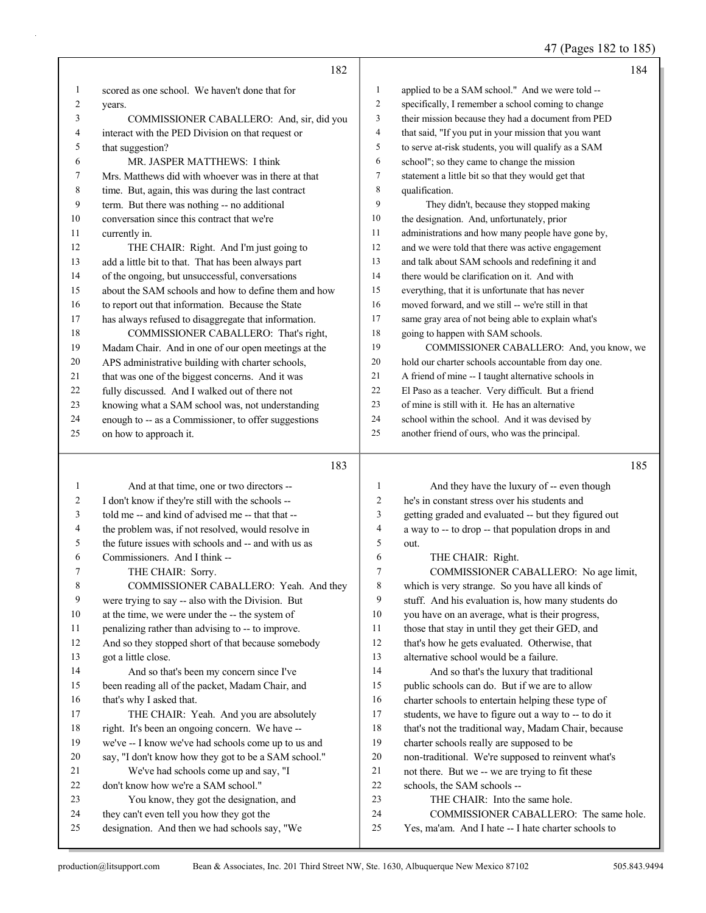182

1 scored as one school. We haven't done that for
2 years.
3 COMMISSIONER CABALLERO: And, sir, did you
4 interact with the PED Division on that request or
5 that suggestion?
6 MR. JASPER MATTHEWS: I think
7 Mrs. Matthews did with whoever was in there at that
8 time. But, again, this was during the last contract
9 term. But there was nothing -- no additional
10 conversation since this contract that we're
11 currently in.
12 THE CHAIR: Right. And I'm just going to
13 add a little bit to that. That has been always part
14 of the ongoing, but unsuccessful, conversations
15 about the SAM schools and how to define them and how
16 to report out that information. Because the State
17 has always refused to disaggregate that information.
18 COMMISSIONER CABALLERO: That's right,
19 Madam Chair. And in one of our open meetings at the
20 APS administrative building with charter schools,
21 that was one of the biggest concerns. And it was
22 fully discussed. And I walked out of there not
23 knowing what a SAM school was, not understanding
24 enough to -- as a Commissioner, to offer suggestions
25 on how to approach it.

183

1 And at that time, one or two directors --
2 I don't know if they're still with the schools --
3 told me -- and kind of advised me -- that that --
4 the problem was, if not resolved, would resolve in
5 the future issues with schools and -- and with us as
6 Commissioners. And I think --
7 THE CHAIR: Sorry.
8 COMMISSIONER CABALLERO: Yeah. And they
9 were trying to say -- also with the Division. But
10 at the time, we were under the -- the system of
11 penalizing rather than advising to -- to improve.
12 And so they stopped short of that because somebody
13 got a little close.
14 And so that's been my concern since I've
15 been reading all of the packet, Madam Chair, and
16 that's why I asked that.
17 THE CHAIR: Yeah. And you are absolutely
18 right. It's been an ongoing concern. We have --
19 we've -- I know we've had schools come up to us and
20 say, "I don't know how they got to be a SAM school."
21 We've had schools come up and say, "I
22 don't know how we're a SAM school."
23 You know, they got the designation, and
24 they can't even tell you how they got the
25 designation. And then we had schools say, "We

184

1 applied to be a SAM school." And we were told --
2 specifically, I remember a school coming to change
3 their mission because they had a document from PED
4 that said, "If you put in your mission that you want
5 to serve at-risk students, you will qualify as a SAM
6 school"; so they came to change the mission
7 statement a little bit so that they would get that
8 qualification.
9 They didn't, because they stopped making
10 the designation. And, unfortunately, prior
11 administrations and how many people have gone by,
12 and we were told that there was active engagement
13 and talk about SAM schools and redefining it and
14 there would be clarification on it. And with
15 everything, that it is unfortunate that has never
16 moved forward, and we still -- we're still in that
17 same gray area of not being able to explain what's
18 going to happen with SAM schools.
19 COMMISSIONER CABALLERO: And, you know, we
20 hold our charter schools accountable from day one.
21 A friend of mine -- I taught alternative schools in
22 El Paso as a teacher. Very difficult. But a friend
23 of mine is still with it. He has an alternative
24 school within the school. And it was devised by
25 another friend of ours, who was the principal.

185

1 And they have the luxury of -- even though
2 he's in constant stress over his students and
3 getting graded and evaluated -- but they figured out
4 a way to -- to drop -- that population drops in and
5 out.
6 THE CHAIR: Right.
7 COMMISSIONER CABALLERO: No age limit,
8 which is very strange. So you have all kinds of
9 stuff. And his evaluation is, how many students do
10 you have on an average, what is their progress,
11 those that stay in until they get their GED, and
12 that's how he gets evaluated. Otherwise, that
13 alternative school would be a failure.
14 And so that's the luxury that traditional
15 public schools can do. But if we are to allow
16 charter schools to entertain helping these type of
17 students, we have to figure out a way to -- to do it
18 that's not the traditional way, Madam Chair, because
19 charter schools really are supposed to be
20 non-traditional. We're supposed to reinvent what's
21 not there. But we -- we are trying to fit these
22 schools, the SAM schools --
23 THE CHAIR: Into the same hole.
24 COMMISSIONER CABALLERO: The same hole.
25 Yes, ma'am. And I hate -- I hate charter schools to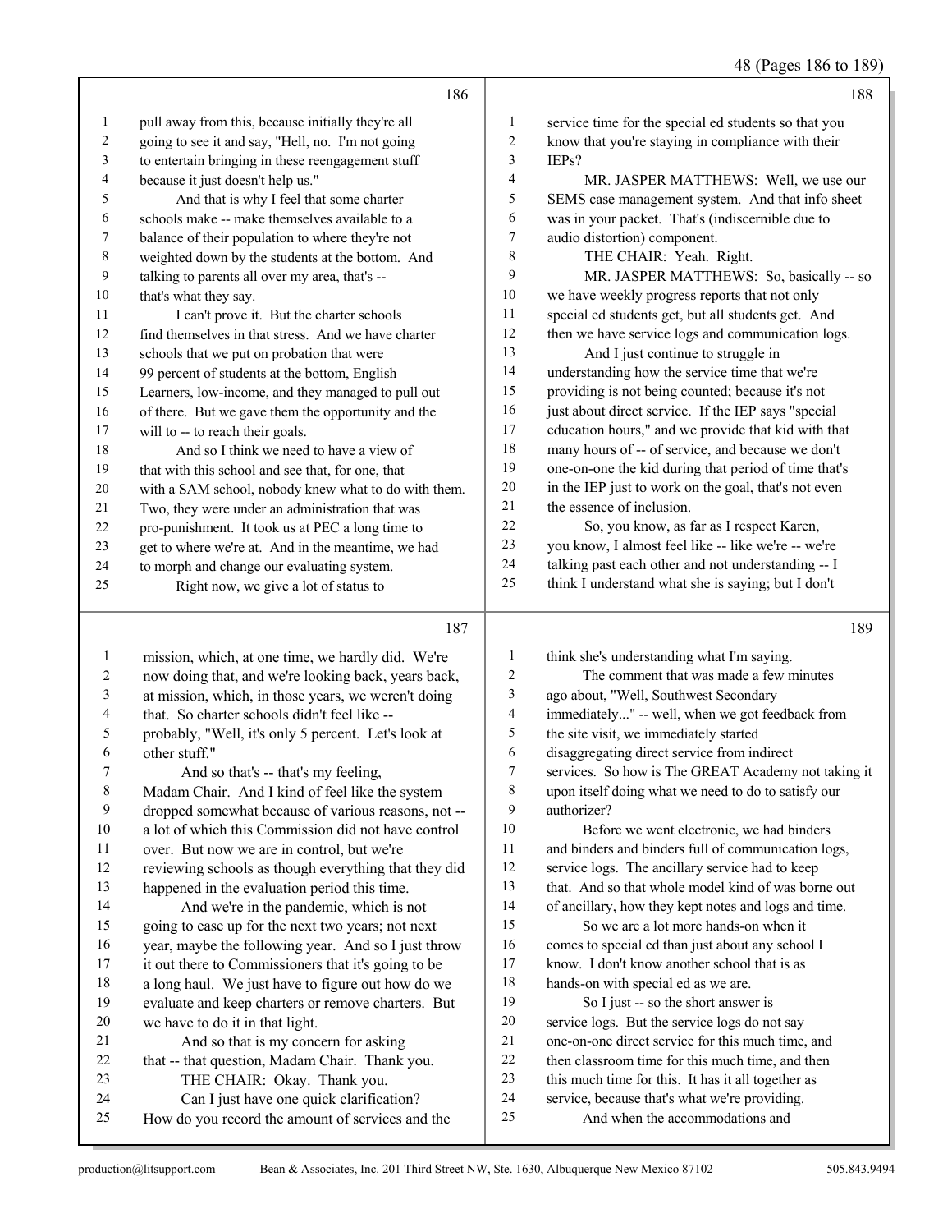186

1 pull away from this, because initially they're all
2 going to see it and say, "Hell, no. I'm not going
3 to entertain bringing in these reengagement stuff
4 because it just doesn't help us."
5 And that is why I feel that some charter
6 schools make -- make themselves available to a
7 balance of their population to where they're not
8 weighted down by the students at the bottom. And
9 talking to parents all over my area, that's --
10 that's what they say.
11 I can't prove it. But the charter schools
12 find themselves in that stress. And we have charter
13 schools that we put on probation that were
14 99 percent of students at the bottom, English
15 Learners, low-income, and they managed to pull out
16 of there. But we gave them the opportunity and the
17 will to -- to reach their goals.
18 And so I think we need to have a view of
19 that with this school and see that, for one, that
20 with a SAM school, nobody knew what to do with them.
21 Two, they were under an administration that was
22 pro-punishment. It took us at PEC a long time to
23 get to where we're at. And in the meantime, we had
24 to morph and change our evaluating system.
25 Right now, we give a lot of status to

187

1 mission, which, at one time, we hardly did. We're
2 now doing that, and we're looking back, years back,
3 at mission, which, in those years, we weren't doing
4 that. So charter schools didn't feel like --
5 probably, "Well, it's only 5 percent. Let's look at
6 other stuff."
7 And so that's -- that's my feeling,
8 Madam Chair. And I kind of feel like the system
9 dropped somewhat because of various reasons, not --
10 a lot of which this Commission did not have control
11 over. But now we are in control, but we're
12 reviewing schools as though everything that they did
13 happened in the evaluation period this time.
14 And we're in the pandemic, which is not
15 going to ease up for the next two years; not next
16 year, maybe the following year. And so I just throw
17 it out there to Commissioners that it's going to be
18 a long haul. We just have to figure out how do we
19 evaluate and keep charters or remove charters. But
20 we have to do it in that light.
21 And so that is my concern for asking
22 that -- that question, Madam Chair. Thank you.
23 THE CHAIR: Okay. Thank you.
24 Can I just have one quick clarification?
25 How do you record the amount of services and the

188

1 service time for the special ed students so that you
2 know that you're staying in compliance with their
3 IEPs?
4 MR. JASPER MATTHEWS: Well, we use our
5 SEMS case management system. And that info sheet
6 was in your packet. That's (indiscernible due to
7 audio distortion) component.
8 THE CHAIR: Yeah. Right.
9 MR. JASPER MATTHEWS: So, basically -- so
10 we have weekly progress reports that not only
11 special ed students get, but all students get. And
12 then we have service logs and communication logs.
13 And I just continue to struggle in
14 understanding how the service time that we're
15 providing is not being counted; because it's not
16 just about direct service. If the IEP says "special
17 education hours," and we provide that kid with that
18 many hours of -- of service, and because we don't
19 one-on-one the kid during that period of time that's
20 in the IEP just to work on the goal, that's not even
21 the essence of inclusion.
22 So, you know, as far as I respect Karen,
23 you know, I almost feel like -- like we're -- we're
24 talking past each other and not understanding -- I
25 think I understand what she is saying; but I don't

189

1 think she's understanding what I'm saying.
2 The comment that was made a few minutes
3 ago about, "Well, Southwest Secondary
4 immediately..." -- well, when we got feedback from
5 the site visit, we immediately started
6 disaggregating direct service from indirect
7 services. So how is The GREAT Academy not taking it
8 upon itself doing what we need to do to satisfy our
9 authorizer?
10 Before we went electronic, we had binders
11 and binders and binders full of communication logs,
12 service logs. The ancillary service had to keep
13 that. And so that whole model kind of was borne out
14 of ancillary, how they kept notes and logs and time.
15 So we are a lot more hands-on when it
16 comes to special ed than just about any school I
17 know. I don't know another school that is as
18 hands-on with special ed as we are.
19 So I just -- so the short answer is
20 service logs. But the service logs do not say
21 one-on-one direct service for this much time, and
22 then classroom time for this much time, and then
23 this much time for this. It has it all together as
24 service, because that's what we're providing.
25 And when the accommodations and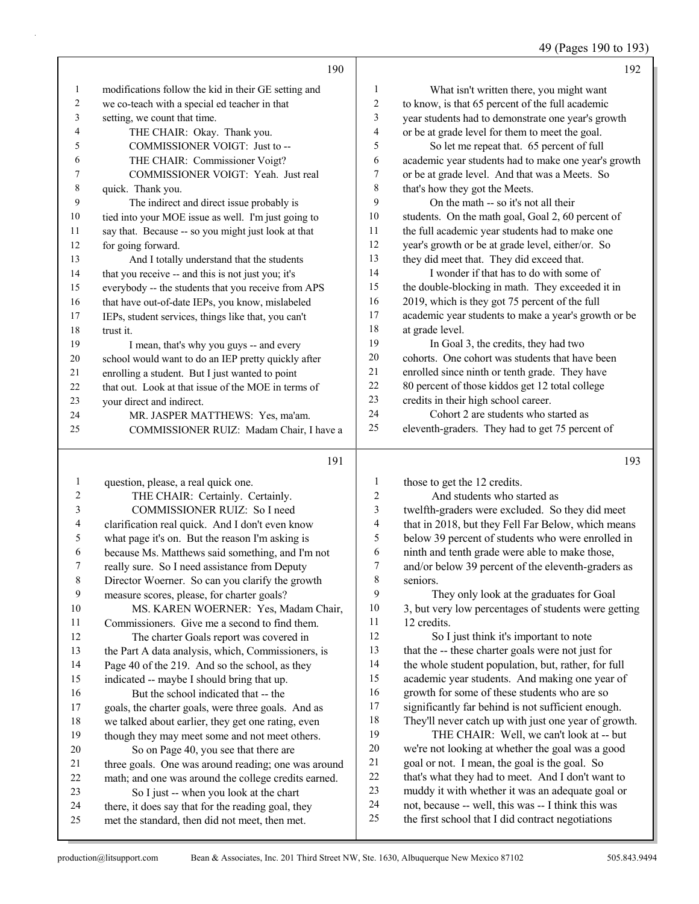190

1 modifications follow the kid in their GE setting and
2 we co-teach with a special ed teacher in that
3 setting, we count that time.
4 THE CHAIR: Okay. Thank you.
5 COMMISSIONER VOIGT: Just to --
6 THE CHAIR: Commissioner Voigt?
7 COMMISSIONER VOIGT: Yeah. Just real
8 quick. Thank you.
9 The indirect and direct issue probably is
10 tied into your MOE issue as well. I'm just going to
11 say that. Because -- so you might just look at that
12 for going forward.
13 And I totally understand that the students
14 that you receive -- and this is not just you; it's
15 everybody -- the students that you receive from APS
16 that have out-of-date IEPs, you know, mislabeled
17 IEPs, student services, things like that, you can't
18 trust it.
19 I mean, that's why you guys -- and every
20 school would want to do an IEP pretty quickly after
21 enrolling a student. But I just wanted to point
22 that out. Look at that issue of the MOE in terms of
23 your direct and indirect.
24 MR. JASPER MATTHEWS: Yes, ma'am.
25 COMMISSIONER RUIZ: Madam Chair, I have a

191

1 question, please, a real quick one.
2 THE CHAIR: Certainly. Certainly.
3 COMMISSIONER RUIZ: So I need
4 clarification real quick. And I don't even know
5 what page it's on. But the reason I'm asking is
6 because Ms. Matthews said something, and I'm not
7 really sure. So I need assistance from Deputy
8 Director Woerner. So can you clarify the growth
9 measure scores, please, for charter goals?
10 MS. KAREN WOERNER: Yes, Madam Chair,
11 Commissioners. Give me a second to find them.
12 The charter Goals report was covered in
13 the Part A data analysis, which, Commissioners, is
14 Page 40 of the 219. And so the school, as they
15 indicated -- maybe I should bring that up.
16 But the school indicated that -- the
17 goals, the charter goals, were three goals. And as
18 we talked about earlier, they get one rating, even
19 though they may meet some and not meet others.
20 So on Page 40, you see that there are
21 three goals. One was around reading; one was around
22 math; and one was around the college credits earned.
23 So I just -- when you look at the chart
24 there, it does say that for the reading goal, they
25 met the standard, then did not meet, then met.

192

1 What isn't written there, you might want
2 to know, is that 65 percent of the full academic
3 year students had to demonstrate one year's growth
4 or be at grade level for them to meet the goal.
5 So let me repeat that. 65 percent of full
6 academic year students had to make one year's growth
7 or be at grade level. And that was a Meets. So
8 that's how they got the Meets.
9 On the math -- so it's not all their
10 students. On the math goal, Goal 2, 60 percent of
11 the full academic year students had to make one
12 year's growth or be at grade level, either/or. So
13 they did meet that. They did exceed that.
14 I wonder if that has to do with some of
15 the double-blocking in math. They exceeded it in
16 2019, which is they got 75 percent of the full
17 academic year students to make a year's growth or be
18 at grade level.
19 In Goal 3, the credits, they had two
20 cohorts. One cohort was students that have been
21 enrolled since ninth or tenth grade. They have
22 80 percent of those kiddos get 12 total college
23 credits in their high school career.
24 Cohort 2 are students who started as
25 eleventh-graders. They had to get 75 percent of

193

1 those to get the 12 credits.
2 And students who started as
3 twelfth-graders were excluded. So they did meet
4 that in 2018, but they Fell Far Below, which means
5 below 39 percent of students who were enrolled in
6 ninth and tenth grade were able to make those,
7 and/or below 39 percent of the eleventh-graders as
8 seniors.
9 They only look at the graduates for Goal
10 3, but very low percentages of students were getting
11 12 credits.
12 So I just think it's important to note
13 that the -- these charter goals were not just for
14 the whole student population, but, rather, for full
15 academic year students. And making one year of
16 growth for some of these students who are so
17 significantly far behind is not sufficient enough.
18 They'll never catch up with just one year of growth.
19 THE CHAIR: Well, we can't look at -- but
20 we're not looking at whether the goal was a good
21 goal or not. I mean, the goal is the goal. So
22 that's what they had to meet. And I don't want to
23 muddy it with whether it was an adequate goal or
24 not, because -- well, this was -- I think this was
25 the first school that I did contract negotiations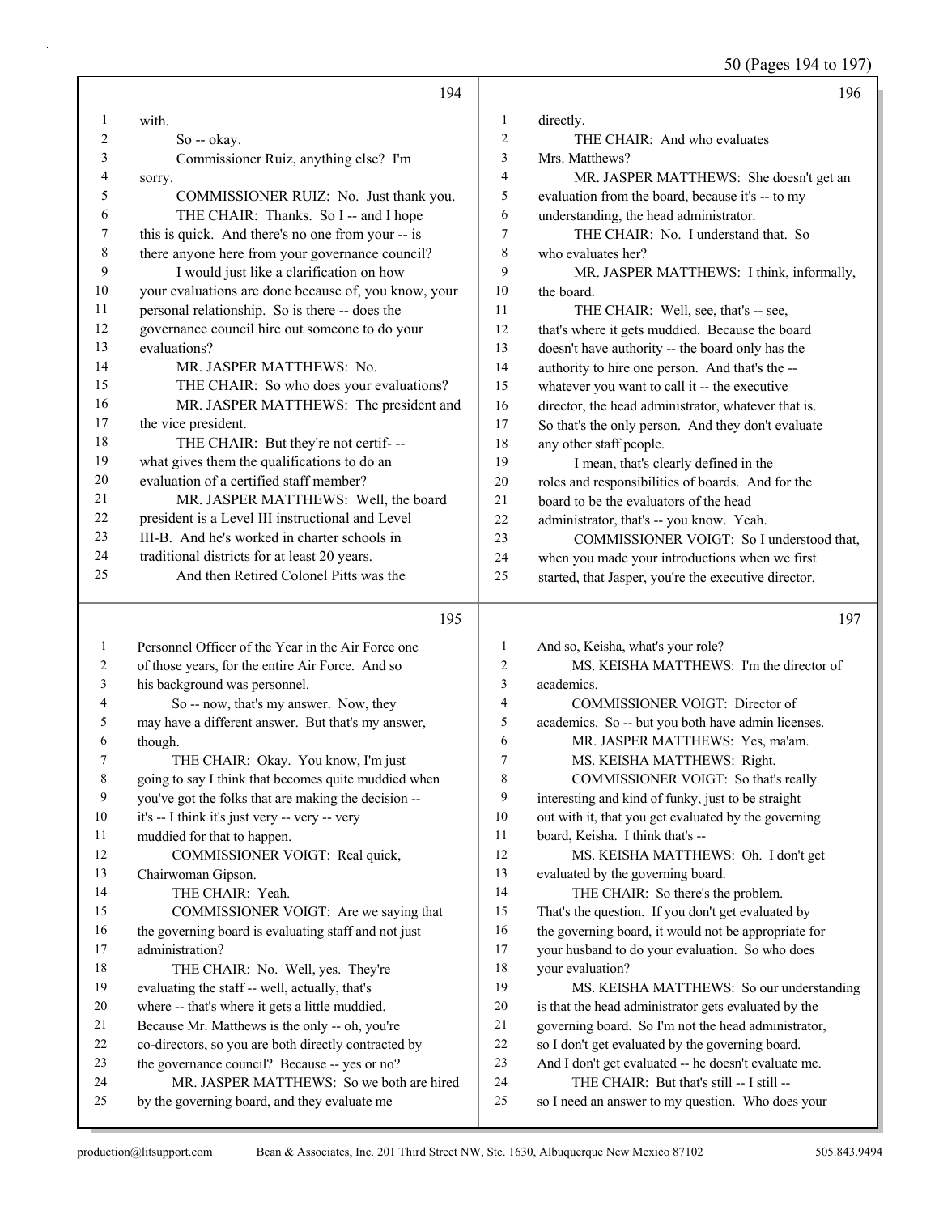194

1 with.
2 So -- okay.
3 Commissioner Ruiz, anything else? I'm
4 sorry.
5 COMMISSIONER RUIZ: No. Just thank you.
6 THE CHAIR: Thanks. So I -- and I hope
7 this is quick. And there's no one from your -- is
8 there anyone here from your governance council?
9 I would just like a clarification on how
10 your evaluations are done because of, you know, your
11 personal relationship. So is there -- does the
12 governance council hire out someone to do your
13 evaluations?
14 MR. JASPER MATTHEWS: No.
15 THE CHAIR: So who does your evaluations?
16 MR. JASPER MATTHEWS: The president and
17 the vice president.
18 THE CHAIR: But they're not certif- --
19 what gives them the qualifications to do an
20 evaluation of a certified staff member?
21 MR. JASPER MATTHEWS: Well, the board
22 president is a Level III instructional and Level
23 III-B. And he's worked in charter schools in
24 traditional districts for at least 20 years.
25 And then Retired Colonel Pitts was the

195

1 Personnel Officer of the Year in the Air Force one
2 of those years, for the entire Air Force. And so
3 his background was personnel.
4 So -- now, that's my answer. Now, they
5 may have a different answer. But that's my answer,
6 though.
7 THE CHAIR: Okay. You know, I'm just
8 going to say I think that becomes quite muddied when
9 you've got the folks that are making the decision --
10 it's -- I think it's just very -- very -- very
11 muddied for that to happen.
12 COMMISSIONER VOIGT: Real quick,
13 Chairwoman Gipson.
14 THE CHAIR: Yeah.
15 COMMISSIONER VOIGT: Are we saying that
16 the governing board is evaluating staff and not just
17 administration?
18 THE CHAIR: No. Well, yes. They're
19 evaluating the staff -- well, actually, that's
20 where -- that's where it gets a little muddied.
21 Because Mr. Matthews is the only -- oh, you're
22 co-directors, so you are both directly contracted by
23 the governance council? Because -- yes or no?
24 MR. JASPER MATTHEWS: So we both are hired
25 by the governing board, and they evaluate me

196

1 directly.
2 THE CHAIR: And who evaluates
3 Mrs. Matthews?
4 MR. JASPER MATTHEWS: She doesn't get an
5 evaluation from the board, because it's -- to my
6 understanding, the head administrator.
7 THE CHAIR: No. I understand that. So
8 who evaluates her?
9 MR. JASPER MATTHEWS: I think, informally,
10 the board.
11 THE CHAIR: Well, see, that's -- see,
12 that's where it gets muddied. Because the board
13 doesn't have authority -- the board only has the
14 authority to hire one person. And that's the --
15 whatever you want to call it -- the executive
16 director, the head administrator, whatever that is.
17 So that's the only person. And they don't evaluate
18 any other staff people.
19 I mean, that's clearly defined in the
20 roles and responsibilities of boards. And for the
21 board to be the evaluators of the head
22 administrator, that's -- you know. Yeah.
23 COMMISSIONER VOIGT: So I understood that,
24 when you made your introductions when we first
25 started, that Jasper, you're the executive director.

197

1 And so, Keisha, what's your role?
2 MS. KEISHA MATTHEWS: I'm the director of
3 academics.
4 COMMISSIONER VOIGT: Director of
5 academics. So -- but you both have admin licenses.
6 MR. JASPER MATTHEWS: Yes, ma'am.
7 MS. KEISHA MATTHEWS: Right.
8 COMMISSIONER VOIGT: So that's really
9 interesting and kind of funky, just to be straight
10 out with it, that you get evaluated by the governing
11 board, Keisha. I think that's --
12 MS. KEISHA MATTHEWS: Oh. I don't get
13 evaluated by the governing board.
14 THE CHAIR: So there's the problem.
15 That's the question. If you don't get evaluated by
16 the governing board, it would not be appropriate for
17 your husband to do your evaluation. So who does
18 your evaluation?
19 MS. KEISHA MATTHEWS: So our understanding
20 is that the head administrator gets evaluated by the
21 governing board. So I'm not the head administrator,
22 so I don't get evaluated by the governing board.
23 And I don't get evaluated -- he doesn't evaluate me.
24 THE CHAIR: But that's still -- I still --
25 so I need an answer to my question. Who does your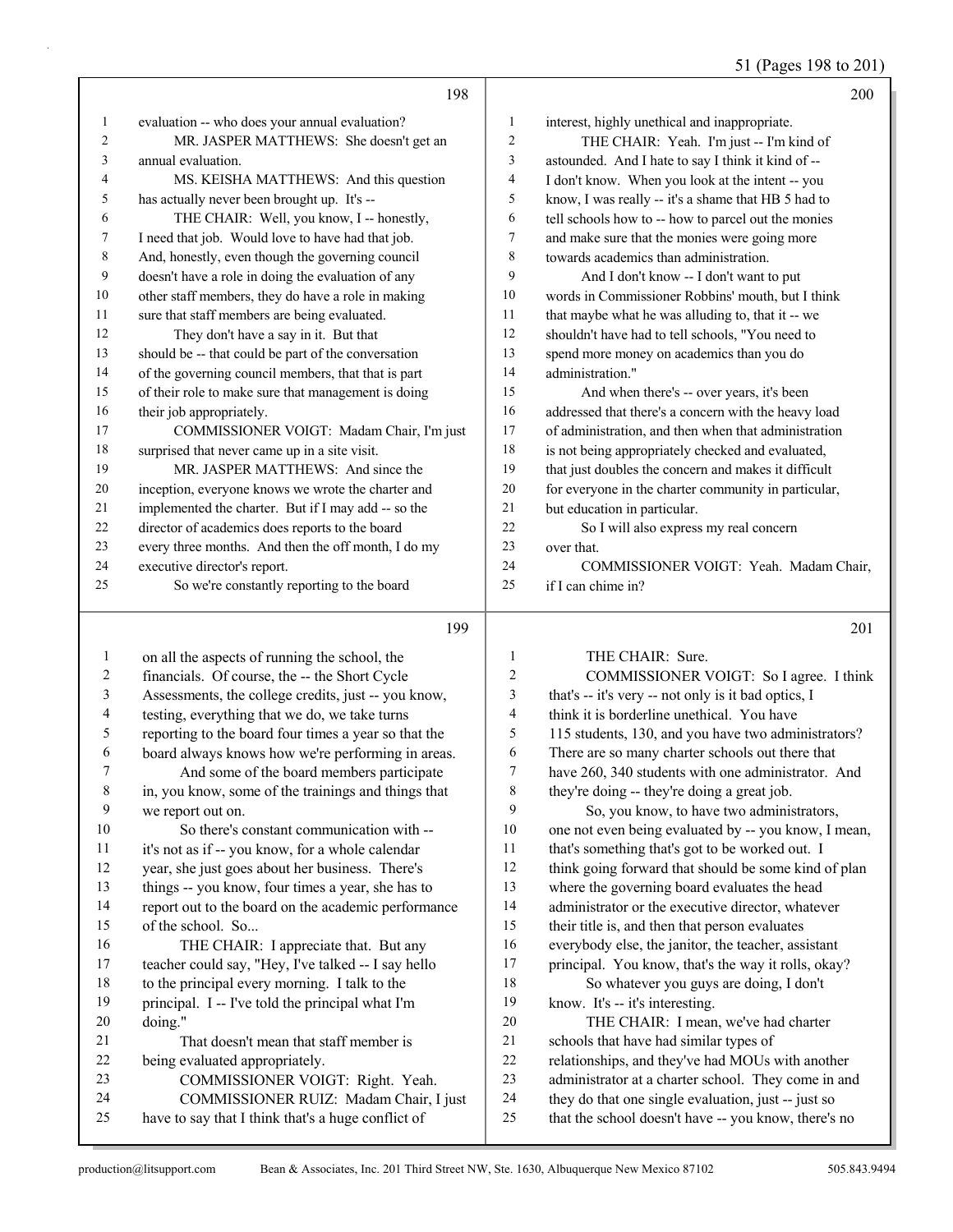**Page 198**

1 evaluation -- who does your annual evaluation?
2 MR. JASPER MATTHEWS: She doesn't get an
3 annual evaluation.
4 MS. KEISHA MATTHEWS: And this question
5 has actually never been brought up. It's --
6 THE CHAIR: Well, you know, I -- honestly,
7 I need that job. Would love to have had that job.
8 And, honestly, even though the governing council
9 doesn't have a role in doing the evaluation of any
10 other staff members, they do have a role in making
11 sure that staff members are being evaluated.
12 They don't have a say in it. But that
13 should be -- that could be part of the conversation
14 of the governing council members, that that is part
15 of their role to make sure that management is doing
16 their job appropriately.
17 COMMISSIONER VOIGT: Madam Chair, I'm just
18 surprised that never came up in a site visit.
19 MR. JASPER MATTHEWS: And since the
20 inception, everyone knows we wrote the charter and
21 implemented the charter. But if I may add -- so the
22 director of academics does reports to the board
23 every three months. And then the off month, I do my
24 executive director's report.
25 So we're constantly reporting to the board

**Page 199**

1 on all the aspects of running the school, the
2 financials. Of course, the -- the Short Cycle
3 Assessments, the college credits, just -- you know,
4 testing, everything that we do, we take turns
5 reporting to the board four times a year so that the
6 board always knows how we're performing in areas.
7 And some of the board members participate
8 in, you know, some of the trainings and things that
9 we report out on.
10 So there's constant communication with --
11 it's not as if -- you know, for a whole calendar
12 year, she just goes about her business. There's
13 things -- you know, four times a year, she has to
14 report out to the board on the academic performance
15 of the school. So...
16 THE CHAIR: I appreciate that. But any
17 teacher could say, "Hey, I've talked -- I say hello
18 to the principal every morning. I talk to the
19 principal. I -- I've told the principal what I'm
20 doing."
21 That doesn't mean that staff member is
22 being evaluated appropriately.
23 COMMISSIONER VOIGT: Right. Yeah.
24 COMMISSIONER RUIZ: Madam Chair, I just
25 have to say that I think that's a huge conflict of

**Page 200**

1 interest, highly unethical and inappropriate.
2 THE CHAIR: Yeah. I'm just -- I'm kind of
3 astounded. And I hate to say I think it kind of --
4 I don't know. When you look at the intent -- you
5 know, I was really -- it's a shame that HB 5 had to
6 tell schools how to -- how to parcel out the monies
7 and make sure that the monies were going more
8 towards academics than administration.
9 And I don't know -- I don't want to put
10 words in Commissioner Robbins' mouth, but I think
11 that maybe what he was alluding to, that it -- we
12 shouldn't have had to tell schools, "You need to
13 spend more money on academics than you do
14 administration."
15 And when there's -- over years, it's been
16 addressed that there's a concern with the heavy load
17 of administration, and then when that administration
18 is not being appropriately checked and evaluated,
19 that just doubles the concern and makes it difficult
20 for everyone in the charter community in particular,
21 but education in particular.
22 So I will also express my real concern
23 over that.
24 COMMISSIONER VOIGT: Yeah. Madam Chair,
25 if I can chime in?

**Page 201**

1 THE CHAIR: Sure.
2 COMMISSIONER VOIGT: So I agree. I think
3 that's -- it's very -- not only is it bad optics, I
4 think it is borderline unethical. You have
5 115 students, 130, and you have two administrators?
6 There are so many charter schools out there that
7 have 260, 340 students with one administrator. And
8 they're doing -- they're doing a great job.
9 So, you know, to have two administrators,
10 one not even being evaluated by -- you know, I mean,
11 that's something that's got to be worked out. I
12 think going forward that should be some kind of plan
13 where the governing board evaluates the head
14 administrator or the executive director, whatever
15 their title is, and then that person evaluates
16 everybody else, the janitor, the teacher, assistant
17 principal. You know, that's the way it rolls, okay?
18 So whatever you guys are doing, I don't
19 know. It's -- it's interesting.
20 THE CHAIR: I mean, we've had charter
21 schools that have had similar types of
22 relationships, and they've had MOUs with another
23 administrator at a charter school. They come in and
24 they do that one single evaluation, just -- just so
25 that the school doesn't have -- you know, there's no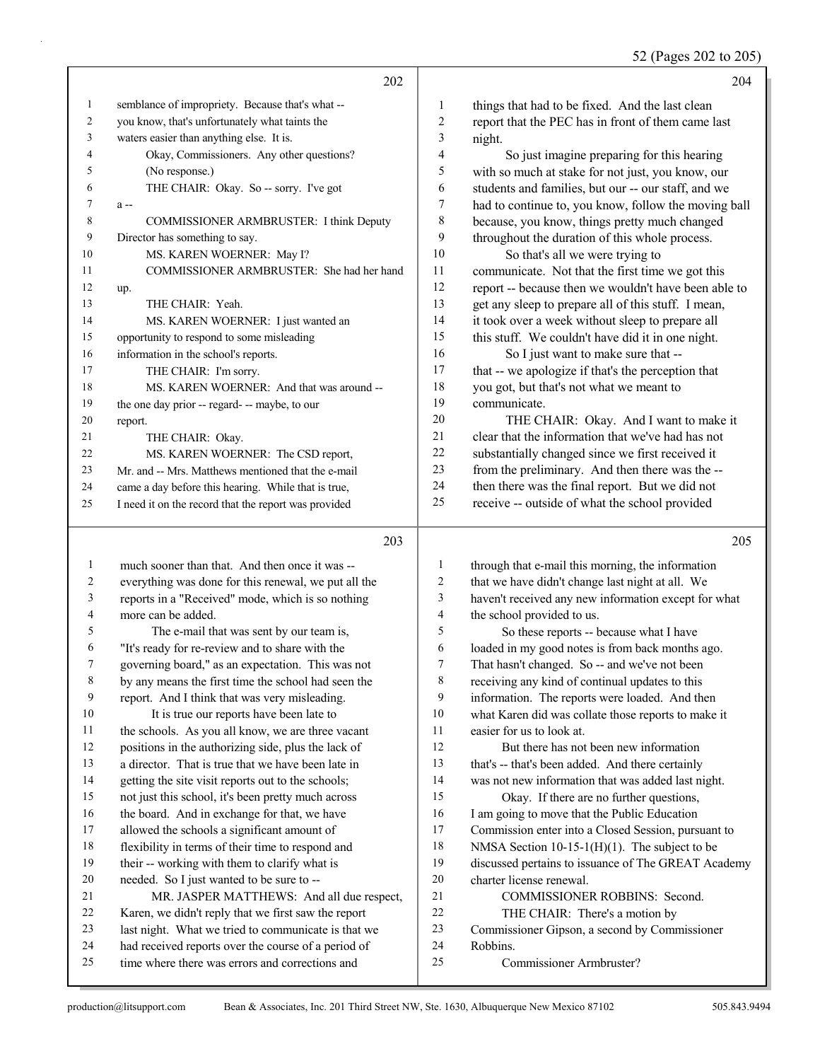semblance of impropriety. Because that's what -- you know, that's unfortunately what taints the waters easier than anything else. It is.

Okay, Commissioners. Any other questions?

(No response.)

THE CHAIR: Okay. So -- sorry. I've got a --

COMMISSIONER ARMBRUSTER: I think Deputy Director has something to say.

MS. KAREN WOERNER: May I?

COMMISSIONER ARMBRUSTER: She had her hand up.

THE CHAIR: Yeah.

MS. KAREN WOERNER: I just wanted an opportunity to respond to some misleading information in the school's reports.

THE CHAIR: I'm sorry.

MS. KAREN WOERNER: And that was around -- the one day prior -- regard- -- maybe, to our report.

THE CHAIR: Okay.

MS. KAREN WOERNER: The CSD report, Mr. and -- Mrs. Matthews mentioned that the e-mail came a day before this hearing. While that is true, I need it on the record that the report was provided much sooner than that. And then once it was -- everything was done for this renewal, we put all the reports in a "Received" mode, which is so nothing more can be added.

The e-mail that was sent by our team is, "It's ready for re-review and to share with the governing board," as an expectation. This was not by any means the first time the school had seen the report. And I think that was very misleading.

It is true our reports have been late to the schools. As you all know, we are three vacant positions in the authorizing side, plus the lack of a director. That is true that we have been late in getting the site visit reports out to the schools; not just this school, it's been pretty much across the board. And in exchange for that, we have allowed the schools a significant amount of flexibility in terms of their time to respond and their -- working with them to clarify what is needed. So I just wanted to be sure to --

MR. JASPER MATTHEWS: And all due respect, Karen, we didn't reply that we first saw the report last night. What we tried to communicate is that we had received reports over the course of a period of time where there was errors and corrections and things that had to be fixed. And the last clean report that the PEC has in front of them came last night.

So just imagine preparing for this hearing with so much at stake for not just, you know, our students and families, but our -- our staff, and we had to continue to, you know, follow the moving ball because, you know, things pretty much changed throughout the duration of this whole process.

So that's all we were trying to communicate. Not that the first time we got this report -- because then we wouldn't have been able to get any sleep to prepare all of this stuff. I mean, it took over a week without sleep to prepare all this stuff. We couldn't have did it in one night.

So I just want to make sure that -- that -- we apologize if that's the perception that you got, but that's not what we meant to communicate.

THE CHAIR: Okay. And I want to make it clear that the information that we've had has not substantially changed since we first received it from the preliminary. And then there was the -- then there was the final report. But we did not receive -- outside of what the school provided through that e-mail this morning, the information that we have didn't change last night at all. We haven't received any new information except for what the school provided to us.

So these reports -- because what I have loaded in my good notes is from back months ago. That hasn't changed. So -- and we've not been receiving any kind of continual updates to this information. The reports were loaded. And then what Karen did was collate those reports to make it easier for us to look at.

But there has not been new information that's -- that's been added. And there certainly was not new information that was added last night.

Okay. If there are no further questions, I am going to move that the Public Education Commission enter into a Closed Session, pursuant to NMSA Section 10-15-1(H)(1). The subject to be discussed pertains to issuance of The GREAT Academy charter license renewal.

COMMISSIONER ROBBINS: Second.

THE CHAIR: There's a motion by Commissioner Gipson, a second by Commissioner Robbins.

Commissioner Armbruster?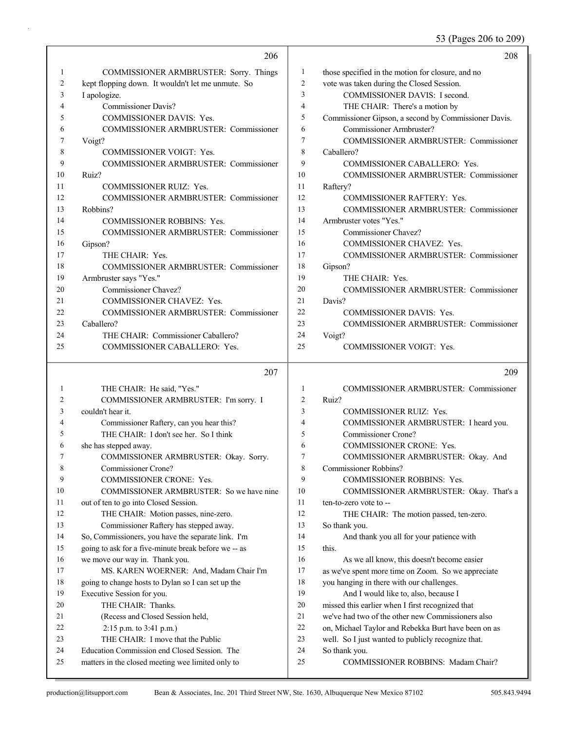COMMISSIONER ARMBRUSTER: Sorry. Things kept flopping down. It wouldn't let me unmute. So I apologize.

Commissioner Davis?

COMMISSIONER DAVIS: Yes.

COMMISSIONER ARMBRUSTER: Commissioner Voigt?

COMMISSIONER VOIGT: Yes.

COMMISSIONER ARMBRUSTER: Commissioner Ruiz?

COMMISSIONER RUIZ: Yes.

COMMISSIONER ARMBRUSTER: Commissioner Robbins?

COMMISSIONER ROBBINS: Yes.

COMMISSIONER ARMBRUSTER: Commissioner Gipson?

THE CHAIR: Yes.

COMMISSIONER ARMBRUSTER: Commissioner Armbruster says "Yes."

Commissioner Chavez?

COMMISSIONER CHAVEZ: Yes.

COMMISSIONER ARMBRUSTER: Commissioner Caballero?

THE CHAIR: Commissioner Caballero?

COMMISSIONER CABALLERO: Yes.

THE CHAIR: He said, "Yes."

COMMISSIONER ARMBRUSTER: I'm sorry. I couldn't hear it.

Commissioner Raftery, can you hear this?

THE CHAIR: I don't see her. So I think she has stepped away.

COMMISSIONER ARMBRUSTER: Okay. Sorry.

Commissioner Crone?

COMMISSIONER CRONE: Yes.

COMMISSIONER ARMBRUSTER: So we have nine out of ten to go into Closed Session.

THE CHAIR: Motion passes, nine-zero.

Commissioner Raftery has stepped away.

So, Commissioners, you have the separate link. I'm going to ask for a five-minute break before we -- as we move our way in. Thank you.

MS. KAREN WOERNER: And, Madam Chair I'm going to change hosts to Dylan so I can set up the Executive Session for you.

THE CHAIR: Thanks.

(Recess and Closed Session held, 2:15 p.m. to 3:41 p.m.)

THE CHAIR: I move that the Public Education Commission end Closed Session. The matters in the closed meeting wee limited only to those specified in the motion for closure, and no vote was taken during the Closed Session.

COMMISSIONER DAVIS: I second.

THE CHAIR: There's a motion by Commissioner Gipson, a second by Commissioner Davis.

Commissioner Armbruster?

COMMISSIONER ARMBRUSTER: Commissioner Caballero?

COMMISSIONER CABALLERO: Yes.

COMMISSIONER ARMBRUSTER: Commissioner Raftery?

COMMISSIONER RAFTERY: Yes.

COMMISSIONER ARMBRUSTER: Commissioner Armbruster votes "Yes."

Commissioner Chavez?

COMMISSIONER CHAVEZ: Yes.

COMMISSIONER ARMBRUSTER: Commissioner Gipson?

THE CHAIR: Yes.

COMMISSIONER ARMBRUSTER: Commissioner Davis?

COMMISSIONER DAVIS: Yes.

COMMISSIONER ARMBRUSTER: Commissioner Voigt?

COMMISSIONER VOIGT: Yes.

COMMISSIONER ARMBRUSTER: Commissioner Ruiz?

COMMISSIONER RUIZ: Yes.

COMMISSIONER ARMBRUSTER: I heard you.

Commissioner Crone?

COMMISSIONER CRONE: Yes.

COMMISSIONER ARMBRUSTER: Okay. And Commissioner Robbins?

COMMISSIONER ROBBINS: Yes.

COMMISSIONER ARMBRUSTER: Okay. That's a ten-to-zero vote to --

THE CHAIR: The motion passed, ten-zero. So thank you.

And thank you all for your patience with this.

As we all know, this doesn't become easier as we've spent more time on Zoom. So we appreciate you hanging in there with our challenges.

And I would like to, also, because I missed this earlier when I first recognized that we've had two of the other new Commissioners also on, Michael Taylor and Rebekka Burt have been on as well. So I just wanted to publicly recognize that. So thank you.

COMMISSIONER ROBBINS: Madam Chair?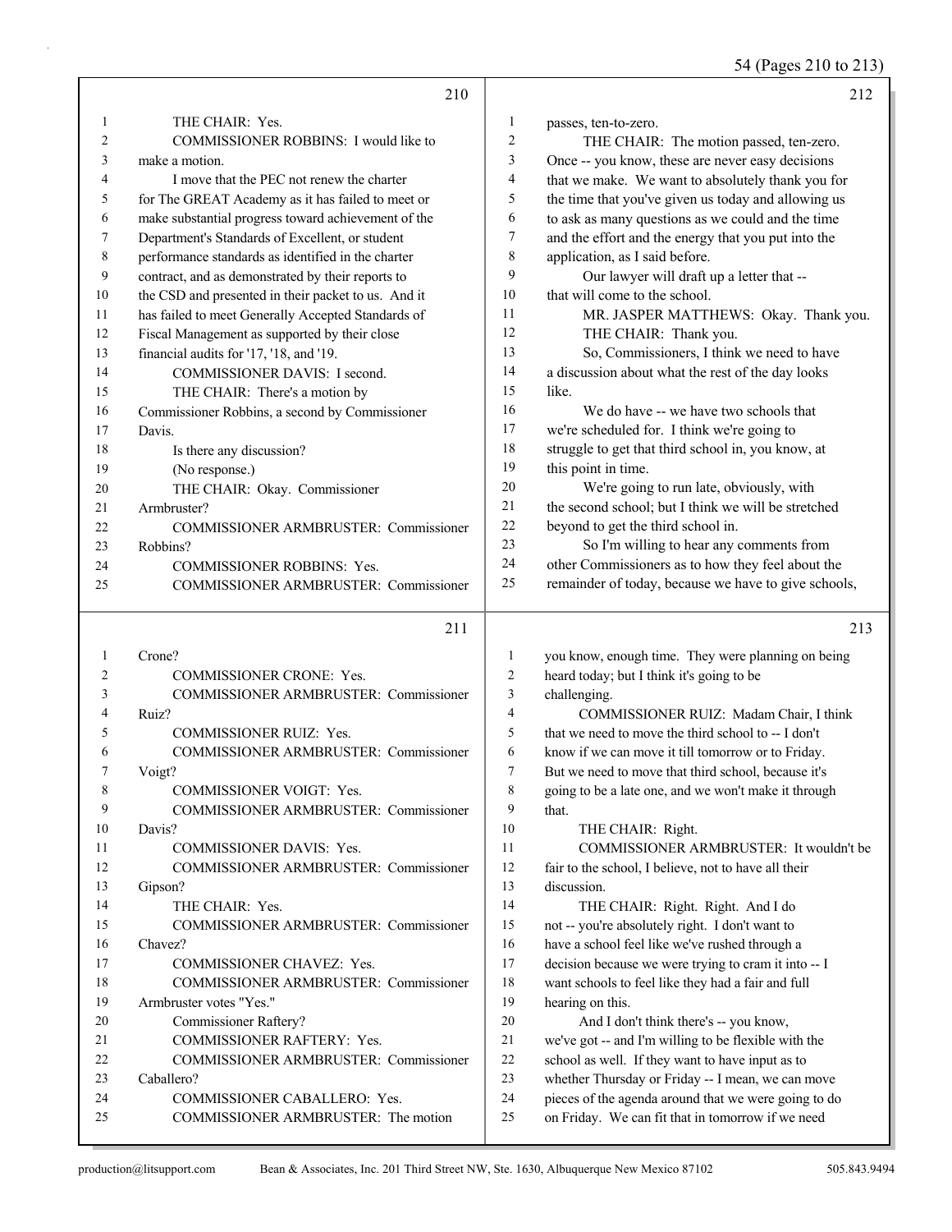THE CHAIR: Yes.

COMMISSIONER ROBBINS: I would like to make a motion.

I move that the PEC not renew the charter for The GREAT Academy as it has failed to meet or make substantial progress toward achievement of the Department's Standards of Excellent, or student performance standards as identified in the charter contract, and as demonstrated by their reports to the CSD and presented in their packet to us. And it has failed to meet Generally Accepted Standards of Fiscal Management as supported by their close financial audits for '17, '18, and '19.

COMMISSIONER DAVIS: I second.

THE CHAIR: There's a motion by Commissioner Robbins, a second by Commissioner Davis.

Is there any discussion?

(No response.)

THE CHAIR: Okay. Commissioner Armbruster?

COMMISSIONER ARMBRUSTER: Commissioner Robbins?

COMMISSIONER ROBBINS: Yes.

COMMISSIONER ARMBRUSTER: Commissioner Crone?

COMMISSIONER CRONE: Yes.

COMMISSIONER ARMBRUSTER: Commissioner Ruiz?

COMMISSIONER RUIZ: Yes.

COMMISSIONER ARMBRUSTER: Commissioner Voigt?

COMMISSIONER VOIGT: Yes.

COMMISSIONER ARMBRUSTER: Commissioner Davis?

COMMISSIONER DAVIS: Yes.

COMMISSIONER ARMBRUSTER: Commissioner Gipson?

THE CHAIR: Yes.

COMMISSIONER ARMBRUSTER: Commissioner Chavez?

COMMISSIONER CHAVEZ: Yes.

COMMISSIONER ARMBRUSTER: Commissioner Armbruster votes "Yes."

Commissioner Raftery?

COMMISSIONER RAFTERY: Yes.

COMMISSIONER ARMBRUSTER: Commissioner Caballero?

COMMISSIONER CABALLERO: Yes.

COMMISSIONER ARMBRUSTER: The motion passes, ten-to-zero.

THE CHAIR: The motion passed, ten-zero. Once -- you know, these are never easy decisions that we make. We want to absolutely thank you for the time that you've given us today and allowing us to ask as many questions as we could and the time and the effort and the energy that you put into the application, as I said before.

Our lawyer will draft up a letter that -- that will come to the school.

MR. JASPER MATTHEWS: Okay. Thank you.

THE CHAIR: Thank you.

So, Commissioners, I think we need to have a discussion about what the rest of the day looks like.

We do have -- we have two schools that we're scheduled for. I think we're going to struggle to get that third school in, you know, at this point in time.

We're going to run late, obviously, with the second school; but I think we will be stretched beyond to get the third school in.

So I'm willing to hear any comments from other Commissioners as to how they feel about the remainder of today, because we have to give schools, you know, enough time. They were planning on being heard today; but I think it's going to be challenging.

COMMISSIONER RUIZ: Madam Chair, I think that we need to move the third school to -- I don't know if we can move it till tomorrow or to Friday. But we need to move that third school, because it's going to be a late one, and we won't make it through that.

THE CHAIR: Right.

COMMISSIONER ARMBRUSTER: It wouldn't be fair to the school, I believe, not to have all their discussion.

THE CHAIR: Right. Right. And I do not -- you're absolutely right. I don't want to have a school feel like we've rushed through a decision because we were trying to cram it into -- I want schools to feel like they had a fair and full hearing on this.

And I don't think there's -- you know, we've got -- and I'm willing to be flexible with the school as well. If they want to have input as to whether Thursday or Friday -- I mean, we can move pieces of the agenda around that we were going to do on Friday. We can fit that in tomorrow if we need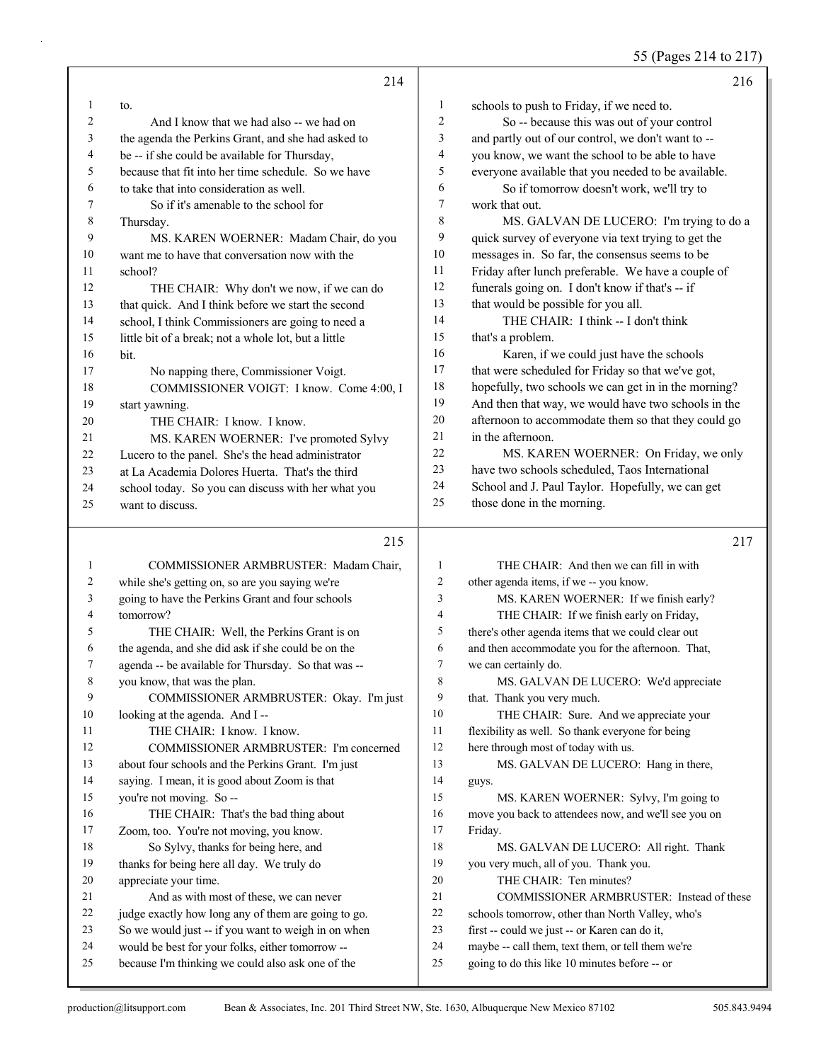**214**

1 to.
2 And I know that we had also -- we had on
3 the agenda the Perkins Grant, and she had asked to
4 be -- if she could be available for Thursday,
5 because that fit into her time schedule. So we have
6 to take that into consideration as well.
7 So if it's amenable to the school for
8 Thursday.
9 MS. KAREN WOERNER: Madam Chair, do you
10 want me to have that conversation now with the
11 school?
12 THE CHAIR: Why don't we now, if we can do
13 that quick. And I think before we start the second
14 school, I think Commissioners are going to need a
15 little bit of a break; not a whole lot, but a little
16 bit.
17 No napping there, Commissioner Voigt.
18 COMMISSIONER VOIGT: I know. Come 4:00, I
19 start yawning.
20 THE CHAIR: I know. I know.
21 MS. KAREN WOERNER: I've promoted Sylvy
22 Lucero to the panel. She's the head administrator
23 at La Academia Dolores Huerta. That's the third
24 school today. So you can discuss with her what you
25 want to discuss.

**215**

1 COMMISSIONER ARMBRUSTER: Madam Chair,
2 while she's getting on, so are you saying we're
3 going to have the Perkins Grant and four schools
4 tomorrow?
5 THE CHAIR: Well, the Perkins Grant is on
6 the agenda, and she did ask if she could be on the
7 agenda -- be available for Thursday. So that was --
8 you know, that was the plan.
9 COMMISSIONER ARMBRUSTER: Okay. I'm just
10 looking at the agenda. And I --
11 THE CHAIR: I know. I know.
12 COMMISSIONER ARMBRUSTER: I'm concerned
13 about four schools and the Perkins Grant. I'm just
14 saying. I mean, it is good about Zoom is that
15 you're not moving. So --
16 THE CHAIR: That's the bad thing about
17 Zoom, too. You're not moving, you know.
18 So Sylvy, thanks for being here, and
19 thanks for being here all day. We truly do
20 appreciate your time.
21 And as with most of these, we can never
22 judge exactly how long any of them are going to go.
23 So we would just -- if you want to weigh in on when
24 would be best for your folks, either tomorrow --
25 because I'm thinking we could also ask one of the

**216**

1 schools to push to Friday, if we need to.
2 So -- because this was out of your control
3 and partly out of our control, we don't want to --
4 you know, we want the school to be able to have
5 everyone available that you needed to be available.
6 So if tomorrow doesn't work, we'll try to
7 work that out.
8 MS. GALVAN DE LUCERO: I'm trying to do a
9 quick survey of everyone via text trying to get the
10 messages in. So far, the consensus seems to be
11 Friday after lunch preferable. We have a couple of
12 funerals going on. I don't know if that's -- if
13 that would be possible for you all.
14 THE CHAIR: I think -- I don't think
15 that's a problem.
16 Karen, if we could just have the schools
17 that were scheduled for Friday so that we've got,
18 hopefully, two schools we can get in in the morning?
19 And then that way, we would have two schools in the
20 afternoon to accommodate them so that they could go
21 in the afternoon.
22 MS. KAREN WOERNER: On Friday, we only
23 have two schools scheduled, Taos International
24 School and J. Paul Taylor. Hopefully, we can get
25 those done in the morning.

**217**

1 THE CHAIR: And then we can fill in with
2 other agenda items, if we -- you know.
3 MS. KAREN WOERNER: If we finish early?
4 THE CHAIR: If we finish early on Friday,
5 there's other agenda items that we could clear out
6 and then accommodate you for the afternoon. That,
7 we can certainly do.
8 MS. GALVAN DE LUCERO: We'd appreciate
9 that. Thank you very much.
10 THE CHAIR: Sure. And we appreciate your
11 flexibility as well. So thank everyone for being
12 here through most of today with us.
13 MS. GALVAN DE LUCERO: Hang in there,
14 guys.
15 MS. KAREN WOERNER: Sylvy, I'm going to
16 move you back to attendees now, and we'll see you on
17 Friday.
18 MS. GALVAN DE LUCERO: All right. Thank
19 you very much, all of you. Thank you.
20 THE CHAIR: Ten minutes?
21 COMMISSIONER ARMBRUSTER: Instead of these
22 schools tomorrow, other than North Valley, who's
23 first -- could we just -- or Karen can do it,
24 maybe -- call them, text them, or tell them we're
25 going to do this like 10 minutes before -- or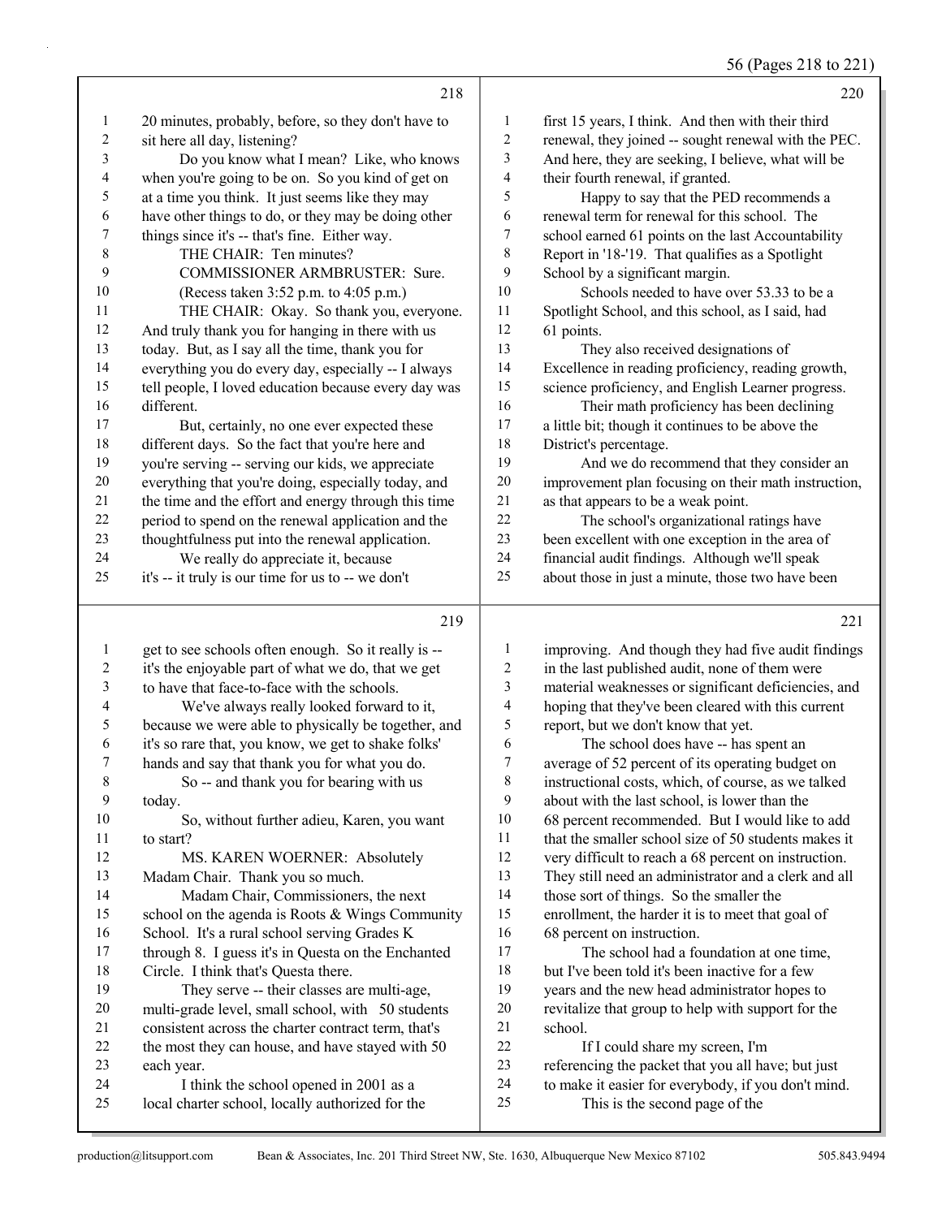20 minutes, probably, before, so they don't have to sit here all day, listening?

Do you know what I mean? Like, who knows when you're going to be on. So you kind of get on at a time you think. It just seems like they may have other things to do, or they may be doing other things since it's -- that's fine. Either way.

THE CHAIR: Ten minutes?

COMMISSIONER ARMBRUSTER: Sure.

(Recess taken 3:52 p.m. to 4:05 p.m.)

THE CHAIR: Okay. So thank you, everyone. And truly thank you for hanging in there with us today. But, as I say all the time, thank you for everything you do every day, especially -- I always tell people, I loved education because every day was different.

But, certainly, no one ever expected these different days. So the fact that you're here and you're serving -- serving our kids, we appreciate everything that you're doing, especially today, and the time and the effort and energy through this time period to spend on the renewal application and the thoughtfulness put into the renewal application.

We really do appreciate it, because it's -- it truly is our time for us to -- we don't get to see schools often enough. So it really is -- it's the enjoyable part of what we do, that we get to have that face-to-face with the schools.

We've always really looked forward to it, because we were able to physically be together, and it's so rare that, you know, we get to shake folks' hands and say that thank you for what you do.

So -- and thank you for bearing with us today.

So, without further adieu, Karen, you want to start?

MS. KAREN WOERNER: Absolutely Madam Chair. Thank you so much.

Madam Chair, Commissioners, the next school on the agenda is Roots & Wings Community School. It's a rural school serving Grades K through 8. I guess it's in Questa on the Enchanted Circle. I think that's Questa there.

They serve -- their classes are multi-age, multi-grade level, small school, with 50 students consistent across the charter contract term, that's the most they can house, and have stayed with 50 each year.

I think the school opened in 2001 as a local charter school, locally authorized for the first 15 years, I think. And then with their third renewal, they joined -- sought renewal with the PEC. And here, they are seeking, I believe, what will be their fourth renewal, if granted.

Happy to say that the PED recommends a renewal term for renewal for this school. The school earned 61 points on the last Accountability Report in '18-'19. That qualifies as a Spotlight School by a significant margin.

Schools needed to have over 53.33 to be a Spotlight School, and this school, as I said, had 61 points.

They also received designations of Excellence in reading proficiency, reading growth, science proficiency, and English Learner progress.

Their math proficiency has been declining a little bit; though it continues to be above the District's percentage.

And we do recommend that they consider an improvement plan focusing on their math instruction, as that appears to be a weak point.

The school's organizational ratings have been excellent with one exception in the area of financial audit findings. Although we'll speak about those in just a minute, those two have been improving. And though they had five audit findings in the last published audit, none of them were material weaknesses or significant deficiencies, and hoping that they've been cleared with this current report, but we don't know that yet.

The school does have -- has spent an average of 52 percent of its operating budget on instructional costs, which, of course, as we talked about with the last school, is lower than the 68 percent recommended. But I would like to add that the smaller school size of 50 students makes it very difficult to reach a 68 percent on instruction. They still need an administrator and a clerk and all those sort of things. So the smaller the enrollment, the harder it is to meet that goal of 68 percent on instruction.

The school had a foundation at one time, but I've been told it's been inactive for a few years and the new head administrator hopes to revitalize that group to help with support for the school.

If I could share my screen, I'm referencing the packet that you all have; but just to make it easier for everybody, if you don't mind.

This is the second page of the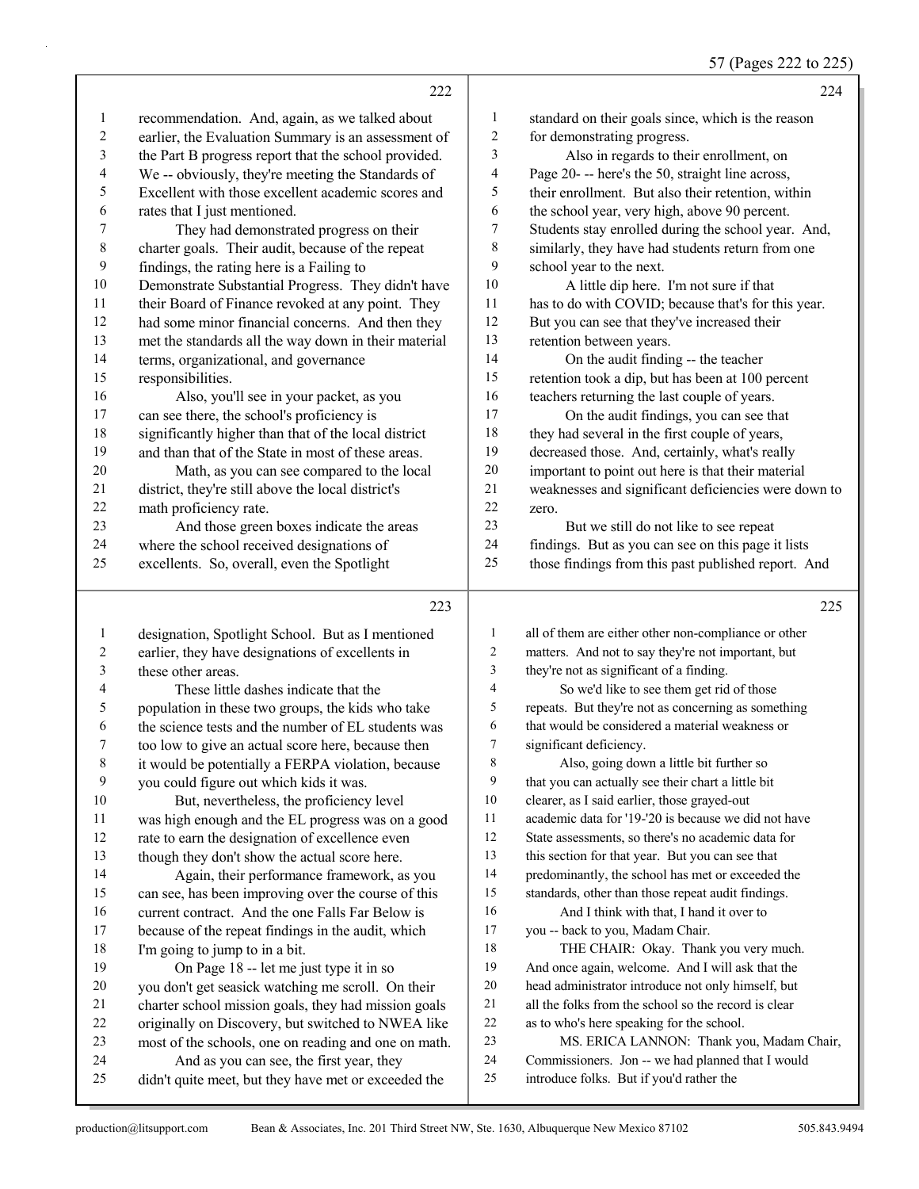recommendation. And, again, as we talked about earlier, the Evaluation Summary is an assessment of the Part B progress report that the school provided. We -- obviously, they're meeting the Standards of Excellent with those excellent academic scores and rates that I just mentioned.

They had demonstrated progress on their charter goals. Their audit, because of the repeat findings, the rating here is a Failing to Demonstrate Substantial Progress. They didn't have their Board of Finance revoked at any point. They had some minor financial concerns. And then they met the standards all the way down in their material terms, organizational, and governance responsibilities.

Also, you'll see in your packet, as you can see there, the school's proficiency is significantly higher than that of the local district and than that of the State in most of these areas.

Math, as you can see compared to the local district, they're still above the local district's math proficiency rate.

And those green boxes indicate the areas where the school received designations of excellents. So, overall, even the Spotlight designation, Spotlight School. But as I mentioned earlier, they have designations of excellents in these other areas.

These little dashes indicate that the population in these two groups, the kids who take the science tests and the number of EL students was too low to give an actual score here, because then it would be potentially a FERPA violation, because you could figure out which kids it was.

But, nevertheless, the proficiency level was high enough and the EL progress was on a good rate to earn the designation of excellence even though they don't show the actual score here.

Again, their performance framework, as you can see, has been improving over the course of this current contract. And the one Falls Far Below is because of the repeat findings in the audit, which I'm going to jump to in a bit.

On Page 18 -- let me just type it in so you don't get seasick watching me scroll. On their charter school mission goals, they had mission goals originally on Discovery, but switched to NWEA like most of the schools, one on reading and one on math.

And as you can see, the first year, they didn't quite meet, but they have met or exceeded the standard on their goals since, which is the reason for demonstrating progress.

Also in regards to their enrollment, on Page 20- -- here's the 50, straight line across, their enrollment. But also their retention, within the school year, very high, above 90 percent. Students stay enrolled during the school year. And, similarly, they have had students return from one school year to the next.

A little dip here. I'm not sure if that has to do with COVID; because that's for this year. But you can see that they've increased their retention between years.

On the audit finding -- the teacher retention took a dip, but has been at 100 percent teachers returning the last couple of years.

On the audit findings, you can see that they had several in the first couple of years, decreased those. And, certainly, what's really important to point out here is that their material weaknesses and significant deficiencies were down to zero.

But we still do not like to see repeat findings. But as you can see on this page it lists those findings from this past published report. And all of them are either other non-compliance or other matters. And not to say they're not important, but they're not as significant of a finding.

So we'd like to see them get rid of those repeats. But they're not as concerning as something that would be considered a material weakness or significant deficiency.

Also, going down a little bit further so that you can actually see their chart a little bit clearer, as I said earlier, those grayed-out academic data for '19-'20 is because we did not have State assessments, so there's no academic data for this section for that year. But you can see that predominantly, the school has met or exceeded the standards, other than those repeat audit findings.

And I think with that, I hand it over to you -- back to you, Madam Chair.

THE CHAIR: Okay. Thank you very much. And once again, welcome. And I will ask that the head administrator introduce not only himself, but all the folks from the school so the record is clear as to who's here speaking for the school.

MS. ERICA LANNON: Thank you, Madam Chair, Commissioners. Jon -- we had planned that I would introduce folks. But if you'd rather the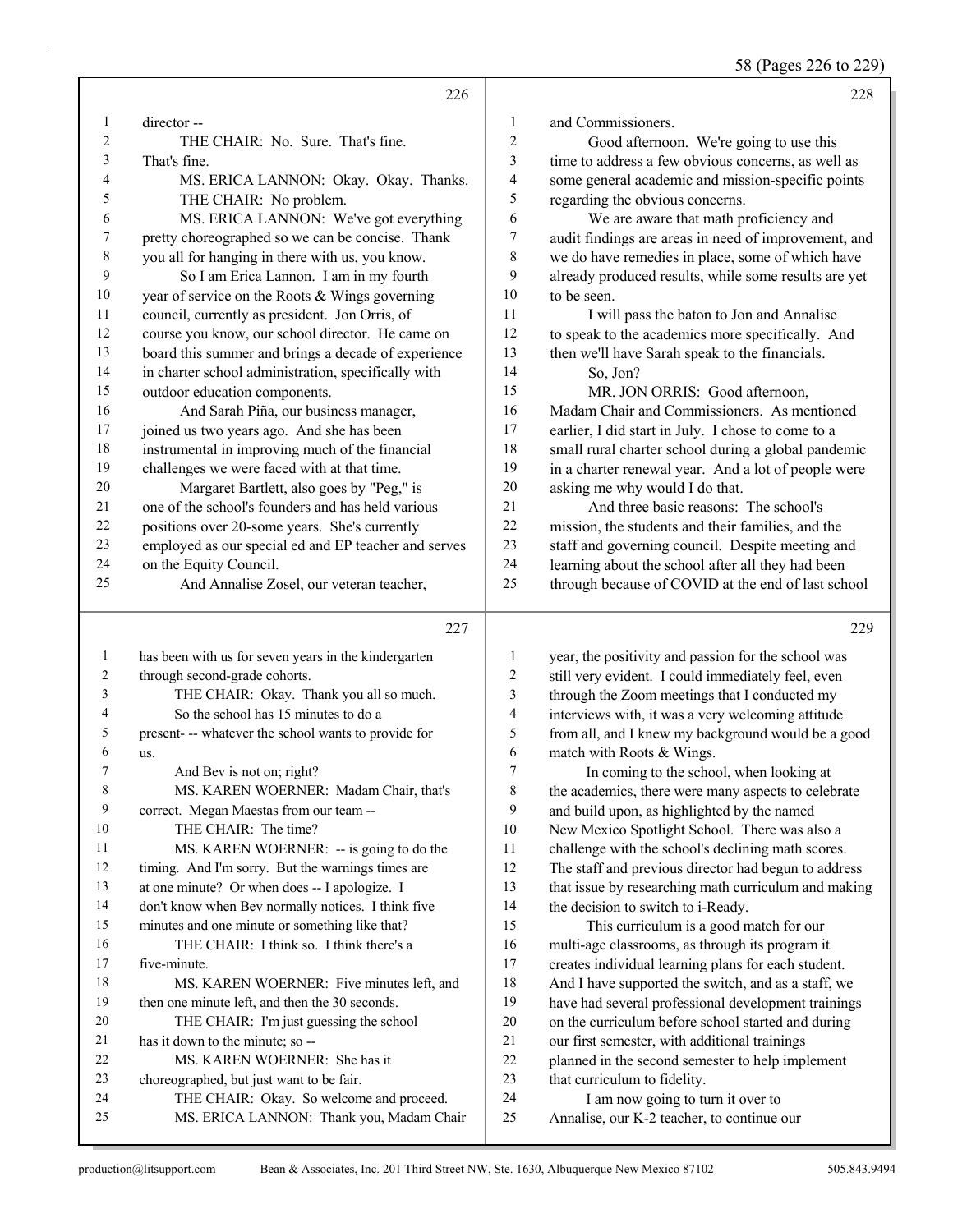director --

THE CHAIR: No. Sure. That's fine. That's fine.

MS. ERICA LANNON: Okay. Okay. Thanks.

THE CHAIR: No problem.

MS. ERICA LANNON: We've got everything pretty choreographed so we can be concise. Thank you all for hanging in there with us, you know.

So I am Erica Lannon. I am in my fourth year of service on the Roots & Wings governing council, currently as president. Jon Orris, of course you know, our school director. He came on board this summer and brings a decade of experience in charter school administration, specifically with outdoor education components.

And Sarah Piña, our business manager, joined us two years ago. And she has been instrumental in improving much of the financial challenges we were faced with at that time.

Margaret Bartlett, also goes by "Peg," is one of the school's founders and has held various positions over 20-some years. She's currently employed as our special ed and EP teacher and serves on the Equity Council.

And Annalise Zosel, our veteran teacher, has been with us for seven years in the kindergarten through second-grade cohorts.

THE CHAIR: Okay. Thank you all so much.

So the school has 15 minutes to do a present- -- whatever the school wants to provide for us.

And Bev is not on; right?

MS. KAREN WOERNER: Madam Chair, that's correct. Megan Maestas from our team --

THE CHAIR: The time?

MS. KAREN WOERNER: -- is going to do the timing. And I'm sorry. But the warnings times are at one minute? Or when does -- I apologize. I don't know when Bev normally notices. I think five minutes and one minute or something like that?

THE CHAIR: I think so. I think there's a five-minute.

MS. KAREN WOERNER: Five minutes left, and then one minute left, and then the 30 seconds.

THE CHAIR: I'm just guessing the school has it down to the minute; so --

MS. KAREN WOERNER: She has it choreographed, but just want to be fair.

THE CHAIR: Okay. So welcome and proceed.

MS. ERICA LANNON: Thank you, Madam Chair and Commissioners.

Good afternoon. We're going to use this time to address a few obvious concerns, as well as some general academic and mission-specific points regarding the obvious concerns.

We are aware that math proficiency and audit findings are areas in need of improvement, and we do have remedies in place, some of which have already produced results, while some results are yet to be seen.

I will pass the baton to Jon and Annalise to speak to the academics more specifically. And then we'll have Sarah speak to the financials.

So, Jon?

MR. JON ORRIS: Good afternoon, Madam Chair and Commissioners. As mentioned earlier, I did start in July. I chose to come to a small rural charter school during a global pandemic in a charter renewal year. And a lot of people were asking me why would I do that.

And three basic reasons: The school's mission, the students and their families, and the staff and governing council. Despite meeting and learning about the school after all they had been through because of COVID at the end of last school year, the positivity and passion for the school was still very evident. I could immediately feel, even through the Zoom meetings that I conducted my interviews with, it was a very welcoming attitude from all, and I knew my background would be a good match with Roots & Wings.

In coming to the school, when looking at the academics, there were many aspects to celebrate and build upon, as highlighted by the named New Mexico Spotlight School. There was also a challenge with the school's declining math scores. The staff and previous director had begun to address that issue by researching math curriculum and making the decision to switch to i-Ready.

This curriculum is a good match for our multi-age classrooms, as through its program it creates individual learning plans for each student. And I have supported the switch, and as a staff, we have had several professional development trainings on the curriculum before school started and during our first semester, with additional trainings planned in the second semester to help implement that curriculum to fidelity.

I am now going to turn it over to Annalise, our K-2 teacher, to continue our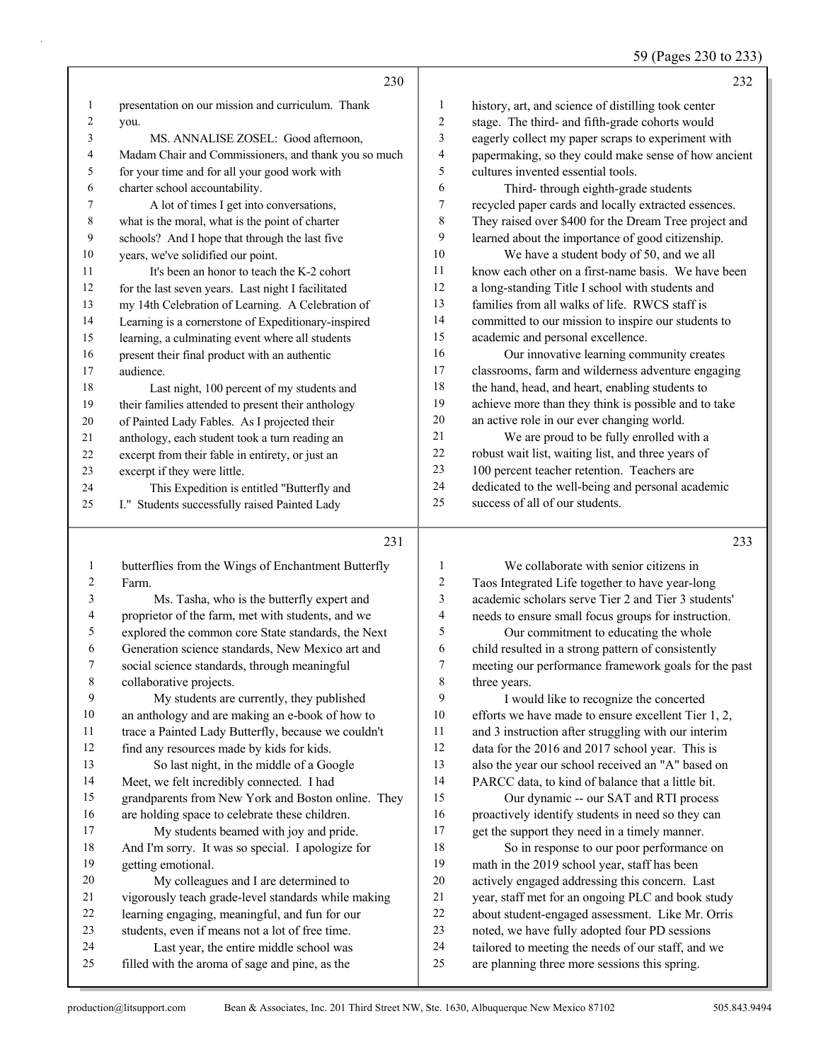presentation on our mission and curriculum. Thank you.

MS. ANNALISE ZOSEL: Good afternoon, Madam Chair and Commissioners, and thank you so much for your time and for all your good work with charter school accountability.

A lot of times I get into conversations, what is the moral, what is the point of charter schools? And I hope that through the last five years, we've solidified our point.

It's been an honor to teach the K-2 cohort for the last seven years. Last night I facilitated my 14th Celebration of Learning. A Celebration of Learning is a cornerstone of Expeditionary-inspired learning, a culminating event where all students present their final product with an authentic audience.

Last night, 100 percent of my students and their families attended to present their anthology of Painted Lady Fables. As I projected their anthology, each student took a turn reading an excerpt from their fable in entirety, or just an excerpt if they were little.

This Expedition is entitled "Butterfly and I." Students successfully raised Painted Lady butterflies from the Wings of Enchantment Butterfly Farm.

Ms. Tasha, who is the butterfly expert and proprietor of the farm, met with students, and we explored the common core State standards, the Next Generation science standards, New Mexico art and social science standards, through meaningful collaborative projects.

My students are currently, they published an anthology and are making an e-book of how to trace a Painted Lady Butterfly, because we couldn't find any resources made by kids for kids.

So last night, in the middle of a Google Meet, we felt incredibly connected. I had grandparents from New York and Boston online. They are holding space to celebrate these children.

My students beamed with joy and pride. And I'm sorry. It was so special. I apologize for getting emotional.

My colleagues and I are determined to vigorously teach grade-level standards while making learning engaging, meaningful, and fun for our students, even if means not a lot of free time.

Last year, the entire middle school was filled with the aroma of sage and pine, as the history, art, and science of distilling took center stage. The third- and fifth-grade cohorts would eagerly collect my paper scraps to experiment with papermaking, so they could make sense of how ancient cultures invented essential tools.

Third- through eighth-grade students recycled paper cards and locally extracted essences. They raised over $400 for the Dream Tree project and learned about the importance of good citizenship.

We have a student body of 50, and we all know each other on a first-name basis. We have been a long-standing Title I school with students and families from all walks of life. RWCS staff is committed to our mission to inspire our students to academic and personal excellence.

Our innovative learning community creates classrooms, farm and wilderness adventure engaging the hand, head, and heart, enabling students to achieve more than they think is possible and to take an active role in our ever changing world.

We are proud to be fully enrolled with a robust wait list, waiting list, and three years of 100 percent teacher retention. Teachers are dedicated to the well-being and personal academic success of all of our students.

We collaborate with senior citizens in Taos Integrated Life together to have year-long academic scholars serve Tier 2 and Tier 3 students' needs to ensure small focus groups for instruction.

Our commitment to educating the whole child resulted in a strong pattern of consistently meeting our performance framework goals for the past three years.

I would like to recognize the concerted efforts we have made to ensure excellent Tier 1, 2, and 3 instruction after struggling with our interim data for the 2016 and 2017 school year. This is also the year our school received an "A" based on PARCC data, to kind of balance that a little bit.

Our dynamic -- our SAT and RTI process proactively identify students in need so they can get the support they need in a timely manner.

So in response to our poor performance on math in the 2019 school year, staff has been actively engaged addressing this concern. Last year, staff met for an ongoing PLC and book study about student-engaged assessment. Like Mr. Orris noted, we have fully adopted four PD sessions tailored to meeting the needs of our staff, and we are planning three more sessions this spring.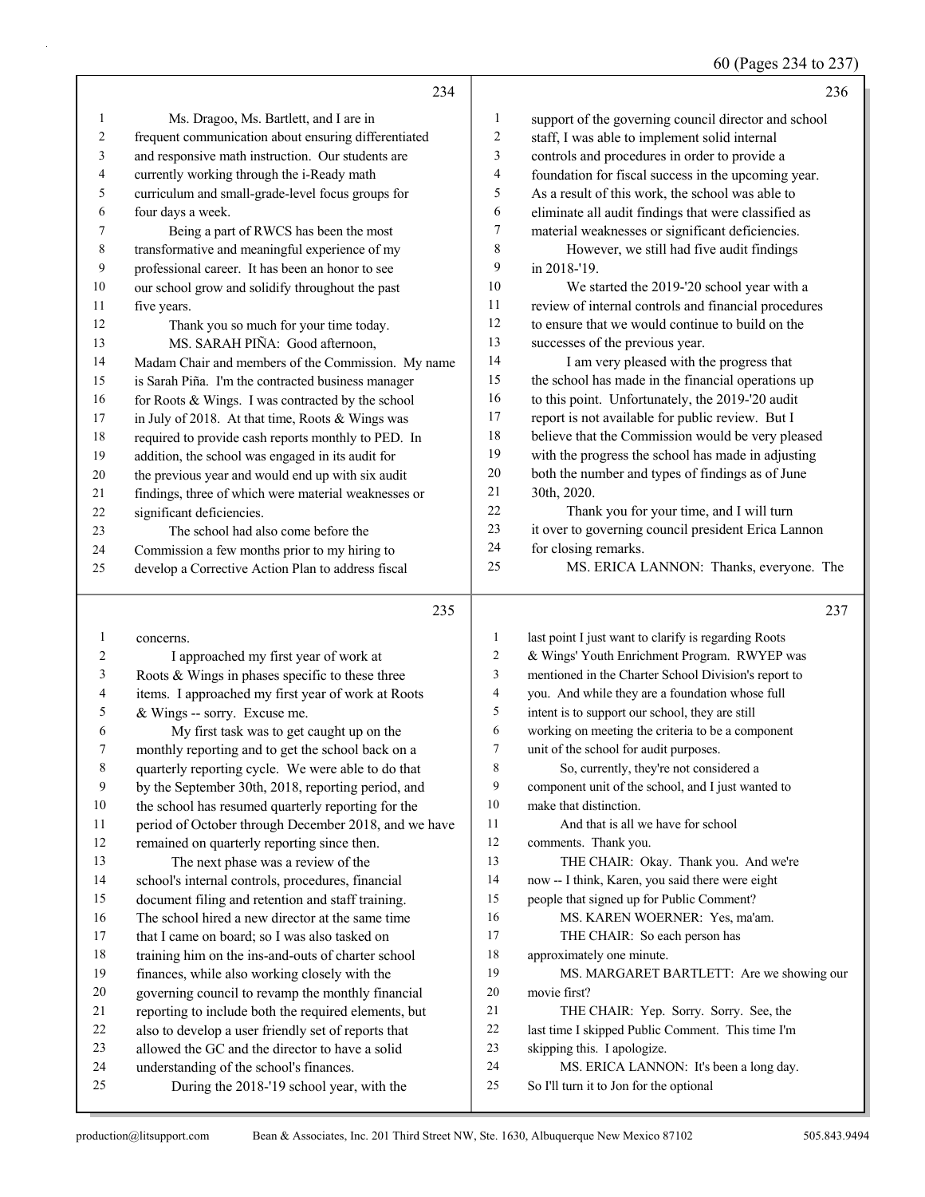Ms. Dragoo, Ms. Bartlett, and I are in frequent communication about ensuring differentiated and responsive math instruction. Our students are currently working through the i-Ready math curriculum and small-grade-level focus groups for four days a week.

Being a part of RWCS has been the most transformative and meaningful experience of my professional career. It has been an honor to see our school grow and solidify throughout the past five years.

Thank you so much for your time today.

MS. SARAH PIÑA: Good afternoon, Madam Chair and members of the Commission. My name is Sarah Piña. I'm the contracted business manager for Roots & Wings. I was contracted by the school in July of 2018. At that time, Roots & Wings was required to provide cash reports monthly to PED. In addition, the school was engaged in its audit for the previous year and would end up with six audit findings, three of which were material weaknesses or significant deficiencies.

The school had also come before the Commission a few months prior to my hiring to develop a Corrective Action Plan to address fiscal concerns.

I approached my first year of work at Roots & Wings in phases specific to these three items. I approached my first year of work at Roots & Wings -- sorry. Excuse me.

My first task was to get caught up on the monthly reporting and to get the school back on a quarterly reporting cycle. We were able to do that by the September 30th, 2018, reporting period, and the school has resumed quarterly reporting for the period of October through December 2018, and we have remained on quarterly reporting since then.

The next phase was a review of the school's internal controls, procedures, financial document filing and retention and staff training. The school hired a new director at the same time that I came on board; so I was also tasked on training him on the ins-and-outs of charter school finances, while also working closely with the governing council to revamp the monthly financial reporting to include both the required elements, but also to develop a user friendly set of reports that allowed the GC and the director to have a solid understanding of the school's finances.

During the 2018-'19 school year, with the support of the governing council director and school staff, I was able to implement solid internal controls and procedures in order to provide a foundation for fiscal success in the upcoming year. As a result of this work, the school was able to eliminate all audit findings that were classified as material weaknesses or significant deficiencies.

However, we still had five audit findings in 2018-'19.

We started the 2019-'20 school year with a review of internal controls and financial procedures to ensure that we would continue to build on the successes of the previous year.

I am very pleased with the progress that the school has made in the financial operations up to this point. Unfortunately, the 2019-'20 audit report is not available for public review. But I believe that the Commission would be very pleased with the progress the school has made in adjusting both the number and types of findings as of June 30th, 2020.

Thank you for your time, and I will turn it over to governing council president Erica Lannon for closing remarks.

MS. ERICA LANNON: Thanks, everyone. The last point I just want to clarify is regarding Roots & Wings' Youth Enrichment Program. RWYEP was mentioned in the Charter School Division's report to you. And while they are a foundation whose full intent is to support our school, they are still working on meeting the criteria to be a component unit of the school for audit purposes.

So, currently, they're not considered a component unit of the school, and I just wanted to make that distinction.

And that is all we have for school comments. Thank you.

THE CHAIR: Okay. Thank you. And we're now -- I think, Karen, you said there were eight people that signed up for Public Comment?

MS. KAREN WOERNER: Yes, ma'am.

THE CHAIR: So each person has approximately one minute.

MS. MARGARET BARTLETT: Are we showing our movie first?

THE CHAIR: Yep. Sorry. Sorry. See, the last time I skipped Public Comment. This time I'm skipping this. I apologize.

MS. ERICA LANNON: It's been a long day. So I'll turn it to Jon for the optional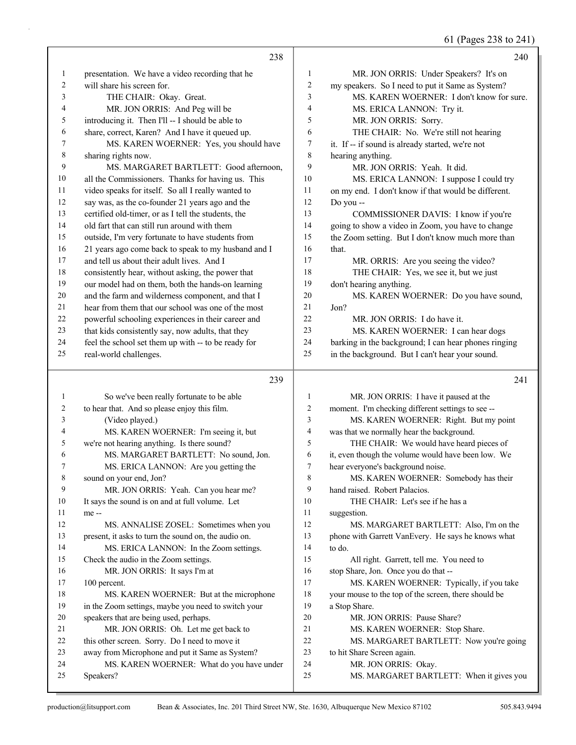238

1 presentation. We have a video recording that he
2 will share his screen for.
3 THE CHAIR: Okay. Great.
4 MR. JON ORRIS: And Peg will be
5 introducing it. Then I'll -- I should be able to
6 share, correct, Karen? And I have it queued up.
7 MS. KAREN WOERNER: Yes, you should have
8 sharing rights now.
9 MS. MARGARET BARTLETT: Good afternoon,
10 all the Commissioners. Thanks for having us. This
11 video speaks for itself. So all I really wanted to
12 say was, as the co-founder 21 years ago and the
13 certified old-timer, or as I tell the students, the
14 old fart that can still run around with them
15 outside, I'm very fortunate to have students from
16 21 years ago come back to speak to my husband and I
17 and tell us about their adult lives. And I
18 consistently hear, without asking, the power that
19 our model had on them, both the hands-on learning
20 and the farm and wilderness component, and that I
21 hear from them that our school was one of the most
22 powerful schooling experiences in their career and
23 that kids consistently say, now adults, that they
24 feel the school set them up with -- to be ready for
25 real-world challenges.

239

1 So we've been really fortunate to be able
2 to hear that. And so please enjoy this film.
3 (Video played.)
4 MS. KAREN WOERNER: I'm seeing it, but
5 we're not hearing anything. Is there sound?
6 MS. MARGARET BARTLETT: No sound, Jon.
7 MS. ERICA LANNON: Are you getting the
8 sound on your end, Jon?
9 MR. JON ORRIS: Yeah. Can you hear me?
10 It says the sound is on and at full volume. Let
11 me --
12 MS. ANNALISE ZOSEL: Sometimes when you
13 present, it asks to turn the sound on, the audio on.
14 MS. ERICA LANNON: In the Zoom settings.
15 Check the audio in the Zoom settings.
16 MR. JON ORRIS: It says I'm at
17 100 percent.
18 MS. KAREN WOERNER: But at the microphone
19 in the Zoom settings, maybe you need to switch your
20 speakers that are being used, perhaps.
21 MR. JON ORRIS: Oh. Let me get back to
22 this other screen. Sorry. Do I need to move it
23 away from Microphone and put it Same as System?
24 MS. KAREN WOERNER: What do you have under
25 Speakers?

240

1 MR. JON ORRIS: Under Speakers? It's on
2 my speakers. So I need to put it Same as System?
3 MS. KAREN WOERNER: I don't know for sure.
4 MS. ERICA LANNON: Try it.
5 MR. JON ORRIS: Sorry.
6 THE CHAIR: No. We're still not hearing
7 it. If -- if sound is already started, we're not
8 hearing anything.
9 MR. JON ORRIS: Yeah. It did.
10 MS. ERICA LANNON: I suppose I could try
11 on my end. I don't know if that would be different.
12 Do you --
13 COMMISSIONER DAVIS: I know if you're
14 going to show a video in Zoom, you have to change
15 the Zoom setting. But I don't know much more than
16 that.
17 MR. ORRIS: Are you seeing the video?
18 THE CHAIR: Yes, we see it, but we just
19 don't hearing anything.
20 MS. KAREN WOERNER: Do you have sound,
21 Jon?
22 MR. JON ORRIS: I do have it.
23 MS. KAREN WOERNER: I can hear dogs
24 barking in the background; I can hear phones ringing
25 in the background. But I can't hear your sound.

241

1 MR. JON ORRIS: I have it paused at the
2 moment. I'm checking different settings to see --
3 MS. KAREN WOERNER: Right. But my point
4 was that we normally hear the background.
5 THE CHAIR: We would have heard pieces of
6 it, even though the volume would have been low. We
7 hear everyone's background noise.
8 MS. KAREN WOERNER: Somebody has their
9 hand raised. Robert Palacios.
10 THE CHAIR: Let's see if he has a
11 suggestion.
12 MS. MARGARET BARTLETT: Also, I'm on the
13 phone with Garrett VanEvery. He says he knows what
14 to do.
15 All right. Garrett, tell me. You need to
16 stop Share, Jon. Once you do that --
17 MS. KAREN WOERNER: Typically, if you take
18 your mouse to the top of the screen, there should be
19 a Stop Share.
20 MR. JON ORRIS: Pause Share?
21 MS. KAREN WOERNER: Stop Share.
22 MS. MARGARET BARTLETT: Now you're going
23 to hit Share Screen again.
24 MR. JON ORRIS: Okay.
25 MS. MARGARET BARTLETT: When it gives you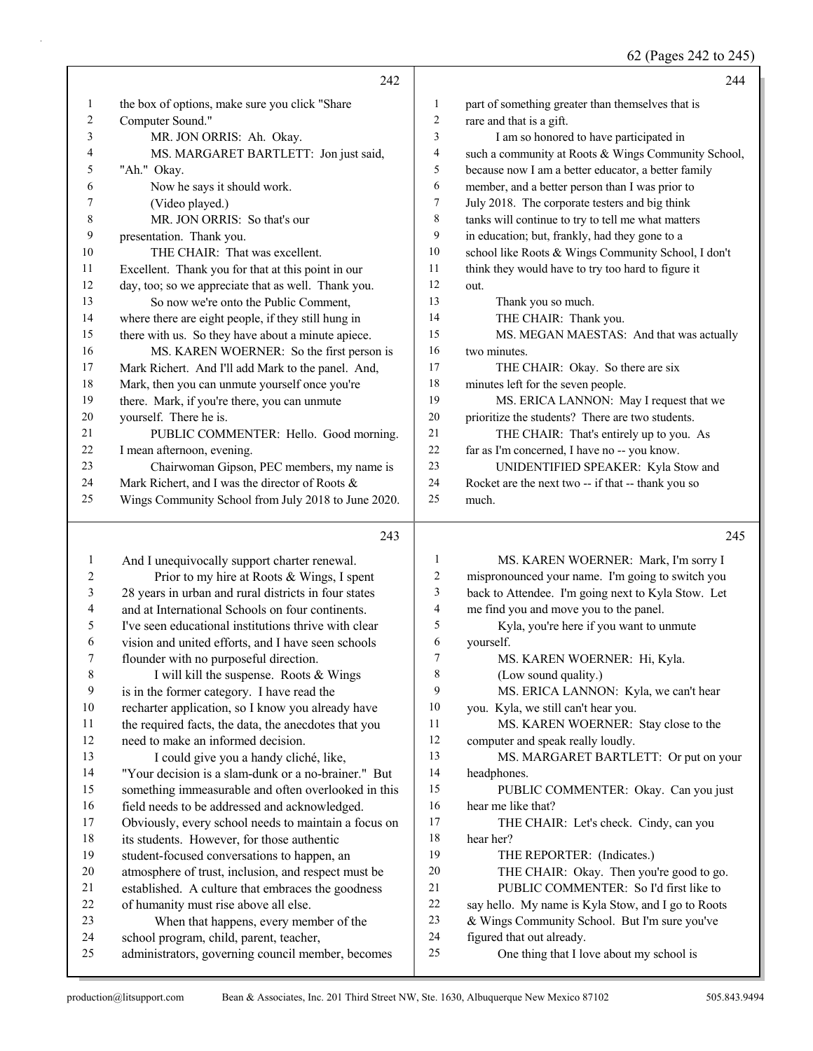242

1 the box of options, make sure you click "Share
2 Computer Sound."
3 MR. JON ORRIS: Ah. Okay.
4 MS. MARGARET BARTLETT: Jon just said,
5 "Ah." Okay.
6 Now he says it should work.
7 (Video played.)
8 MR. JON ORRIS: So that's our
9 presentation. Thank you.
10 THE CHAIR: That was excellent.
11 Excellent. Thank you for that at this point in our
12 day, too; so we appreciate that as well. Thank you.
13 So now we're onto the Public Comment,
14 where there are eight people, if they still hung in
15 there with us. So they have about a minute apiece.
16 MS. KAREN WOERNER: So the first person is
17 Mark Richert. And I'll add Mark to the panel. And,
18 Mark, then you can unmute yourself once you're
19 there. Mark, if you're there, you can unmute
20 yourself. There he is.
21 PUBLIC COMMENTER: Hello. Good morning.
22 I mean afternoon, evening.
23 Chairwoman Gipson, PEC members, my name is
24 Mark Richert, and I was the director of Roots &
25 Wings Community School from July 2018 to June 2020.

243

1 And I unequivocally support charter renewal.
2 Prior to my hire at Roots & Wings, I spent
3 28 years in urban and rural districts in four states
4 and at International Schools on four continents.
5 I've seen educational institutions thrive with clear
6 vision and united efforts, and I have seen schools
7 flounder with no purposeful direction.
8 I will kill the suspense. Roots & Wings
9 is in the former category. I have read the
10 recharter application, so I know you already have
11 the required facts, the data, the anecdotes that you
12 need to make an informed decision.
13 I could give you a handy cliché, like,
14 "Your decision is a slam-dunk or a no-brainer." But
15 something immeasurable and often overlooked in this
16 field needs to be addressed and acknowledged.
17 Obviously, every school needs to maintain a focus on
18 its students. However, for those authentic
19 student-focused conversations to happen, an
20 atmosphere of trust, inclusion, and respect must be
21 established. A culture that embraces the goodness
22 of humanity must rise above all else.
23 When that happens, every member of the
24 school program, child, parent, teacher,
25 administrators, governing council member, becomes

244

1 part of something greater than themselves that is
2 rare and that is a gift.
3 I am so honored to have participated in
4 such a community at Roots & Wings Community School,
5 because now I am a better educator, a better family
6 member, and a better person than I was prior to
7 July 2018. The corporate testers and big think
8 tanks will continue to try to tell me what matters
9 in education; but, frankly, had they gone to a
10 school like Roots & Wings Community School, I don't
11 think they would have to try too hard to figure it
12 out.
13 Thank you so much.
14 THE CHAIR: Thank you.
15 MS. MEGAN MAESTAS: And that was actually
16 two minutes.
17 THE CHAIR: Okay. So there are six
18 minutes left for the seven people.
19 MS. ERICA LANNON: May I request that we
20 prioritize the students? There are two students.
21 THE CHAIR: That's entirely up to you. As
22 far as I'm concerned, I have no -- you know.
23 UNIDENTIFIED SPEAKER: Kyla Stow and
24 Rocket are the next two -- if that -- thank you so
25 much.

245

1 MS. KAREN WOERNER: Mark, I'm sorry I
2 mispronounced your name. I'm going to switch you
3 back to Attendee. I'm going next to Kyla Stow. Let
4 me find you and move you to the panel.
5 Kyla, you're here if you want to unmute
6 yourself.
7 MS. KAREN WOERNER: Hi, Kyla.
8 (Low sound quality.)
9 MS. ERICA LANNON: Kyla, we can't hear
10 you. Kyla, we still can't hear you.
11 MS. KAREN WOERNER: Stay close to the
12 computer and speak really loudly.
13 MS. MARGARET BARTLETT: Or put on your
14 headphones.
15 PUBLIC COMMENTER: Okay. Can you just
16 hear me like that?
17 THE CHAIR: Let's check. Cindy, can you
18 hear her?
19 THE REPORTER: (Indicates.)
20 THE CHAIR: Okay. Then you're good to go.
21 PUBLIC COMMENTER: So I'd first like to
22 say hello. My name is Kyla Stow, and I go to Roots
23 & Wings Community School. But I'm sure you've
24 figured that out already.
25 One thing that I love about my school is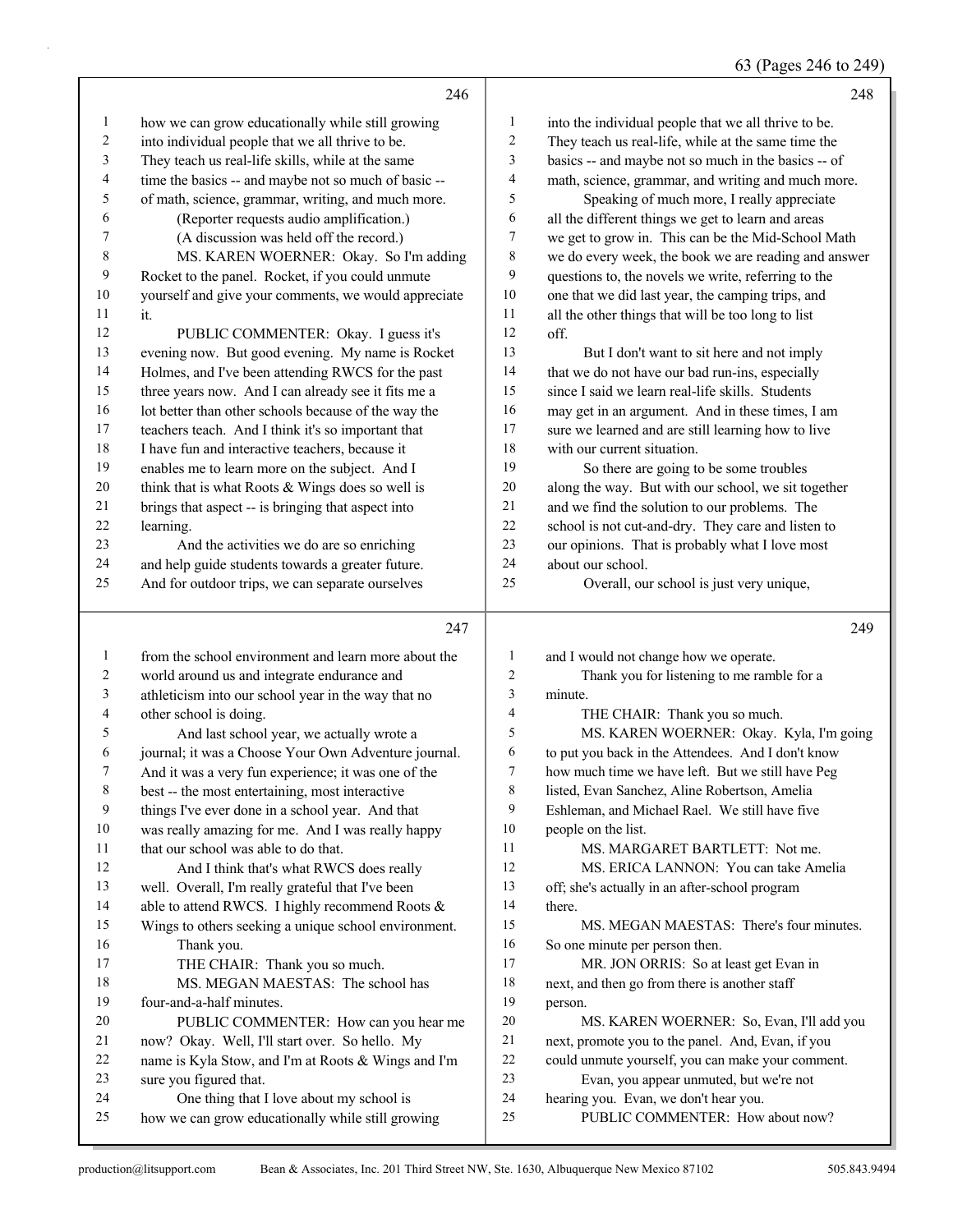**246**

1 how we can grow educationally while still growing
2 into individual people that we all thrive to be.
3 They teach us real-life skills, while at the same
4 time the basics -- and maybe not so much of basic --
5 of math, science, grammar, writing, and much more.
6 (Reporter requests audio amplification.)
7 (A discussion was held off the record.)
8 MS. KAREN WOERNER: Okay. So I'm adding
9 Rocket to the panel. Rocket, if you could unmute
10 yourself and give your comments, we would appreciate
11 it.
12 PUBLIC COMMENTER: Okay. I guess it's
13 evening now. But good evening. My name is Rocket
14 Holmes, and I've been attending RWCS for the past
15 three years now. And I can already see it fits me a
16 lot better than other schools because of the way the
17 teachers teach. And I think it's so important that
18 I have fun and interactive teachers, because it
19 enables me to learn more on the subject. And I
20 think that is what Roots & Wings does so well is
21 brings that aspect -- is bringing that aspect into
22 learning.
23 And the activities we do are so enriching
24 and help guide students towards a greater future.
25 And for outdoor trips, we can separate ourselves

**247**

1 from the school environment and learn more about the
2 world around us and integrate endurance and
3 athleticism into our school year in the way that no
4 other school is doing.
5 And last school year, we actually wrote a
6 journal; it was a Choose Your Own Adventure journal.
7 And it was a very fun experience; it was one of the
8 best -- the most entertaining, most interactive
9 things I've ever done in a school year. And that
10 was really amazing for me. And I was really happy
11 that our school was able to do that.
12 And I think that's what RWCS does really
13 well. Overall, I'm really grateful that I've been
14 able to attend RWCS. I highly recommend Roots &
15 Wings to others seeking a unique school environment.
16 Thank you.
17 THE CHAIR: Thank you so much.
18 MS. MEGAN MAESTAS: The school has
19 four-and-a-half minutes.
20 PUBLIC COMMENTER: How can you hear me
21 now? Okay. Well, I'll start over. So hello. My
22 name is Kyla Stow, and I'm at Roots & Wings and I'm
23 sure you figured that.
24 One thing that I love about my school is
25 how we can grow educationally while still growing

**248**

1 into the individual people that we all thrive to be.
2 They teach us real-life, while at the same time the
3 basics -- and maybe not so much in the basics -- of
4 math, science, grammar, and writing and much more.
5 Speaking of much more, I really appreciate
6 all the different things we get to learn and areas
7 we get to grow in. This can be the Mid-School Math
8 we do every week, the book we are reading and answer
9 questions to, the novels we write, referring to the
10 one that we did last year, the camping trips, and
11 all the other things that will be too long to list
12 off.
13 But I don't want to sit here and not imply
14 that we do not have our bad run-ins, especially
15 since I said we learn real-life skills. Students
16 may get in an argument. And in these times, I am
17 sure we learned and are still learning how to live
18 with our current situation.
19 So there are going to be some troubles
20 along the way. But with our school, we sit together
21 and we find the solution to our problems. The
22 school is not cut-and-dry. They care and listen to
23 our opinions. That is probably what I love most
24 about our school.
25 Overall, our school is just very unique,

**249**

1 and I would not change how we operate.
2 Thank you for listening to me ramble for a
3 minute.
4 THE CHAIR: Thank you so much.
5 MS. KAREN WOERNER: Okay. Kyla, I'm going
6 to put you back in the Attendees. And I don't know
7 how much time we have left. But we still have Peg
8 listed, Evan Sanchez, Aline Robertson, Amelia
9 Eshleman, and Michael Rael. We still have five
10 people on the list.
11 MS. MARGARET BARTLETT: Not me.
12 MS. ERICA LANNON: You can take Amelia
13 off; she's actually in an after-school program
14 there.
15 MS. MEGAN MAESTAS: There's four minutes.
16 So one minute per person then.
17 MR. JON ORRIS: So at least get Evan in
18 next, and then go from there is another staff
19 person.
20 MS. KAREN WOERNER: So, Evan, I'll add you
21 next, promote you to the panel. And, Evan, if you
22 could unmute yourself, you can make your comment.
23 Evan, you appear unmuted, but we're not
24 hearing you. Evan, we don't hear you.
25 PUBLIC COMMENTER: How about now?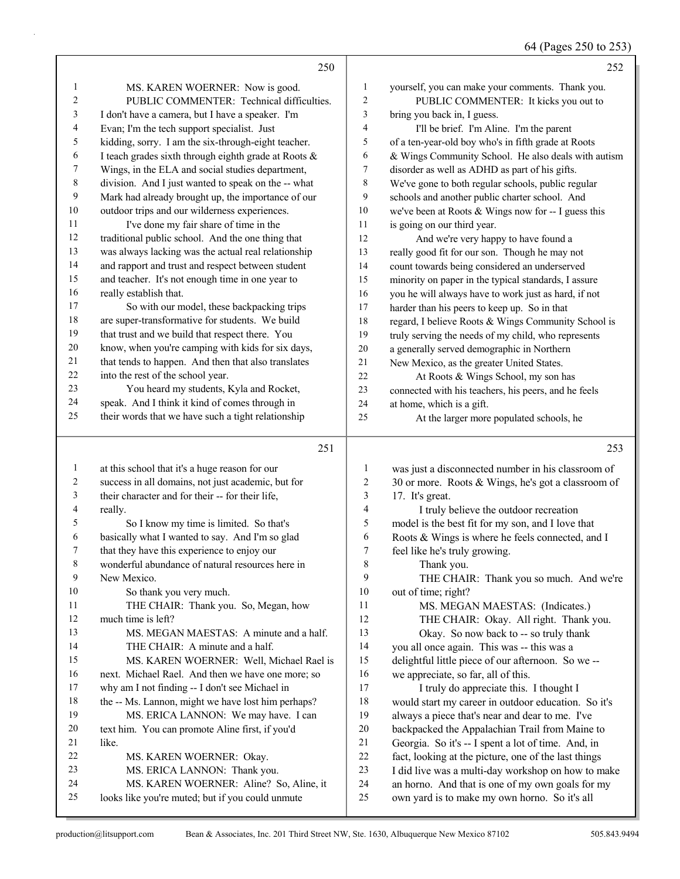**250**

1 MS. KAREN WOERNER: Now is good.
2 PUBLIC COMMENTER: Technical difficulties.
3 I don't have a camera, but I have a speaker. I'm
4 Evan; I'm the tech support specialist. Just
5 kidding, sorry. I am the six-through-eight teacher.
6 I teach grades sixth through eighth grade at Roots &
7 Wings, in the ELA and social studies department,
8 division. And I just wanted to speak on the -- what
9 Mark had already brought up, the importance of our
10 outdoor trips and our wilderness experiences.
11 I've done my fair share of time in the
12 traditional public school. And the one thing that
13 was always lacking was the actual real relationship
14 and rapport and trust and respect between student
15 and teacher. It's not enough time in one year to
16 really establish that.
17 So with our model, these backpacking trips
18 are super-transformative for students. We build
19 that trust and we build that respect there. You
20 know, when you're camping with kids for six days,
21 that tends to happen. And then that also translates
22 into the rest of the school year.
23 You heard my students, Kyla and Rocket,
24 speak. And I think it kind of comes through in
25 their words that we have such a tight relationship

**251**

1 at this school that it's a huge reason for our
2 success in all domains, not just academic, but for
3 their character and for their -- for their life,
4 really.
5 So I know my time is limited. So that's
6 basically what I wanted to say. And I'm so glad
7 that they have this experience to enjoy our
8 wonderful abundance of natural resources here in
9 New Mexico.
10 So thank you very much.
11 THE CHAIR: Thank you. So, Megan, how
12 much time is left?
13 MS. MEGAN MAESTAS: A minute and a half.
14 THE CHAIR: A minute and a half.
15 MS. KAREN WOERNER: Well, Michael Rael is
16 next. Michael Rael. And then we have one more; so
17 why am I not finding -- I don't see Michael in
18 the -- Ms. Lannon, might we have lost him perhaps?
19 MS. ERICA LANNON: We may have. I can
20 text him. You can promote Aline first, if you'd
21 like.
22 MS. KAREN WOERNER: Okay.
23 MS. ERICA LANNON: Thank you.
24 MS. KAREN WOERNER: Aline? So, Aline, it
25 looks like you're muted; but if you could unmute

**252**

1 yourself, you can make your comments. Thank you.
2 PUBLIC COMMENTER: It kicks you out to
3 bring you back in, I guess.
4 I'll be brief. I'm Aline. I'm the parent
5 of a ten-year-old boy who's in fifth grade at Roots
6 & Wings Community School. He also deals with autism
7 disorder as well as ADHD as part of his gifts.
8 We've gone to both regular schools, public regular
9 schools and another public charter school. And
10 we've been at Roots & Wings now for -- I guess this
11 is going on our third year.
12 And we're very happy to have found a
13 really good fit for our son. Though he may not
14 count towards being considered an underserved
15 minority on paper in the typical standards, I assure
16 you he will always have to work just as hard, if not
17 harder than his peers to keep up. So in that
18 regard, I believe Roots & Wings Community School is
19 truly serving the needs of my child, who represents
20 a generally served demographic in Northern
21 New Mexico, as the greater United States.
22 At Roots & Wings School, my son has
23 connected with his teachers, his peers, and he feels
24 at home, which is a gift.
25 At the larger more populated schools, he

**253**

1 was just a disconnected number in his classroom of
2 30 or more. Roots & Wings, he's got a classroom of
3 17. It's great.
4 I truly believe the outdoor recreation
5 model is the best fit for my son, and I love that
6 Roots & Wings is where he feels connected, and I
7 feel like he's truly growing.
8 Thank you.
9 THE CHAIR: Thank you so much. And we're
10 out of time; right?
11 MS. MEGAN MAESTAS: (Indicates.)
12 THE CHAIR: Okay. All right. Thank you.
13 Okay. So now back to -- so truly thank
14 you all once again. This was -- this was a
15 delightful little piece of our afternoon. So we --
16 we appreciate, so far, all of this.
17 I truly do appreciate this. I thought I
18 would start my career in outdoor education. So it's
19 always a piece that's near and dear to me. I've
20 backpacked the Appalachian Trail from Maine to
21 Georgia. So it's -- I spent a lot of time. And, in
22 fact, looking at the picture, one of the last things
23 I did live was a multi-day workshop on how to make
24 an horno. And that is one of my own goals for my
25 own yard is to make my own horno. So it's all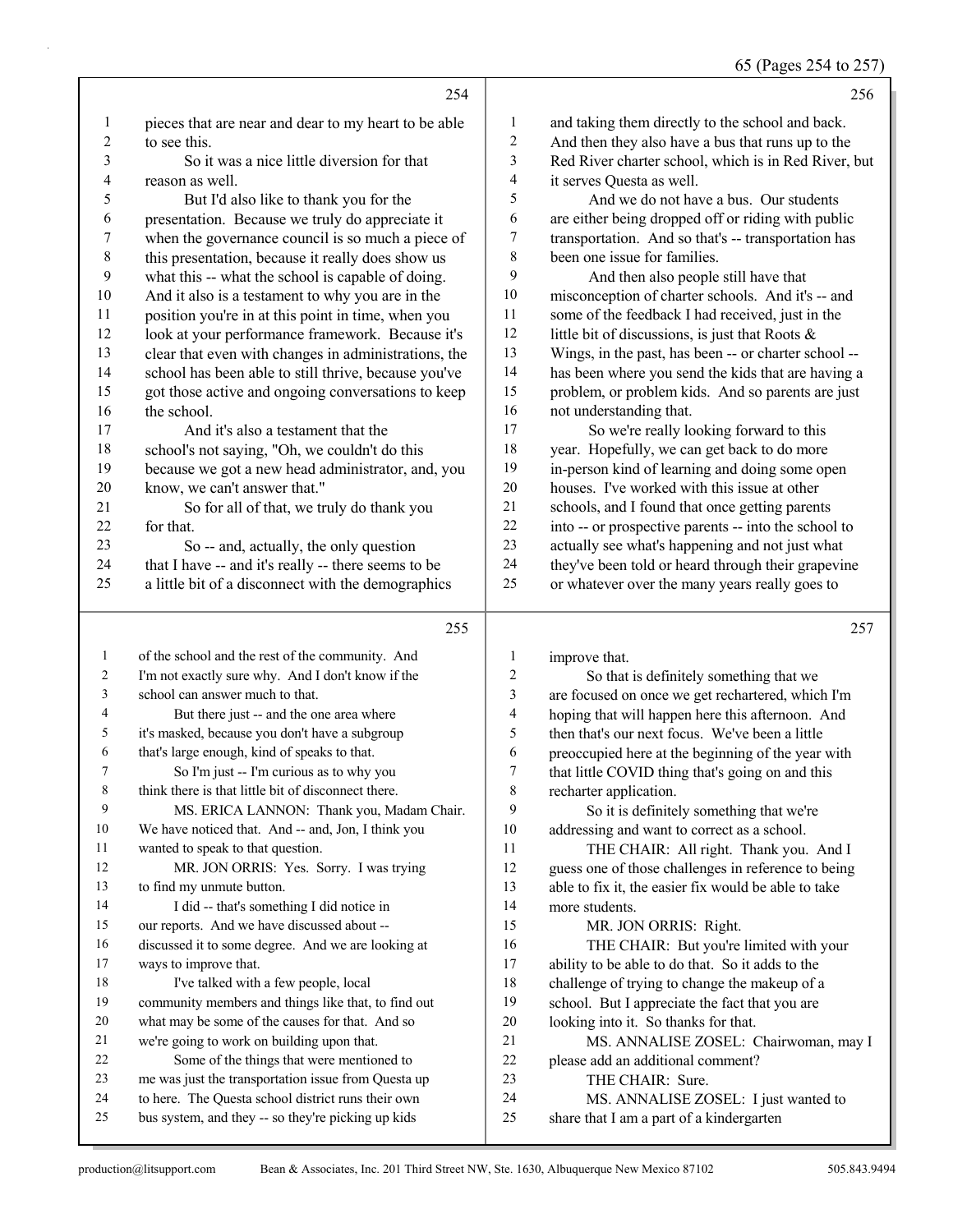**254**

1 pieces that are near and dear to my heart to be able
2 to see this.
3 So it was a nice little diversion for that
4 reason as well.
5 But I'd also like to thank you for the
6 presentation. Because we truly do appreciate it
7 when the governance council is so much a piece of
8 this presentation, because it really does show us
9 what this -- what the school is capable of doing.
10 And it also is a testament to why you are in the
11 position you're in at this point in time, when you
12 look at your performance framework. Because it's
13 clear that even with changes in administrations, the
14 school has been able to still thrive, because you've
15 got those active and ongoing conversations to keep
16 the school.
17 And it's also a testament that the
18 school's not saying, "Oh, we couldn't do this
19 because we got a new head administrator, and, you
20 know, we can't answer that."
21 So for all of that, we truly do thank you
22 for that.
23 So -- and, actually, the only question
24 that I have -- and it's really -- there seems to be
25 a little bit of a disconnect with the demographics

**255**

1 of the school and the rest of the community. And
2 I'm not exactly sure why. And I don't know if the
3 school can answer much to that.
4 But there just -- and the one area where
5 it's masked, because you don't have a subgroup
6 that's large enough, kind of speaks to that.
7 So I'm just -- I'm curious as to why you
8 think there is that little bit of disconnect there.
9 MS. ERICA LANNON: Thank you, Madam Chair.
10 We have noticed that. And -- and, Jon, I think you
11 wanted to speak to that question.
12 MR. JON ORRIS: Yes. Sorry. I was trying
13 to find my unmute button.
14 I did -- that's something I did notice in
15 our reports. And we have discussed about --
16 discussed it to some degree. And we are looking at
17 ways to improve that.
18 I've talked with a few people, local
19 community members and things like that, to find out
20 what may be some of the causes for that. And so
21 we're going to work on building upon that.
22 Some of the things that were mentioned to
23 me was just the transportation issue from Questa up
24 to here. The Questa school district runs their own
25 bus system, and they -- so they're picking up kids

**256**

1 and taking them directly to the school and back.
2 And then they also have a bus that runs up to the
3 Red River charter school, which is in Red River, but
4 it serves Questa as well.
5 And we do not have a bus. Our students
6 are either being dropped off or riding with public
7 transportation. And so that's -- transportation has
8 been one issue for families.
9 And then also people still have that
10 misconception of charter schools. And it's -- and
11 some of the feedback I had received, just in the
12 little bit of discussions, is just that Roots &
13 Wings, in the past, has been -- or charter school --
14 has been where you send the kids that are having a
15 problem, or problem kids. And so parents are just
16 not understanding that.
17 So we're really looking forward to this
18 year. Hopefully, we can get back to do more
19 in-person kind of learning and doing some open
20 houses. I've worked with this issue at other
21 schools, and I found that once getting parents
22 into -- or prospective parents -- into the school to
23 actually see what's happening and not just what
24 they've been told or heard through their grapevine
25 or whatever over the many years really goes to

**257**

1 improve that.
2 So that is definitely something that we
3 are focused on once we get rechartered, which I'm
4 hoping that will happen here this afternoon. And
5 then that's our next focus. We've been a little
6 preoccupied here at the beginning of the year with
7 that little COVID thing that's going on and this
8 recharter application.
9 So it is definitely something that we're
10 addressing and want to correct as a school.
11 THE CHAIR: All right. Thank you. And I
12 guess one of those challenges in reference to being
13 able to fix it, the easier fix would be able to take
14 more students.
15 MR. JON ORRIS: Right.
16 THE CHAIR: But you're limited with your
17 ability to be able to do that. So it adds to the
18 challenge of trying to change the makeup of a
19 school. But I appreciate the fact that you are
20 looking into it. So thanks for that.
21 MS. ANNALISE ZOSEL: Chairwoman, may I
22 please add an additional comment?
23 THE CHAIR: Sure.
24 MS. ANNALISE ZOSEL: I just wanted to
25 share that I am a part of a kindergarten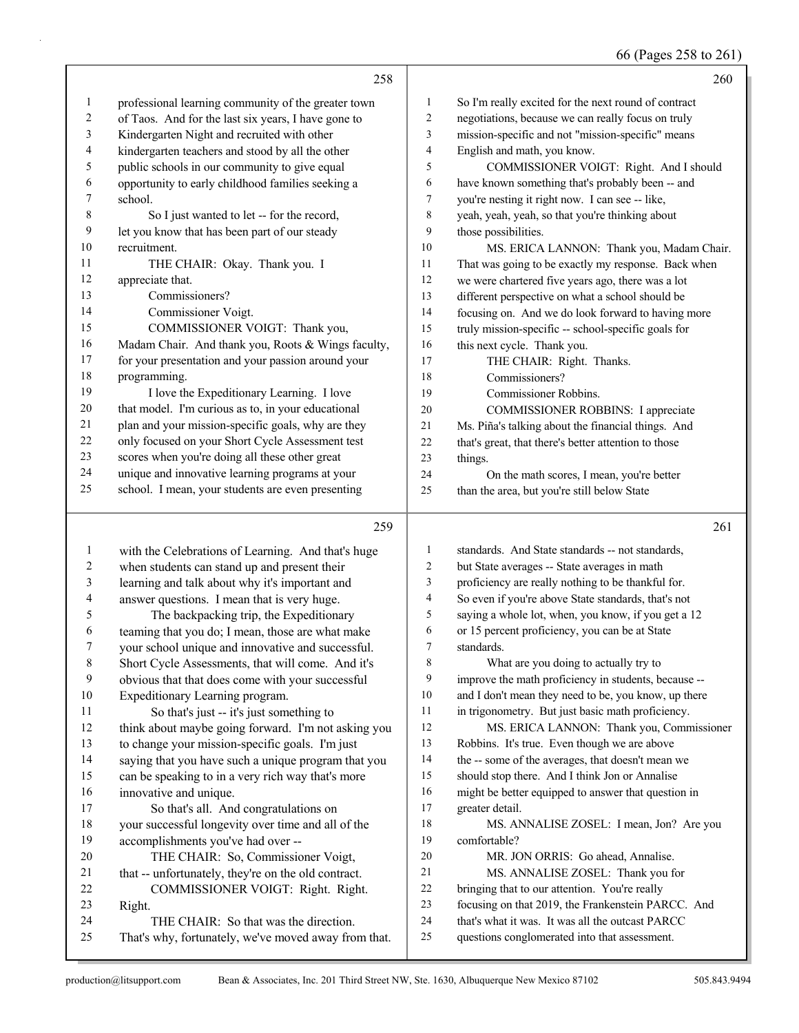**258**

professional learning community of the greater town of Taos. And for the last six years, I have gone to Kindergarten Night and recruited with other kindergarten teachers and stood by all the other public schools in our community to give equal opportunity to early childhood families seeking a school.

So I just wanted to let -- for the record, let you know that has been part of our steady recruitment.

THE CHAIR: Okay. Thank you. I appreciate that.

Commissioners?

Commissioner Voigt.

COMMISSIONER VOIGT: Thank you, Madam Chair. And thank you, Roots & Wings faculty, for your presentation and your passion around your programming.

I love the Expeditionary Learning. I love that model. I'm curious as to, in your educational plan and your mission-specific goals, why are they only focused on your Short Cycle Assessment test scores when you're doing all these other great unique and innovative learning programs at your school. I mean, your students are even presenting

**259**

with the Celebrations of Learning. And that's huge when students can stand up and present their learning and talk about why it's important and answer questions. I mean that is very huge.

The backpacking trip, the Expeditionary teaming that you do; I mean, those are what make your school unique and innovative and successful. Short Cycle Assessments, that will come. And it's obvious that that does come with your successful Expeditionary Learning program.

So that's just -- it's just something to think about maybe going forward. I'm not asking you to change your mission-specific goals. I'm just saying that you have such a unique program that you can be speaking to in a very rich way that's more innovative and unique.

So that's all. And congratulations on your successful longevity over time and all of the accomplishments you've had over --

THE CHAIR: So, Commissioner Voigt, that -- unfortunately, they're on the old contract.

COMMISSIONER VOIGT: Right. Right. Right.

THE CHAIR: So that was the direction. That's why, fortunately, we've moved away from that.

**260**

So I'm really excited for the next round of contract negotiations, because we can really focus on truly mission-specific and not "mission-specific" means English and math, you know.

COMMISSIONER VOIGT: Right. And I should have known something that's probably been -- and you're nesting it right now. I can see -- like, yeah, yeah, yeah, so that you're thinking about those possibilities.

MS. ERICA LANNON: Thank you, Madam Chair. That was going to be exactly my response. Back when we were chartered five years ago, there was a lot different perspective on what a school should be focusing on. And we do look forward to having more truly mission-specific -- school-specific goals for this next cycle. Thank you.

THE CHAIR: Right. Thanks.

Commissioners?

Commissioner Robbins.

COMMISSIONER ROBBINS: I appreciate Ms. Piña's talking about the financial things. And that's great, that there's better attention to those things.

On the math scores, I mean, you're better than the area, but you're still below State

**261**

standards. And State standards -- not standards, but State averages -- State averages in math proficiency are really nothing to be thankful for. So even if you're above State standards, that's not saying a whole lot, when, you know, if you get a 12 or 15 percent proficiency, you can be at State standards.

What are you doing to actually try to improve the math proficiency in students, because -- and I don't mean they need to be, you know, up there in trigonometry. But just basic math proficiency.

MS. ERICA LANNON: Thank you, Commissioner Robbins. It's true. Even though we are above the -- some of the averages, that doesn't mean we should stop there. And I think Jon or Annalise might be better equipped to answer that question in greater detail.

MS. ANNALISE ZOSEL: I mean, Jon? Are you comfortable?

MR. JON ORRIS: Go ahead, Annalise.

MS. ANNALISE ZOSEL: Thank you for bringing that to our attention. You're really focusing on that 2019, the Frankenstein PARCC. And that's what it was. It was all the outcast PARCC questions conglomerated into that assessment.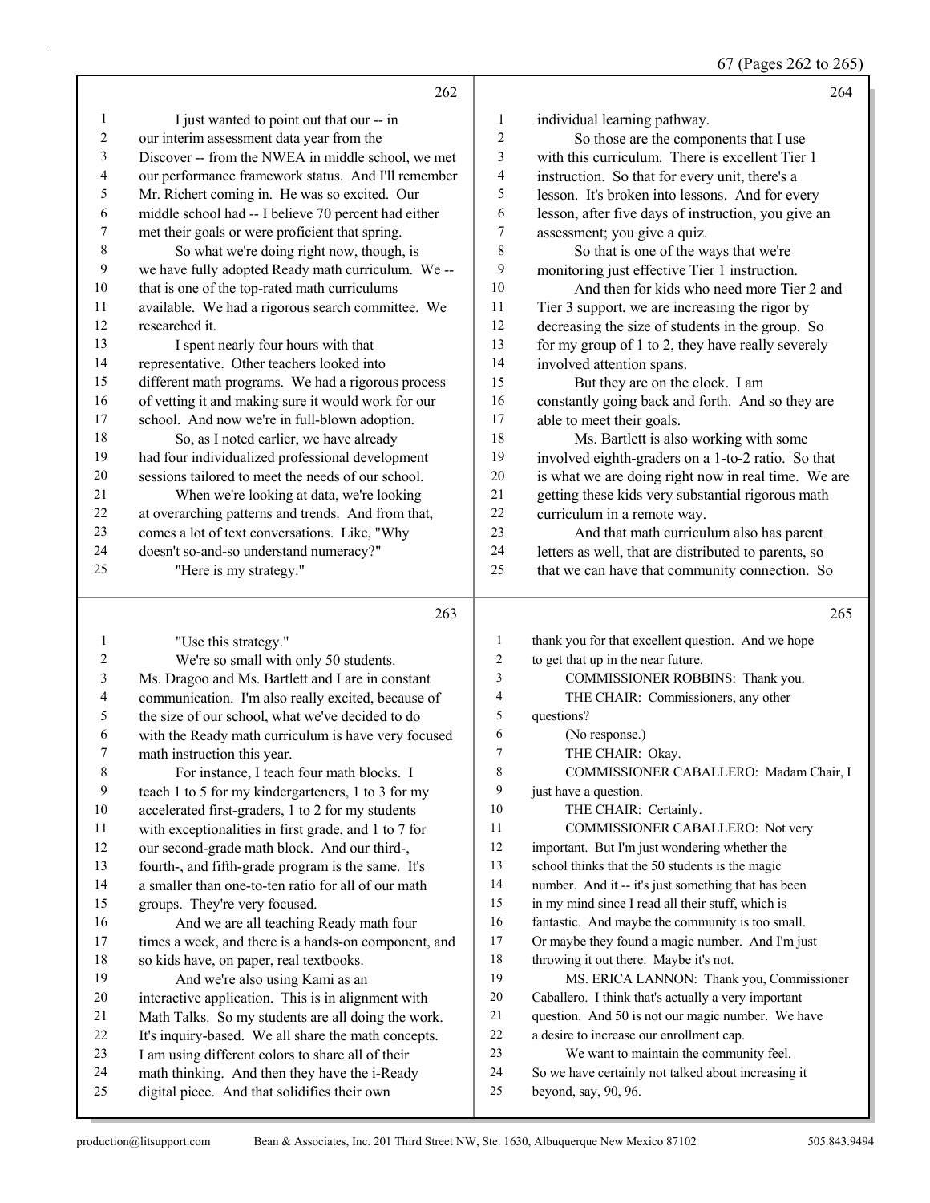I just wanted to point out that our -- in our interim assessment data year from the Discover -- from the NWEA in middle school, we met our performance framework status. And I'll remember Mr. Richert coming in. He was so excited. Our middle school had -- I believe 70 percent had either met their goals or were proficient that spring.

So what we're doing right now, though, is we have fully adopted Ready math curriculum. We -- that is one of the top-rated math curriculums available. We had a rigorous search committee. We researched it.

I spent nearly four hours with that representative. Other teachers looked into different math programs. We had a rigorous process of vetting it and making sure it would work for our school. And now we're in full-blown adoption.

So, as I noted earlier, we have already had four individualized professional development sessions tailored to meet the needs of our school.

When we're looking at data, we're looking at overarching patterns and trends. And from that, comes a lot of text conversations. Like, "Why doesn't so-and-so understand numeracy?"

"Here is my strategy."

"Use this strategy."

We're so small with only 50 students. Ms. Dragoo and Ms. Bartlett and I are in constant communication. I'm also really excited, because of the size of our school, what we've decided to do with the Ready math curriculum is have very focused math instruction this year.

For instance, I teach four math blocks. I teach 1 to 5 for my kindergarteners, 1 to 3 for my accelerated first-graders, 1 to 2 for my students with exceptionalities in first grade, and 1 to 7 for our second-grade math block. And our third-, fourth-, and fifth-grade program is the same. It's a smaller than one-to-ten ratio for all of our math groups. They're very focused.

And we are all teaching Ready math four times a week, and there is a hands-on component, and so kids have, on paper, real textbooks.

And we're also using Kami as an interactive application. This is in alignment with Math Talks. So my students are all doing the work. It's inquiry-based. We all share the math concepts. I am using different colors to share all of their math thinking. And then they have the i-Ready digital piece. And that solidifies their own individual learning pathway.

So those are the components that I use with this curriculum. There is excellent Tier 1 instruction. So that for every unit, there's a lesson. It's broken into lessons. And for every lesson, after five days of instruction, you give an assessment; you give a quiz.

So that is one of the ways that we're monitoring just effective Tier 1 instruction.

And then for kids who need more Tier 2 and Tier 3 support, we are increasing the rigor by decreasing the size of students in the group. So for my group of 1 to 2, they have really severely involved attention spans.

But they are on the clock. I am constantly going back and forth. And so they are able to meet their goals.

Ms. Bartlett is also working with some involved eighth-graders on a 1-to-2 ratio. So that is what we are doing right now in real time. We are getting these kids very substantial rigorous math curriculum in a remote way.

And that math curriculum also has parent letters as well, that are distributed to parents, so that we can have that community connection. So thank you for that excellent question. And we hope to get that up in the near future.

COMMISSIONER ROBBINS: Thank you.

THE CHAIR: Commissioners, any other questions?

(No response.)

THE CHAIR: Okay.

COMMISSIONER CABALLERO: Madam Chair, I just have a question.

THE CHAIR: Certainly.

COMMISSIONER CABALLERO: Not very important. But I'm just wondering whether the school thinks that the 50 students is the magic number. And it -- it's just something that has been in my mind since I read all their stuff, which is fantastic. And maybe the community is too small. Or maybe they found a magic number. And I'm just throwing it out there. Maybe it's not.

MS. ERICA LANNON: Thank you, Commissioner Caballero. I think that's actually a very important question. And 50 is not our magic number. We have a desire to increase our enrollment cap.

We want to maintain the community feel. So we have certainly not talked about increasing it beyond, say, 90, 96.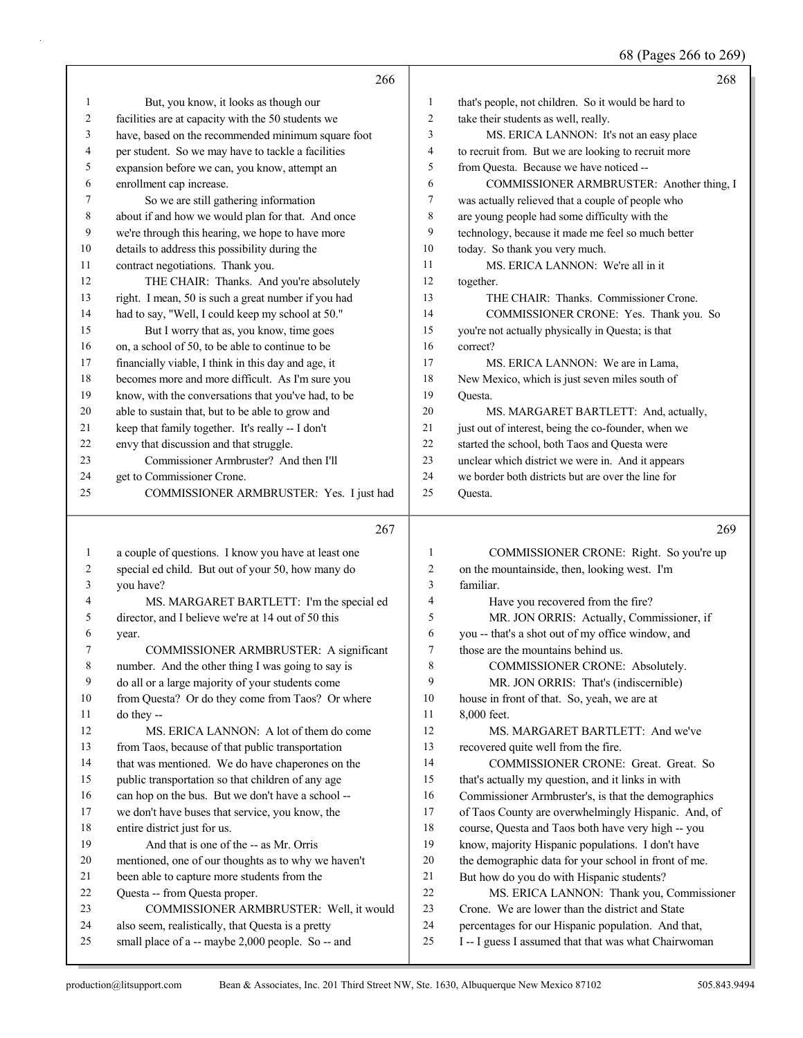68 (Pages 266 to 269)

**Page 266**

1 But, you know, it looks as though our
2 facilities are at capacity with the 50 students we
3 have, based on the recommended minimum square foot
4 per student. So we may have to tackle a facilities
5 expansion before we can, you know, attempt an
6 enrollment cap increase.
7 So we are still gathering information
8 about if and how we would plan for that. And once
9 we're through this hearing, we hope to have more
10 details to address this possibility during the
11 contract negotiations. Thank you.
12 THE CHAIR: Thanks. And you're absolutely
13 right. I mean, 50 is such a great number if you had
14 had to say, "Well, I could keep my school at 50."
15 But I worry that as, you know, time goes
16 on, a school of 50, to be able to continue to be
17 financially viable, I think in this day and age, it
18 becomes more and more difficult. As I'm sure you
19 know, with the conversations that you've had, to be
20 able to sustain that, but to be able to grow and
21 keep that family together. It's really -- I don't
22 envy that discussion and that struggle.
23 Commissioner Armbruster? And then I'll
24 get to Commissioner Crone.
25 COMMISSIONER ARMBRUSTER: Yes. I just had

**Page 267**

1 a couple of questions. I know you have at least one
2 special ed child. But out of your 50, how many do
3 you have?
4 MS. MARGARET BARTLETT: I'm the special ed
5 director, and I believe we're at 14 out of 50 this
6 year.
7 COMMISSIONER ARMBRUSTER: A significant
8 number. And the other thing I was going to say is
9 do all or a large majority of your students come
10 from Questa? Or do they come from Taos? Or where
11 do they --
12 MS. ERICA LANNON: A lot of them do come
13 from Taos, because of that public transportation
14 that was mentioned. We do have chaperones on the
15 public transportation so that children of any age
16 can hop on the bus. But we don't have a school --
17 we don't have buses that service, you know, the
18 entire district just for us.
19 And that is one of the -- as Mr. Orris
20 mentioned, one of our thoughts as to why we haven't
21 been able to capture more students from the
22 Questa -- from Questa proper.
23 COMMISSIONER ARMBRUSTER: Well, it would
24 also seem, realistically, that Questa is a pretty
25 small place of a -- maybe 2,000 people. So -- and

**Page 268**

1 that's people, not children. So it would be hard to
2 take their students as well, really.
3 MS. ERICA LANNON: It's not an easy place
4 to recruit from. But we are looking to recruit more
5 from Questa. Because we have noticed --
6 COMMISSIONER ARMBRUSTER: Another thing, I
7 was actually relieved that a couple of people who
8 are young people had some difficulty with the
9 technology, because it made me feel so much better
10 today. So thank you very much.
11 MS. ERICA LANNON: We're all in it
12 together.
13 THE CHAIR: Thanks. Commissioner Crone.
14 COMMISSIONER CRONE: Yes. Thank you. So
15 you're not actually physically in Questa; is that
16 correct?
17 MS. ERICA LANNON: We are in Lama,
18 New Mexico, which is just seven miles south of
19 Questa.
20 MS. MARGARET BARTLETT: And, actually,
21 just out of interest, being the co-founder, when we
22 started the school, both Taos and Questa were
23 unclear which district we were in. And it appears
24 we border both districts but are over the line for
25 Questa.

**Page 269**

1 COMMISSIONER CRONE: Right. So you're up
2 on the mountainside, then, looking west. I'm
3 familiar.
4 Have you recovered from the fire?
5 MR. JON ORRIS: Actually, Commissioner, if
6 you -- that's a shot out of my office window, and
7 those are the mountains behind us.
8 COMMISSIONER CRONE: Absolutely.
9 MR. JON ORRIS: That's (indiscernible)
10 house in front of that. So, yeah, we are at
11 8,000 feet.
12 MS. MARGARET BARTLETT: And we've
13 recovered quite well from the fire.
14 COMMISSIONER CRONE: Great. Great. So
15 that's actually my question, and it links in with
16 Commissioner Armbruster's, is that the demographics
17 of Taos County are overwhelmingly Hispanic. And, of
18 course, Questa and Taos both have very high -- you
19 know, majority Hispanic populations. I don't have
20 the demographic data for your school in front of me.
21 But how do you do with Hispanic students?
22 MS. ERICA LANNON: Thank you, Commissioner
23 Crone. We are lower than the district and State
24 percentages for our Hispanic population. And that,
25 I -- I guess I assumed that that was what Chairwoman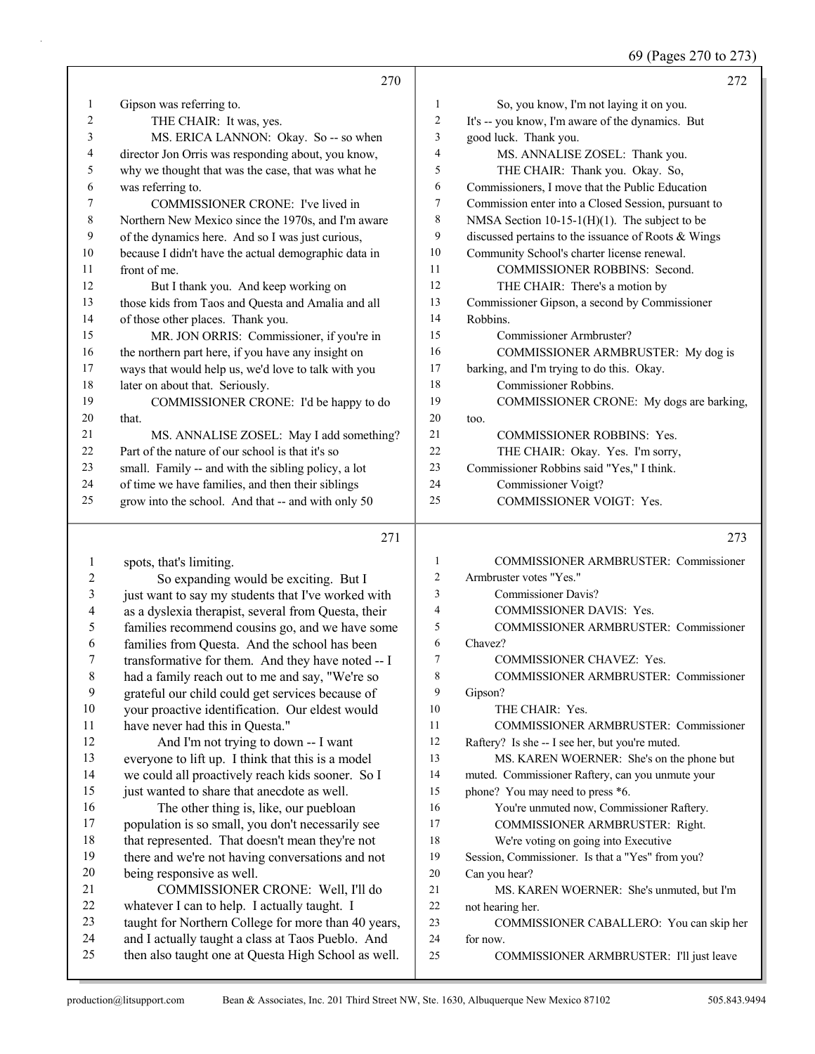Gipson was referring to.

THE CHAIR: It was, yes.

MS. ERICA LANNON: Okay. So -- so when director Jon Orris was responding about, you know, why we thought that was the case, that was what he was referring to.

COMMISSIONER CRONE: I've lived in Northern New Mexico since the 1970s, and I'm aware of the dynamics here. And so I was just curious, because I didn't have the actual demographic data in front of me.

But I thank you. And keep working on those kids from Taos and Questa and Amalia and all of those other places. Thank you.

MR. JON ORRIS: Commissioner, if you're in the northern part here, if you have any insight on ways that would help us, we'd love to talk with you later on about that. Seriously.

COMMISSIONER CRONE: I'd be happy to do that.

MS. ANNALISE ZOSEL: May I add something? Part of the nature of our school is that it's so small. Family -- and with the sibling policy, a lot of time we have families, and then their siblings grow into the school. And that -- and with only 50 spots, that's limiting.

So expanding would be exciting. But I just want to say my students that I've worked with as a dyslexia therapist, several from Questa, their families recommend cousins go, and we have some families from Questa. And the school has been transformative for them. And they have noted -- I had a family reach out to me and say, "We're so grateful our child could get services because of your proactive identification. Our eldest would have never had this in Questa."

And I'm not trying to down -- I want everyone to lift up. I think that this is a model we could all proactively reach kids sooner. So I just wanted to share that anecdote as well.

The other thing is, like, our puebloan population is so small, you don't necessarily see that represented. That doesn't mean they're not there and we're not having conversations and not being responsive as well.

COMMISSIONER CRONE: Well, I'll do whatever I can to help. I actually taught. I taught for Northern College for more than 40 years, and I actually taught a class at Taos Pueblo. And then also taught one at Questa High School as well.

So, you know, I'm not laying it on you. It's -- you know, I'm aware of the dynamics. But good luck. Thank you.

MS. ANNALISE ZOSEL: Thank you.

THE CHAIR: Thank you. Okay. So, Commissioners, I move that the Public Education Commission enter into a Closed Session, pursuant to NMSA Section 10-15-1(H)(1). The subject to be discussed pertains to the issuance of Roots & Wings Community School's charter license renewal.

COMMISSIONER ROBBINS: Second.

THE CHAIR: There's a motion by Commissioner Gipson, a second by Commissioner Robbins.

Commissioner Armbruster?

COMMISSIONER ARMBRUSTER: My dog is barking, and I'm trying to do this. Okay.

Commissioner Robbins.

COMMISSIONER CRONE: My dogs are barking, too.

COMMISSIONER ROBBINS: Yes.

THE CHAIR: Okay. Yes. I'm sorry, Commissioner Robbins said "Yes," I think.

Commissioner Voigt?

COMMISSIONER VOIGT: Yes.

COMMISSIONER ARMBRUSTER: Commissioner Armbruster votes "Yes."

Commissioner Davis?

COMMISSIONER DAVIS: Yes.

COMMISSIONER ARMBRUSTER: Commissioner Chavez?

COMMISSIONER CHAVEZ: Yes.

COMMISSIONER ARMBRUSTER: Commissioner Gipson?

THE CHAIR: Yes.

COMMISSIONER ARMBRUSTER: Commissioner Raftery? Is she -- I see her, but you're muted.

MS. KAREN WOERNER: She's on the phone but muted. Commissioner Raftery, can you unmute your phone? You may need to press *6.

You're unmuted now, Commissioner Raftery.

COMMISSIONER ARMBRUSTER: Right.

We're voting on going into Executive Session, Commissioner. Is that a "Yes" from you? Can you hear?

MS. KAREN WOERNER: She's unmuted, but I'm not hearing her.

COMMISSIONER CABALLERO: You can skip her for now.

COMMISSIONER ARMBRUSTER: I'll just leave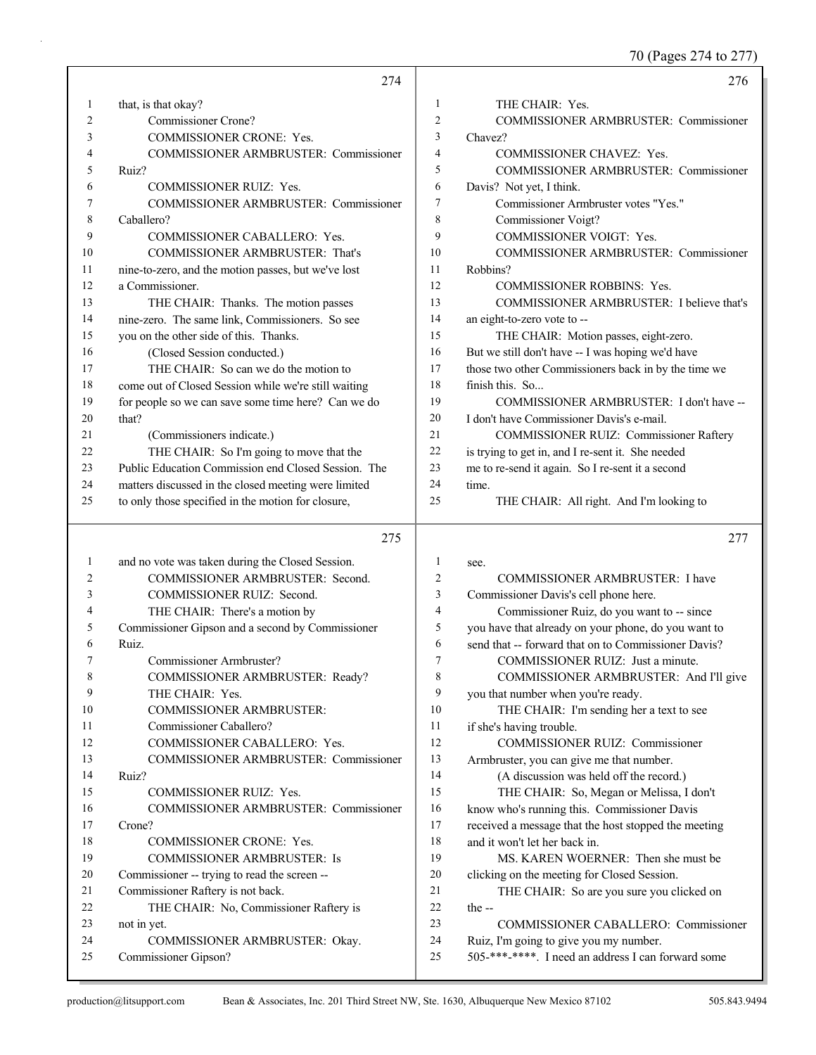**274**

1 that, is that okay?
2 Commissioner Crone?
3 COMMISSIONER CRONE: Yes.
4 COMMISSIONER ARMBRUSTER: Commissioner
5 Ruiz?
6 COMMISSIONER RUIZ: Yes.
7 COMMISSIONER ARMBRUSTER: Commissioner
8 Caballero?
9 COMMISSIONER CABALLERO: Yes.
10 COMMISSIONER ARMBRUSTER: That's
11 nine-to-zero, and the motion passes, but we've lost
12 a Commissioner.
13 THE CHAIR: Thanks. The motion passes
14 nine-zero. The same link, Commissioners. So see
15 you on the other side of this. Thanks.
16 (Closed Session conducted.)
17 THE CHAIR: So can we do the motion to
18 come out of Closed Session while we're still waiting
19 for people so we can save some time here? Can we do
20 that?
21 (Commissioners indicate.)
22 THE CHAIR: So I'm going to move that the
23 Public Education Commission end Closed Session. The
24 matters discussed in the closed meeting were limited
25 to only those specified in the motion for closure,

**275**

1 and no vote was taken during the Closed Session.
2 COMMISSIONER ARMBRUSTER: Second.
3 COMMISSIONER RUIZ: Second.
4 THE CHAIR: There's a motion by
5 Commissioner Gipson and a second by Commissioner
6 Ruiz.
7 Commissioner Armbruster?
8 COMMISSIONER ARMBRUSTER: Ready?
9 THE CHAIR: Yes.
10 COMMISSIONER ARMBRUSTER:
11 Commissioner Caballero?
12 COMMISSIONER CABALLERO: Yes.
13 COMMISSIONER ARMBRUSTER: Commissioner
14 Ruiz?
15 COMMISSIONER RUIZ: Yes.
16 COMMISSIONER ARMBRUSTER: Commissioner
17 Crone?
18 COMMISSIONER CRONE: Yes.
19 COMMISSIONER ARMBRUSTER: Is
20 Commissioner -- trying to read the screen --
21 Commissioner Raftery is not back.
22 THE CHAIR: No, Commissioner Raftery is
23 not in yet.
24 COMMISSIONER ARMBRUSTER: Okay.
25 Commissioner Gipson?

**276**

1 THE CHAIR: Yes.
2 COMMISSIONER ARMBRUSTER: Commissioner
3 Chavez?
4 COMMISSIONER CHAVEZ: Yes.
5 COMMISSIONER ARMBRUSTER: Commissioner
6 Davis? Not yet, I think.
7 Commissioner Armbruster votes "Yes."
8 Commissioner Voigt?
9 COMMISSIONER VOIGT: Yes.
10 COMMISSIONER ARMBRUSTER: Commissioner
11 Robbins?
12 COMMISSIONER ROBBINS: Yes.
13 COMMISSIONER ARMBRUSTER: I believe that's
14 an eight-to-zero vote to --
15 THE CHAIR: Motion passes, eight-zero.
16 But we still don't have -- I was hoping we'd have
17 those two other Commissioners back in by the time we
18 finish this. So...
19 COMMISSIONER ARMBRUSTER: I don't have --
20 I don't have Commissioner Davis's e-mail.
21 COMMISSIONER RUIZ: Commissioner Raftery
22 is trying to get in, and I re-sent it. She needed
23 me to re-send it again. So I re-sent it a second
24 time.
25 THE CHAIR: All right. And I'm looking to

**277**

1 see.
2 COMMISSIONER ARMBRUSTER: I have
3 Commissioner Davis's cell phone here.
4 Commissioner Ruiz, do you want to -- since
5 you have that already on your phone, do you want to
6 send that -- forward that on to Commissioner Davis?
7 COMMISSIONER RUIZ: Just a minute.
8 COMMISSIONER ARMBRUSTER: And I'll give
9 you that number when you're ready.
10 THE CHAIR: I'm sending her a text to see
11 if she's having trouble.
12 COMMISSIONER RUIZ: Commissioner
13 Armbruster, you can give me that number.
14 (A discussion was held off the record.)
15 THE CHAIR: So, Megan or Melissa, I don't
16 know who's running this. Commissioner Davis
17 received a message that the host stopped the meeting
18 and it won't let her back in.
19 MS. KAREN WOERNER: Then she must be
20 clicking on the meeting for Closed Session.
21 THE CHAIR: So are you sure you clicked on
22 the --
23 COMMISSIONER CABALLERO: Commissioner
24 Ruiz, I'm going to give you my number.
25 505-***-****. I need an address I can forward some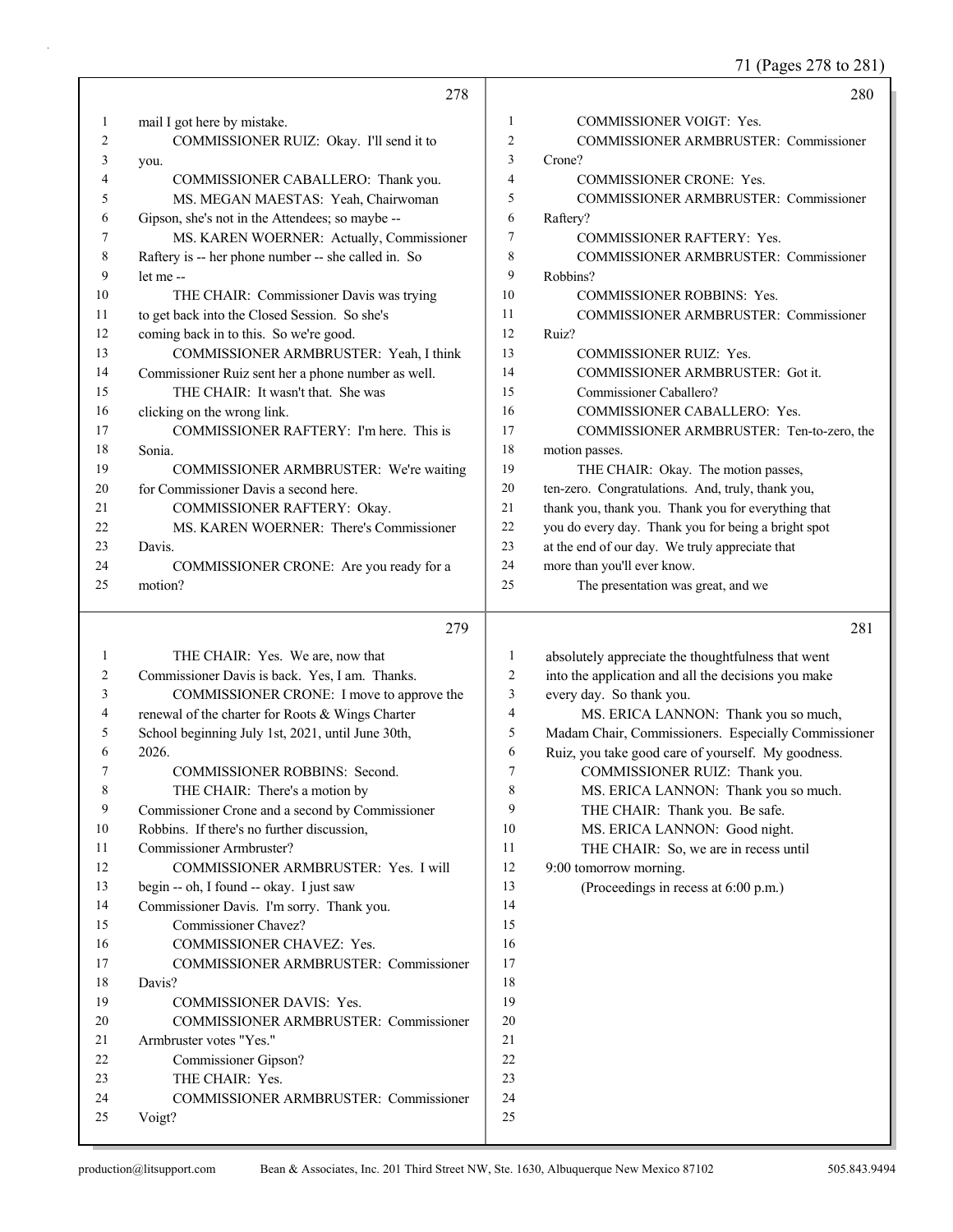**278**

1 mail I got here by mistake.
2 COMMISSIONER RUIZ: Okay. I'll send it to
3 you.
4 COMMISSIONER CABALLERO: Thank you.
5 MS. MEGAN MAESTAS: Yeah, Chairwoman
6 Gipson, she's not in the Attendees; so maybe --
7 MS. KAREN WOERNER: Actually, Commissioner
8 Raftery is -- her phone number -- she called in. So
9 let me --
10 THE CHAIR: Commissioner Davis was trying
11 to get back into the Closed Session. So she's
12 coming back in to this. So we're good.
13 COMMISSIONER ARMBRUSTER: Yeah, I think
14 Commissioner Ruiz sent her a phone number as well.
15 THE CHAIR: It wasn't that. She was
16 clicking on the wrong link.
17 COMMISSIONER RAFTERY: I'm here. This is
18 Sonia.
19 COMMISSIONER ARMBRUSTER: We're waiting
20 for Commissioner Davis a second here.
21 COMMISSIONER RAFTERY: Okay.
22 MS. KAREN WOERNER: There's Commissioner
23 Davis.
24 COMMISSIONER CRONE: Are you ready for a
25 motion?

**279**

1 THE CHAIR: Yes. We are, now that
2 Commissioner Davis is back. Yes, I am. Thanks.
3 COMMISSIONER CRONE: I move to approve the
4 renewal of the charter for Roots & Wings Charter
5 School beginning July 1st, 2021, until June 30th,
6 2026.
7 COMMISSIONER ROBBINS: Second.
8 THE CHAIR: There's a motion by
9 Commissioner Crone and a second by Commissioner
10 Robbins. If there's no further discussion,
11 Commissioner Armbruster?
12 COMMISSIONER ARMBRUSTER: Yes. I will
13 begin -- oh, I found -- okay. I just saw
14 Commissioner Davis. I'm sorry. Thank you.
15 Commissioner Chavez?
16 COMMISSIONER CHAVEZ: Yes.
17 COMMISSIONER ARMBRUSTER: Commissioner
18 Davis?
19 COMMISSIONER DAVIS: Yes.
20 COMMISSIONER ARMBRUSTER: Commissioner
21 Armbruster votes "Yes."
22 Commissioner Gipson?
23 THE CHAIR: Yes.
24 COMMISSIONER ARMBRUSTER: Commissioner
25 Voigt?

**280**

1 COMMISSIONER VOIGT: Yes.
2 COMMISSIONER ARMBRUSTER: Commissioner
3 Crone?
4 COMMISSIONER CRONE: Yes.
5 COMMISSIONER ARMBRUSTER: Commissioner
6 Raftery?
7 COMMISSIONER RAFTERY: Yes.
8 COMMISSIONER ARMBRUSTER: Commissioner
9 Robbins?
10 COMMISSIONER ROBBINS: Yes.
11 COMMISSIONER ARMBRUSTER: Commissioner
12 Ruiz?
13 COMMISSIONER RUIZ: Yes.
14 COMMISSIONER ARMBRUSTER: Got it.
15 Commissioner Caballero?
16 COMMISSIONER CABALLERO: Yes.
17 COMMISSIONER ARMBRUSTER: Ten-to-zero, the
18 motion passes.
19 THE CHAIR: Okay. The motion passes,
20 ten-zero. Congratulations. And, truly, thank you,
21 thank you, thank you. Thank you for everything that
22 you do every day. Thank you for being a bright spot
23 at the end of our day. We truly appreciate that
24 more than you'll ever know.
25 The presentation was great, and we

**281**

1 absolutely appreciate the thoughtfulness that went
2 into the application and all the decisions you make
3 every day. So thank you.
4 MS. ERICA LANNON: Thank you so much,
5 Madam Chair, Commissioners. Especially Commissioner
6 Ruiz, you take good care of yourself. My goodness.
7 COMMISSIONER RUIZ: Thank you.
8 MS. ERICA LANNON: Thank you so much.
9 THE CHAIR: Thank you. Be safe.
10 MS. ERICA LANNON: Good night.
11 THE CHAIR: So, we are in recess until
12 9:00 tomorrow morning.
13 (Proceedings in recess at 6:00 p.m.)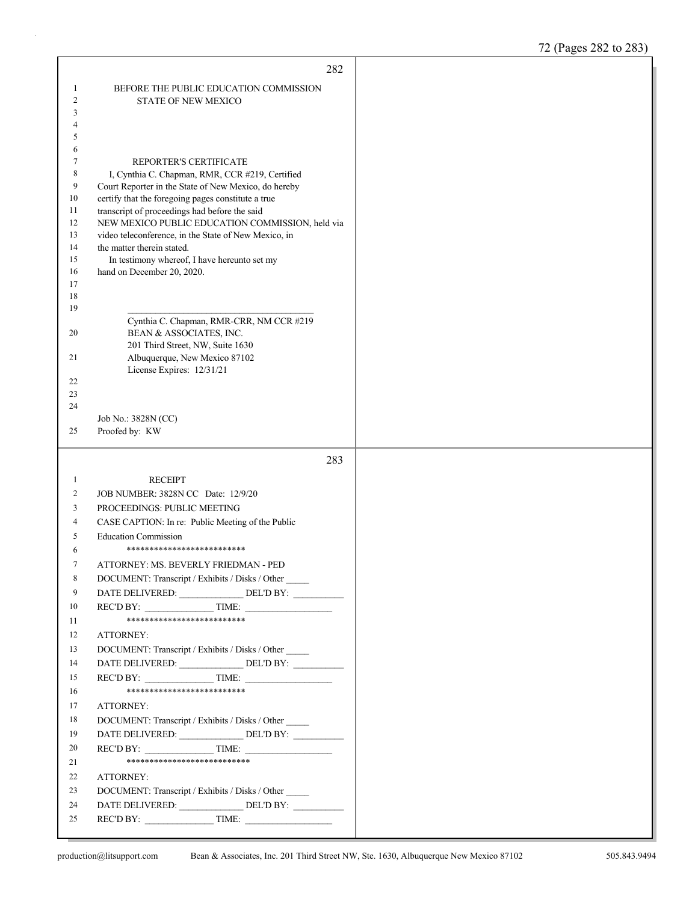BEFORE THE PUBLIC EDUCATION COMMISSION
STATE OF NEW MEXICO

REPORTER'S CERTIFICATE

I, Cynthia C. Chapman, RMR, CCR #219, Certified Court Reporter in the State of New Mexico, do hereby certify that the foregoing pages constitute a true transcript of proceedings had before the said NEW MEXICO PUBLIC EDUCATION COMMISSION, held via video teleconference, in the State of New Mexico, in the matter therein stated.

In testimony whereof, I have hereunto set my hand on December 20, 2020.

_______________________________________
Cynthia C. Chapman, RMR-CRR, NM CCR #219
BEAN & ASSOCIATES, INC.
201 Third Street, NW, Suite 1630
Albuquerque, New Mexico 87102
License Expires: 12/31/21

Job No.: 3828N (CC)
Proofed by: KW

RECEIPT

JOB NUMBER: 3828N CC Date: 12/9/20
PROCEEDINGS: PUBLIC MEETING
CASE CAPTION: In re: Public Meeting of the Public Education Commission

**************************

ATTORNEY: MS. BEVERLY FRIEDMAN - PED
DOCUMENT: Transcript / Exhibits / Disks / Other _____
DATE DELIVERED: ______________ DEL'D BY: ___________
REC'D BY: _______________ TIME: ___________________

**************************

ATTORNEY:
DOCUMENT: Transcript / Exhibits / Disks / Other _____
DATE DELIVERED: ______________ DEL'D BY: ___________
REC'D BY: _______________ TIME: ___________________

**************************

ATTORNEY:
DOCUMENT: Transcript / Exhibits / Disks / Other _____
DATE DELIVERED: ______________ DEL'D BY: ___________
REC'D BY: _______________ TIME: ___________________

***************************

ATTORNEY:
DOCUMENT: Transcript / Exhibits / Disks / Other _____
DATE DELIVERED: ______________ DEL'D BY: ___________
REC'D BY: _______________ TIME: ___________________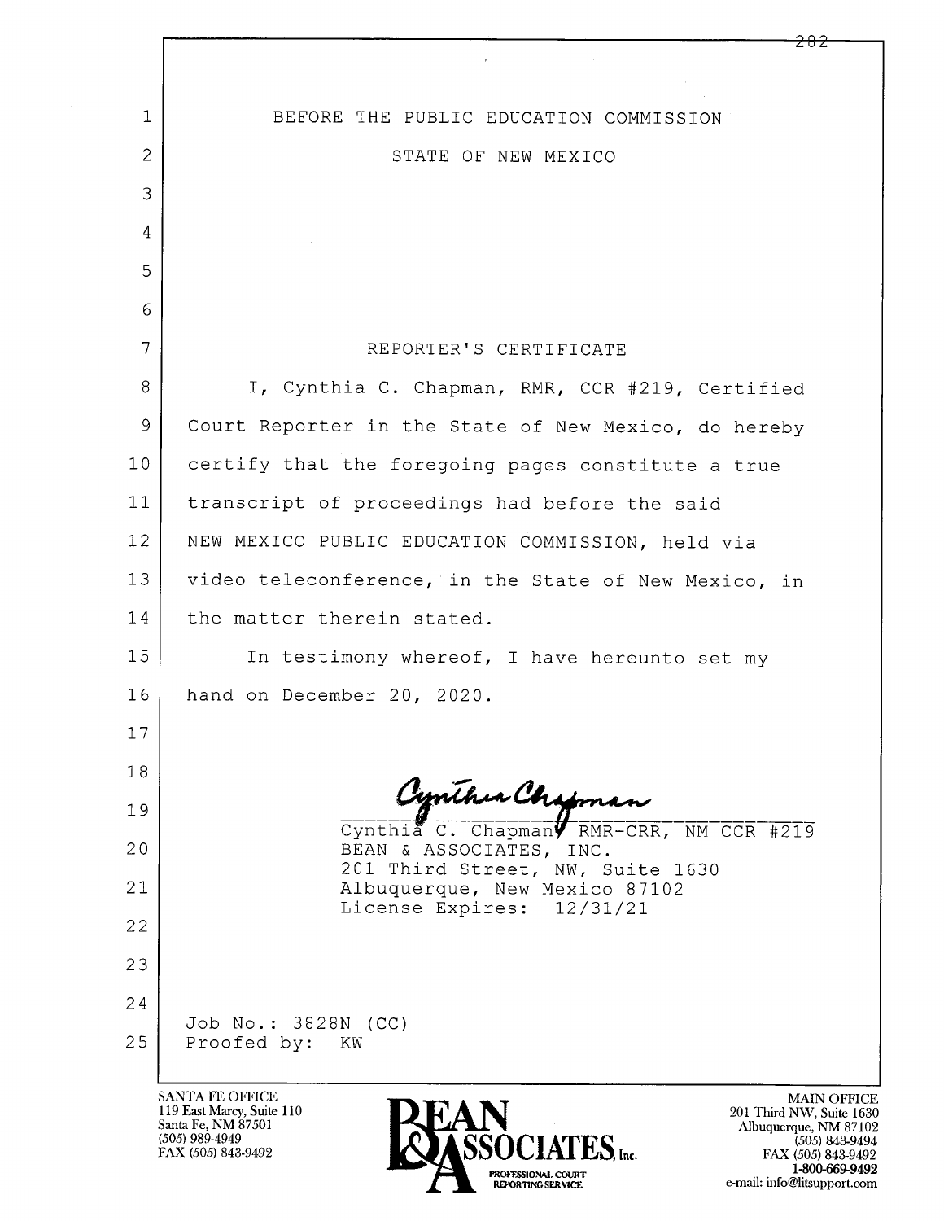BEFORE THE PUBLIC EDUCATION COMMISSION

STATE OF NEW MEXICO

# REPORTER'S CERTIFICATE

I, Cynthia C. Chapman, RMR, CCR #219, Certified Court Reporter in the State of New Mexico, do hereby certify that the foregoing pages constitute a true transcript of proceedings had before the said NEW MEXICO PUBLIC EDUCATION COMMISSION, held via video teleconference, in the State of New Mexico, in the matter therein stated.

In testimony whereof, I have hereunto set my hand on December 20, 2020.

Cynthia C. Chapman, RMR-CRR, NM CCR #219
BEAN & ASSOCIATES, INC.
201 Third Street, NW, Suite 1630
Albuquerque, New Mexico 87102
License Expires: 12/31/21

Job No.: 3828N (CC)
Proofed by: KW

SANTA FE OFFICE
119 East Marcy, Suite 110
Santa Fe, NM 87501
(505) 989-4949
FAX (505) 843-9492

BEAN & ASSOCIATES, Inc.
PROFESSIONAL COURT REPORTING SERVICE

MAIN OFFICE
201 Third NW, Suite 1630
Albuquerque, NM 87102
(505) 843-9494
FAX (505) 843-9492
1-800-669-9492
e-mail: info@litsupport.com